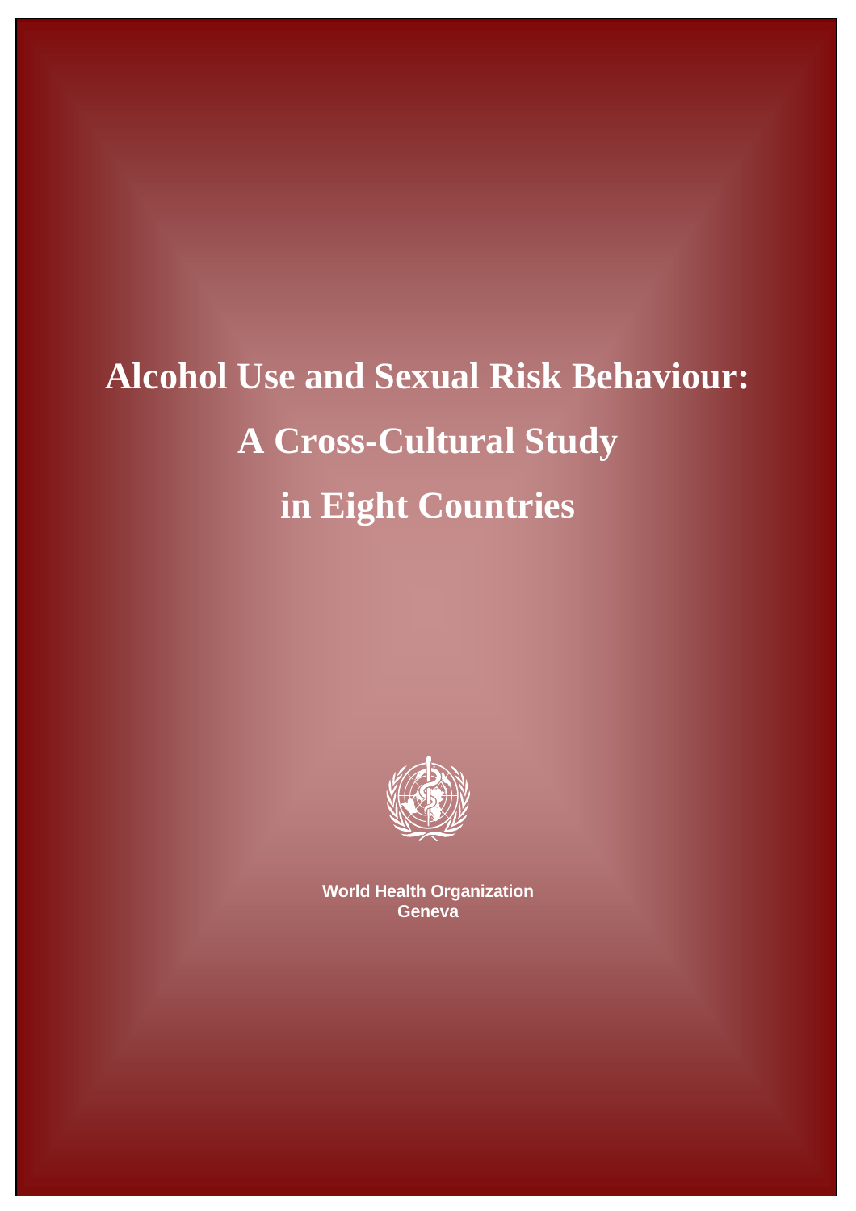# Alcohol Use and Sexual Risk Behaviour: A Cross-Cultural Study in Eight Countries

**World Health Organization**
**Geneva**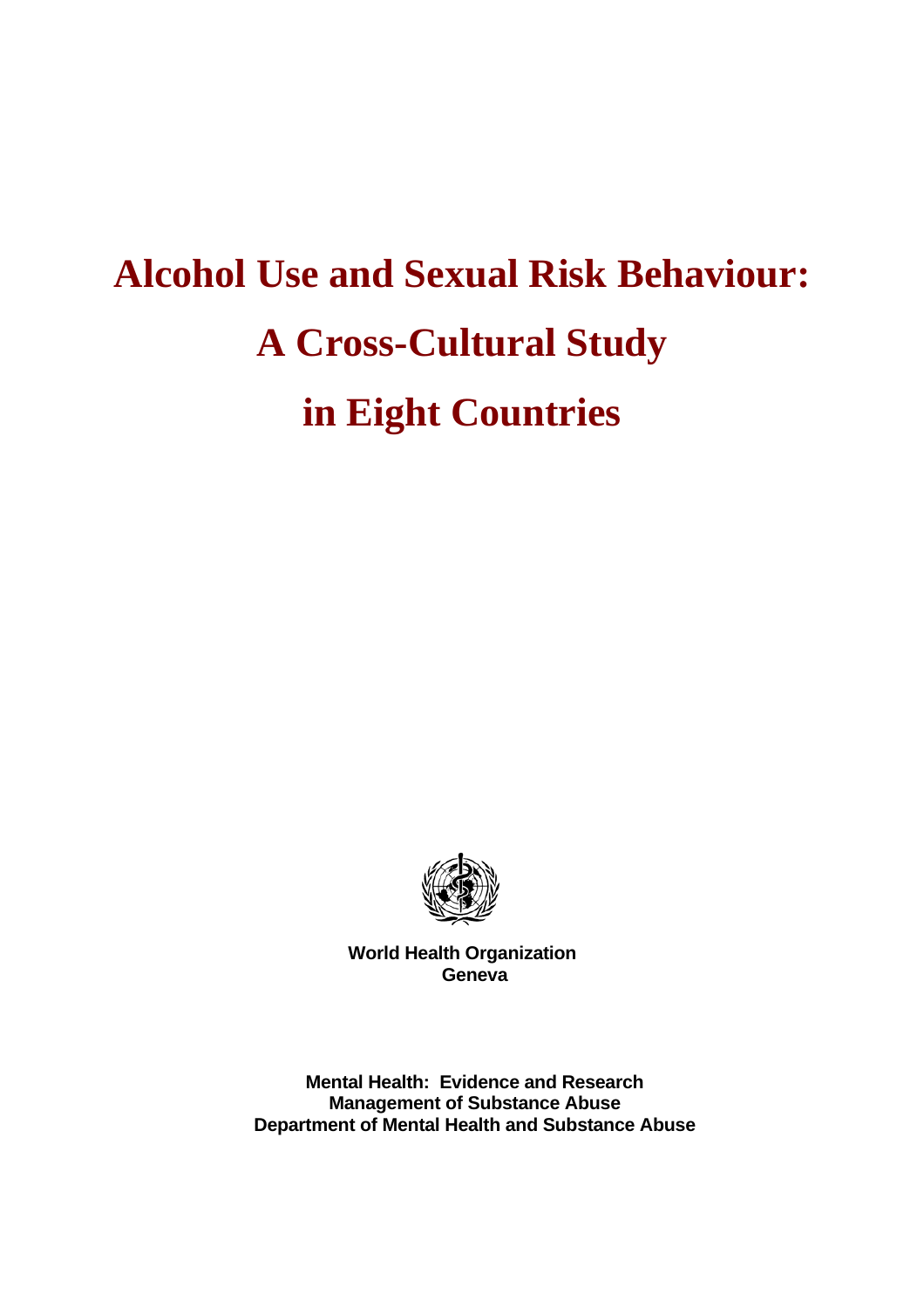# Alcohol Use and Sexual Risk Behaviour: A Cross-Cultural Study in Eight Countries

**World Health Organization**
**Geneva**

**Mental Health: Evidence and Research**
**Management of Substance Abuse**
**Department of Mental Health and Substance Abuse**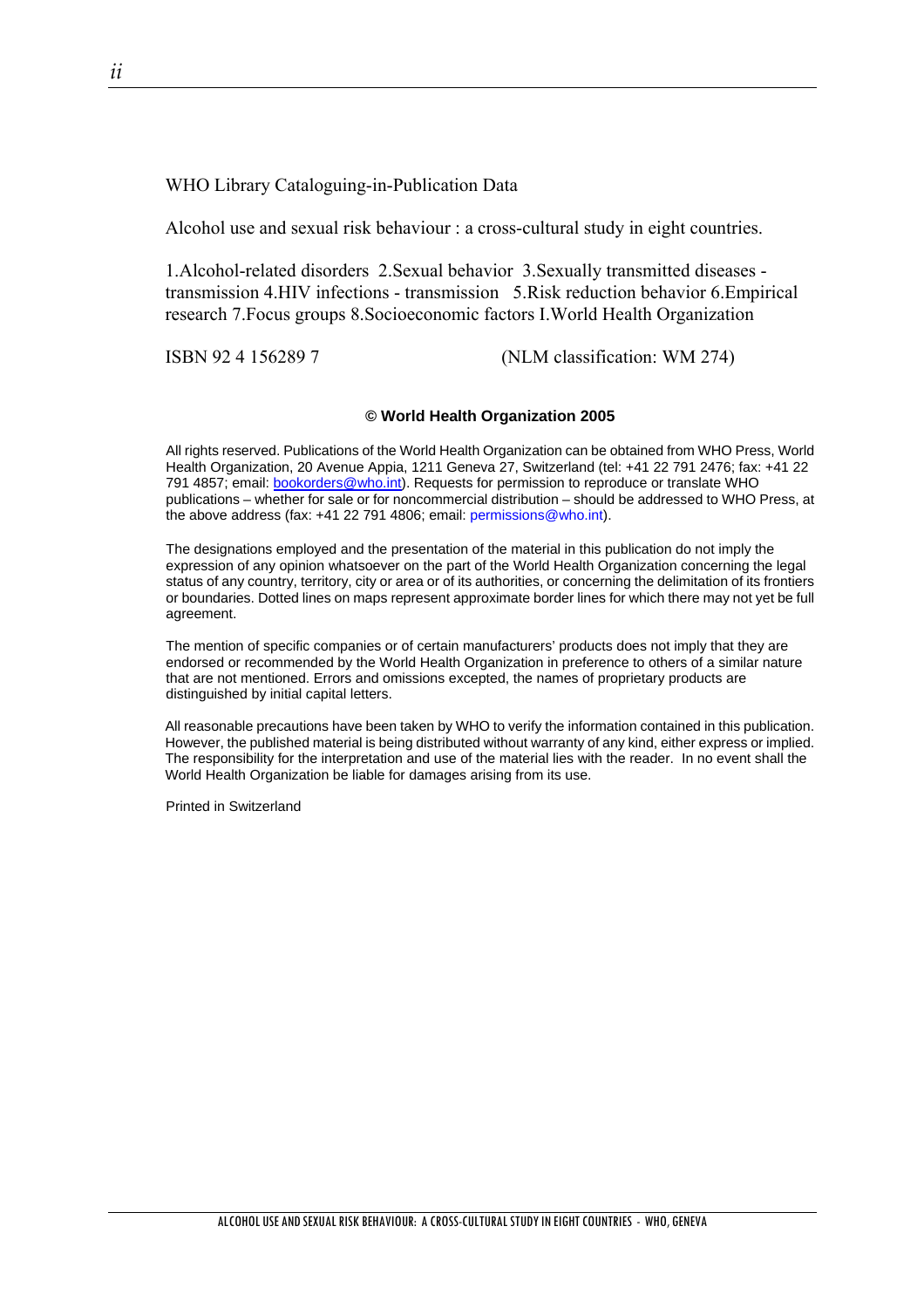WHO Library Cataloguing-in-Publication Data

Alcohol use and sexual risk behaviour : a cross-cultural study in eight countries.

1.Alcohol-related disorders 2.Sexual behavior 3.Sexually transmitted diseases - transmission 4.HIV infections - transmission 5.Risk reduction behavior 6.Empirical research 7.Focus groups 8.Socioeconomic factors I.World Health Organization

ISBN 92 4 156289 7 (NLM classification: WM 274)

**© World Health Organization 2005**

All rights reserved. Publications of the World Health Organization can be obtained from WHO Press, World Health Organization, 20 Avenue Appia, 1211 Geneva 27, Switzerland (tel: +41 22 791 2476; fax: +41 22 791 4857; email: bookorders@who.int). Requests for permission to reproduce or translate WHO publications – whether for sale or for noncommercial distribution – should be addressed to WHO Press, at the above address (fax: +41 22 791 4806; email: permissions@who.int).

The designations employed and the presentation of the material in this publication do not imply the expression of any opinion whatsoever on the part of the World Health Organization concerning the legal status of any country, territory, city or area or of its authorities, or concerning the delimitation of its frontiers or boundaries. Dotted lines on maps represent approximate border lines for which there may not yet be full agreement.

The mention of specific companies or of certain manufacturers' products does not imply that they are endorsed or recommended by the World Health Organization in preference to others of a similar nature that are not mentioned. Errors and omissions excepted, the names of proprietary products are distinguished by initial capital letters.

All reasonable precautions have been taken by WHO to verify the information contained in this publication. However, the published material is being distributed without warranty of any kind, either express or implied. The responsibility for the interpretation and use of the material lies with the reader. In no event shall the World Health Organization be liable for damages arising from its use.

Printed in Switzerland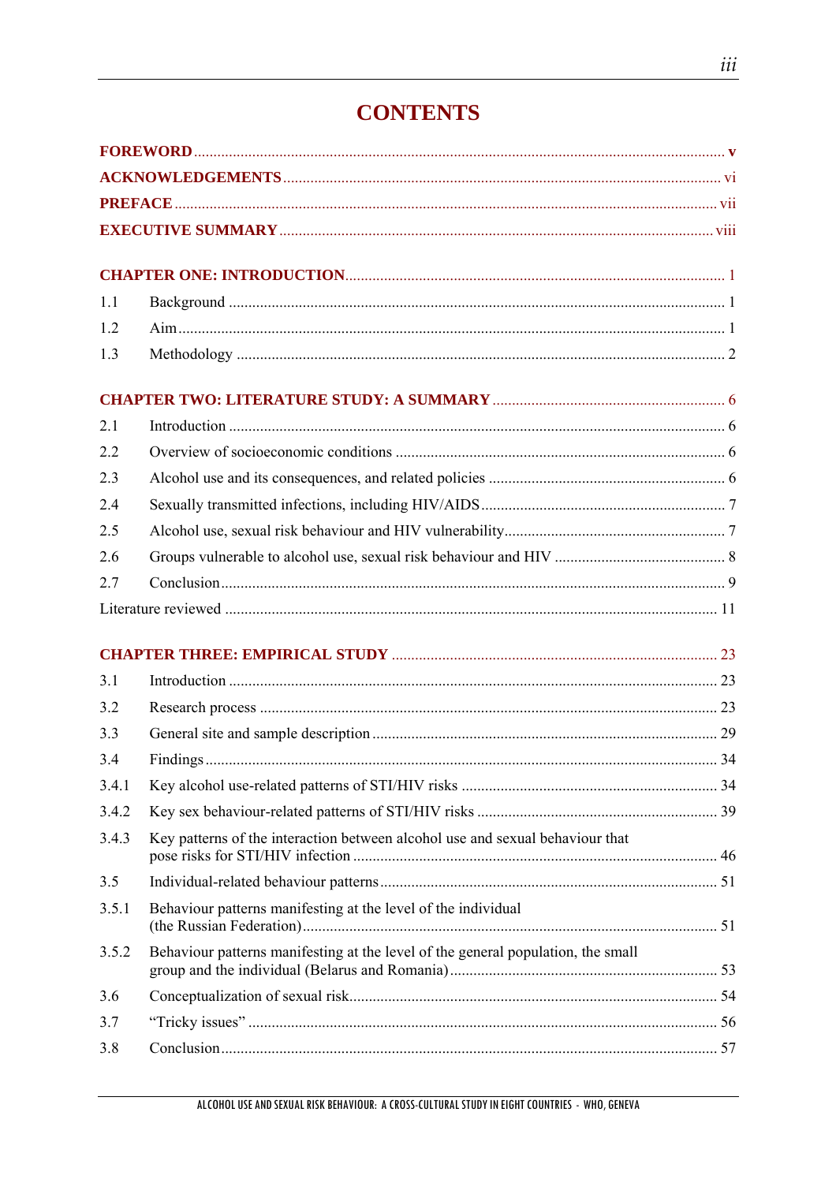# CONTENTS

**FOREWORD** ........ v

**ACKNOWLEDGEMENTS** ........ vi

**PREFACE** ........ vii

**EXECUTIVE SUMMARY** ........ viii

**CHAPTER ONE: INTRODUCTION** ........ 1

1.1 Background ........ 1

1.2 Aim ........ 1

1.3 Methodology ........ 2

**CHAPTER TWO: LITERATURE STUDY: A SUMMARY** ........ 6

2.1 Introduction ........ 6

2.2 Overview of socioeconomic conditions ........ 6

2.3 Alcohol use and its consequences, and related policies ........ 6

2.4 Sexually transmitted infections, including HIV/AIDS ........ 7

2.5 Alcohol use, sexual risk behaviour and HIV vulnerability ........ 7

2.6 Groups vulnerable to alcohol use, sexual risk behaviour and HIV ........ 8

2.7 Conclusion ........ 9

Literature reviewed ........ 11

**CHAPTER THREE: EMPIRICAL STUDY** ........ 23

3.1 Introduction ........ 23

3.2 Research process ........ 23

3.3 General site and sample description ........ 29

3.4 Findings ........ 34

3.4.1 Key alcohol use-related patterns of STI/HIV risks ........ 34

3.4.2 Key sex behaviour-related patterns of STI/HIV risks ........ 39

3.4.3 Key patterns of the interaction between alcohol use and sexual behaviour that pose risks for STI/HIV infection ........ 46

3.5 Individual-related behaviour patterns ........ 51

3.5.1 Behaviour patterns manifesting at the level of the individual (the Russian Federation) ........ 51

3.5.2 Behaviour patterns manifesting at the level of the general population, the small group and the individual (Belarus and Romania) ........ 53

3.6 Conceptualization of sexual risk ........ 54

3.7 "Tricky issues" ........ 56

3.8 Conclusion ........ 57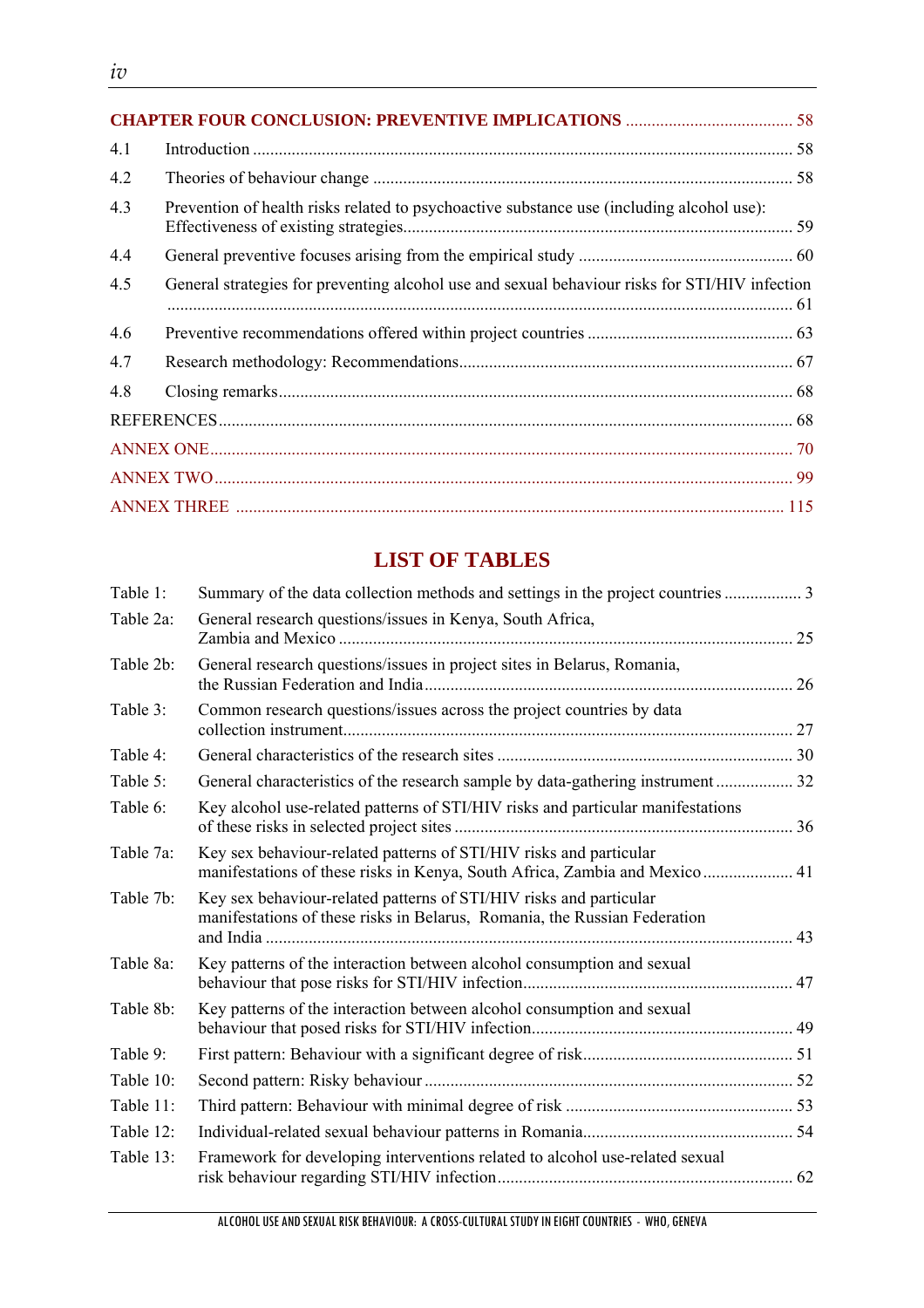**CHAPTER FOUR CONCLUSION: PREVENTIVE IMPLICATIONS** ....................................... 58

4.1 Introduction ............................................................................................................................ 58

4.2 Theories of behaviour change ................................................................................................ 58

4.3 Prevention of health risks related to psychoactive substance use (including alcohol use): Effectiveness of existing strategies......................................................................................... 59

4.4 General preventive focuses arising from the empirical study ................................................. 60

4.5 General strategies for preventing alcohol use and sexual behaviour risks for STI/HIV infection ................................................................................................................................................ 61

4.6 Preventive recommendations offered within project countries ................................................ 63

4.7 Research methodology: Recommendations............................................................................. 67

4.8 Closing remarks...................................................................................................................... 68

REFERENCES.................................................................................................................................... 68

ANNEX ONE...................................................................................................................................... 70

ANNEX TWO..................................................................................................................................... 99

ANNEX THREE ............................................................................................................................... 115

## LIST OF TABLES

Table 1: Summary of the data collection methods and settings in the project countries .................. 3

Table 2a: General research questions/issues in Kenya, South Africa, Zambia and Mexico ......................................................................................................... 25

Table 2b: General research questions/issues in project sites in Belarus, Romania, the Russian Federation and India ..................................................................................... 26

Table 3: Common research questions/issues across the project countries by data collection instrument........................................................................................................ 27

Table 4: General characteristics of the research sites .................................................................... 30

Table 5: General characteristics of the research sample by data-gathering instrument .................. 32

Table 6: Key alcohol use-related patterns of STI/HIV risks and particular manifestations of these risks in selected project sites .............................................................................. 36

Table 7a: Key sex behaviour-related patterns of STI/HIV risks and particular manifestations of these risks in Kenya, South Africa, Zambia and Mexico ..................... 41

Table 7b: Key sex behaviour-related patterns of STI/HIV risks and particular manifestations of these risks in Belarus, Romania, the Russian Federation and India ......................................................................................................................... 43

Table 8a: Key patterns of the interaction between alcohol consumption and sexual behaviour that pose risks for STI/HIV infection............................................................... 47

Table 8b: Key patterns of the interaction between alcohol consumption and sexual behaviour that posed risks for STI/HIV infection............................................................. 49

Table 9: First pattern: Behaviour with a significant degree of risk................................................ 51

Table 10: Second pattern: Risky behaviour ..................................................................................... 52

Table 11: Third pattern: Behaviour with minimal degree of risk .................................................... 53

Table 12: Individual-related sexual behaviour patterns in Romania................................................ 54

Table 13: Framework for developing interventions related to alcohol use-related sexual risk behaviour regarding STI/HIV infection..................................................................... 62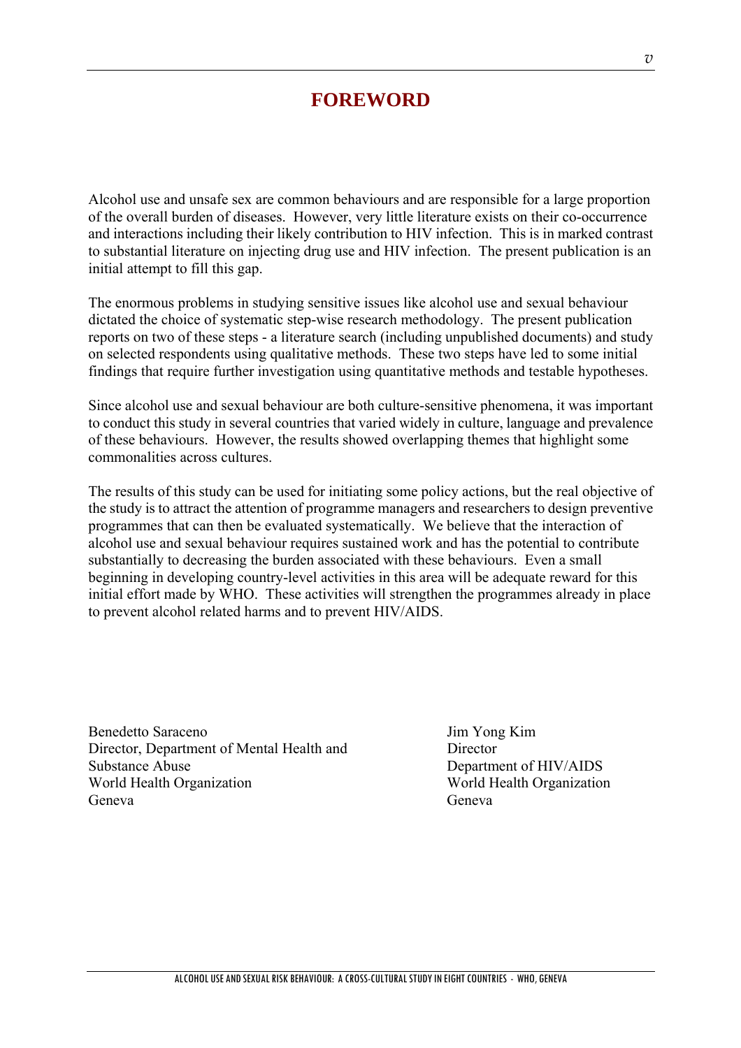# FOREWORD

Alcohol use and unsafe sex are common behaviours and are responsible for a large proportion of the overall burden of diseases. However, very little literature exists on their co-occurrence and interactions including their likely contribution to HIV infection. This is in marked contrast to substantial literature on injecting drug use and HIV infection. The present publication is an initial attempt to fill this gap.

The enormous problems in studying sensitive issues like alcohol use and sexual behaviour dictated the choice of systematic step-wise research methodology. The present publication reports on two of these steps - a literature search (including unpublished documents) and study on selected respondents using qualitative methods. These two steps have led to some initial findings that require further investigation using quantitative methods and testable hypotheses.

Since alcohol use and sexual behaviour are both culture-sensitive phenomena, it was important to conduct this study in several countries that varied widely in culture, language and prevalence of these behaviours. However, the results showed overlapping themes that highlight some commonalities across cultures.

The results of this study can be used for initiating some policy actions, but the real objective of the study is to attract the attention of programme managers and researchers to design preventive programmes that can then be evaluated systematically. We believe that the interaction of alcohol use and sexual behaviour requires sustained work and has the potential to contribute substantially to decreasing the burden associated with these behaviours. Even a small beginning in developing country-level activities in this area will be adequate reward for this initial effort made by WHO. These activities will strengthen the programmes already in place to prevent alcohol related harms and to prevent HIV/AIDS.

Benedetto Saraceno
Director, Department of Mental Health and Substance Abuse
World Health Organization
Geneva

Jim Yong Kim
Director
Department of HIV/AIDS
World Health Organization
Geneva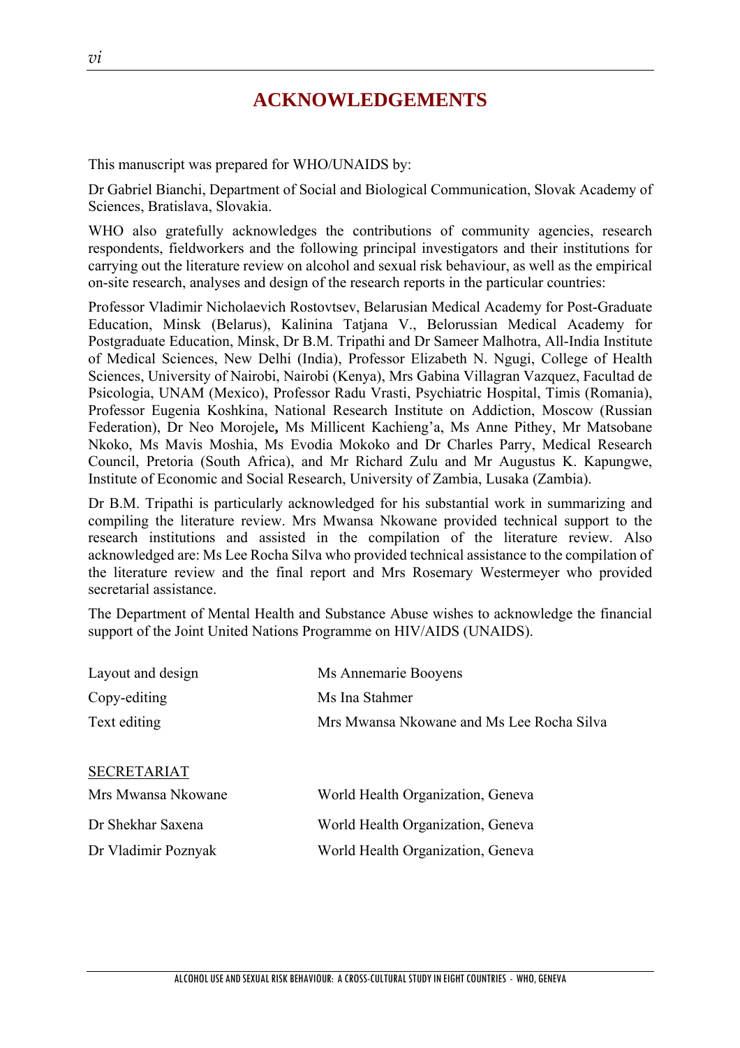# ACKNOWLEDGEMENTS

This manuscript was prepared for WHO/UNAIDS by:

Dr Gabriel Bianchi, Department of Social and Biological Communication, Slovak Academy of Sciences, Bratislava, Slovakia.

WHO also gratefully acknowledges the contributions of community agencies, research respondents, fieldworkers and the following principal investigators and their institutions for carrying out the literature review on alcohol and sexual risk behaviour, as well as the empirical on-site research, analyses and design of the research reports in the particular countries:

Professor Vladimir Nicholaevich Rostovtsev, Belarusian Medical Academy for Post-Graduate Education, Minsk (Belarus), Kalinina Tatjana V., Belorussian Medical Academy for Postgraduate Education, Minsk, Dr B.M. Tripathi and Dr Sameer Malhotra, All-India Institute of Medical Sciences, New Delhi (India), Professor Elizabeth N. Ngugi, College of Health Sciences, University of Nairobi, Nairobi (Kenya), Mrs Gabina Villagran Vazquez, Facultad de Psicologia, UNAM (Mexico), Professor Radu Vrasti, Psychiatric Hospital, Timis (Romania), Professor Eugenia Koshkina, National Research Institute on Addiction, Moscow (Russian Federation), Dr Neo Morojele**,** Ms Millicent Kachieng'a, Ms Anne Pithey, Mr Matsobane Nkoko, Ms Mavis Moshia, Ms Evodia Mokoko and Dr Charles Parry, Medical Research Council, Pretoria (South Africa), and Mr Richard Zulu and Mr Augustus K. Kapungwe, Institute of Economic and Social Research, University of Zambia, Lusaka (Zambia).

Dr B.M. Tripathi is particularly acknowledged for his substantial work in summarizing and compiling the literature review. Mrs Mwansa Nkowane provided technical support to the research institutions and assisted in the compilation of the literature review. Also acknowledged are: Ms Lee Rocha Silva who provided technical assistance to the compilation of the literature review and the final report and Mrs Rosemary Westermeyer who provided secretarial assistance.

The Department of Mental Health and Substance Abuse wishes to acknowledge the financial support of the Joint United Nations Programme on HIV/AIDS (UNAIDS).

| | |
|---|---|
| Layout and design | Ms Annemarie Booyens |
| Copy-editing | Ms Ina Stahmer |
| Text editing | Mrs Mwansa Nkowane and Ms Lee Rocha Silva |

SECRETARIAT

| | |
|---|---|
| Mrs Mwansa Nkowane | World Health Organization, Geneva |
| Dr Shekhar Saxena | World Health Organization, Geneva |
| Dr Vladimir Poznyak | World Health Organization, Geneva |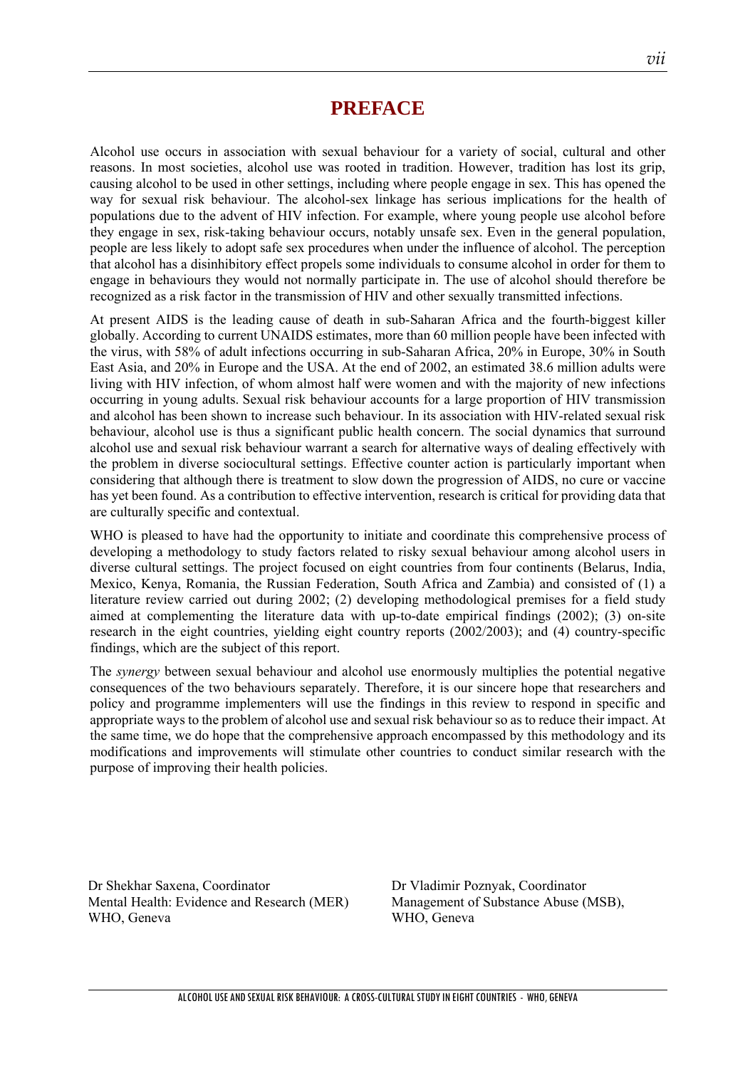# PREFACE

Alcohol use occurs in association with sexual behaviour for a variety of social, cultural and other reasons. In most societies, alcohol use was rooted in tradition. However, tradition has lost its grip, causing alcohol to be used in other settings, including where people engage in sex. This has opened the way for sexual risk behaviour. The alcohol-sex linkage has serious implications for the health of populations due to the advent of HIV infection. For example, where young people use alcohol before they engage in sex, risk-taking behaviour occurs, notably unsafe sex. Even in the general population, people are less likely to adopt safe sex procedures when under the influence of alcohol. The perception that alcohol has a disinhibitory effect propels some individuals to consume alcohol in order for them to engage in behaviours they would not normally participate in. The use of alcohol should therefore be recognized as a risk factor in the transmission of HIV and other sexually transmitted infections.

At present AIDS is the leading cause of death in sub-Saharan Africa and the fourth-biggest killer globally. According to current UNAIDS estimates, more than 60 million people have been infected with the virus, with 58% of adult infections occurring in sub-Saharan Africa, 20% in Europe, 30% in South East Asia, and 20% in Europe and the USA. At the end of 2002, an estimated 38.6 million adults were living with HIV infection, of whom almost half were women and with the majority of new infections occurring in young adults. Sexual risk behaviour accounts for a large proportion of HIV transmission and alcohol has been shown to increase such behaviour. In its association with HIV-related sexual risk behaviour, alcohol use is thus a significant public health concern. The social dynamics that surround alcohol use and sexual risk behaviour warrant a search for alternative ways of dealing effectively with the problem in diverse sociocultural settings. Effective counter action is particularly important when considering that although there is treatment to slow down the progression of AIDS, no cure or vaccine has yet been found. As a contribution to effective intervention, research is critical for providing data that are culturally specific and contextual.

WHO is pleased to have had the opportunity to initiate and coordinate this comprehensive process of developing a methodology to study factors related to risky sexual behaviour among alcohol users in diverse cultural settings. The project focused on eight countries from four continents (Belarus, India, Mexico, Kenya, Romania, the Russian Federation, South Africa and Zambia) and consisted of (1) a literature review carried out during 2002; (2) developing methodological premises for a field study aimed at complementing the literature data with up-to-date empirical findings (2002); (3) on-site research in the eight countries, yielding eight country reports (2002/2003); and (4) country-specific findings, which are the subject of this report.

The *synergy* between sexual behaviour and alcohol use enormously multiplies the potential negative consequences of the two behaviours separately. Therefore, it is our sincere hope that researchers and policy and programme implementers will use the findings in this review to respond in specific and appropriate ways to the problem of alcohol use and sexual risk behaviour so as to reduce their impact. At the same time, we do hope that the comprehensive approach encompassed by this methodology and its modifications and improvements will stimulate other countries to conduct similar research with the purpose of improving their health policies.

Dr Shekhar Saxena, Coordinator
Mental Health: Evidence and Research (MER)
WHO, Geneva

Dr Vladimir Poznyak, Coordinator
Management of Substance Abuse (MSB),
WHO, Geneva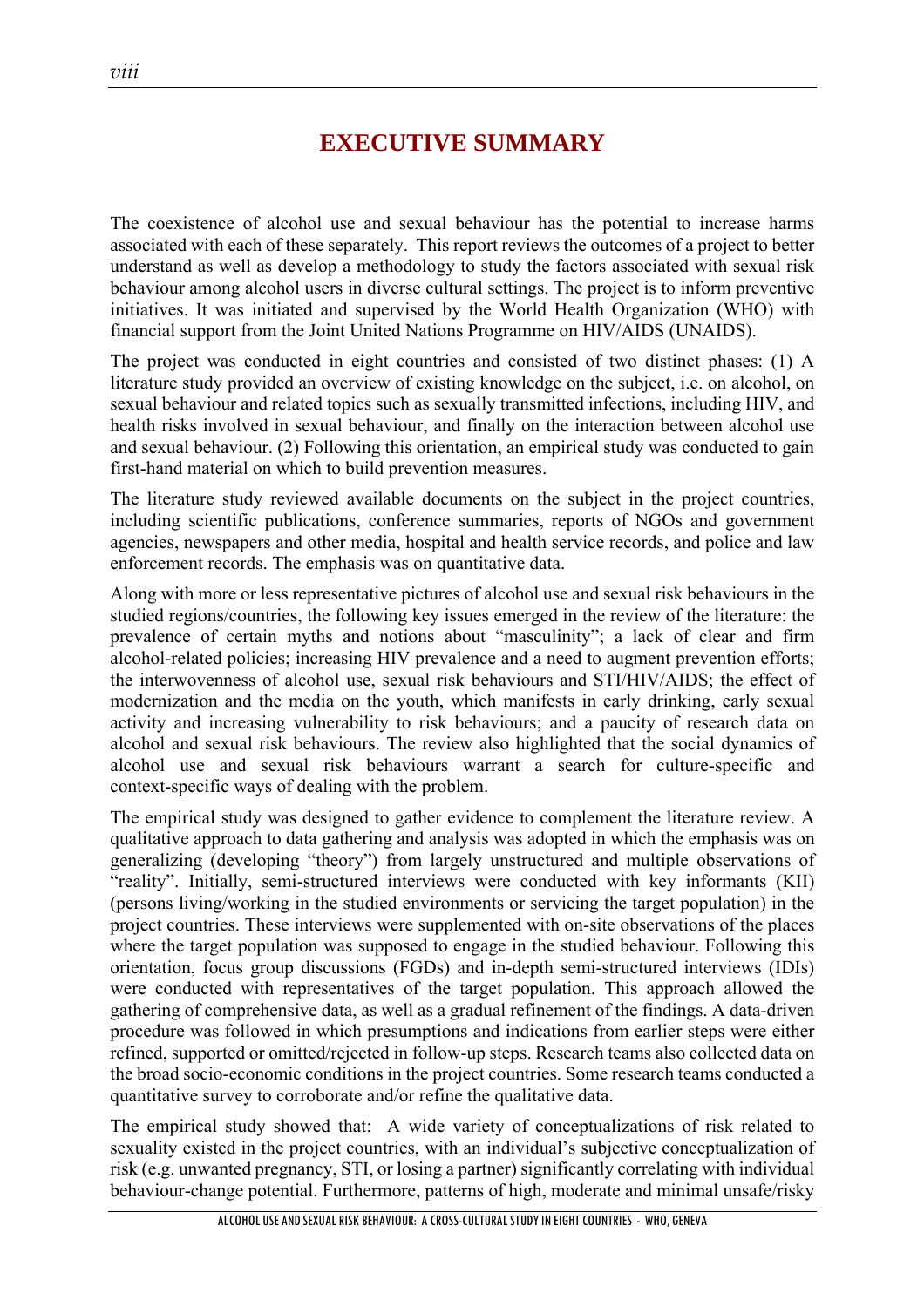# EXECUTIVE SUMMARY

The coexistence of alcohol use and sexual behaviour has the potential to increase harms associated with each of these separately. This report reviews the outcomes of a project to better understand as well as develop a methodology to study the factors associated with sexual risk behaviour among alcohol users in diverse cultural settings. The project is to inform preventive initiatives. It was initiated and supervised by the World Health Organization (WHO) with financial support from the Joint United Nations Programme on HIV/AIDS (UNAIDS).

The project was conducted in eight countries and consisted of two distinct phases: (1) A literature study provided an overview of existing knowledge on the subject, i.e. on alcohol, on sexual behaviour and related topics such as sexually transmitted infections, including HIV, and health risks involved in sexual behaviour, and finally on the interaction between alcohol use and sexual behaviour. (2) Following this orientation, an empirical study was conducted to gain first-hand material on which to build prevention measures.

The literature study reviewed available documents on the subject in the project countries, including scientific publications, conference summaries, reports of NGOs and government agencies, newspapers and other media, hospital and health service records, and police and law enforcement records. The emphasis was on quantitative data.

Along with more or less representative pictures of alcohol use and sexual risk behaviours in the studied regions/countries, the following key issues emerged in the review of the literature: the prevalence of certain myths and notions about "masculinity"; a lack of clear and firm alcohol-related policies; increasing HIV prevalence and a need to augment prevention efforts; the interwovenness of alcohol use, sexual risk behaviours and STI/HIV/AIDS; the effect of modernization and the media on the youth, which manifests in early drinking, early sexual activity and increasing vulnerability to risk behaviours; and a paucity of research data on alcohol and sexual risk behaviours. The review also highlighted that the social dynamics of alcohol use and sexual risk behaviours warrant a search for culture-specific and context-specific ways of dealing with the problem.

The empirical study was designed to gather evidence to complement the literature review. A qualitative approach to data gathering and analysis was adopted in which the emphasis was on generalizing (developing "theory") from largely unstructured and multiple observations of "reality". Initially, semi-structured interviews were conducted with key informants (KII) (persons living/working in the studied environments or servicing the target population) in the project countries. These interviews were supplemented with on-site observations of the places where the target population was supposed to engage in the studied behaviour. Following this orientation, focus group discussions (FGDs) and in-depth semi-structured interviews (IDIs) were conducted with representatives of the target population. This approach allowed the gathering of comprehensive data, as well as a gradual refinement of the findings. A data-driven procedure was followed in which presumptions and indications from earlier steps were either refined, supported or omitted/rejected in follow-up steps. Research teams also collected data on the broad socio-economic conditions in the project countries. Some research teams conducted a quantitative survey to corroborate and/or refine the qualitative data.

The empirical study showed that: A wide variety of conceptualizations of risk related to sexuality existed in the project countries, with an individual's subjective conceptualization of risk (e.g. unwanted pregnancy, STI, or losing a partner) significantly correlating with individual behaviour-change potential. Furthermore, patterns of high, moderate and minimal unsafe/risky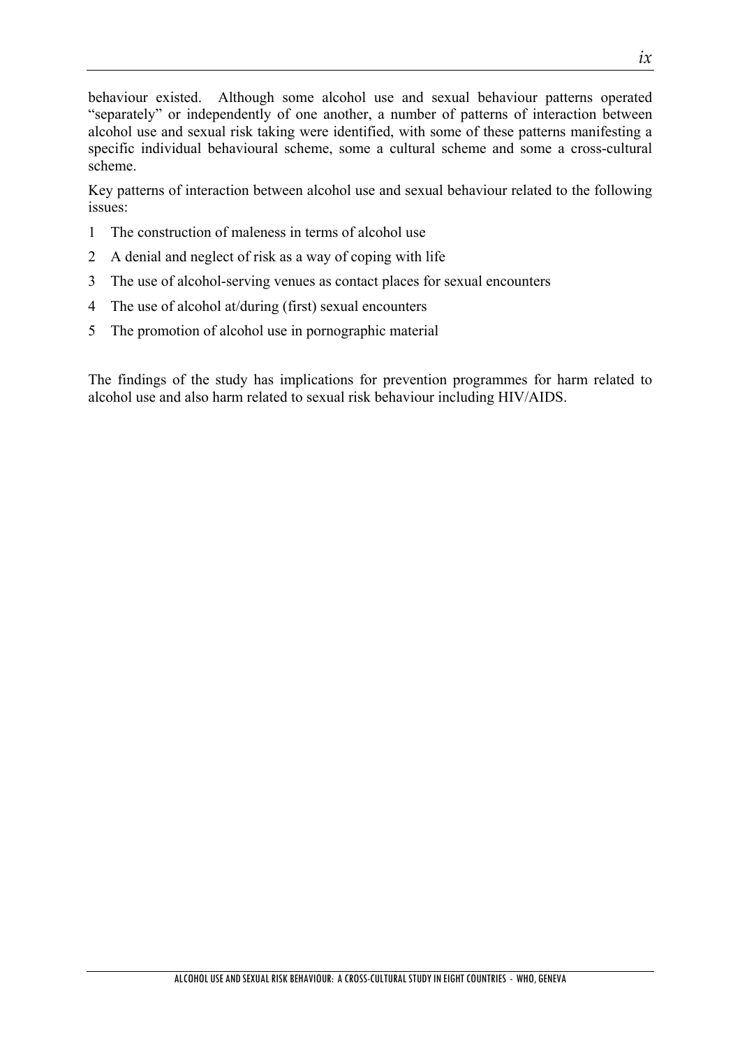behaviour existed. Although some alcohol use and sexual behaviour patterns operated “separately” or independently of one another, a number of patterns of interaction between alcohol use and sexual risk taking were identified, with some of these patterns manifesting a specific individual behavioural scheme, some a cultural scheme and some a cross-cultural scheme.

Key patterns of interaction between alcohol use and sexual behaviour related to the following issues:

1 The construction of maleness in terms of alcohol use
2 A denial and neglect of risk as a way of coping with life
3 The use of alcohol-serving venues as contact places for sexual encounters
4 The use of alcohol at/during (first) sexual encounters
5 The promotion of alcohol use in pornographic material

The findings of the study has implications for prevention programmes for harm related to alcohol use and also harm related to sexual risk behaviour including HIV/AIDS.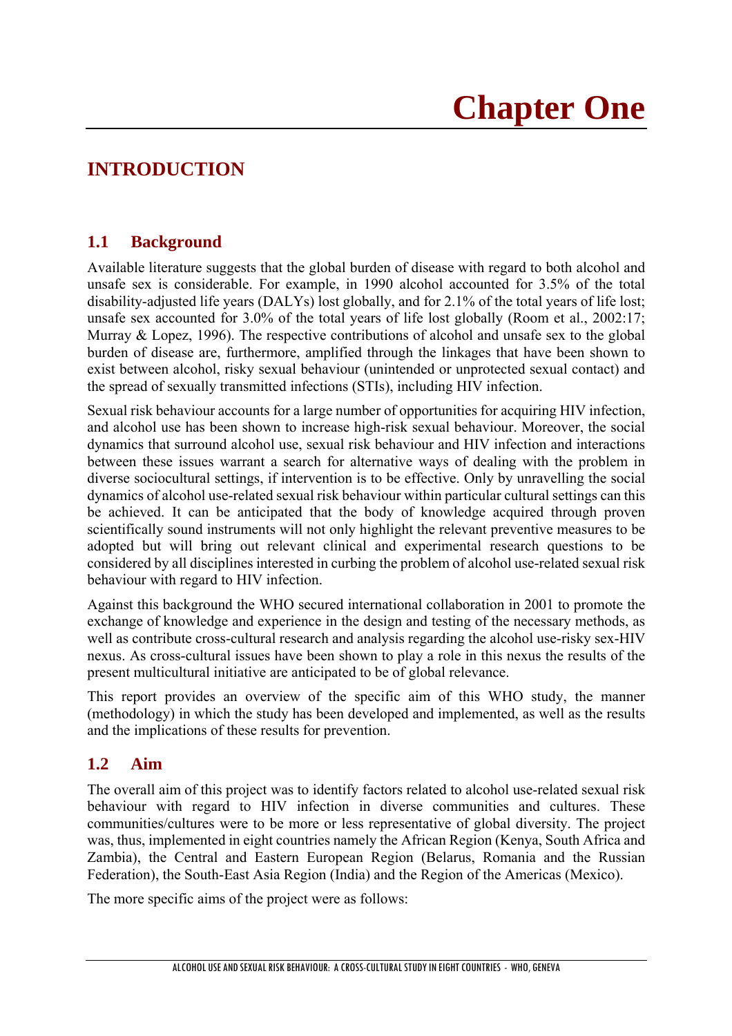# Chapter One

## INTRODUCTION

### 1.1 Background

Available literature suggests that the global burden of disease with regard to both alcohol and unsafe sex is considerable. For example, in 1990 alcohol accounted for 3.5% of the total disability-adjusted life years (DALYs) lost globally, and for 2.1% of the total years of life lost; unsafe sex accounted for 3.0% of the total years of life lost globally (Room et al., 2002:17; Murray & Lopez, 1996). The respective contributions of alcohol and unsafe sex to the global burden of disease are, furthermore, amplified through the linkages that have been shown to exist between alcohol, risky sexual behaviour (unintended or unprotected sexual contact) and the spread of sexually transmitted infections (STIs), including HIV infection.

Sexual risk behaviour accounts for a large number of opportunities for acquiring HIV infection, and alcohol use has been shown to increase high-risk sexual behaviour. Moreover, the social dynamics that surround alcohol use, sexual risk behaviour and HIV infection and interactions between these issues warrant a search for alternative ways of dealing with the problem in diverse sociocultural settings, if intervention is to be effective. Only by unravelling the social dynamics of alcohol use-related sexual risk behaviour within particular cultural settings can this be achieved. It can be anticipated that the body of knowledge acquired through proven scientifically sound instruments will not only highlight the relevant preventive measures to be adopted but will bring out relevant clinical and experimental research questions to be considered by all disciplines interested in curbing the problem of alcohol use-related sexual risk behaviour with regard to HIV infection.

Against this background the WHO secured international collaboration in 2001 to promote the exchange of knowledge and experience in the design and testing of the necessary methods, as well as contribute cross-cultural research and analysis regarding the alcohol use-risky sex-HIV nexus. As cross-cultural issues have been shown to play a role in this nexus the results of the present multicultural initiative are anticipated to be of global relevance.

This report provides an overview of the specific aim of this WHO study, the manner (methodology) in which the study has been developed and implemented, as well as the results and the implications of these results for prevention.

### 1.2 Aim

The overall aim of this project was to identify factors related to alcohol use-related sexual risk behaviour with regard to HIV infection in diverse communities and cultures. These communities/cultures were to be more or less representative of global diversity. The project was, thus, implemented in eight countries namely the African Region (Kenya, South Africa and Zambia), the Central and Eastern European Region (Belarus, Romania and the Russian Federation), the South-East Asia Region (India) and the Region of the Americas (Mexico).

The more specific aims of the project were as follows: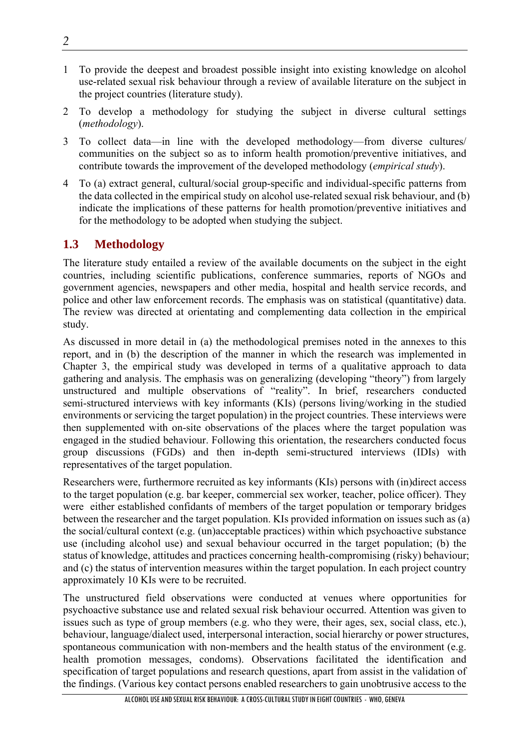1. To provide the deepest and broadest possible insight into existing knowledge on alcohol use-related sexual risk behaviour through a review of available literature on the subject in the project countries (literature study).
2. To develop a methodology for studying the subject in diverse cultural settings (*methodology*).
3. To collect data—in line with the developed methodology—from diverse cultures/ communities on the subject so as to inform health promotion/preventive initiatives, and contribute towards the improvement of the developed methodology (*empirical study*).
4. To (a) extract general, cultural/social group-specific and individual-specific patterns from the data collected in the empirical study on alcohol use-related sexual risk behaviour, and (b) indicate the implications of these patterns for health promotion/preventive initiatives and for the methodology to be adopted when studying the subject.

## 1.3 Methodology

The literature study entailed a review of the available documents on the subject in the eight countries, including scientific publications, conference summaries, reports of NGOs and government agencies, newspapers and other media, hospital and health service records, and police and other law enforcement records. The emphasis was on statistical (quantitative) data. The review was directed at orientating and complementing data collection in the empirical study.

As discussed in more detail in (a) the methodological premises noted in the annexes to this report, and in (b) the description of the manner in which the research was implemented in Chapter 3, the empirical study was developed in terms of a qualitative approach to data gathering and analysis. The emphasis was on generalizing (developing "theory") from largely unstructured and multiple observations of "reality". In brief, researchers conducted semi-structured interviews with key informants (KIs) (persons living/working in the studied environments or servicing the target population) in the project countries. These interviews were then supplemented with on-site observations of the places where the target population was engaged in the studied behaviour. Following this orientation, the researchers conducted focus group discussions (FGDs) and then in-depth semi-structured interviews (IDIs) with representatives of the target population.

Researchers were, furthermore recruited as key informants (KIs) persons with (in)direct access to the target population (e.g. bar keeper, commercial sex worker, teacher, police officer). They were either established confidants of members of the target population or temporary bridges between the researcher and the target population. KIs provided information on issues such as (a) the social/cultural context (e.g. (un)acceptable practices) within which psychoactive substance use (including alcohol use) and sexual behaviour occurred in the target population; (b) the status of knowledge, attitudes and practices concerning health-compromising (risky) behaviour; and (c) the status of intervention measures within the target population. In each project country approximately 10 KIs were to be recruited.

The unstructured field observations were conducted at venues where opportunities for psychoactive substance use and related sexual risk behaviour occurred. Attention was given to issues such as type of group members (e.g. who they were, their ages, sex, social class, etc.), behaviour, language/dialect used, interpersonal interaction, social hierarchy or power structures, spontaneous communication with non-members and the health status of the environment (e.g. health promotion messages, condoms). Observations facilitated the identification and specification of target populations and research questions, apart from assist in the validation of the findings. (Various key contact persons enabled researchers to gain unobtrusive access to the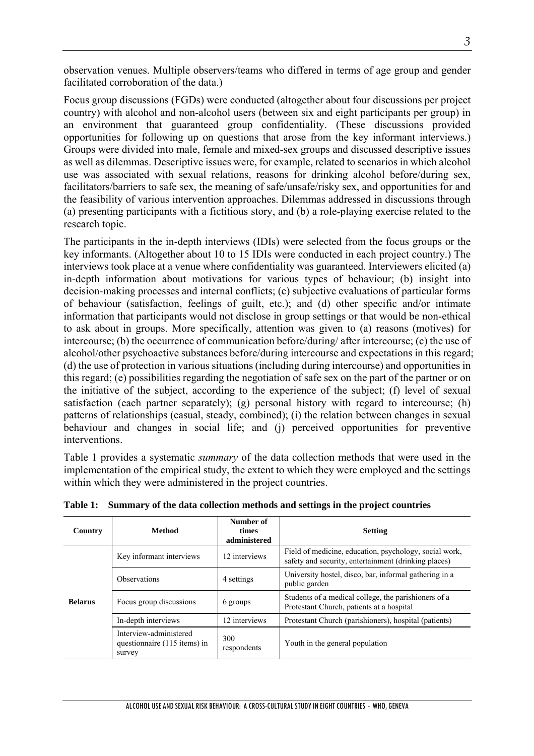observation venues. Multiple observers/teams who differed in terms of age group and gender facilitated corroboration of the data.)

Focus group discussions (FGDs) were conducted (altogether about four discussions per project country) with alcohol and non-alcohol users (between six and eight participants per group) in an environment that guaranteed group confidentiality. (These discussions provided opportunities for following up on questions that arose from the key informant interviews.) Groups were divided into male, female and mixed-sex groups and discussed descriptive issues as well as dilemmas. Descriptive issues were, for example, related to scenarios in which alcohol use was associated with sexual relations, reasons for drinking alcohol before/during sex, facilitators/barriers to safe sex, the meaning of safe/unsafe/risky sex, and opportunities for and the feasibility of various intervention approaches. Dilemmas addressed in discussions through (a) presenting participants with a fictitious story, and (b) a role-playing exercise related to the research topic.

The participants in the in-depth interviews (IDIs) were selected from the focus groups or the key informants. (Altogether about 10 to 15 IDIs were conducted in each project country.) The interviews took place at a venue where confidentiality was guaranteed. Interviewers elicited (a) in-depth information about motivations for various types of behaviour; (b) insight into decision-making processes and internal conflicts; (c) subjective evaluations of particular forms of behaviour (satisfaction, feelings of guilt, etc.); and (d) other specific and/or intimate information that participants would not disclose in group settings or that would be non-ethical to ask about in groups. More specifically, attention was given to (a) reasons (motives) for intercourse; (b) the occurrence of communication before/during/ after intercourse; (c) the use of alcohol/other psychoactive substances before/during intercourse and expectations in this regard; (d) the use of protection in various situations (including during intercourse) and opportunities in this regard; (e) possibilities regarding the negotiation of safe sex on the part of the partner or on the initiative of the subject, according to the experience of the subject; (f) level of sexual satisfaction (each partner separately); (g) personal history with regard to intercourse; (h) patterns of relationships (casual, steady, combined); (i) the relation between changes in sexual behaviour and changes in social life; and (j) perceived opportunities for preventive interventions.

Table 1 provides a systematic *summary* of the data collection methods that were used in the implementation of the empirical study, the extent to which they were employed and the settings within which they were administered in the project countries.

**Table 1: Summary of the data collection methods and settings in the project countries**

| Country | Method | Number of times administered | Setting |
|---|---|---|---|
| Belarus | Key informant interviews | 12 interviews | Field of medicine, education, psychology, social work, safety and security, entertainment (drinking places) |
| | Observations | 4 settings | University hostel, disco, bar, informal gathering in a public garden |
| | Focus group discussions | 6 groups | Students of a medical college, the parishioners of a Protestant Church, patients at a hospital |
| | In-depth interviews | 12 interviews | Protestant Church (parishioners), hospital (patients) |
| | Interview-administered questionnaire (115 items) in survey | 300 respondents | Youth in the general population |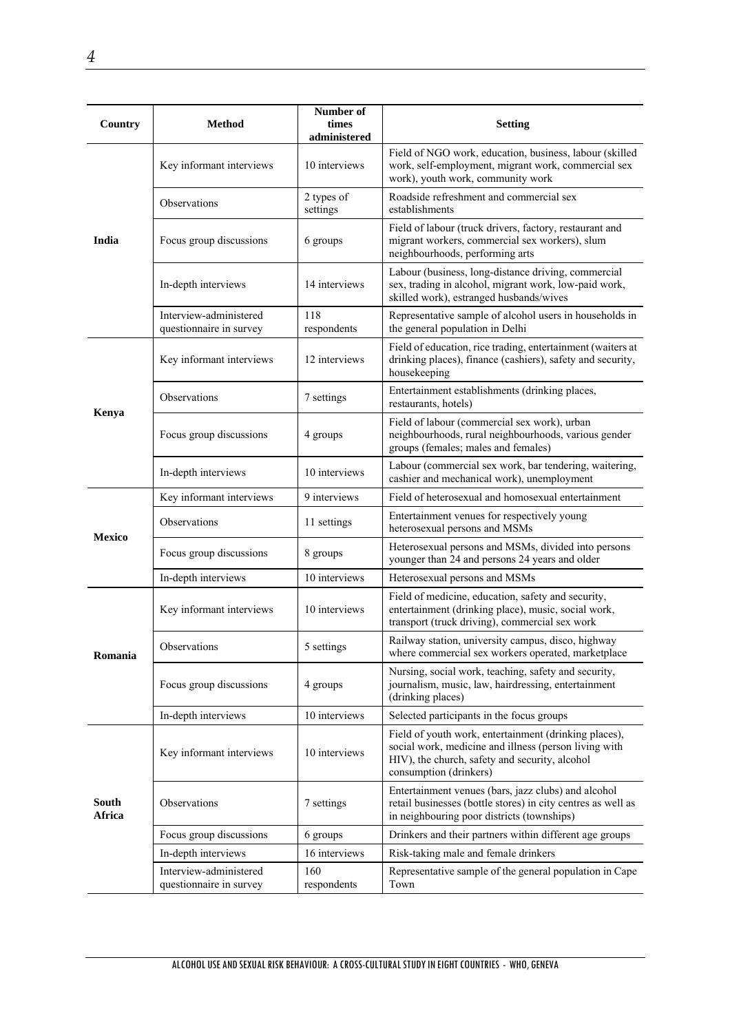| Country | Method | Number of times administered | Setting |
|---|---|---|---|
| India | Key informant interviews | 10 interviews | Field of NGO work, education, business, labour (skilled work, self-employment, migrant work, commercial sex work), youth work, community work |
| | Observations | 2 types of settings | Roadside refreshment and commercial sex establishments |
| | Focus group discussions | 6 groups | Field of labour (truck drivers, factory, restaurant and migrant workers, commercial sex workers), slum neighbourhoods, performing arts |
| | In-depth interviews | 14 interviews | Labour (business, long-distance driving, commercial sex, trading in alcohol, migrant work, low-paid work, skilled work), estranged husbands/wives |
| | Interview-administered questionnaire in survey | 118 respondents | Representative sample of alcohol users in households in the general population in Delhi |
| Kenya | Key informant interviews | 12 interviews | Field of education, rice trading, entertainment (waiters at drinking places), finance (cashiers), safety and security, housekeeping |
| | Observations | 7 settings | Entertainment establishments (drinking places, restaurants, hotels) |
| | Focus group discussions | 4 groups | Field of labour (commercial sex work), urban neighbourhoods, rural neighbourhoods, various gender groups (females; males and females) |
| | In-depth interviews | 10 interviews | Labour (commercial sex work, bar tendering, waitering, cashier and mechanical work), unemployment |
| Mexico | Key informant interviews | 9 interviews | Field of heterosexual and homosexual entertainment |
| | Observations | 11 settings | Entertainment venues for respectively young heterosexual persons and MSMs |
| | Focus group discussions | 8 groups | Heterosexual persons and MSMs, divided into persons younger than 24 and persons 24 years and older |
| | In-depth interviews | 10 interviews | Heterosexual persons and MSMs |
| Romania | Key informant interviews | 10 interviews | Field of medicine, education, safety and security, entertainment (drinking place), music, social work, transport (truck driving), commercial sex work |
| | Observations | 5 settings | Railway station, university campus, disco, highway where commercial sex workers operated, marketplace |
| | Focus group discussions | 4 groups | Nursing, social work, teaching, safety and security, journalism, music, law, hairdressing, entertainment (drinking places) |
| | In-depth interviews | 10 interviews | Selected participants in the focus groups |
| South Africa | Key informant interviews | 10 interviews | Field of youth work, entertainment (drinking places), social work, medicine and illness (person living with HIV), the church, safety and security, alcohol consumption (drinkers) |
| | Observations | 7 settings | Entertainment venues (bars, jazz clubs) and alcohol retail businesses (bottle stores) in city centres as well as in neighbouring poor districts (townships) |
| | Focus group discussions | 6 groups | Drinkers and their partners within different age groups |
| | In-depth interviews | 16 interviews | Risk-taking male and female drinkers |
| | Interview-administered questionnaire in survey | 160 respondents | Representative sample of the general population in Cape Town |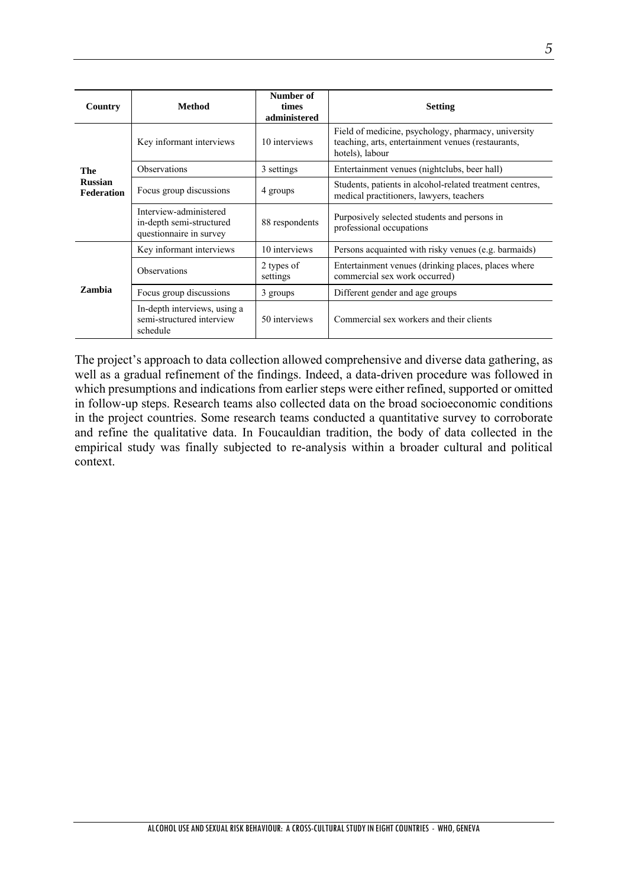| Country | Method | Number of times administered | Setting |
|---|---|---|---|
| The Russian Federation | Key informant interviews | 10 interviews | Field of medicine, psychology, pharmacy, university teaching, arts, entertainment venues (restaurants, hotels), labour |
| | Observations | 3 settings | Entertainment venues (nightclubs, beer hall) |
| | Focus group discussions | 4 groups | Students, patients in alcohol-related treatment centres, medical practitioners, lawyers, teachers |
| | Interview-administered in-depth semi-structured questionnaire in survey | 88 respondents | Purposively selected students and persons in professional occupations |
| Zambia | Key informant interviews | 10 interviews | Persons acquainted with risky venues (e.g. barmaids) |
| | Observations | 2 types of settings | Entertainment venues (drinking places, places where commercial sex work occurred) |
| | Focus group discussions | 3 groups | Different gender and age groups |
| | In-depth interviews, using a semi-structured interview schedule | 50 interviews | Commercial sex workers and their clients |

The project's approach to data collection allowed comprehensive and diverse data gathering, as well as a gradual refinement of the findings. Indeed, a data-driven procedure was followed in which presumptions and indications from earlier steps were either refined, supported or omitted in follow-up steps. Research teams also collected data on the broad socioeconomic conditions in the project countries. Some research teams conducted a quantitative survey to corroborate and refine the qualitative data. In Foucauldian tradition, the body of data collected in the empirical study was finally subjected to re-analysis within a broader cultural and political context.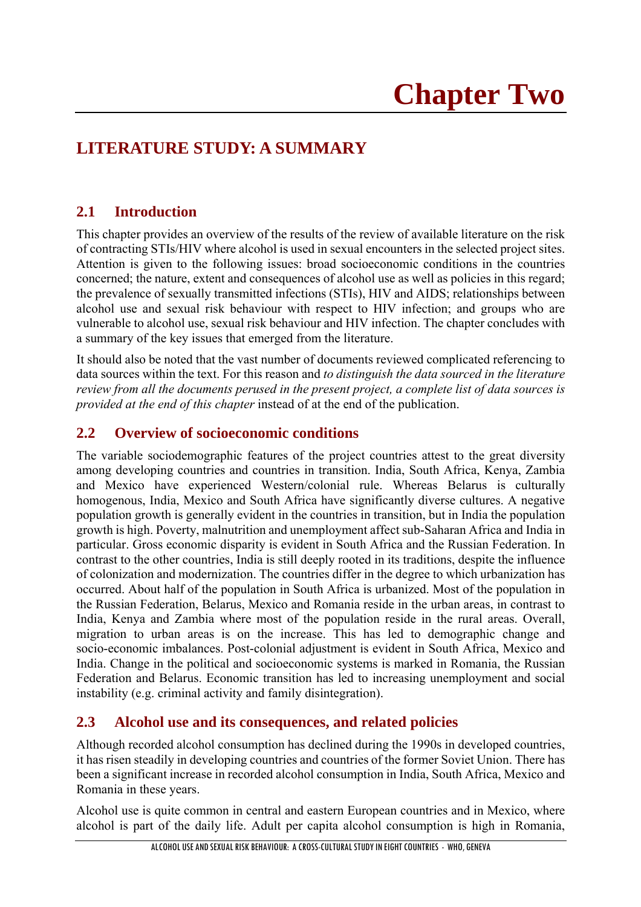# Chapter Two

## LITERATURE STUDY: A SUMMARY

### 2.1 Introduction

This chapter provides an overview of the results of the review of available literature on the risk of contracting STIs/HIV where alcohol is used in sexual encounters in the selected project sites. Attention is given to the following issues: broad socioeconomic conditions in the countries concerned; the nature, extent and consequences of alcohol use as well as policies in this regard; the prevalence of sexually transmitted infections (STIs), HIV and AIDS; relationships between alcohol use and sexual risk behaviour with respect to HIV infection; and groups who are vulnerable to alcohol use, sexual risk behaviour and HIV infection. The chapter concludes with a summary of the key issues that emerged from the literature.

It should also be noted that the vast number of documents reviewed complicated referencing to data sources within the text. For this reason and *to distinguish the data sourced in the literature review from all the documents perused in the present project, a complete list of data sources is provided at the end of this chapter* instead of at the end of the publication.

### 2.2 Overview of socioeconomic conditions

The variable sociodemographic features of the project countries attest to the great diversity among developing countries and countries in transition. India, South Africa, Kenya, Zambia and Mexico have experienced Western/colonial rule. Whereas Belarus is culturally homogenous, India, Mexico and South Africa have significantly diverse cultures. A negative population growth is generally evident in the countries in transition, but in India the population growth is high. Poverty, malnutrition and unemployment affect sub-Saharan Africa and India in particular. Gross economic disparity is evident in South Africa and the Russian Federation. In contrast to the other countries, India is still deeply rooted in its traditions, despite the influence of colonization and modernization. The countries differ in the degree to which urbanization has occurred. About half of the population in South Africa is urbanized. Most of the population in the Russian Federation, Belarus, Mexico and Romania reside in the urban areas, in contrast to India, Kenya and Zambia where most of the population reside in the rural areas. Overall, migration to urban areas is on the increase. This has led to demographic change and socio-economic imbalances. Post-colonial adjustment is evident in South Africa, Mexico and India. Change in the political and socioeconomic systems is marked in Romania, the Russian Federation and Belarus. Economic transition has led to increasing unemployment and social instability (e.g. criminal activity and family disintegration).

### 2.3 Alcohol use and its consequences, and related policies

Although recorded alcohol consumption has declined during the 1990s in developed countries, it has risen steadily in developing countries and countries of the former Soviet Union. There has been a significant increase in recorded alcohol consumption in India, South Africa, Mexico and Romania in these years.

Alcohol use is quite common in central and eastern European countries and in Mexico, where alcohol is part of the daily life. Adult per capita alcohol consumption is high in Romania,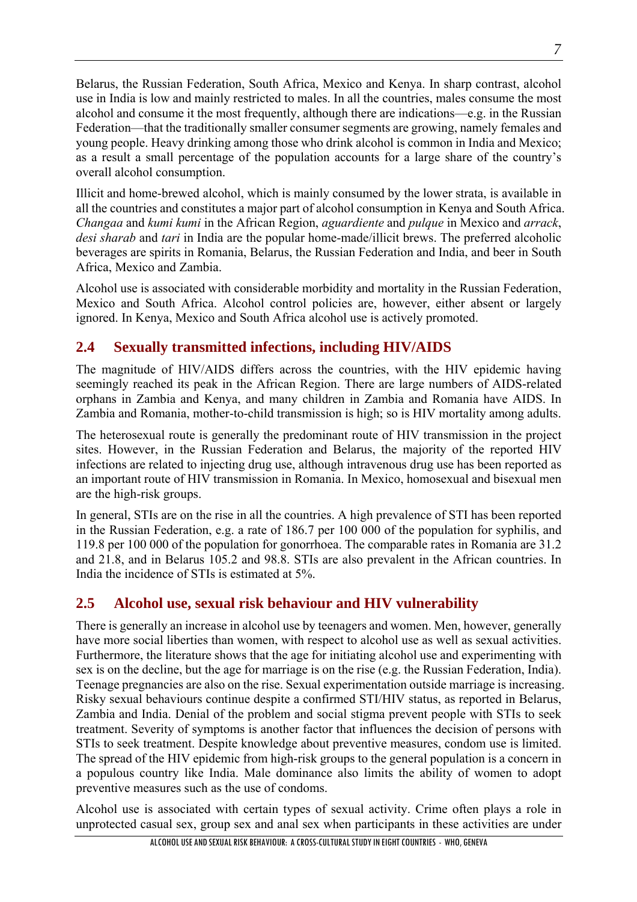Belarus, the Russian Federation, South Africa, Mexico and Kenya. In sharp contrast, alcohol use in India is low and mainly restricted to males. In all the countries, males consume the most alcohol and consume it the most frequently, although there are indications—e.g. in the Russian Federation—that the traditionally smaller consumer segments are growing, namely females and young people. Heavy drinking among those who drink alcohol is common in India and Mexico; as a result a small percentage of the population accounts for a large share of the country's overall alcohol consumption.

Illicit and home-brewed alcohol, which is mainly consumed by the lower strata, is available in all the countries and constitutes a major part of alcohol consumption in Kenya and South Africa. *Changaa* and *kumi kumi* in the African Region, *aguardiente* and *pulque* in Mexico and *arrack*, *desi sharab* and *tari* in India are the popular home-made/illicit brews. The preferred alcoholic beverages are spirits in Romania, Belarus, the Russian Federation and India, and beer in South Africa, Mexico and Zambia.

Alcohol use is associated with considerable morbidity and mortality in the Russian Federation, Mexico and South Africa. Alcohol control policies are, however, either absent or largely ignored. In Kenya, Mexico and South Africa alcohol use is actively promoted.

## 2.4 Sexually transmitted infections, including HIV/AIDS

The magnitude of HIV/AIDS differs across the countries, with the HIV epidemic having seemingly reached its peak in the African Region. There are large numbers of AIDS-related orphans in Zambia and Kenya, and many children in Zambia and Romania have AIDS. In Zambia and Romania, mother-to-child transmission is high; so is HIV mortality among adults.

The heterosexual route is generally the predominant route of HIV transmission in the project sites. However, in the Russian Federation and Belarus, the majority of the reported HIV infections are related to injecting drug use, although intravenous drug use has been reported as an important route of HIV transmission in Romania. In Mexico, homosexual and bisexual men are the high-risk groups.

In general, STIs are on the rise in all the countries. A high prevalence of STI has been reported in the Russian Federation, e.g. a rate of 186.7 per 100 000 of the population for syphilis, and 119.8 per 100 000 of the population for gonorrhoea. The comparable rates in Romania are 31.2 and 21.8, and in Belarus 105.2 and 98.8. STIs are also prevalent in the African countries. In India the incidence of STIs is estimated at 5%.

## 2.5 Alcohol use, sexual risk behaviour and HIV vulnerability

There is generally an increase in alcohol use by teenagers and women. Men, however, generally have more social liberties than women, with respect to alcohol use as well as sexual activities. Furthermore, the literature shows that the age for initiating alcohol use and experimenting with sex is on the decline, but the age for marriage is on the rise (e.g. the Russian Federation, India). Teenage pregnancies are also on the rise. Sexual experimentation outside marriage is increasing. Risky sexual behaviours continue despite a confirmed STI/HIV status, as reported in Belarus, Zambia and India. Denial of the problem and social stigma prevent people with STIs to seek treatment. Severity of symptoms is another factor that influences the decision of persons with STIs to seek treatment. Despite knowledge about preventive measures, condom use is limited. The spread of the HIV epidemic from high-risk groups to the general population is a concern in a populous country like India. Male dominance also limits the ability of women to adopt preventive measures such as the use of condoms.

Alcohol use is associated with certain types of sexual activity. Crime often plays a role in unprotected casual sex, group sex and anal sex when participants in these activities are under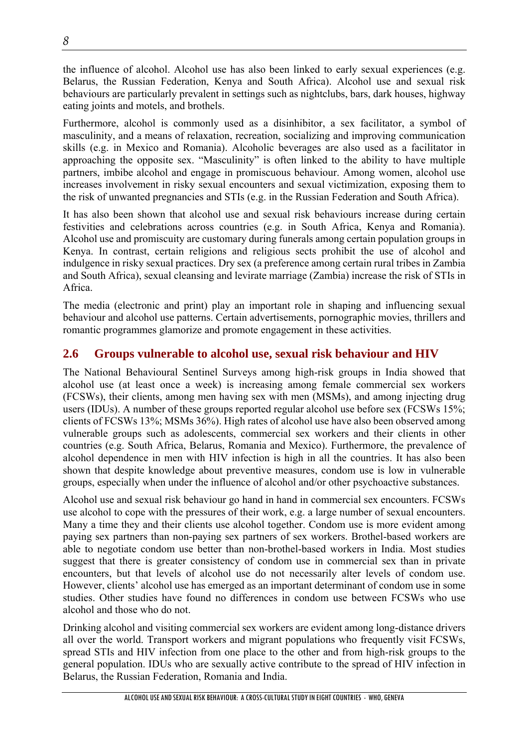the influence of alcohol. Alcohol use has also been linked to early sexual experiences (e.g. Belarus, the Russian Federation, Kenya and South Africa). Alcohol use and sexual risk behaviours are particularly prevalent in settings such as nightclubs, bars, dark houses, highway eating joints and motels, and brothels.

Furthermore, alcohol is commonly used as a disinhibitor, a sex facilitator, a symbol of masculinity, and a means of relaxation, recreation, socializing and improving communication skills (e.g. in Mexico and Romania). Alcoholic beverages are also used as a facilitator in approaching the opposite sex. "Masculinity" is often linked to the ability to have multiple partners, imbibe alcohol and engage in promiscuous behaviour. Among women, alcohol use increases involvement in risky sexual encounters and sexual victimization, exposing them to the risk of unwanted pregnancies and STIs (e.g. in the Russian Federation and South Africa).

It has also been shown that alcohol use and sexual risk behaviours increase during certain festivities and celebrations across countries (e.g. in South Africa, Kenya and Romania). Alcohol use and promiscuity are customary during funerals among certain population groups in Kenya. In contrast, certain religions and religious sects prohibit the use of alcohol and indulgence in risky sexual practices. Dry sex (a preference among certain rural tribes in Zambia and South Africa), sexual cleansing and levirate marriage (Zambia) increase the risk of STIs in Africa.

The media (electronic and print) play an important role in shaping and influencing sexual behaviour and alcohol use patterns. Certain advertisements, pornographic movies, thrillers and romantic programmes glamorize and promote engagement in these activities.

## 2.6 Groups vulnerable to alcohol use, sexual risk behaviour and HIV

The National Behavioural Sentinel Surveys among high-risk groups in India showed that alcohol use (at least once a week) is increasing among female commercial sex workers (FCSWs), their clients, among men having sex with men (MSMs), and among injecting drug users (IDUs). A number of these groups reported regular alcohol use before sex (FCSWs 15%; clients of FCSWs 13%; MSMs 36%). High rates of alcohol use have also been observed among vulnerable groups such as adolescents, commercial sex workers and their clients in other countries (e.g. South Africa, Belarus, Romania and Mexico). Furthermore, the prevalence of alcohol dependence in men with HIV infection is high in all the countries. It has also been shown that despite knowledge about preventive measures, condom use is low in vulnerable groups, especially when under the influence of alcohol and/or other psychoactive substances.

Alcohol use and sexual risk behaviour go hand in hand in commercial sex encounters. FCSWs use alcohol to cope with the pressures of their work, e.g. a large number of sexual encounters. Many a time they and their clients use alcohol together. Condom use is more evident among paying sex partners than non-paying sex partners of sex workers. Brothel-based workers are able to negotiate condom use better than non-brothel-based workers in India. Most studies suggest that there is greater consistency of condom use in commercial sex than in private encounters, but that levels of alcohol use do not necessarily alter levels of condom use. However, clients' alcohol use has emerged as an important determinant of condom use in some studies. Other studies have found no differences in condom use between FCSWs who use alcohol and those who do not.

Drinking alcohol and visiting commercial sex workers are evident among long-distance drivers all over the world. Transport workers and migrant populations who frequently visit FCSWs, spread STIs and HIV infection from one place to the other and from high-risk groups to the general population. IDUs who are sexually active contribute to the spread of HIV infection in Belarus, the Russian Federation, Romania and India.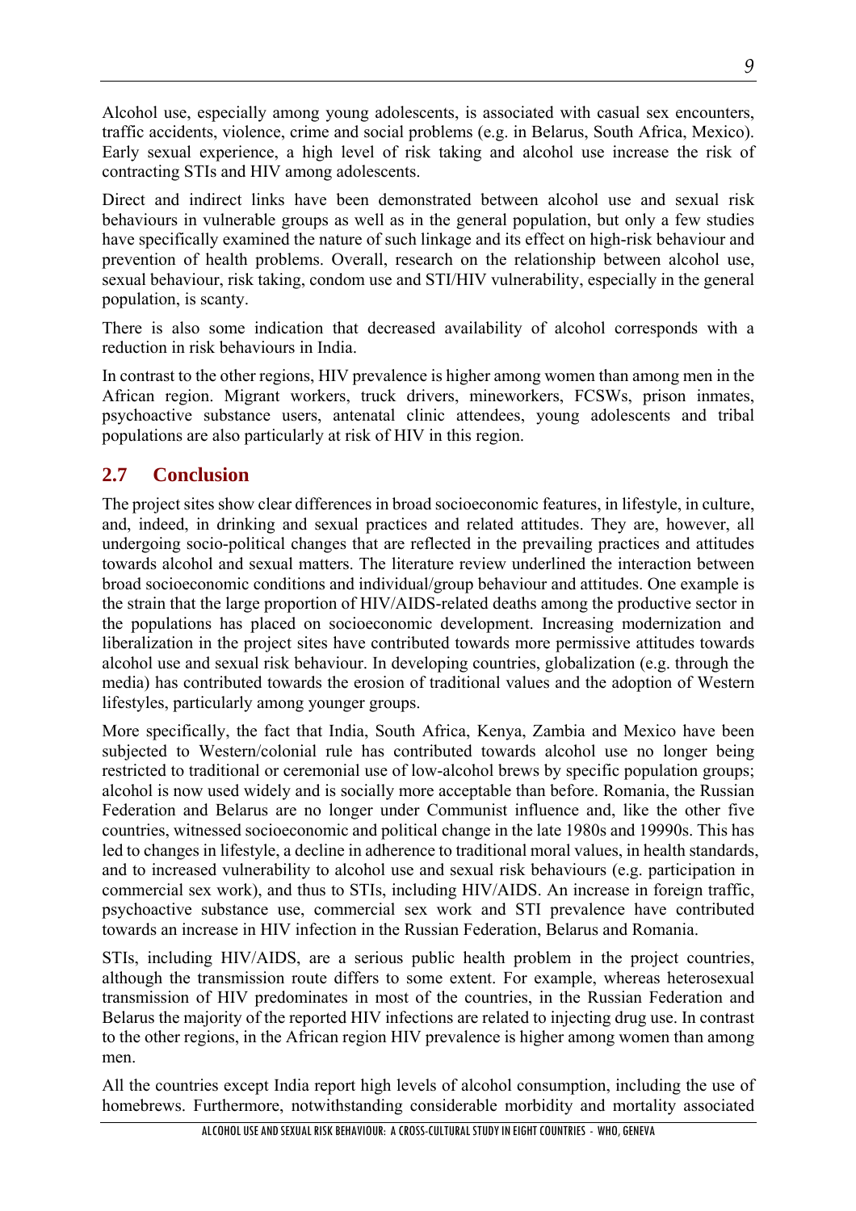Alcohol use, especially among young adolescents, is associated with casual sex encounters, traffic accidents, violence, crime and social problems (e.g. in Belarus, South Africa, Mexico). Early sexual experience, a high level of risk taking and alcohol use increase the risk of contracting STIs and HIV among adolescents.

Direct and indirect links have been demonstrated between alcohol use and sexual risk behaviours in vulnerable groups as well as in the general population, but only a few studies have specifically examined the nature of such linkage and its effect on high-risk behaviour and prevention of health problems. Overall, research on the relationship between alcohol use, sexual behaviour, risk taking, condom use and STI/HIV vulnerability, especially in the general population, is scanty.

There is also some indication that decreased availability of alcohol corresponds with a reduction in risk behaviours in India.

In contrast to the other regions, HIV prevalence is higher among women than among men in the African region. Migrant workers, truck drivers, mineworkers, FCSWs, prison inmates, psychoactive substance users, antenatal clinic attendees, young adolescents and tribal populations are also particularly at risk of HIV in this region.

## 2.7 Conclusion

The project sites show clear differences in broad socioeconomic features, in lifestyle, in culture, and, indeed, in drinking and sexual practices and related attitudes. They are, however, all undergoing socio-political changes that are reflected in the prevailing practices and attitudes towards alcohol and sexual matters. The literature review underlined the interaction between broad socioeconomic conditions and individual/group behaviour and attitudes. One example is the strain that the large proportion of HIV/AIDS-related deaths among the productive sector in the populations has placed on socioeconomic development. Increasing modernization and liberalization in the project sites have contributed towards more permissive attitudes towards alcohol use and sexual risk behaviour. In developing countries, globalization (e.g. through the media) has contributed towards the erosion of traditional values and the adoption of Western lifestyles, particularly among younger groups.

More specifically, the fact that India, South Africa, Kenya, Zambia and Mexico have been subjected to Western/colonial rule has contributed towards alcohol use no longer being restricted to traditional or ceremonial use of low-alcohol brews by specific population groups; alcohol is now used widely and is socially more acceptable than before. Romania, the Russian Federation and Belarus are no longer under Communist influence and, like the other five countries, witnessed socioeconomic and political change in the late 1980s and 19990s. This has led to changes in lifestyle, a decline in adherence to traditional moral values, in health standards, and to increased vulnerability to alcohol use and sexual risk behaviours (e.g. participation in commercial sex work), and thus to STIs, including HIV/AIDS. An increase in foreign traffic, psychoactive substance use, commercial sex work and STI prevalence have contributed towards an increase in HIV infection in the Russian Federation, Belarus and Romania.

STIs, including HIV/AIDS, are a serious public health problem in the project countries, although the transmission route differs to some extent. For example, whereas heterosexual transmission of HIV predominates in most of the countries, in the Russian Federation and Belarus the majority of the reported HIV infections are related to injecting drug use. In contrast to the other regions, in the African region HIV prevalence is higher among women than among men.

All the countries except India report high levels of alcohol consumption, including the use of homebrews. Furthermore, notwithstanding considerable morbidity and mortality associated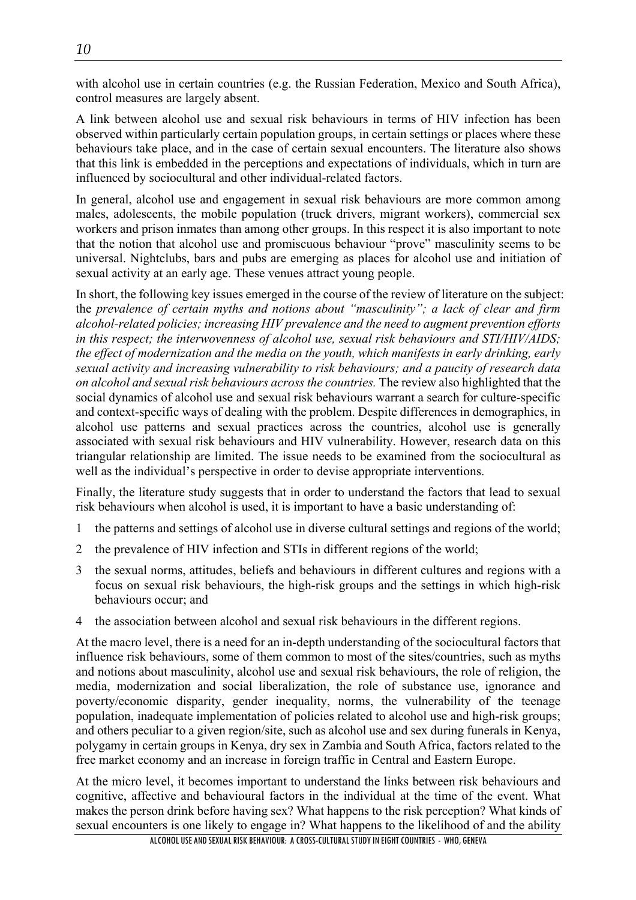with alcohol use in certain countries (e.g. the Russian Federation, Mexico and South Africa), control measures are largely absent.

A link between alcohol use and sexual risk behaviours in terms of HIV infection has been observed within particularly certain population groups, in certain settings or places where these behaviours take place, and in the case of certain sexual encounters. The literature also shows that this link is embedded in the perceptions and expectations of individuals, which in turn are influenced by sociocultural and other individual-related factors.

In general, alcohol use and engagement in sexual risk behaviours are more common among males, adolescents, the mobile population (truck drivers, migrant workers), commercial sex workers and prison inmates than among other groups. In this respect it is also important to note that the notion that alcohol use and promiscuous behaviour "prove" masculinity seems to be universal. Nightclubs, bars and pubs are emerging as places for alcohol use and initiation of sexual activity at an early age. These venues attract young people.

In short, the following key issues emerged in the course of the review of literature on the subject: the *prevalence of certain myths and notions about "masculinity"; a lack of clear and firm alcohol-related policies; increasing HIV prevalence and the need to augment prevention efforts in this respect; the interwovenness of alcohol use, sexual risk behaviours and STI/HIV/AIDS; the effect of modernization and the media on the youth, which manifests in early drinking, early sexual activity and increasing vulnerability to risk behaviours; and a paucity of research data on alcohol and sexual risk behaviours across the countries.* The review also highlighted that the social dynamics of alcohol use and sexual risk behaviours warrant a search for culture-specific and context-specific ways of dealing with the problem. Despite differences in demographics, in alcohol use patterns and sexual practices across the countries, alcohol use is generally associated with sexual risk behaviours and HIV vulnerability. However, research data on this triangular relationship are limited. The issue needs to be examined from the sociocultural as well as the individual's perspective in order to devise appropriate interventions.

Finally, the literature study suggests that in order to understand the factors that lead to sexual risk behaviours when alcohol is used, it is important to have a basic understanding of:

1. the patterns and settings of alcohol use in diverse cultural settings and regions of the world;
2. the prevalence of HIV infection and STIs in different regions of the world;
3. the sexual norms, attitudes, beliefs and behaviours in different cultures and regions with a focus on sexual risk behaviours, the high-risk groups and the settings in which high-risk behaviours occur; and
4. the association between alcohol and sexual risk behaviours in the different regions.

At the macro level, there is a need for an in-depth understanding of the sociocultural factors that influence risk behaviours, some of them common to most of the sites/countries, such as myths and notions about masculinity, alcohol use and sexual risk behaviours, the role of religion, the media, modernization and social liberalization, the role of substance use, ignorance and poverty/economic disparity, gender inequality, norms, the vulnerability of the teenage population, inadequate implementation of policies related to alcohol use and high-risk groups; and others peculiar to a given region/site, such as alcohol use and sex during funerals in Kenya, polygamy in certain groups in Kenya, dry sex in Zambia and South Africa, factors related to the free market economy and an increase in foreign traffic in Central and Eastern Europe.

At the micro level, it becomes important to understand the links between risk behaviours and cognitive, affective and behavioural factors in the individual at the time of the event. What makes the person drink before having sex? What happens to the risk perception? What kinds of sexual encounters is one likely to engage in? What happens to the likelihood of and the ability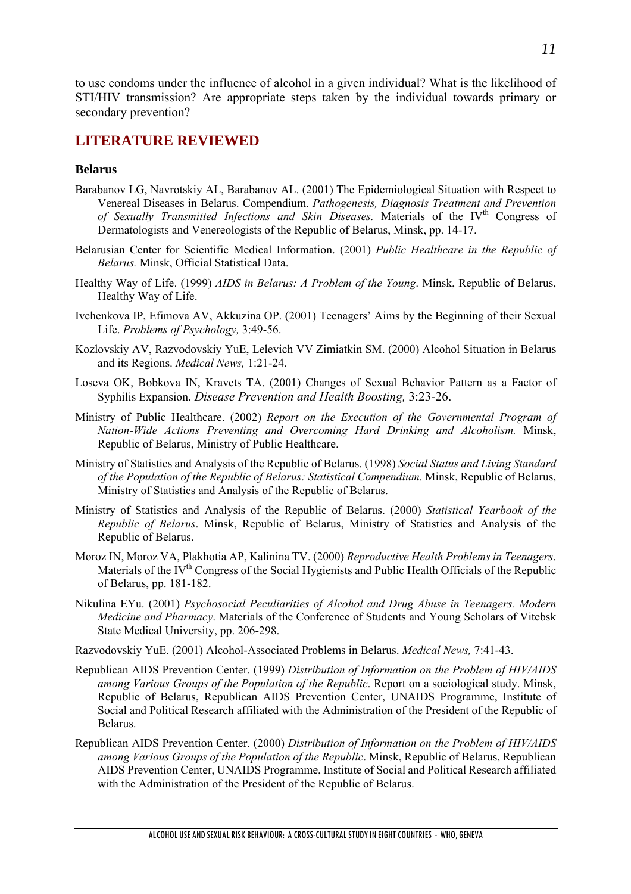to use condoms under the influence of alcohol in a given individual? What is the likelihood of STI/HIV transmission? Are appropriate steps taken by the individual towards primary or secondary prevention?

## LITERATURE REVIEWED

### Belarus

Barabanov LG, Navrotskiy AL, Barabanov AL. (2001) The Epidemiological Situation with Respect to Venereal Diseases in Belarus. Compendium. *Pathogenesis, Diagnosis Treatment and Prevention of Sexually Transmitted Infections and Skin Diseases.* Materials of the IV[th] Congress of Dermatologists and Venereologists of the Republic of Belarus, Minsk, pp. 14-17.

Belarusian Center for Scientific Medical Information. (2001) *Public Healthcare in the Republic of Belarus.* Minsk, Official Statistical Data.

Healthy Way of Life. (1999) *AIDS in Belarus: A Problem of the Young*. Minsk, Republic of Belarus, Healthy Way of Life.

Ivchenkova IP, Efimova AV, Akkuzina OP. (2001) Teenagers' Aims by the Beginning of their Sexual Life. *Problems of Psychology,* 3:49-56.

Kozlovskiy AV, Razvodovskiy YuE, Lelevich VV Zimiatkin SM. (2000) Alcohol Situation in Belarus and its Regions. *Medical News,* 1:21-24.

Loseva OK, Bobkova IN, Kravets TA. (2001) Changes of Sexual Behavior Pattern as a Factor of Syphilis Expansion. *Disease Prevention and Health Boosting,* 3:23-26.

Ministry of Public Healthcare. (2002) *Report on the Execution of the Governmental Program of Nation-Wide Actions Preventing and Overcoming Hard Drinking and Alcoholism.* Minsk, Republic of Belarus, Ministry of Public Healthcare.

Ministry of Statistics and Analysis of the Republic of Belarus. (1998) *Social Status and Living Standard of the Population of the Republic of Belarus: Statistical Compendium.* Minsk, Republic of Belarus, Ministry of Statistics and Analysis of the Republic of Belarus.

Ministry of Statistics and Analysis of the Republic of Belarus. (2000) *Statistical Yearbook of the Republic of Belarus*. Minsk, Republic of Belarus, Ministry of Statistics and Analysis of the Republic of Belarus.

Moroz IN, Moroz VA, Plakhotia AP, Kalinina TV. (2000) *Reproductive Health Problems in Teenagers*. Materials of the IV[th] Congress of the Social Hygienists and Public Health Officials of the Republic of Belarus, pp. 181-182.

Nikulina EYu. (2001) *Psychosocial Peculiarities of Alcohol and Drug Abuse in Teenagers. Modern Medicine and Pharmacy*. Materials of the Conference of Students and Young Scholars of Vitebsk State Medical University, pp. 206-298.

Razvodovskiy YuE. (2001) Alcohol-Associated Problems in Belarus. *Medical News,* 7:41-43.

Republican AIDS Prevention Center. (1999) *Distribution of Information on the Problem of HIV/AIDS among Various Groups of the Population of the Republic*. Report on a sociological study. Minsk, Republic of Belarus, Republican AIDS Prevention Center, UNAIDS Programme, Institute of Social and Political Research affiliated with the Administration of the President of the Republic of Belarus.

Republican AIDS Prevention Center. (2000) *Distribution of Information on the Problem of HIV/AIDS among Various Groups of the Population of the Republic*. Minsk, Republic of Belarus, Republican AIDS Prevention Center, UNAIDS Programme, Institute of Social and Political Research affiliated with the Administration of the President of the Republic of Belarus.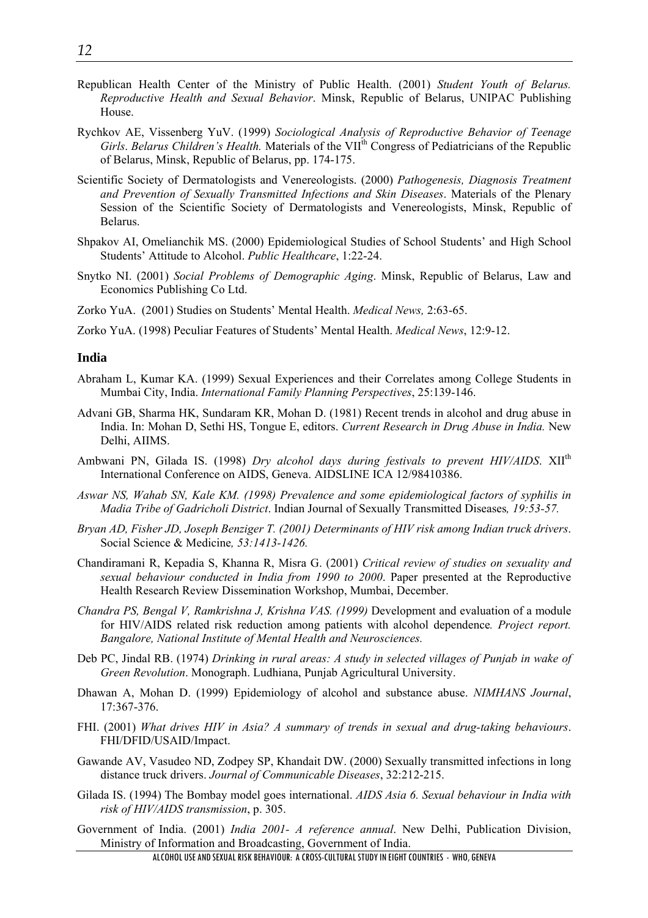Republican Health Center of the Ministry of Public Health. (2001) *Student Youth of Belarus. Reproductive Health and Sexual Behavior*. Minsk, Republic of Belarus, UNIPAC Publishing House.

Rychkov AE, Vissenberg YuV. (1999) *Sociological Analysis of Reproductive Behavior of Teenage Girls*. *Belarus Children's Health.* Materials of the VII[th] Congress of Pediatricians of the Republic of Belarus, Minsk, Republic of Belarus, pp. 174-175.

Scientific Society of Dermatologists and Venereologists. (2000) *Pathogenesis, Diagnosis Treatment and Prevention of Sexually Transmitted Infections and Skin Diseases*. Materials of the Plenary Session of the Scientific Society of Dermatologists and Venereologists, Minsk, Republic of Belarus.

Shpakov AI, Omelianchik MS. (2000) Epidemiological Studies of School Students' and High School Students' Attitude to Alcohol. *Public Healthcare*, 1:22-24.

Snytko NI. (2001) *Social Problems of Demographic Aging*. Minsk, Republic of Belarus, Law and Economics Publishing Co Ltd.

Zorko YuA. (2001) Studies on Students' Mental Health. *Medical News,* 2:63-65.

Zorko YuA. (1998) Peculiar Features of Students' Mental Health. *Medical News*, 12:9-12.

### India

Abraham L, Kumar KA. (1999) Sexual Experiences and their Correlates among College Students in Mumbai City, India. *International Family Planning Perspectives*, 25:139-146.

Advani GB, Sharma HK, Sundaram KR, Mohan D. (1981) Recent trends in alcohol and drug abuse in India. In: Mohan D, Sethi HS, Tongue E, editors. *Current Research in Drug Abuse in India.* New Delhi, AIIMS.

Ambwani PN, Gilada IS. (1998) *Dry alcohol days during festivals to prevent HIV/AIDS*. XII[th] International Conference on AIDS, Geneva. AIDSLINE ICA 12/98410386.

*Aswar NS, Wahab SN, Kale KM. (1998) Prevalence and some epidemiological factors of syphilis in Madia Tribe of Gadricholi District*. Indian Journal of Sexually Transmitted Diseases*, 19:53-57.*

*Bryan AD, Fisher JD, Joseph Benziger T. (2001) Determinants of HIV risk among Indian truck drivers*. Social Science & Medicine*, 53:1413-1426.*

Chandiramani R, Kepadia S, Khanna R, Misra G. (2001) *Critical review of studies on sexuality and sexual behaviour conducted in India from 1990 to 2000*. Paper presented at the Reproductive Health Research Review Dissemination Workshop, Mumbai, December.

*Chandra PS, Bengal V, Ramkrishna J, Krishna VAS. (1999)* Development and evaluation of a module for HIV/AIDS related risk reduction among patients with alcohol dependence*. Project report. Bangalore, National Institute of Mental Health and Neurosciences.*

Deb PC, Jindal RB. (1974) *Drinking in rural areas: A study in selected villages of Punjab in wake of Green Revolution*. Monograph. Ludhiana, Punjab Agricultural University.

Dhawan A, Mohan D. (1999) Epidemiology of alcohol and substance abuse. *NIMHANS Journal*, 17:367-376.

FHI. (2001) *What drives HIV in Asia? A summary of trends in sexual and drug-taking behaviours*. FHI/DFID/USAID/Impact.

Gawande AV, Vasudeo ND, Zodpey SP, Khandait DW. (2000) Sexually transmitted infections in long distance truck drivers. *Journal of Communicable Diseases*, 32:212-215.

Gilada IS. (1994) The Bombay model goes international. *AIDS Asia 6. Sexual behaviour in India with risk of HIV/AIDS transmission*, p. 305.

Government of India. (2001) *India 2001- A reference annual*. New Delhi, Publication Division, Ministry of Information and Broadcasting, Government of India.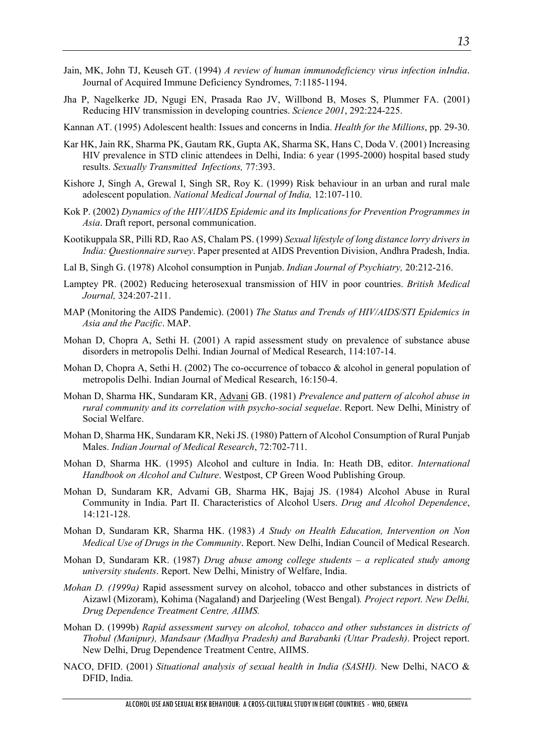Jain, MK, John TJ, Keuseh GT. (1994) *A review of human immunodeficiency virus infection inIndia*. Journal of Acquired Immune Deficiency Syndromes, 7:1185-1194.

Jha P, Nagelkerke JD, Ngugi EN, Prasada Rao JV, Willbond B, Moses S, Plummer FA. (2001) Reducing HIV transmission in developing countries. *Science 2001*, 292:224-225.

Kannan AT. (1995) Adolescent health: Issues and concerns in India. *Health for the Millions*, pp. 29-30.

Kar HK, Jain RK, Sharma PK, Gautam RK, Gupta AK, Sharma SK, Hans C, Doda V. (2001) Increasing HIV prevalence in STD clinic attendees in Delhi, India: 6 year (1995-2000) hospital based study results. *Sexually Transmitted Infections,* 77:393.

Kishore J, Singh A, Grewal I, Singh SR, Roy K. (1999) Risk behaviour in an urban and rural male adolescent population. *National Medical Journal of India,* 12:107-110.

Kok P. (2002) *Dynamics of the HIV/AIDS Epidemic and its Implications for Prevention Programmes in Asia*. Draft report, personal communication.

Kootikuppala SR, Pilli RD, Rao AS, Chalam PS. (1999) *Sexual lifestyle of long distance lorry drivers in India: Questionnaire survey*. Paper presented at AIDS Prevention Division, Andhra Pradesh, India.

Lal B, Singh G. (1978) Alcohol consumption in Punjab. *Indian Journal of Psychiatry,* 20:212-216.

Lamptey PR. (2002) Reducing heterosexual transmission of HIV in poor countries. *British Medical Journal,* 324:207-211.

MAP (Monitoring the AIDS Pandemic). (2001) *The Status and Trends of HIV/AIDS/STI Epidemics in Asia and the Pacific*. MAP.

Mohan D, Chopra A, Sethi H. (2001) A rapid assessment study on prevalence of substance abuse disorders in metropolis Delhi. Indian Journal of Medical Research, 114:107-14.

Mohan D, Chopra A, Sethi H. (2002) The co-occurrence of tobacco & alcohol in general population of metropolis Delhi. Indian Journal of Medical Research, 16:150-4.

Mohan D, Sharma HK, Sundaram KR, Advani GB. (1981) *Prevalence and pattern of alcohol abuse in rural community and its correlation with psycho-social sequelae*. Report. New Delhi, Ministry of Social Welfare.

Mohan D, Sharma HK, Sundaram KR, Neki JS. (1980) Pattern of Alcohol Consumption of Rural Punjab Males. *Indian Journal of Medical Research*, 72:702-711.

Mohan D, Sharma HK. (1995) Alcohol and culture in India. In: Heath DB, editor. *International Handbook on Alcohol and Culture*. Westpost, CP Green Wood Publishing Group.

Mohan D, Sundaram KR, Advami GB, Sharma HK, Bajaj JS. (1984) Alcohol Abuse in Rural Community in India. Part II. Characteristics of Alcohol Users. *Drug and Alcohol Dependence*, 14:121-128.

Mohan D, Sundaram KR, Sharma HK. (1983) *A Study on Health Education, Intervention on Non Medical Use of Drugs in the Community*. Report. New Delhi, Indian Council of Medical Research.

Mohan D, Sundaram KR. (1987) *Drug abuse among college students – a replicated study among university students*. Report. New Delhi, Ministry of Welfare, India.

*Mohan D. (1999a)* Rapid assessment survey on alcohol, tobacco and other substances in districts of Aizawl (Mizoram), Kohima (Nagaland) and Darjeeling (West Bengal)*. Project report. New Delhi, Drug Dependence Treatment Centre, AIIMS.*

Mohan D. (1999b) *Rapid assessment survey on alcohol, tobacco and other substances in districts of Thobul (Manipur), Mandsaur (Madhya Pradesh) and Barabanki (Uttar Pradesh)*. Project report. New Delhi, Drug Dependence Treatment Centre, AIIMS.

NACO, DFID. (2001) *Situational analysis of sexual health in India (SASHI).* New Delhi, NACO & DFID, India.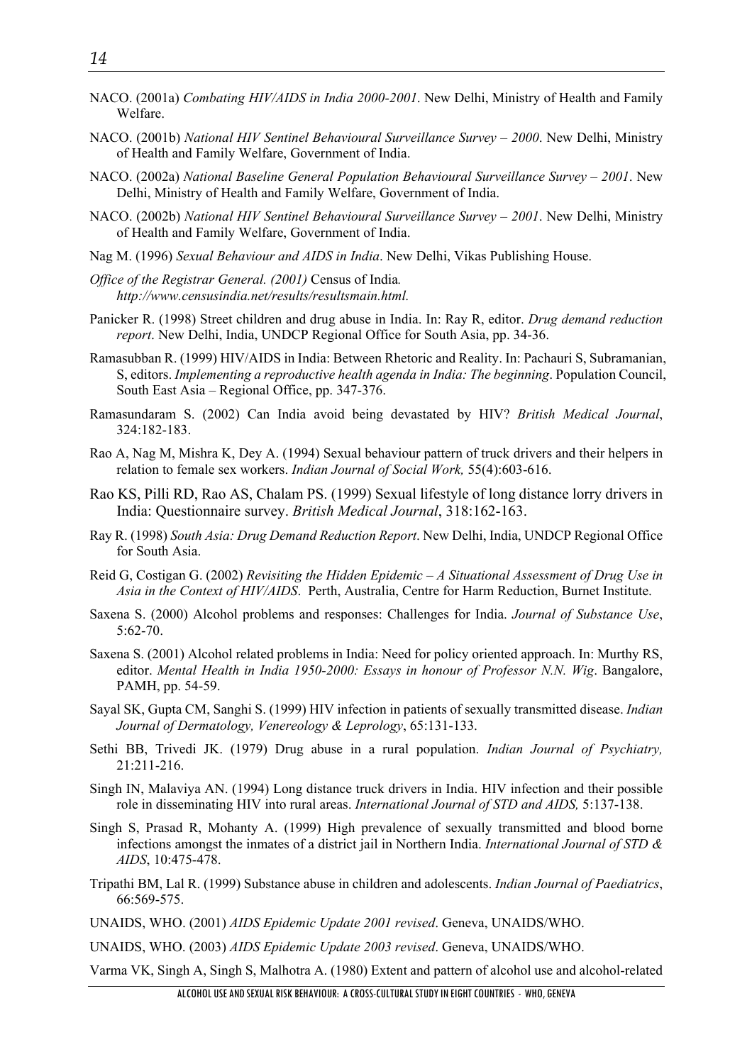NACO. (2001a) *Combating HIV/AIDS in India 2000-2001*. New Delhi, Ministry of Health and Family Welfare.

NACO. (2001b) *National HIV Sentinel Behavioural Surveillance Survey – 2000*. New Delhi, Ministry of Health and Family Welfare, Government of India.

NACO. (2002a) *National Baseline General Population Behavioural Surveillance Survey – 2001*. New Delhi, Ministry of Health and Family Welfare, Government of India.

NACO. (2002b) *National HIV Sentinel Behavioural Surveillance Survey – 2001*. New Delhi, Ministry of Health and Family Welfare, Government of India.

Nag M. (1996) *Sexual Behaviour and AIDS in India*. New Delhi, Vikas Publishing House.

*Office of the Registrar General. (2001)* Census of India*. http://www.censusindia.net/results/resultsmain.html.*

Panicker R. (1998) Street children and drug abuse in India. In: Ray R, editor. *Drug demand reduction report*. New Delhi, India, UNDCP Regional Office for South Asia, pp. 34-36.

Ramasubban R. (1999) HIV/AIDS in India: Between Rhetoric and Reality. In: Pachauri S, Subramanian, S, editors. *Implementing a reproductive health agenda in India: The beginning*. Population Council, South East Asia – Regional Office, pp. 347-376.

Ramasundaram S. (2002) Can India avoid being devastated by HIV? *British Medical Journal*, 324:182-183.

Rao A, Nag M, Mishra K, Dey A. (1994) Sexual behaviour pattern of truck drivers and their helpers in relation to female sex workers. *Indian Journal of Social Work,* 55(4):603-616.

Rao KS, Pilli RD, Rao AS, Chalam PS. (1999) Sexual lifestyle of long distance lorry drivers in India: Questionnaire survey. *British Medical Journal*, 318:162-163.

Ray R. (1998) *South Asia: Drug Demand Reduction Report*. New Delhi, India, UNDCP Regional Office for South Asia.

Reid G, Costigan G. (2002) *Revisiting the Hidden Epidemic – A Situational Assessment of Drug Use in Asia in the Context of HIV/AIDS*. Perth, Australia, Centre for Harm Reduction, Burnet Institute.

Saxena S. (2000) Alcohol problems and responses: Challenges for India. *Journal of Substance Use*, 5:62-70.

Saxena S. (2001) Alcohol related problems in India: Need for policy oriented approach. In: Murthy RS, editor. *Mental Health in India 1950-2000: Essays in honour of Professor N.N. Wig*. Bangalore, PAMH, pp. 54-59.

Sayal SK, Gupta CM, Sanghi S. (1999) HIV infection in patients of sexually transmitted disease. *Indian Journal of Dermatology, Venereology & Leprology*, 65:131-133.

Sethi BB, Trivedi JK. (1979) Drug abuse in a rural population. *Indian Journal of Psychiatry,* 21:211-216.

Singh IN, Malaviya AN. (1994) Long distance truck drivers in India. HIV infection and their possible role in disseminating HIV into rural areas. *International Journal of STD and AIDS,* 5:137-138.

Singh S, Prasad R, Mohanty A. (1999) High prevalence of sexually transmitted and blood borne infections amongst the inmates of a district jail in Northern India. *International Journal of STD & AIDS*, 10:475-478.

Tripathi BM, Lal R. (1999) Substance abuse in children and adolescents. *Indian Journal of Paediatrics*, 66:569-575.

UNAIDS, WHO. (2001) *AIDS Epidemic Update 2001 revised*. Geneva, UNAIDS/WHO.

UNAIDS, WHO. (2003) *AIDS Epidemic Update 2003 revised*. Geneva, UNAIDS/WHO.

Varma VK, Singh A, Singh S, Malhotra A. (1980) Extent and pattern of alcohol use and alcohol-related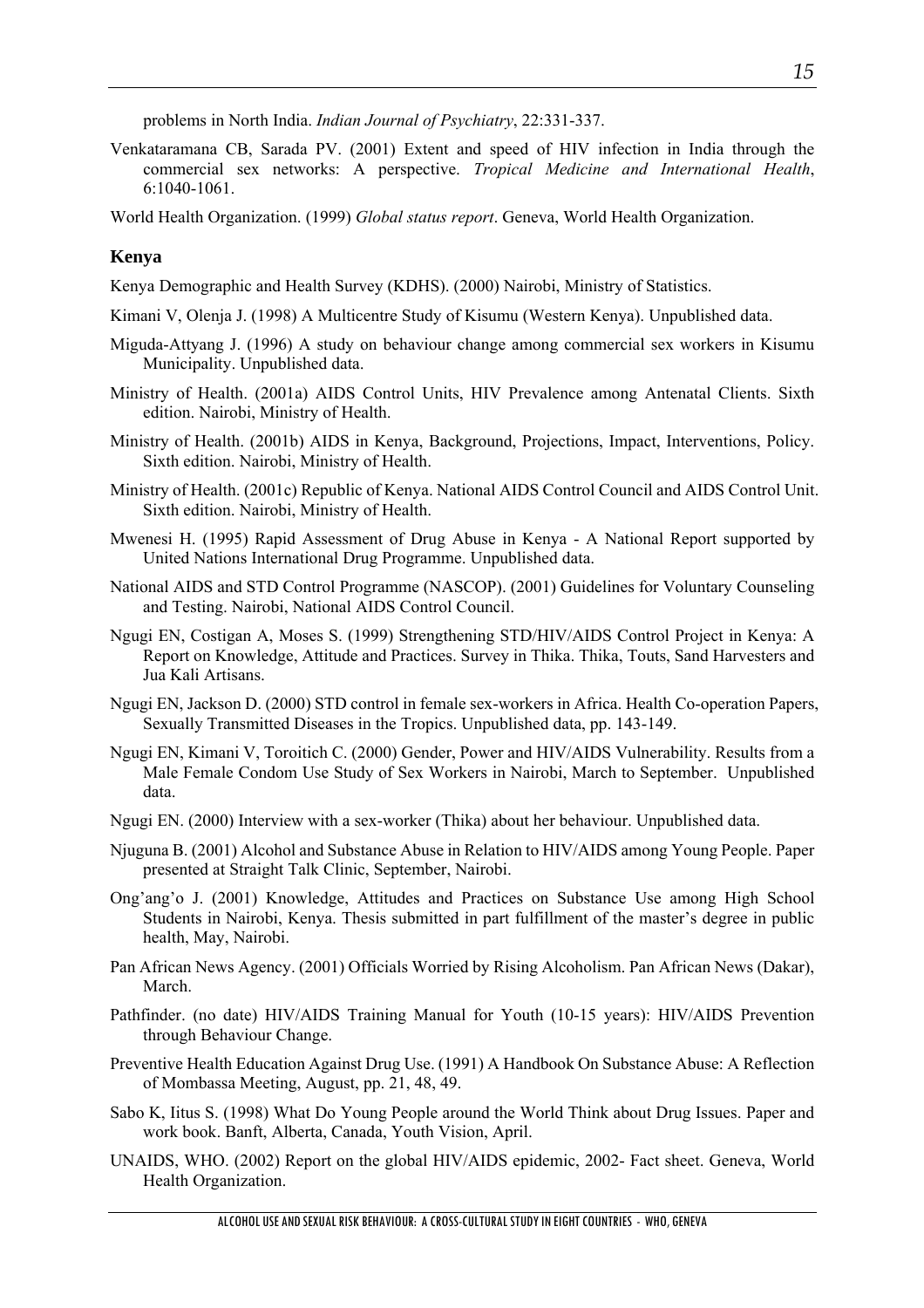problems in North India. *Indian Journal of Psychiatry*, 22:331-337.

Venkataramana CB, Sarada PV. (2001) Extent and speed of HIV infection in India through the commercial sex networks: A perspective. *Tropical Medicine and International Health*, 6:1040-1061.

World Health Organization. (1999) *Global status report*. Geneva, World Health Organization.

### Kenya

Kenya Demographic and Health Survey (KDHS). (2000) Nairobi, Ministry of Statistics.

Kimani V, Olenja J. (1998) A Multicentre Study of Kisumu (Western Kenya). Unpublished data.

Miguda-Attyang J. (1996) A study on behaviour change among commercial sex workers in Kisumu Municipality. Unpublished data.

Ministry of Health. (2001a) AIDS Control Units, HIV Prevalence among Antenatal Clients. Sixth edition. Nairobi, Ministry of Health.

Ministry of Health. (2001b) AIDS in Kenya, Background, Projections, Impact, Interventions, Policy. Sixth edition. Nairobi, Ministry of Health.

Ministry of Health. (2001c) Republic of Kenya. National AIDS Control Council and AIDS Control Unit. Sixth edition. Nairobi, Ministry of Health.

Mwenesi H. (1995) Rapid Assessment of Drug Abuse in Kenya - A National Report supported by United Nations International Drug Programme. Unpublished data.

National AIDS and STD Control Programme (NASCOP). (2001) Guidelines for Voluntary Counseling and Testing. Nairobi, National AIDS Control Council.

Ngugi EN, Costigan A, Moses S. (1999) Strengthening STD/HIV/AIDS Control Project in Kenya: A Report on Knowledge, Attitude and Practices. Survey in Thika. Thika, Touts, Sand Harvesters and Jua Kali Artisans.

Ngugi EN, Jackson D. (2000) STD control in female sex-workers in Africa. Health Co-operation Papers, Sexually Transmitted Diseases in the Tropics. Unpublished data, pp. 143-149.

Ngugi EN, Kimani V, Toroitich C. (2000) Gender, Power and HIV/AIDS Vulnerability. Results from a Male Female Condom Use Study of Sex Workers in Nairobi, March to September. Unpublished data.

Ngugi EN. (2000) Interview with a sex-worker (Thika) about her behaviour. Unpublished data.

Njuguna B. (2001) Alcohol and Substance Abuse in Relation to HIV/AIDS among Young People. Paper presented at Straight Talk Clinic, September, Nairobi.

Ong'ang'o J. (2001) Knowledge, Attitudes and Practices on Substance Use among High School Students in Nairobi, Kenya. Thesis submitted in part fulfillment of the master's degree in public health, May, Nairobi.

Pan African News Agency. (2001) Officials Worried by Rising Alcoholism. Pan African News (Dakar), March.

Pathfinder. (no date) HIV/AIDS Training Manual for Youth (10-15 years): HIV/AIDS Prevention through Behaviour Change.

Preventive Health Education Against Drug Use. (1991) A Handbook On Substance Abuse: A Reflection of Mombassa Meeting, August, pp. 21, 48, 49.

Sabo K, Iitus S. (1998) What Do Young People around the World Think about Drug Issues. Paper and work book. Banft, Alberta, Canada, Youth Vision, April.

UNAIDS, WHO. (2002) Report on the global HIV/AIDS epidemic, 2002- Fact sheet. Geneva, World Health Organization.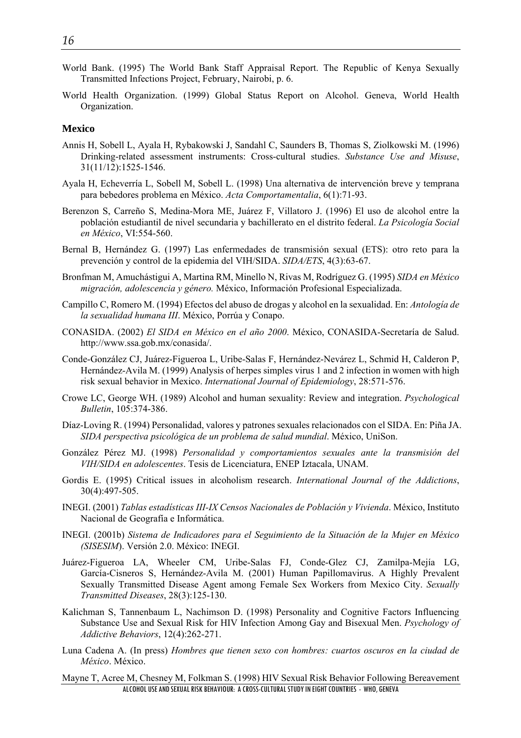World Bank. (1995) The World Bank Staff Appraisal Report. The Republic of Kenya Sexually Transmitted Infections Project, February, Nairobi, p. 6.

World Health Organization. (1999) Global Status Report on Alcohol. Geneva, World Health Organization.

### Mexico

Annis H, Sobell L, Ayala H, Rybakowski J, Sandahl C, Saunders B, Thomas S, Ziolkowski M. (1996) Drinking-related assessment instruments: Cross-cultural studies. *Substance Use and Misuse*, 31(11/12):1525-1546.

Ayala H, Echeverría L, Sobell M, Sobell L. (1998) Una alternativa de intervención breve y temprana para bebedores problema en México. *Acta Comportamentalia*, 6(1):71-93.

Berenzon S, Carreño S, Medina-Mora ME, Juárez F, Villatoro J. (1996) El uso de alcohol entre la población estudiantil de nivel secundaria y bachillerato en el distrito federal. *La Psicología Social en México*, VI:554-560.

Bernal B, Hernández G. (1997) Las enfermedades de transmisión sexual (ETS): otro reto para la prevención y control de la epidemia del VIH/SIDA. *SIDA/ETS*, 4(3):63-67.

Bronfman M, Amuchástigui A, Martina RM, Minello N, Rivas M, Rodríguez G. (1995) *SIDA en México migración, adolescencia y género.* México, Información Profesional Especializada.

Campillo C, Romero M. (1994) Efectos del abuso de drogas y alcohol en la sexualidad. En: *Antología de la sexualidad humana III*. México, Porrúa y Conapo.

CONASIDA. (2002) *El SIDA en México en el año 2000*. México, CONASIDA-Secretaría de Salud. http://www.ssa.gob.mx/conasida/.

Conde-González CJ, Juárez-Figueroa L, Uribe-Salas F, Hernández-Nevárez L, Schmid H, Calderon P, Hernández-Avila M. (1999) Analysis of herpes simples virus 1 and 2 infection in women with high risk sexual behavior in Mexico. *International Journal of Epidemiology*, 28:571-576.

Crowe LC, George WH. (1989) Alcohol and human sexuality: Review and integration. *Psychological Bulletin*, 105:374-386.

Díaz-Loving R. (1994) Personalidad, valores y patrones sexuales relacionados con el SIDA. En: Piña JA. *SIDA perspectiva psicológica de un problema de salud mundial*. México, UniSon.

González Pérez MJ. (1998) *Personalidad y comportamientos sexuales ante la transmisión del VIH/SIDA en adolescentes*. Tesis de Licenciatura, ENEP Iztacala, UNAM.

Gordis E. (1995) Critical issues in alcoholism research. *International Journal of the Addictions*, 30(4):497-505.

INEGI. (2001) *Tablas estadísticas III-IX Censos Nacionales de Población y Vivienda*. México, Instituto Nacional de Geografía e Informática.

INEGI. (2001b) *Sistema de Indicadores para el Seguimiento de la Situación de la Mujer en México (SISESIM*). Versión 2.0. México: INEGI.

Juárez-Figueroa LA, Wheeler CM, Uribe-Salas FJ, Conde-Glez CJ, Zamilpa-Mejía LG, García-Cisneros S, Hernández-Avila M. (2001) Human Papillomavirus. A Highly Prevalent Sexually Transmitted Disease Agent among Female Sex Workers from Mexico City. *Sexually Transmitted Diseases*, 28(3):125-130.

Kalichman S, Tannenbaum L, Nachimson D. (1998) Personality and Cognitive Factors Influencing Substance Use and Sexual Risk for HIV Infection Among Gay and Bisexual Men. *Psychology of Addictive Behaviors*, 12(4):262-271.

Luna Cadena A. (In press) *Hombres que tienen sexo con hombres: cuartos oscuros en la ciudad de México*. México.

Mayne T, Acree M, Chesney M, Folkman S. (1998) HIV Sexual Risk Behavior Following Bereavement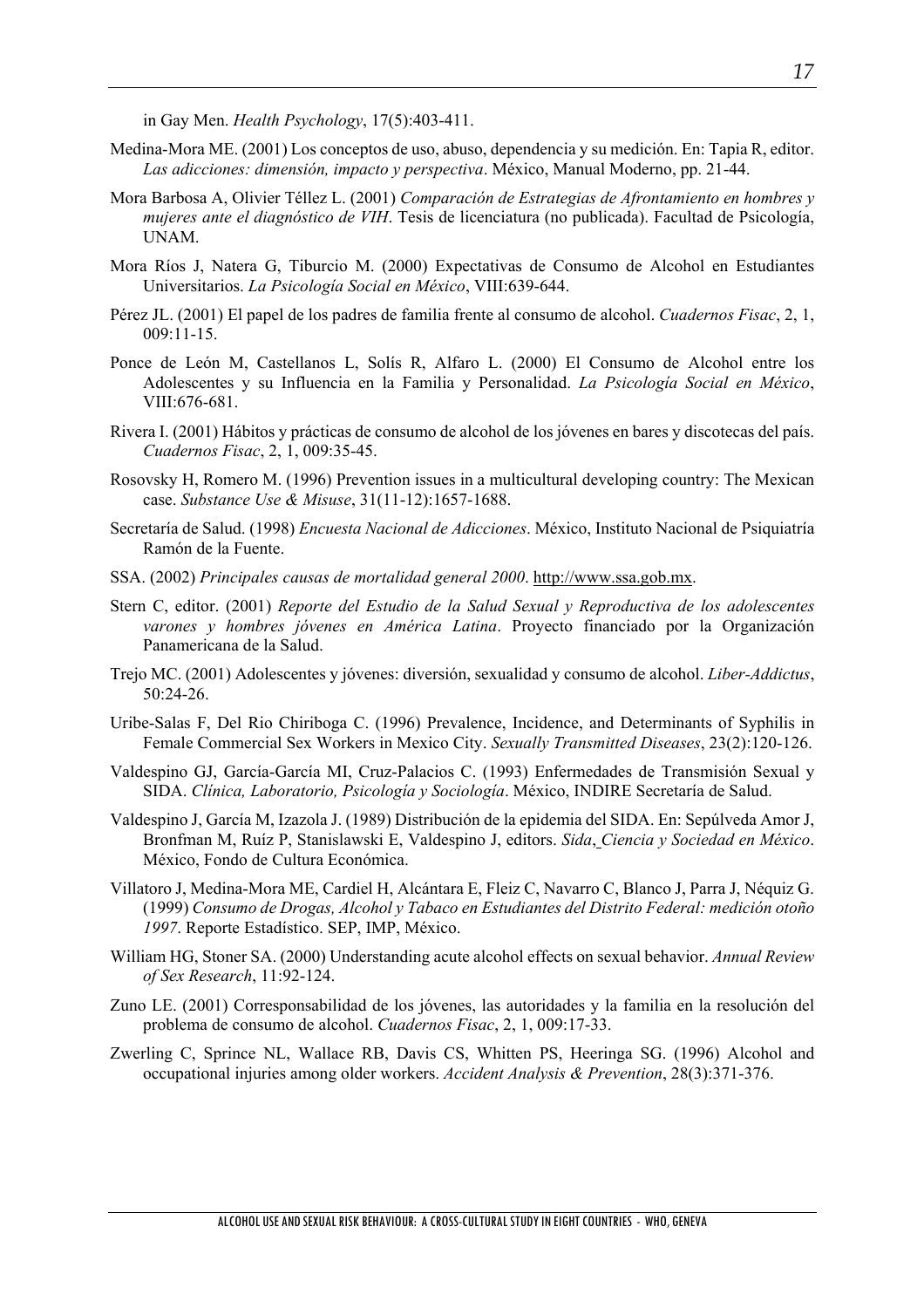in Gay Men. *Health Psychology*, 17(5):403-411.

Medina-Mora ME. (2001) Los conceptos de uso, abuso, dependencia y su medición. En: Tapia R, editor. *Las adicciones: dimensión, impacto y perspectiva*. México, Manual Moderno, pp. 21-44.

Mora Barbosa A, Olivier Téllez L. (2001) *Comparación de Estrategias de Afrontamiento en hombres y mujeres ante el diagnóstico de VIH*. Tesis de licenciatura (no publicada). Facultad de Psicología, UNAM.

Mora Ríos J, Natera G, Tiburcio M. (2000) Expectativas de Consumo de Alcohol en Estudiantes Universitarios. *La Psicología Social en México*, VIII:639-644.

Pérez JL. (2001) El papel de los padres de familia frente al consumo de alcohol. *Cuadernos Fisac*, 2, 1, 009:11-15.

Ponce de León M, Castellanos L, Solís R, Alfaro L. (2000) El Consumo de Alcohol entre los Adolescentes y su Influencia en la Familia y Personalidad. *La Psicología Social en México*, VIII:676-681.

Rivera I. (2001) Hábitos y prácticas de consumo de alcohol de los jóvenes en bares y discotecas del país. *Cuadernos Fisac*, 2, 1, 009:35-45.

Rosovsky H, Romero M. (1996) Prevention issues in a multicultural developing country: The Mexican case. *Substance Use & Misuse*, 31(11-12):1657-1688.

Secretaría de Salud. (1998) *Encuesta Nacional de Adicciones*. México, Instituto Nacional de Psiquiatría Ramón de la Fuente.

SSA. (2002) *Principales causas de mortalidad general 2000*. http://www.ssa.gob.mx.

Stern C, editor. (2001) *Reporte del Estudio de la Salud Sexual y Reproductiva de los adolescentes varones y hombres jóvenes en América Latina*. Proyecto financiado por la Organización Panamericana de la Salud.

Trejo MC. (2001) Adolescentes y jóvenes: diversión, sexualidad y consumo de alcohol. *Liber-Addictus*, 50:24-26.

Uribe-Salas F, Del Rio Chiriboga C. (1996) Prevalence, Incidence, and Determinants of Syphilis in Female Commercial Sex Workers in Mexico City. *Sexually Transmitted Diseases*, 23(2):120-126.

Valdespino GJ, García-García MI, Cruz-Palacios C. (1993) Enfermedades de Transmisión Sexual y SIDA. *Clínica, Laboratorio, Psicología y Sociología*. México, INDIRE Secretaría de Salud.

Valdespino J, García M, Izazola J. (1989) Distribución de la epidemia del SIDA. En: Sepúlveda Amor J, Bronfman M, Ruíz P, Stanislawski E, Valdespino J, editors. *Sida, Ciencia y Sociedad en México*. México, Fondo de Cultura Económica.

Villatoro J, Medina-Mora ME, Cardiel H, Alcántara E, Fleiz C, Navarro C, Blanco J, Parra J, Néquiz G. (1999) *Consumo de Drogas, Alcohol y Tabaco en Estudiantes del Distrito Federal: medición otoño 1997*. Reporte Estadístico. SEP, IMP, México.

William HG, Stoner SA. (2000) Understanding acute alcohol effects on sexual behavior. *Annual Review of Sex Research*, 11:92-124.

Zuno LE. (2001) Corresponsabilidad de los jóvenes, las autoridades y la familia en la resolución del problema de consumo de alcohol. *Cuadernos Fisac*, 2, 1, 009:17-33.

Zwerling C, Sprince NL, Wallace RB, Davis CS, Whitten PS, Heeringa SG. (1996) Alcohol and occupational injuries among older workers. *Accident Analysis & Prevention*, 28(3):371-376.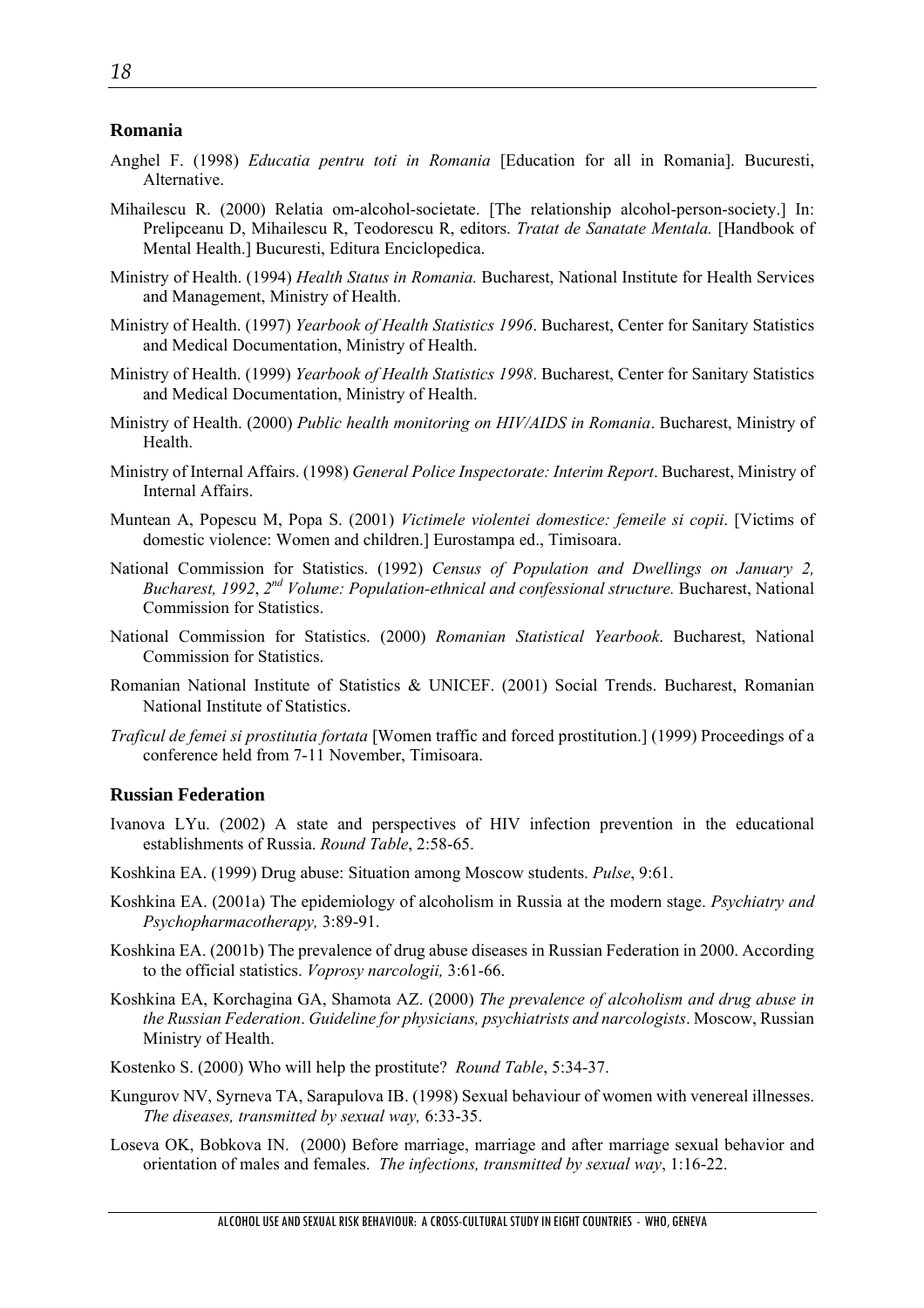## Romania

Anghel F. (1998) *Educatia pentru toti in Romania* [Education for all in Romania]. Bucuresti, Alternative.

Mihailescu R. (2000) Relatia om-alcohol-societate. [The relationship alcohol-person-society.] In: Prelipceanu D, Mihailescu R, Teodorescu R, editors. *Tratat de Sanatate Mentala.* [Handbook of Mental Health.] Bucuresti, Editura Enciclopedica.

Ministry of Health. (1994) *Health Status in Romania.* Bucharest, National Institute for Health Services and Management, Ministry of Health.

Ministry of Health. (1997) *Yearbook of Health Statistics 1996*. Bucharest, Center for Sanitary Statistics and Medical Documentation, Ministry of Health.

Ministry of Health. (1999) *Yearbook of Health Statistics 1998*. Bucharest, Center for Sanitary Statistics and Medical Documentation, Ministry of Health.

Ministry of Health. (2000) *Public health monitoring on HIV/AIDS in Romania*. Bucharest, Ministry of Health.

Ministry of Internal Affairs. (1998) *General Police Inspectorate: Interim Report*. Bucharest, Ministry of Internal Affairs.

Muntean A, Popescu M, Popa S. (2001) *Victimele violentei domestice: femeile si copii*. [Victims of domestic violence: Women and children.] Eurostampa ed., Timisoara.

National Commission for Statistics. (1992) *Census of Population and Dwellings on January 2, Bucharest, 1992*, *2nd Volume: Population-ethnical and confessional structure.* Bucharest, National Commission for Statistics.

National Commission for Statistics. (2000) *Romanian Statistical Yearbook*. Bucharest, National Commission for Statistics.

Romanian National Institute of Statistics & UNICEF. (2001) Social Trends. Bucharest, Romanian National Institute of Statistics.

*Traficul de femei si prostitutia fortata* [Women traffic and forced prostitution.] (1999) Proceedings of a conference held from 7-11 November, Timisoara.

## Russian Federation

Ivanova LYu. (2002) A state and perspectives of HIV infection prevention in the educational establishments of Russia. *Round Table*, 2:58-65.

Koshkina EA. (1999) Drug abuse: Situation among Moscow students. *Pulse*, 9:61.

Koshkina EA. (2001a) The epidemiology of alcoholism in Russia at the modern stage. *Psychiatry and Psychopharmacotherapy,* 3:89-91.

Koshkina EA. (2001b) The prevalence of drug abuse diseases in Russian Federation in 2000. According to the official statistics. *Voprosy narcologii,* 3:61-66.

Koshkina EA, Korchagina GA, Shamota AZ. (2000) *The prevalence of alcoholism and drug abuse in the Russian Federation*. *Guideline for physicians, psychiatrists and narcologists*. Moscow, Russian Ministry of Health.

Kostenko S. (2000) Who will help the prostitute? *Round Table*, 5:34-37.

Kungurov NV, Syrneva TA, Sarapulova IB. (1998) Sexual behaviour of women with venereal illnesses. *The diseases, transmitted by sexual way,* 6:33-35.

Loseva OK, Bobkova IN. (2000) Before marriage, marriage and after marriage sexual behavior and orientation of males and females. *The infections, transmitted by sexual way*, 1:16-22.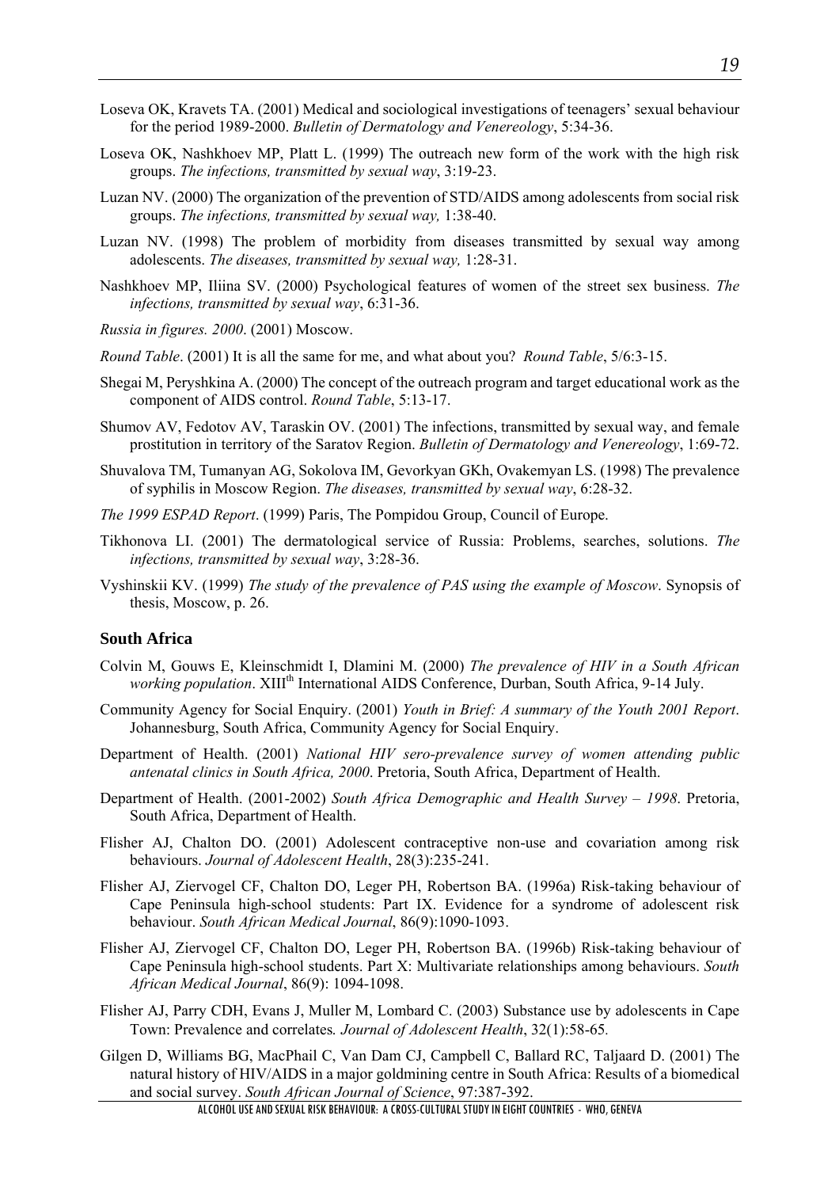Loseva OK, Kravets TA. (2001) Medical and sociological investigations of teenagers' sexual behaviour for the period 1989-2000. *Bulletin of Dermatology and Venereology*, 5:34-36.

Loseva OK, Nashkhoev MP, Platt L. (1999) The outreach new form of the work with the high risk groups. *The infections, transmitted by sexual way*, 3:19-23.

Luzan NV. (2000) The organization of the prevention of STD/AIDS among adolescents from social risk groups. *The infections, transmitted by sexual way,* 1:38-40.

Luzan NV. (1998) The problem of morbidity from diseases transmitted by sexual way among adolescents. *The diseases, transmitted by sexual way,* 1:28-31.

Nashkhoev MP, Iliina SV. (2000) Psychological features of women of the street sex business. *The infections, transmitted by sexual way*, 6:31-36.

*Russia in figures. 2000*. (2001) Moscow.

*Round Table*. (2001) It is all the same for me, and what about you? *Round Table*, 5/6:3-15.

Shegai M, Peryshkina A. (2000) The concept of the outreach program and target educational work as the component of AIDS control. *Round Table*, 5:13-17.

Shumov AV, Fedotov AV, Taraskin OV. (2001) The infections, transmitted by sexual way, and female prostitution in territory of the Saratov Region. *Bulletin of Dermatology and Venereology*, 1:69-72.

Shuvalova TM, Tumanyan AG, Sokolova IM, Gevorkyan GKh, Ovakemyan LS. (1998) The prevalence of syphilis in Moscow Region. *The diseases, transmitted by sexual way*, 6:28-32.

*The 1999 ESPAD Report*. (1999) Paris, The Pompidou Group, Council of Europe.

Tikhonova LI. (2001) The dermatological service of Russia: Problems, searches, solutions. *The infections, transmitted by sexual way*, 3:28-36.

Vyshinskii KV. (1999) *The study of the prevalence of PAS using the example of Moscow*. Synopsis of thesis, Moscow, p. 26.

### South Africa

Colvin M, Gouws E, Kleinschmidt I, Dlamini M. (2000) *The prevalence of HIV in a South African working population*. XIII[th] International AIDS Conference, Durban, South Africa, 9-14 July.

Community Agency for Social Enquiry. (2001) *Youth in Brief: A summary of the Youth 2001 Report*. Johannesburg, South Africa, Community Agency for Social Enquiry.

Department of Health. (2001) *National HIV sero-prevalence survey of women attending public antenatal clinics in South Africa, 2000*. Pretoria, South Africa, Department of Health.

Department of Health. (2001-2002) *South Africa Demographic and Health Survey – 1998*. Pretoria, South Africa, Department of Health.

Flisher AJ, Chalton DO. (2001) Adolescent contraceptive non-use and covariation among risk behaviours. *Journal of Adolescent Health*, 28(3):235-241.

Flisher AJ, Ziervogel CF, Chalton DO, Leger PH, Robertson BA. (1996a) Risk-taking behaviour of Cape Peninsula high-school students: Part IX. Evidence for a syndrome of adolescent risk behaviour. *South African Medical Journal*, 86(9):1090-1093.

Flisher AJ, Ziervogel CF, Chalton DO, Leger PH, Robertson BA. (1996b) Risk-taking behaviour of Cape Peninsula high-school students. Part X: Multivariate relationships among behaviours. *South African Medical Journal*, 86(9): 1094-1098.

Flisher AJ, Parry CDH, Evans J, Muller M, Lombard C. (2003) Substance use by adolescents in Cape Town: Prevalence and correlates*. Journal of Adolescent Health*, 32(1):58-65.

Gilgen D, Williams BG, MacPhail C, Van Dam CJ, Campbell C, Ballard RC, Taljaard D. (2001) The natural history of HIV/AIDS in a major goldmining centre in South Africa: Results of a biomedical and social survey. *South African Journal of Science*, 97:387-392.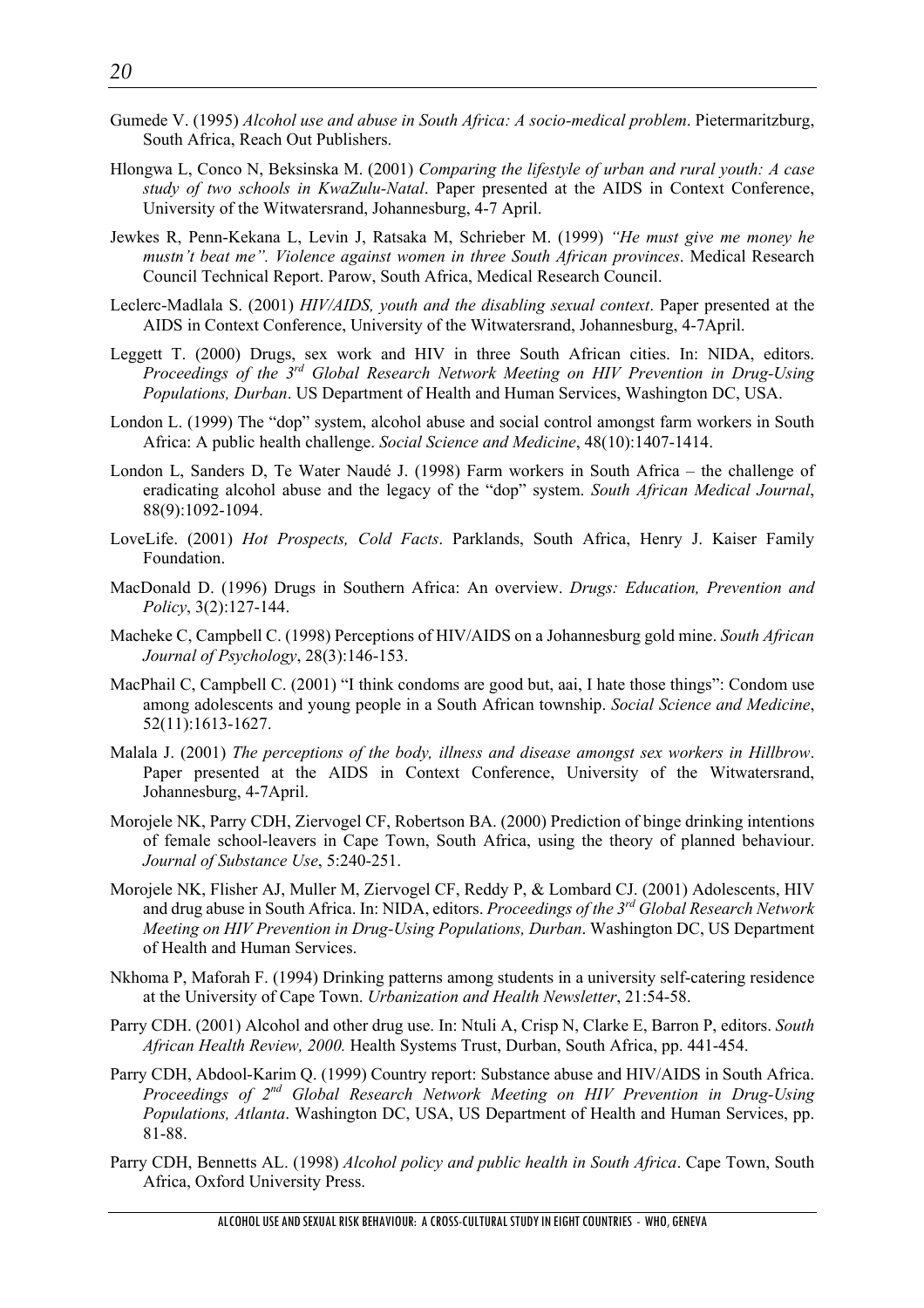Gumede V. (1995) *Alcohol use and abuse in South Africa: A socio-medical problem*. Pietermaritzburg, South Africa, Reach Out Publishers.

Hlongwa L, Conco N, Beksinska M. (2001) *Comparing the lifestyle of urban and rural youth: A case study of two schools in KwaZulu-Natal*. Paper presented at the AIDS in Context Conference, University of the Witwatersrand, Johannesburg, 4-7 April.

Jewkes R, Penn-Kekana L, Levin J, Ratsaka M, Schrieber M. (1999) *"He must give me money he mustn't beat me". Violence against women in three South African provinces*. Medical Research Council Technical Report. Parow, South Africa, Medical Research Council.

Leclerc-Madlala S. (2001) *HIV/AIDS, youth and the disabling sexual context*. Paper presented at the AIDS in Context Conference, University of the Witwatersrand, Johannesburg, 4-7April.

Leggett T. (2000) Drugs, sex work and HIV in three South African cities. In: NIDA, editors. *Proceedings of the 3rd Global Research Network Meeting on HIV Prevention in Drug-Using Populations, Durban*. US Department of Health and Human Services, Washington DC, USA.

London L. (1999) The "dop" system, alcohol abuse and social control amongst farm workers in South Africa: A public health challenge. *Social Science and Medicine*, 48(10):1407-1414.

London L, Sanders D, Te Water Naudé J. (1998) Farm workers in South Africa – the challenge of eradicating alcohol abuse and the legacy of the "dop" system. *South African Medical Journal*, 88(9):1092-1094.

LoveLife. (2001) *Hot Prospects, Cold Facts*. Parklands, South Africa, Henry J. Kaiser Family Foundation.

MacDonald D. (1996) Drugs in Southern Africa: An overview. *Drugs: Education, Prevention and Policy*, 3(2):127-144.

Macheke C, Campbell C. (1998) Perceptions of HIV/AIDS on a Johannesburg gold mine. *South African Journal of Psychology*, 28(3):146-153.

MacPhail C, Campbell C. (2001) "I think condoms are good but, aai, I hate those things": Condom use among adolescents and young people in a South African township. *Social Science and Medicine*, 52(11):1613-1627.

Malala J. (2001) *The perceptions of the body, illness and disease amongst sex workers in Hillbrow*. Paper presented at the AIDS in Context Conference, University of the Witwatersrand, Johannesburg, 4-7April.

Morojele NK, Parry CDH, Ziervogel CF, Robertson BA. (2000) Prediction of binge drinking intentions of female school-leavers in Cape Town, South Africa, using the theory of planned behaviour. *Journal of Substance Use*, 5:240-251.

Morojele NK, Flisher AJ, Muller M, Ziervogel CF, Reddy P, & Lombard CJ. (2001) Adolescents, HIV and drug abuse in South Africa. In: NIDA, editors. *Proceedings of the 3rd Global Research Network Meeting on HIV Prevention in Drug-Using Populations, Durban*. Washington DC, US Department of Health and Human Services.

Nkhoma P, Maforah F. (1994) Drinking patterns among students in a university self-catering residence at the University of Cape Town. *Urbanization and Health Newsletter*, 21:54-58.

Parry CDH. (2001) Alcohol and other drug use. In: Ntuli A, Crisp N, Clarke E, Barron P, editors. *South African Health Review, 2000.* Health Systems Trust, Durban, South Africa, pp. 441-454.

Parry CDH, Abdool-Karim Q. (1999) Country report: Substance abuse and HIV/AIDS in South Africa. *Proceedings of 2nd Global Research Network Meeting on HIV Prevention in Drug-Using Populations, Atlanta*. Washington DC, USA, US Department of Health and Human Services, pp. 81-88.

Parry CDH, Bennetts AL. (1998) *Alcohol policy and public health in South Africa*. Cape Town, South Africa, Oxford University Press.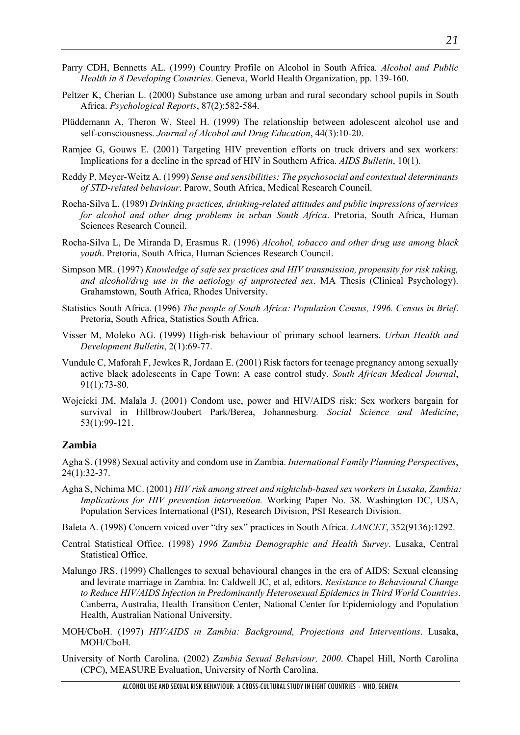Parry CDH, Bennetts AL. (1999) Country Profile on Alcohol in South Africa*. Alcohol and Public Health in 8 Developing Countries*. Geneva, World Health Organization, pp. 139-160.

Peltzer K, Cherian L. (2000) Substance use among urban and rural secondary school pupils in South Africa. *Psychological Reports*, 87(2):582-584.

Plüddemann A, Theron W, Steel H. (1999) The relationship between adolescent alcohol use and self-consciousness. *Journal of Alcohol and Drug Education*, 44(3):10-20.

Ramjee G, Gouws E. (2001) Targeting HIV prevention efforts on truck drivers and sex workers: Implications for a decline in the spread of HIV in Southern Africa. *AIDS Bulletin*, 10(1).

Reddy P, Meyer-Weitz A. (1999) *Sense and sensibilities: The psychosocial and contextual determinants of STD-related behaviour*. Parow, South Africa, Medical Research Council.

Rocha-Silva L. (1989) *Drinking practices, drinking-related attitudes and public impressions of services for alcohol and other drug problems in urban South Africa*. Pretoria, South Africa, Human Sciences Research Council.

Rocha-Silva L, De Miranda D, Erasmus R. (1996) *Alcohol, tobacco and other drug use among black youth*. Pretoria, South Africa, Human Sciences Research Council.

Simpson MR. (1997) *Knowledge of safe sex practices and HIV transmission, propensity for risk taking, and alcohol/drug use in the aetiology of unprotected sex*. MA Thesis (Clinical Psychology). Grahamstown, South Africa, Rhodes University.

Statistics South Africa. (1996) *The people of South Africa: Population Census, 1996. Census in Brief*. Pretoria, South Africa, Statistics South Africa.

Visser M, Moleko AG. (1999) High-risk behaviour of primary school learners. *Urban Health and Development Bulletin*, 2(1):69-77.

Vundule C, Maforah F, Jewkes R, Jordaan E. (2001) Risk factors for teenage pregnancy among sexually active black adolescents in Cape Town: A case control study. *South African Medical Journal*, 91(1):73-80.

Wojcicki JM, Malala J. (2001) Condom use, power and HIV/AIDS risk: Sex workers bargain for survival in Hillbrow/Joubert Park/Berea, Johannesburg*. Social Science and Medicine*, 53(1):99-121.

### Zambia

Agha S. (1998) Sexual activity and condom use in Zambia. *International Family Planning Perspectives*, 24(1):32-37.

Agha S, Nchima MC. (2001) *HIV risk among street and nightclub-based sex workers in Lusaka, Zambia: Implications for HIV prevention intervention.* Working Paper No. 38. Washington DC, USA, Population Services International (PSI), Research Division, PSI Research Division.

Baleta A. (1998) Concern voiced over "dry sex" practices in South Africa. *LANCET*, 352(9136):1292.

Central Statistical Office. (1998) *1996 Zambia Demographic and Health Survey*. Lusaka, Central Statistical Office.

Malungo JRS. (1999) Challenges to sexual behavioural changes in the era of AIDS: Sexual cleansing and levirate marriage in Zambia. In: Caldwell JC, et al, editors. *Resistance to Behavioural Change to Reduce HIV/AIDS Infection in Predominantly Heterosexual Epidemics in Third World Countries*. Canberra, Australia, Health Transition Center, National Center for Epidemiology and Population Health, Australian National University.

MOH/CboH. (1997) *HIV/AIDS in Zambia: Background, Projections and Interventions*. Lusaka, MOH/CboH.

University of North Carolina. (2002) *Zambia Sexual Behaviour, 2000*. Chapel Hill, North Carolina (CPC), MEASURE Evaluation, University of North Carolina.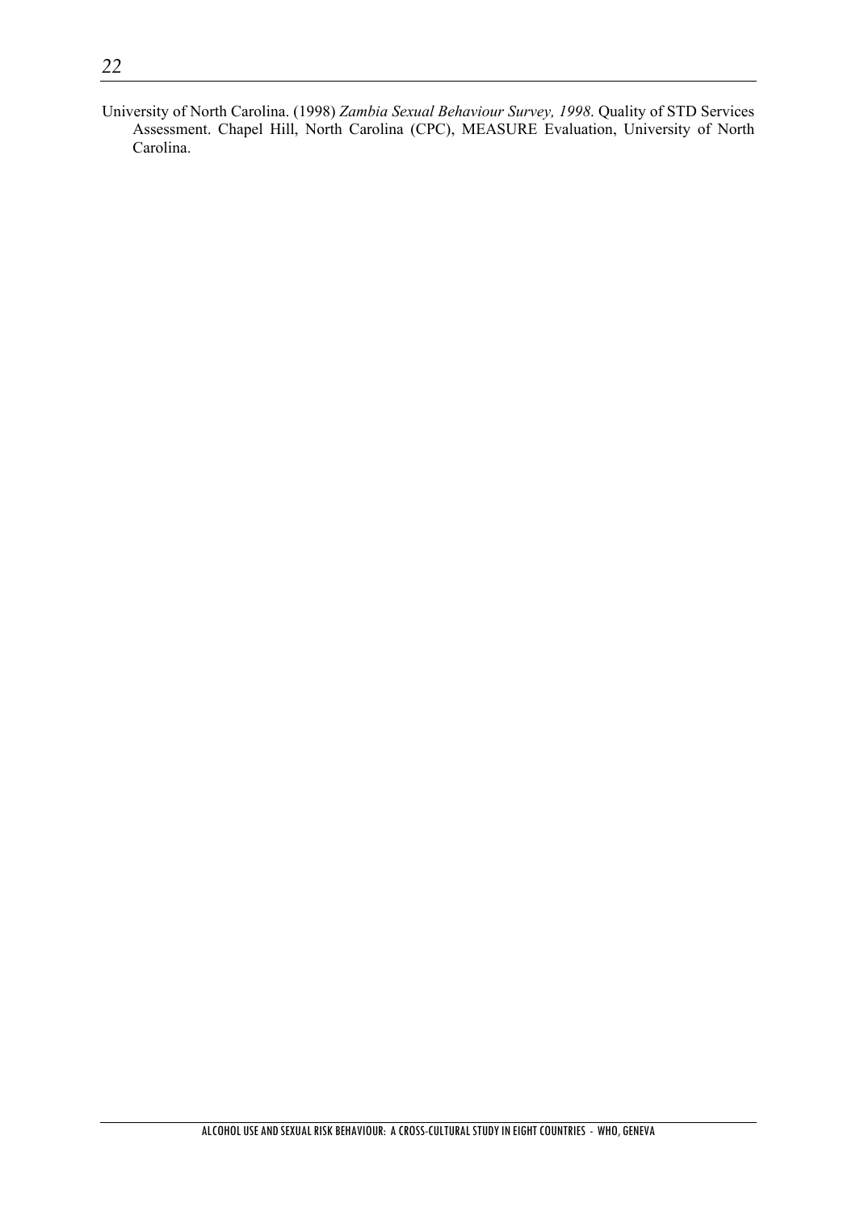University of North Carolina. (1998) *Zambia Sexual Behaviour Survey, 1998*. Quality of STD Services Assessment. Chapel Hill, North Carolina (CPC), MEASURE Evaluation, University of North Carolina.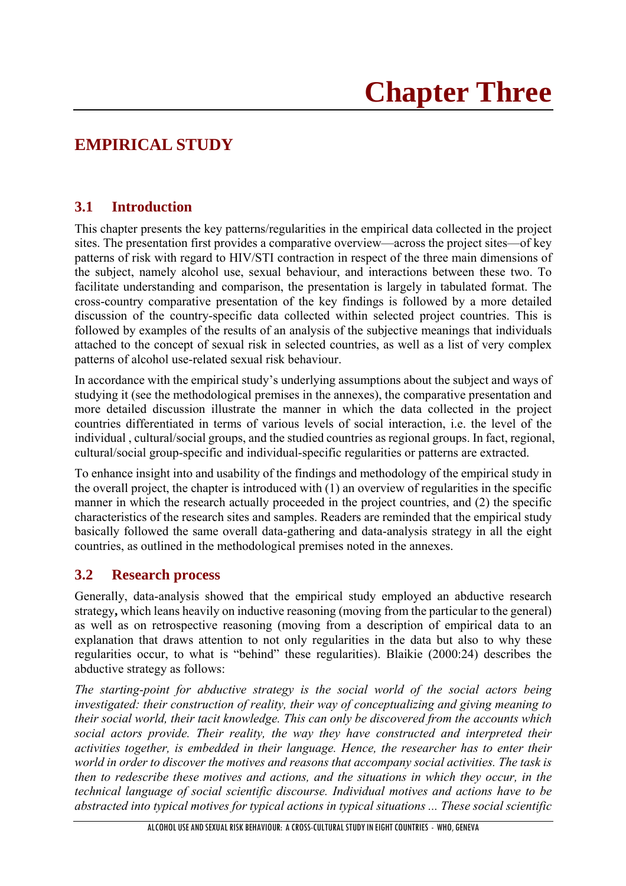# Chapter Three

## EMPIRICAL STUDY

### 3.1 Introduction

This chapter presents the key patterns/regularities in the empirical data collected in the project sites. The presentation first provides a comparative overview—across the project sites—of key patterns of risk with regard to HIV/STI contraction in respect of the three main dimensions of the subject, namely alcohol use, sexual behaviour, and interactions between these two. To facilitate understanding and comparison, the presentation is largely in tabulated format. The cross-country comparative presentation of the key findings is followed by a more detailed discussion of the country-specific data collected within selected project countries. This is followed by examples of the results of an analysis of the subjective meanings that individuals attached to the concept of sexual risk in selected countries, as well as a list of very complex patterns of alcohol use-related sexual risk behaviour.

In accordance with the empirical study's underlying assumptions about the subject and ways of studying it (see the methodological premises in the annexes), the comparative presentation and more detailed discussion illustrate the manner in which the data collected in the project countries differentiated in terms of various levels of social interaction, i.e. the level of the individual , cultural/social groups, and the studied countries as regional groups. In fact, regional, cultural/social group-specific and individual-specific regularities or patterns are extracted.

To enhance insight into and usability of the findings and methodology of the empirical study in the overall project, the chapter is introduced with (1) an overview of regularities in the specific manner in which the research actually proceeded in the project countries, and (2) the specific characteristics of the research sites and samples. Readers are reminded that the empirical study basically followed the same overall data-gathering and data-analysis strategy in all the eight countries, as outlined in the methodological premises noted in the annexes.

### 3.2 Research process

Generally, data-analysis showed that the empirical study employed an abductive research strategy**,** which leans heavily on inductive reasoning (moving from the particular to the general) as well as on retrospective reasoning (moving from a description of empirical data to an explanation that draws attention to not only regularities in the data but also to why these regularities occur, to what is "behind" these regularities). Blaikie (2000:24) describes the abductive strategy as follows:

*The starting-point for abductive strategy is the social world of the social actors being investigated: their construction of reality, their way of conceptualizing and giving meaning to their social world, their tacit knowledge. This can only be discovered from the accounts which social actors provide. Their reality, the way they have constructed and interpreted their activities together, is embedded in their language. Hence, the researcher has to enter their world in order to discover the motives and reasons that accompany social activities. The task is then to redescribe these motives and actions, and the situations in which they occur, in the technical language of social scientific discourse. Individual motives and actions have to be abstracted into typical motives for typical actions in typical situations ... These social scientific*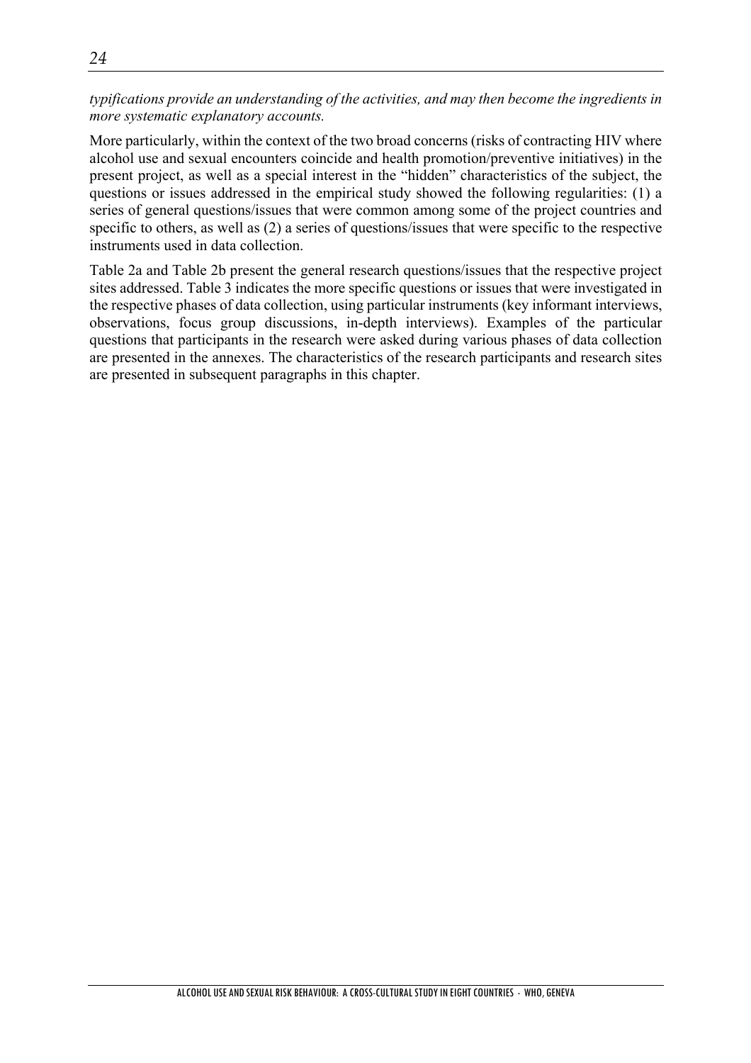*typifications provide an understanding of the activities, and may then become the ingredients in more systematic explanatory accounts.*

More particularly, within the context of the two broad concerns (risks of contracting HIV where alcohol use and sexual encounters coincide and health promotion/preventive initiatives) in the present project, as well as a special interest in the "hidden" characteristics of the subject, the questions or issues addressed in the empirical study showed the following regularities: (1) a series of general questions/issues that were common among some of the project countries and specific to others, as well as (2) a series of questions/issues that were specific to the respective instruments used in data collection.

Table 2a and Table 2b present the general research questions/issues that the respective project sites addressed. Table 3 indicates the more specific questions or issues that were investigated in the respective phases of data collection, using particular instruments (key informant interviews, observations, focus group discussions, in-depth interviews). Examples of the particular questions that participants in the research were asked during various phases of data collection are presented in the annexes. The characteristics of the research participants and research sites are presented in subsequent paragraphs in this chapter.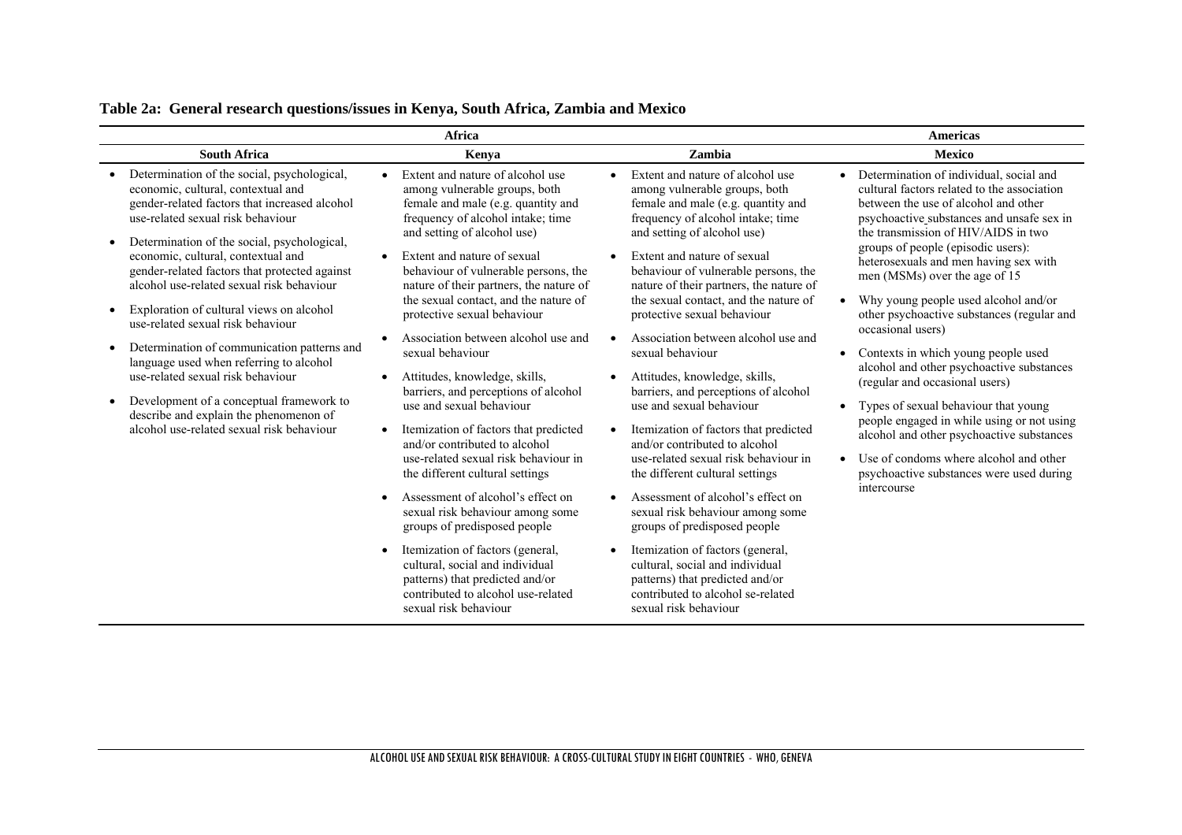**Table 2a: General research questions/issues in Kenya, South Africa, Zambia and Mexico**

| Africa | | | Americas |
|---|---|---|---|
| **South Africa** | **Kenya** | **Zambia** | **Mexico** |
| • Determination of the social, psychological, economic, cultural, contextual and gender-related factors that increased alcohol use-related sexual risk behaviour<br>• Determination of the social, psychological, economic, cultural, contextual and gender-related factors that protected against alcohol use-related sexual risk behaviour<br>• Exploration of cultural views on alcohol use-related sexual risk behaviour<br>• Determination of communication patterns and language used when referring to alcohol use-related sexual risk behaviour<br>• Development of a conceptual framework to describe and explain the phenomenon of alcohol use-related sexual risk behaviour | • Extent and nature of alcohol use among vulnerable groups, both female and male (e.g. quantity and frequency of alcohol intake; time and setting of alcohol use)<br>• Extent and nature of sexual behaviour of vulnerable persons, the nature of their partners, the nature of the sexual contact, and the nature of protective sexual behaviour<br>• Association between alcohol use and sexual behaviour<br>• Attitudes, knowledge, skills, barriers, and perceptions of alcohol use and sexual behaviour<br>• Itemization of factors that predicted and/or contributed to alcohol use-related sexual risk behaviour in the different cultural settings<br>• Assessment of alcohol's effect on sexual risk behaviour among some groups of predisposed people<br>• Itemization of factors (general, cultural, social and individual patterns) that predicted and/or contributed to alcohol use-related sexual risk behaviour | • Extent and nature of alcohol use among vulnerable groups, both female and male (e.g. quantity and frequency of alcohol intake; time and setting of alcohol use)<br>• Extent and nature of sexual behaviour of vulnerable persons, the nature of their partners, the nature of the sexual contact, and the nature of protective sexual behaviour<br>• Association between alcohol use and sexual behaviour<br>• Attitudes, knowledge, skills, barriers, and perceptions of alcohol use and sexual behaviour<br>• Itemization of factors that predicted and/or contributed to alcohol use-related sexual risk behaviour in the different cultural settings<br>• Assessment of alcohol's effect on sexual risk behaviour among some groups of predisposed people<br>• Itemization of factors (general, cultural, social and individual patterns) that predicted and/or contributed to alcohol se-related sexual risk behaviour | • Determination of individual, social and cultural factors related to the association between the use of alcohol and other psychoactive substances and unsafe sex in the transmission of HIV/AIDS in two groups of people (episodic users): heterosexuals and men having sex with men (MSMs) over the age of 15<br>• Why young people used alcohol and/or other psychoactive substances (regular and occasional users)<br>• Contexts in which young people used alcohol and other psychoactive substances (regular and occasional users)<br>• Types of sexual behaviour that young people engaged in while using or not using alcohol and other psychoactive substances<br>• Use of condoms where alcohol and other psychoactive substances were used during intercourse |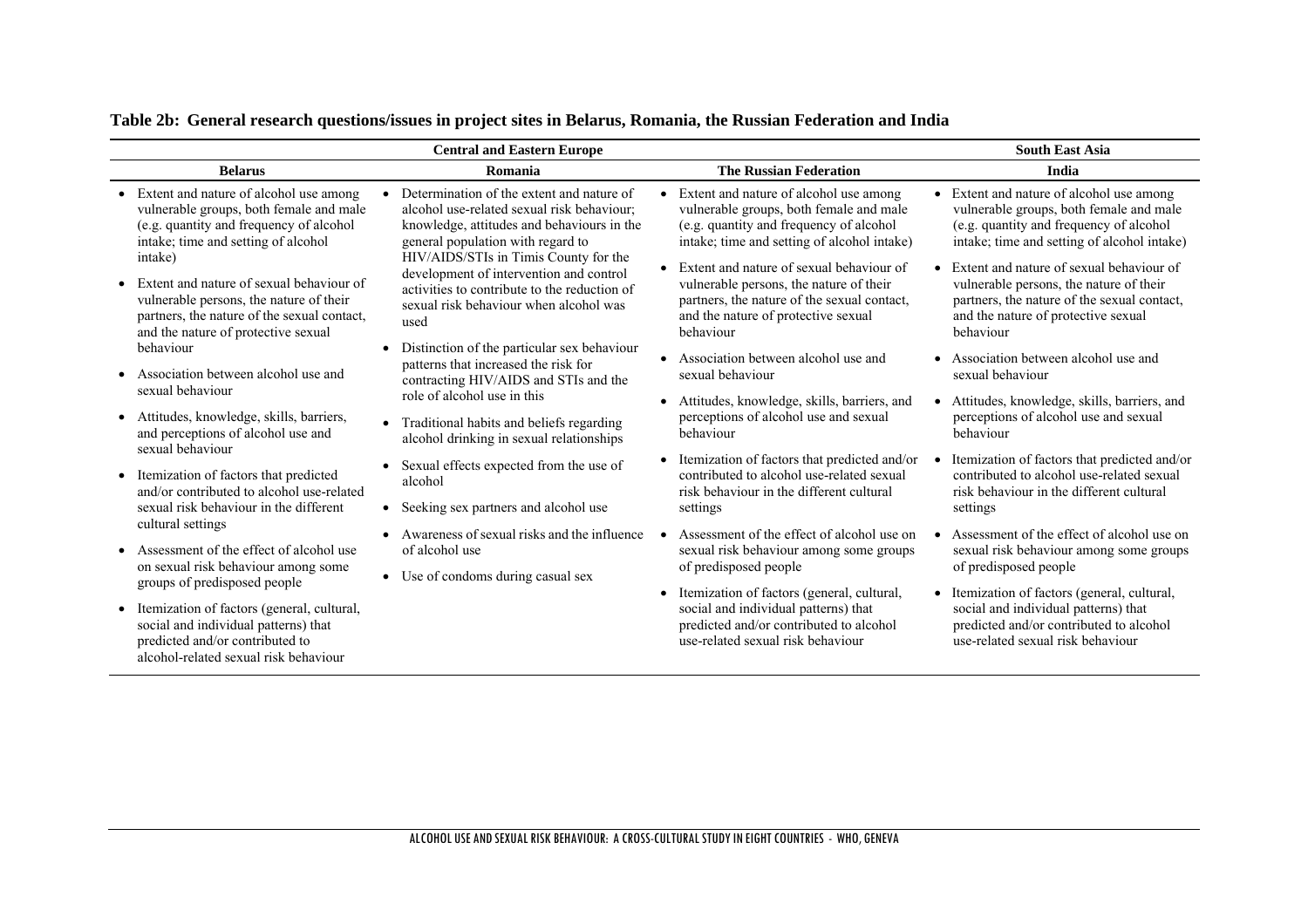**Table 2b: General research questions/issues in project sites in Belarus, Romania, the Russian Federation and India**

| Central and Eastern Europe | | | South East Asia |
|---|---|---|---|
| **Belarus** | **Romania** | **The Russian Federation** | **India** |
| • Extent and nature of alcohol use among vulnerable groups, both female and male (e.g. quantity and frequency of alcohol intake; time and setting of alcohol intake)<br>• Extent and nature of sexual behaviour of vulnerable persons, the nature of their partners, the nature of the sexual contact, and the nature of protective sexual behaviour<br>• Association between alcohol use and sexual behaviour<br>• Attitudes, knowledge, skills, barriers, and perceptions of alcohol use and sexual behaviour<br>• Itemization of factors that predicted and/or contributed to alcohol use-related sexual risk behaviour in the different cultural settings<br>• Assessment of the effect of alcohol use on sexual risk behaviour among some groups of predisposed people<br>• Itemization of factors (general, cultural, social and individual patterns) that predicted and/or contributed to alcohol-related sexual risk behaviour | • Determination of the extent and nature of alcohol use-related sexual risk behaviour; knowledge, attitudes and behaviours in the general population with regard to HIV/AIDS/STIs in Timis County for the development of intervention and control activities to contribute to the reduction of sexual risk behaviour when alcohol was used<br>• Distinction of the particular sex behaviour patterns that increased the risk for contracting HIV/AIDS and STIs and the role of alcohol use in this<br>• Traditional habits and beliefs regarding alcohol drinking in sexual relationships<br>• Sexual effects expected from the use of alcohol<br>• Seeking sex partners and alcohol use<br>• Awareness of sexual risks and the influence of alcohol use<br>• Use of condoms during casual sex | • Extent and nature of alcohol use among vulnerable groups, both female and male (e.g. quantity and frequency of alcohol intake; time and setting of alcohol intake)<br>• Extent and nature of sexual behaviour of vulnerable persons, the nature of their partners, the nature of the sexual contact, and the nature of protective sexual behaviour<br>• Association between alcohol use and sexual behaviour<br>• Attitudes, knowledge, skills, barriers, and perceptions of alcohol use and sexual behaviour<br>• Itemization of factors that predicted and/or contributed to alcohol use-related sexual risk behaviour in the different cultural settings<br>• Assessment of the effect of alcohol use on sexual risk behaviour among some groups of predisposed people<br>• Itemization of factors (general, cultural, social and individual patterns) that predicted and/or contributed to alcohol use-related sexual risk behaviour | • Extent and nature of alcohol use among vulnerable groups, both female and male (e.g. quantity and frequency of alcohol intake; time and setting of alcohol intake)<br>• Extent and nature of sexual behaviour of vulnerable persons, the nature of their partners, the nature of the sexual contact, and the nature of protective sexual behaviour<br>• Association between alcohol use and sexual behaviour<br>• Attitudes, knowledge, skills, barriers, and perceptions of alcohol use and sexual behaviour<br>• Itemization of factors that predicted and/or contributed to alcohol use-related sexual risk behaviour in the different cultural settings<br>• Assessment of the effect of alcohol use on sexual risk behaviour among some groups of predisposed people<br>• Itemization of factors (general, cultural, social and individual patterns) that predicted and/or contributed to alcohol use-related sexual risk behaviour |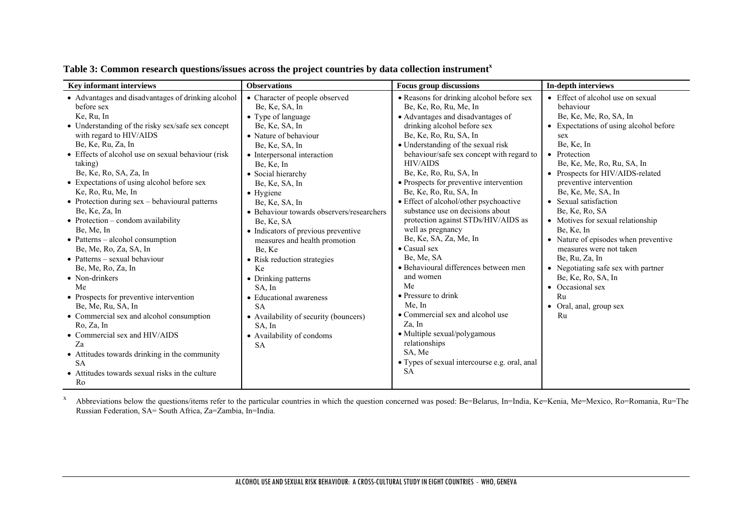**Table 3: Common research questions/issues across the project countries by data collection instrument[x]**

| Key informant interviews | Observations | Focus group discussions | In-depth interviews |
|---|---|---|---|
| • Advantages and disadvantages of drinking alcohol before sex<br>Ke, Ru, In<br>• Understanding of the risky sex/safe sex concept with regard to HIV/AIDS<br>Be, Ke, Ru, Za, In<br>• Effects of alcohol use on sexual behaviour (risk taking)<br>Be, Ke, Ro, SA, Za, In<br>• Expectations of using alcohol before sex<br>Ke, Ro, Ru, Me, In<br>• Protection during sex – behavioural patterns<br>Be, Ke, Za, In<br>• Protection – condom availability<br>Be, Me, In<br>• Patterns – alcohol consumption<br>Be, Me, Ro, Za, SA, In<br>• Patterns – sexual behaviour<br>Be, Me, Ro, Za, In<br>• Non-drinkers<br>Me<br>• Prospects for preventive intervention<br>Be, Me, Ru, SA, In<br>• Commercial sex and alcohol consumption<br>Ro, Za, In<br>• Commercial sex and HIV/AIDS<br>Za<br>• Attitudes towards drinking in the community<br>SA<br>• Attitudes towards sexual risks in the culture<br>Ro | • Character of people observed<br>Be, Ke, SA, In<br>• Type of language<br>Be, Ke, SA, In<br>• Nature of behaviour<br>Be, Ke, SA, In<br>• Interpersonal interaction<br>Be, Ke, In<br>• Social hierarchy<br>Be, Ke, SA, In<br>• Hygiene<br>Be, Ke, SA, In<br>• Behaviour towards observers/researchers<br>Be, Ke, SA<br>• Indicators of previous preventive measures and health promotion<br>Be, Ke<br>• Risk reduction strategies<br>Ke<br>• Drinking patterns<br>SA, In<br>• Educational awareness<br>SA<br>• Availability of security (bouncers)<br>SA, In<br>• Availability of condoms<br>SA | • Reasons for drinking alcohol before sex<br>Be, Ke, Ro, Ru, Me, In<br>• Advantages and disadvantages of drinking alcohol before sex<br>Be, Ke, Ro, Ru, SA, In<br>• Understanding of the sexual risk behaviour/safe sex concept with regard to HIV/AIDS<br>Be, Ke, Ro, Ru, SA, In<br>• Prospects for preventive intervention<br>Be, Ke, Ro, Ru, SA, In<br>• Effect of alcohol/other psychoactive substance use on decisions about protection against STDs/HIV/AIDS as well as pregnancy<br>Be, Ke, SA, Za, Me, In<br>• Casual sex<br>Be, Me, SA<br>• Behavioural differences between men and women<br>Me<br>• Pressure to drink<br>Me, In<br>• Commercial sex and alcohol use<br>Za, In<br>• Multiple sexual/polygamous relationships<br>SA, Me<br>• Types of sexual intercourse e.g. oral, anal<br>SA | • Effect of alcohol use on sexual behaviour<br>Be, Ke, Me, Ro, SA, In<br>• Expectations of using alcohol before sex<br>Be, Ke, In<br>• Protection<br>Be, Ke, Me, Ro, Ru, SA, In<br>• Prospects for HIV/AIDS-related preventive intervention<br>Be, Ke, Me, SA, In<br>• Sexual satisfaction<br>Be, Ke, Ro, SA<br>• Motives for sexual relationship<br>Be, Ke, In<br>• Nature of episodes when preventive measures were not taken<br>Be, Ru, Za, In<br>• Negotiating safe sex with partner<br>Be, Ke, Ro, SA, In<br>• Occasional sex<br>Ru<br>• Oral, anal, group sex<br>Ru |

[x] Abbreviations below the questions/items refer to the particular countries in which the question concerned was posed: Be=Belarus, In=India, Ke=Kenia, Me=Mexico, Ro=Romania, Ru=The Russian Federation, SA= South Africa, Za=Zambia, In=India.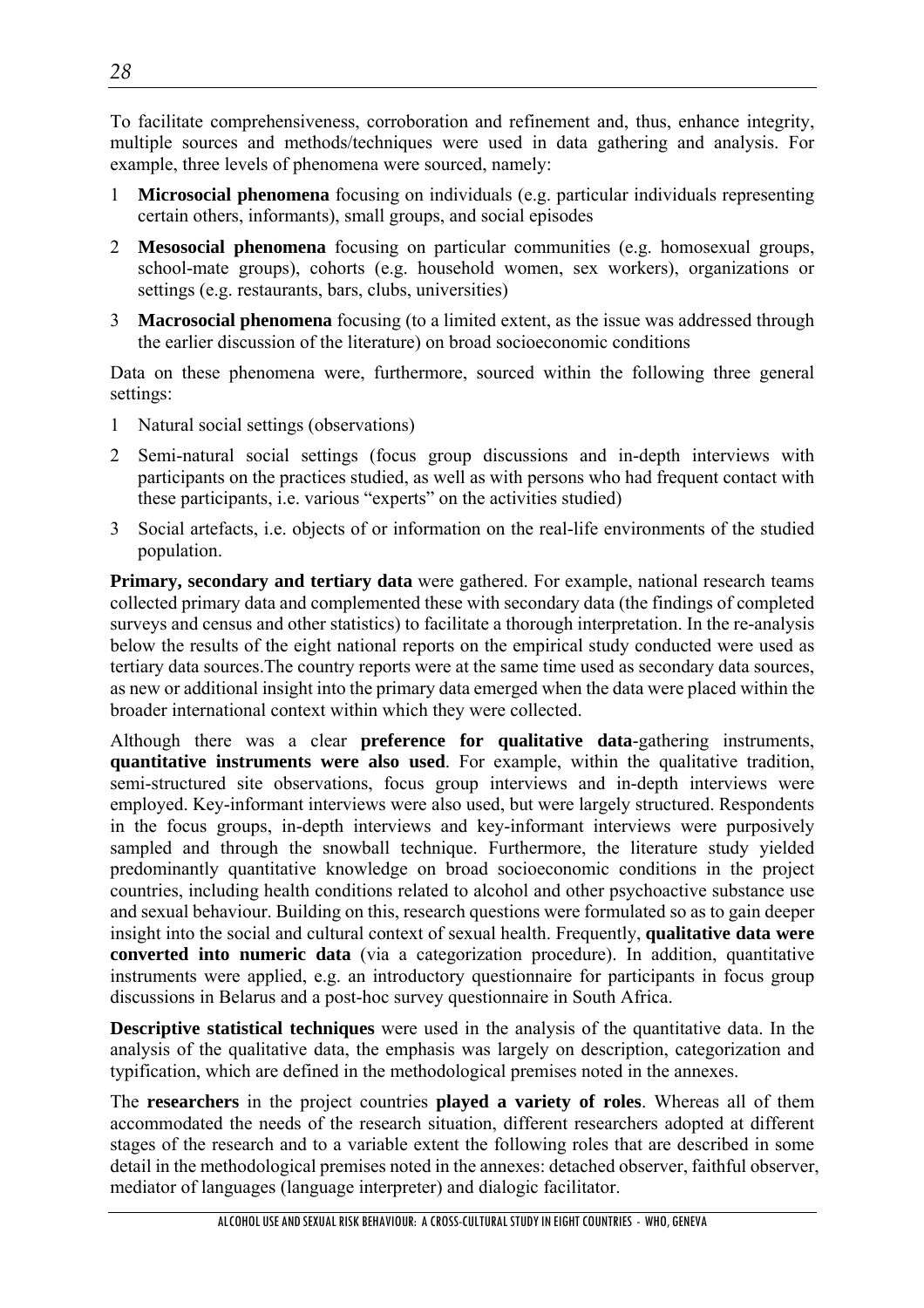To facilitate comprehensiveness, corroboration and refinement and, thus, enhance integrity, multiple sources and methods/techniques were used in data gathering and analysis. For example, three levels of phenomena were sourced, namely:

1. **Microsocial phenomena** focusing on individuals (e.g. particular individuals representing certain others, informants), small groups, and social episodes
2. **Mesosocial phenomena** focusing on particular communities (e.g. homosexual groups, school-mate groups), cohorts (e.g. household women, sex workers), organizations or settings (e.g. restaurants, bars, clubs, universities)
3. **Macrosocial phenomena** focusing (to a limited extent, as the issue was addressed through the earlier discussion of the literature) on broad socioeconomic conditions

Data on these phenomena were, furthermore, sourced within the following three general settings:

1. Natural social settings (observations)
2. Semi-natural social settings (focus group discussions and in-depth interviews with participants on the practices studied, as well as with persons who had frequent contact with these participants, i.e. various "experts" on the activities studied)
3. Social artefacts, i.e. objects of or information on the real-life environments of the studied population.

**Primary, secondary and tertiary data** were gathered. For example, national research teams collected primary data and complemented these with secondary data (the findings of completed surveys and census and other statistics) to facilitate a thorough interpretation. In the re-analysis below the results of the eight national reports on the empirical study conducted were used as tertiary data sources.The country reports were at the same time used as secondary data sources, as new or additional insight into the primary data emerged when the data were placed within the broader international context within which they were collected.

Although there was a clear **preference for qualitative data**-gathering instruments, **quantitative instruments were also used**. For example, within the qualitative tradition, semi-structured site observations, focus group interviews and in-depth interviews were employed. Key-informant interviews were also used, but were largely structured. Respondents in the focus groups, in-depth interviews and key-informant interviews were purposively sampled and through the snowball technique. Furthermore, the literature study yielded predominantly quantitative knowledge on broad socioeconomic conditions in the project countries, including health conditions related to alcohol and other psychoactive substance use and sexual behaviour. Building on this, research questions were formulated so as to gain deeper insight into the social and cultural context of sexual health. Frequently, **qualitative data were converted into numeric data** (via a categorization procedure). In addition, quantitative instruments were applied, e.g. an introductory questionnaire for participants in focus group discussions in Belarus and a post-hoc survey questionnaire in South Africa.

**Descriptive statistical techniques** were used in the analysis of the quantitative data. In the analysis of the qualitative data, the emphasis was largely on description, categorization and typification, which are defined in the methodological premises noted in the annexes.

The **researchers** in the project countries **played a variety of roles**. Whereas all of them accommodated the needs of the research situation, different researchers adopted at different stages of the research and to a variable extent the following roles that are described in some detail in the methodological premises noted in the annexes: detached observer, faithful observer, mediator of languages (language interpreter) and dialogic facilitator.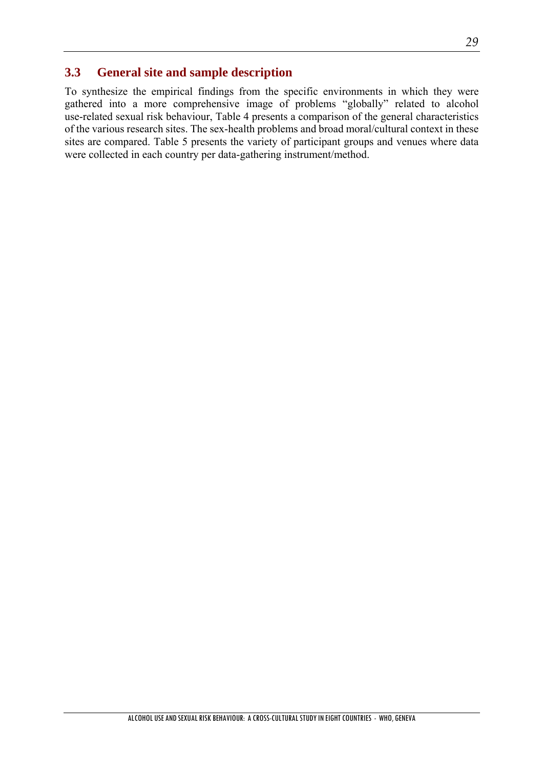## 3.3 General site and sample description

To synthesize the empirical findings from the specific environments in which they were gathered into a more comprehensive image of problems "globally" related to alcohol use-related sexual risk behaviour, Table 4 presents a comparison of the general characteristics of the various research sites. The sex-health problems and broad moral/cultural context in these sites are compared. Table 5 presents the variety of participant groups and venues where data were collected in each country per data-gathering instrument/method.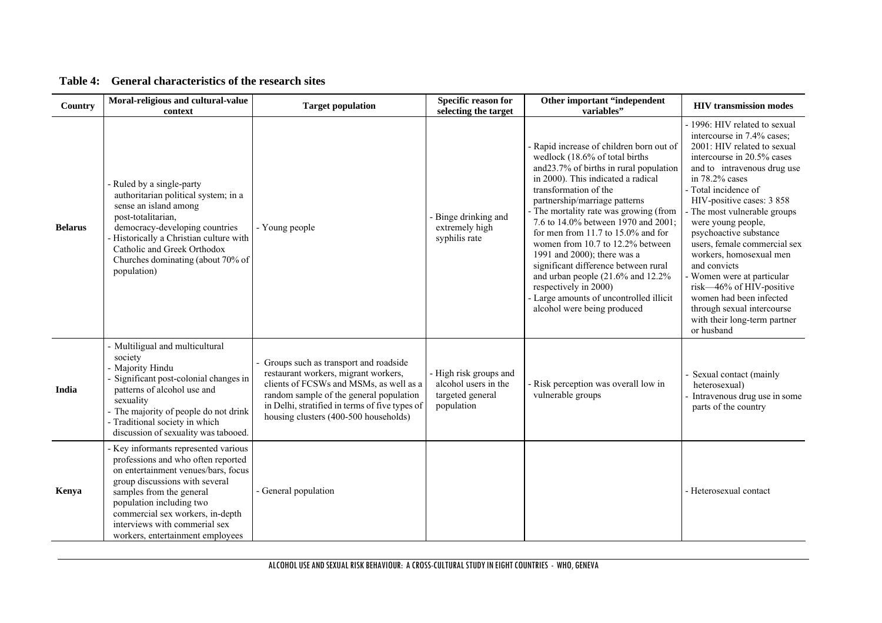**Table 4: General characteristics of the research sites**

| Country | Moral-religious and cultural-value context | Target population | Specific reason for selecting the target | Other important "independent variables" | HIV transmission modes |
|---|---|---|---|---|---|
| **Belarus** | - Ruled by a single-party authoritarian political system; in a sense an island among post-totalitarian, democracy-developing countries<br>- Historically a Christian culture with Catholic and Greek Orthodox Churches dominating (about 70% of population) | - Young people | - Binge drinking and extremely high syphilis rate | - Rapid increase of children born out of wedlock (18.6% of total births and23.7% of births in rural population in 2000). This indicated a radical transformation of the partnership/marriage patterns<br>- The mortality rate was growing (from 7.6 to 14.0% between 1970 and 2001; for men from 11.7 to 15.0% and for women from 10.7 to 12.2% between 1991 and 2000); there was a significant difference between rural and urban people (21.6% and 12.2% respectively in 2000)<br>- Large amounts of uncontrolled illicit alcohol were being produced | - 1996: HIV related to sexual intercourse in 7.4% cases; 2001: HIV related to sexual intercourse in 20.5% cases and to intravenous drug use in 78.2% cases<br>- Total incidence of HIV-positive cases: 3 858<br>- The most vulnerable groups were young people, psychoactive substance users, female commercial sex workers, homosexual men and convicts<br>- Women were at particular risk—46% of HIV-positive women had been infected through sexual intercourse with their long-term partner or husband |
| **India** | - Multiligual and multicultural society<br>- Majority Hindu<br>- Significant post-colonial changes in patterns of alcohol use and sexuality<br>- The majority of people do not drink<br>- Traditional society in which discussion of sexuality was tabooed. | - Groups such as transport and roadside restaurant workers, migrant workers, clients of FCSWs and MSMs, as well as a random sample of the general population in Delhi, stratified in terms of five types of housing clusters (400-500 households) | - High risk groups and alcohol users in the targeted general population | - Risk perception was overall low in vulnerable groups | - Sexual contact (mainly heterosexual)<br>- Intravenous drug use in some parts of the country |
| **Kenya** | - Key informants represented various professions and who often reported on entertainment venues/bars, focus group discussions with several samples from the general population including two commercial sex workers, in-depth interviews with commerial sex workers, entertainment employees | - General population | | | - Heterosexual contact |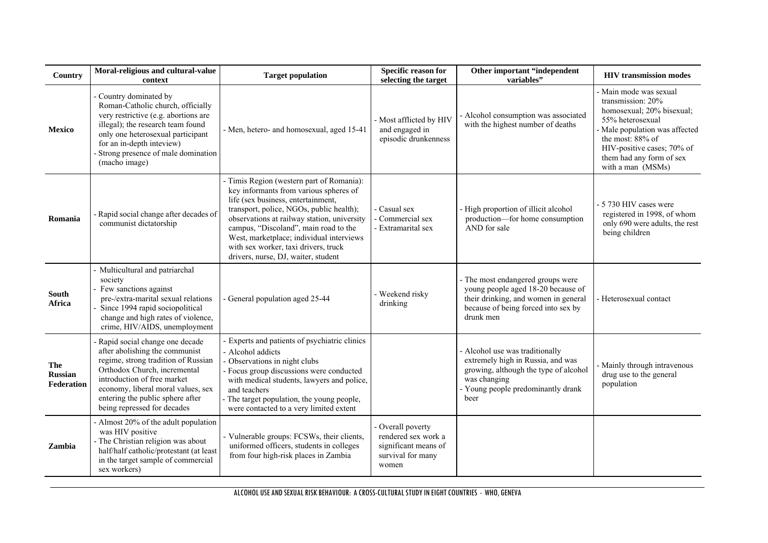| Country | Moral-religious and cultural-value context | Target population | Specific reason for selecting the target | Other important "independent variables" | HIV transmission modes |
|---|---|---|---|---|---|
| **Mexico** | - Country dominated by Roman-Catholic church, officially very restrictive (e.g. abortions are illegal); the research team found only one heterosexual participant for an in-depth inteview)<br>- Strong presence of male domination (macho image) | - Men, hetero- and homosexual, aged 15-41 | - Most afflicted by HIV and engaged in episodic drunkenness | - Alcohol consumption was associated with the highest number of deaths | - Main mode was sexual transmission: 20% homosexual; 20% bisexual; 55% heterosexual<br>- Male population was affected the most: 88% of HIV-positive cases; 70% of them had any form of sex with a man (MSMs) |
| **Romania** | - Rapid social change after decades of communist dictatorship | - Timis Region (western part of Romania): key informants from various spheres of life (sex business, entertainment, transport, police, NGOs, public health); observations at railway station, university campus, "Discoland", main road to the West, marketplace; individual interviews with sex worker, taxi drivers, truck drivers, nurse, DJ, waiter, student | - Casual sex<br>- Commercial sex<br>- Extramarital sex | - High proportion of illicit alcohol production—for home consumption AND for sale | - 5 730 HIV cases were registered in 1998, of whom only 690 were adults, the rest being children |
| **South Africa** | - Multicultural and patriarchal society<br>- Few sanctions against pre-/extra-marital sexual relations<br>- Since 1994 rapid sociopolitical change and high rates of violence, crime, HIV/AIDS, unemployment | - General population aged 25-44 | - Weekend risky drinking | - The most endangered groups were young people aged 18-20 because of their drinking, and women in general because of being forced into sex by drunk men | - Heterosexual contact |
| **The Russian Federation** | - Rapid social change one decade after abolishing the communist regime, strong tradition of Russian Orthodox Church, incremental introduction of free market economy, liberal moral values, sex entering the public sphere after being repressed for decades | - Experts and patients of psychiatric clinics<br>- Alcohol addicts<br>- Observations in night clubs<br>- Focus group discussions were conducted with medical students, lawyers and police, and teachers<br>- The target population, the young people, were contacted to a very limited extent | | - Alcohol use was traditionally extremely high in Russia, and was growing, although the type of alcohol was changing<br>- Young people predominantly drank beer | - Mainly through intravenous drug use to the general population |
| **Zambia** | - Almost 20% of the adult population was HIV positive<br>- The Christian religion was about half/half catholic/protestant (at least in the target sample of commercial sex workers) | - Vulnerable groups: FCSWs, their clients, uniformed officers, students in colleges from four high-risk places in Zambia | - Overall poverty rendered sex work a significant means of survival for many women | | |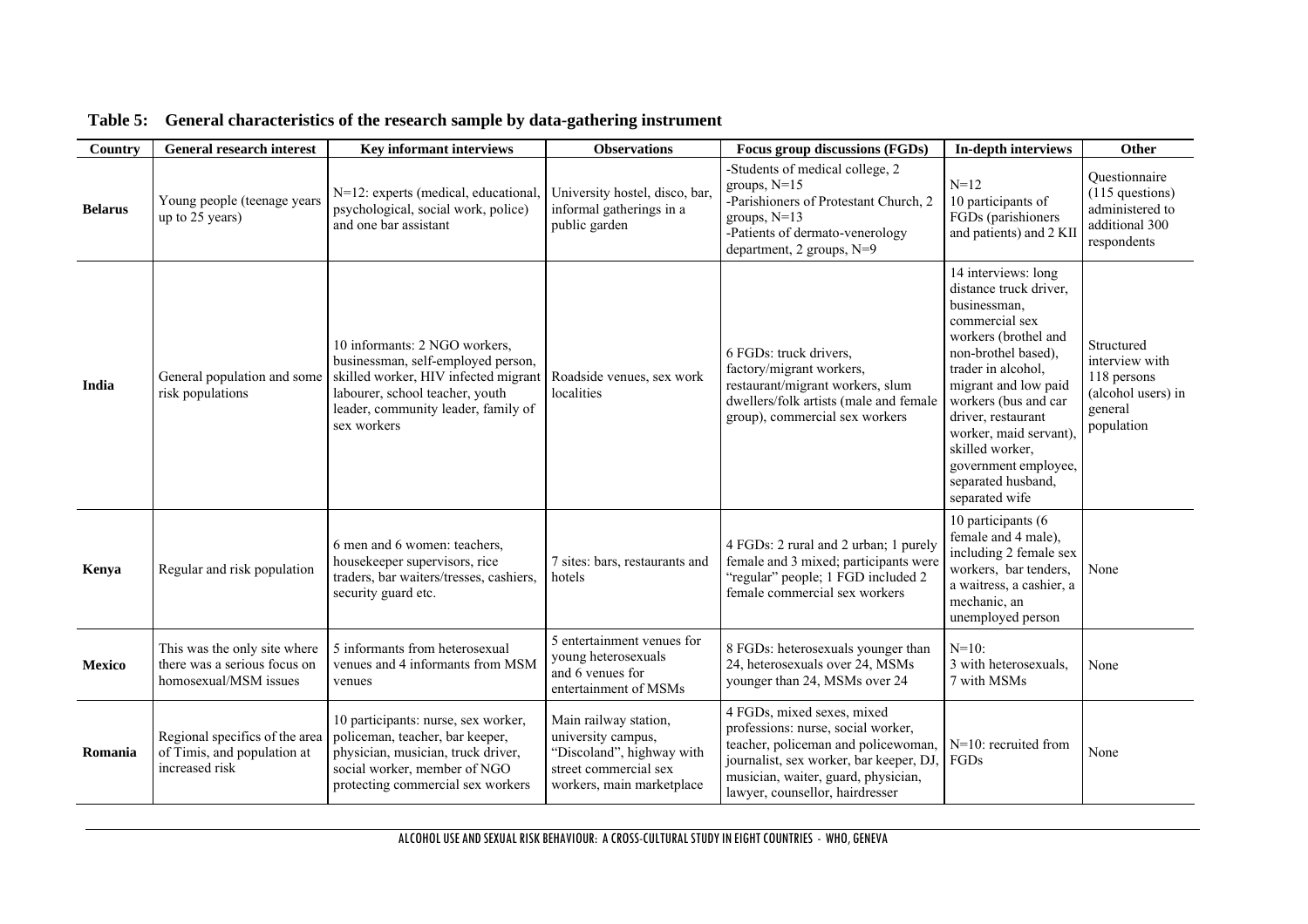**Table 5: General characteristics of the research sample by data-gathering instrument**

| Country | General research interest | Key informant interviews | Observations | Focus group discussions (FGDs) | In-depth interviews | Other |
|---|---|---|---|---|---|---|
| **Belarus** | Young people (teenage years up to 25 years) | N=12: experts (medical, educational, psychological, social work, police) and one bar assistant | University hostel, disco, bar, informal gatherings in a public garden | -Students of medical college, 2 groups, N=15<br>-Parishioners of Protestant Church, 2 groups, N=13<br>-Patients of dermato-venerology department, 2 groups, N=9 | N=12<br>10 participants of FGDs (parishioners and patients) and 2 KII | Questionnaire (115 questions) administered to additional 300 respondents |
| **India** | General population and some risk populations | 10 informants: 2 NGO workers, businessman, self-employed person, skilled worker, HIV infected migrant labourer, school teacher, youth leader, community leader, family of sex workers | Roadside venues, sex work localities | 6 FGDs: truck drivers, factory/migrant workers, restaurant/migrant workers, slum dwellers/folk artists (male and female group), commercial sex workers | 14 interviews: long distance truck driver, businessman, commercial sex workers (brothel and non-brothel based), trader in alcohol, migrant and low paid workers (bus and car driver, restaurant worker, maid servant), skilled worker, government employee, separated husband, separated wife | Structured interview with 118 persons (alcohol users) in general population |
| **Kenya** | Regular and risk population | 6 men and 6 women: teachers, housekeeper supervisors, rice traders, bar waiters/tresses, cashiers, security guard etc. | 7 sites: bars, restaurants and hotels | 4 FGDs: 2 rural and 2 urban; 1 purely female and 3 mixed; participants were "regular" people; 1 FGD included 2 female commercial sex workers | 10 participants (6 female and 4 male), including 2 female sex workers, bar tenders, a waitress, a cashier, a mechanic, an unemployed person | None |
| **Mexico** | This was the only site where there was a serious focus on homosexual/MSM issues | 5 informants from heterosexual venues and 4 informants from MSM venues | 5 entertainment venues for young heterosexuals and 6 venues for entertainment of MSMs | 8 FGDs: heterosexuals younger than 24, heterosexuals over 24, MSMs younger than 24, MSMs over 24 | N=10:<br>3 with heterosexuals, 7 with MSMs | None |
| **Romania** | Regional specifics of the area of Timis, and population at increased risk | 10 participants: nurse, sex worker, policeman, teacher, bar keeper, physician, musician, truck driver, social worker, member of NGO protecting commercial sex workers | Main railway station, university campus, "Discoland", highway with street commercial sex workers, main marketplace | 4 FGDs, mixed sexes, mixed professions: nurse, social worker, teacher, policeman and policewoman, journalist, sex worker, bar keeper, DJ, musician, waiter, guard, physician, lawyer, counsellor, hairdresser | N=10: recruited from FGDs | None |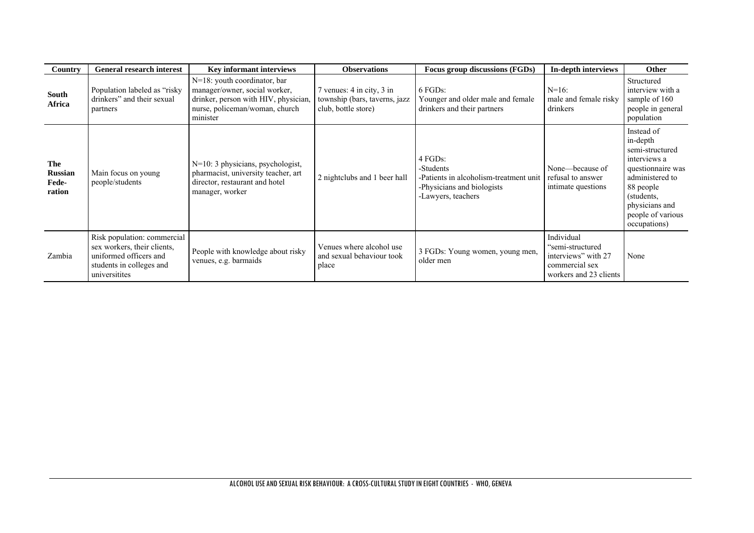| Country | General research interest | Key informant interviews | Observations | Focus group discussions (FGDs) | In-depth interviews | Other |
|---|---|---|---|---|---|---|
| **South Africa** | Population labeled as "risky drinkers" and their sexual partners | N=18: youth coordinator, bar manager/owner, social worker, drinker, person with HIV, physician, nurse, policeman/woman, church minister | 7 venues: 4 in city, 3 in township (bars, taverns, jazz club, bottle store) | 6 FGDs: Younger and older male and female drinkers and their partners | N=16: male and female risky drinkers | Structured interview with a sample of 160 people in general population |
| **The Russian Fede-ration** | Main focus on young people/students | N=10: 3 physicians, psychologist, pharmacist, university teacher, art director, restaurant and hotel manager, worker | 2 nightclubs and 1 beer hall | 4 FGDs: -Students -Patients in alcoholism-treatment unit -Physicians and biologists -Lawyers, teachers | None—because of refusal to answer intimate questions | Instead of in-depth semi-structured interviews a questionnaire was administered to 88 people (students, physicians and people of various occupations) |
| Zambia | Risk population: commercial sex workers, their clients, uniformed officers and students in colleges and universitites | People with knowledge about risky venues, e.g. barmaids | Venues where alcohol use and sexual behaviour took place | 3 FGDs: Young women, young men, older men | Individual "semi-structured interviews" with 27 commercial sex workers and 23 clients | None |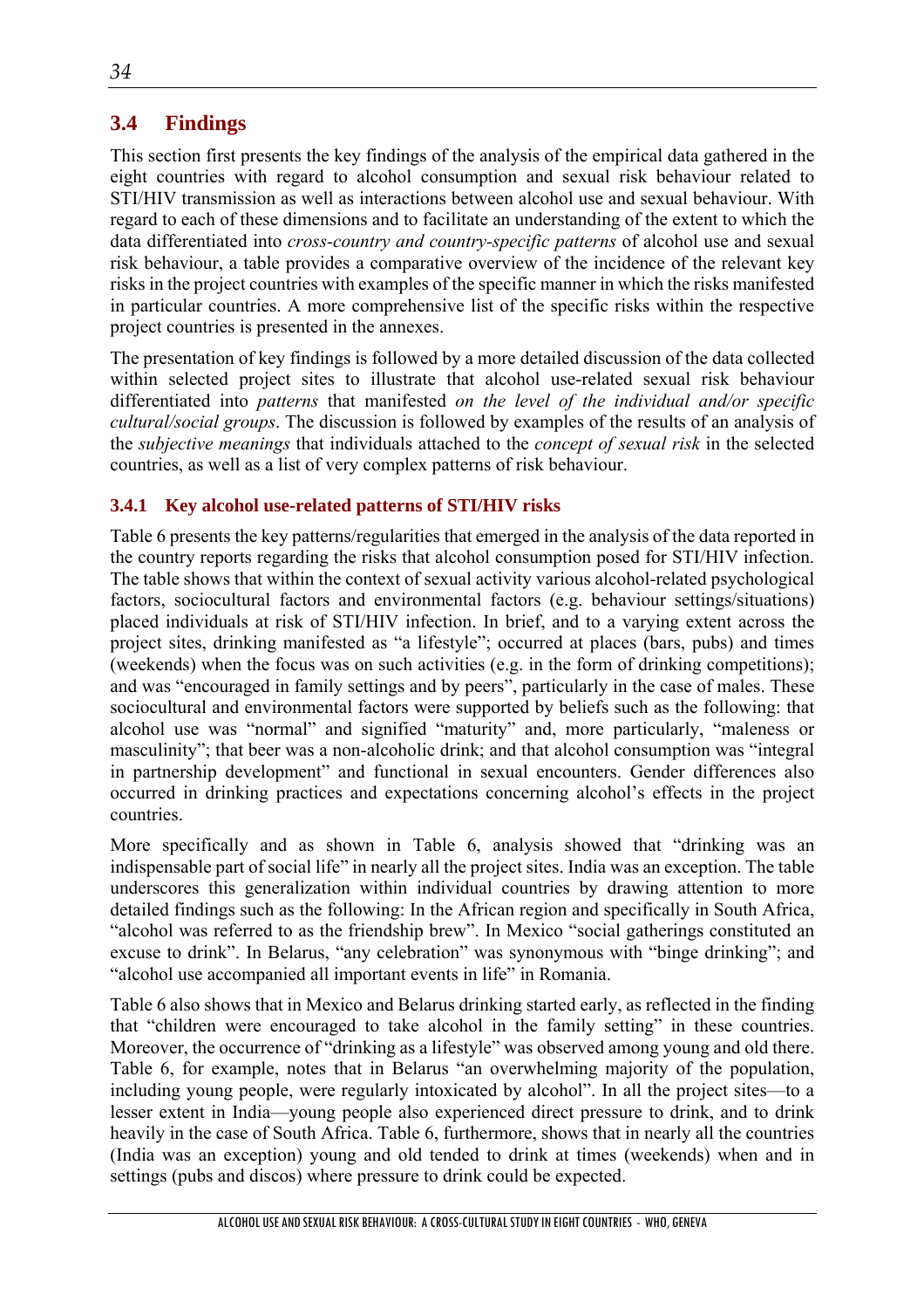## 3.4 Findings

This section first presents the key findings of the analysis of the empirical data gathered in the eight countries with regard to alcohol consumption and sexual risk behaviour related to STI/HIV transmission as well as interactions between alcohol use and sexual behaviour. With regard to each of these dimensions and to facilitate an understanding of the extent to which the data differentiated into *cross-country and country-specific patterns* of alcohol use and sexual risk behaviour, a table provides a comparative overview of the incidence of the relevant key risks in the project countries with examples of the specific manner in which the risks manifested in particular countries. A more comprehensive list of the specific risks within the respective project countries is presented in the annexes.

The presentation of key findings is followed by a more detailed discussion of the data collected within selected project sites to illustrate that alcohol use-related sexual risk behaviour differentiated into *patterns* that manifested *on the level of the individual and/or specific cultural/social groups*. The discussion is followed by examples of the results of an analysis of the *subjective meanings* that individuals attached to the *concept of sexual risk* in the selected countries, as well as a list of very complex patterns of risk behaviour.

### 3.4.1 Key alcohol use-related patterns of STI/HIV risks

Table 6 presents the key patterns/regularities that emerged in the analysis of the data reported in the country reports regarding the risks that alcohol consumption posed for STI/HIV infection. The table shows that within the context of sexual activity various alcohol-related psychological factors, sociocultural factors and environmental factors (e.g. behaviour settings/situations) placed individuals at risk of STI/HIV infection. In brief, and to a varying extent across the project sites, drinking manifested as "a lifestyle"; occurred at places (bars, pubs) and times (weekends) when the focus was on such activities (e.g. in the form of drinking competitions); and was "encouraged in family settings and by peers", particularly in the case of males. These sociocultural and environmental factors were supported by beliefs such as the following: that alcohol use was "normal" and signified "maturity" and, more particularly, "maleness or masculinity"; that beer was a non-alcoholic drink; and that alcohol consumption was "integral in partnership development" and functional in sexual encounters. Gender differences also occurred in drinking practices and expectations concerning alcohol's effects in the project countries.

More specifically and as shown in Table 6, analysis showed that "drinking was an indispensable part of social life" in nearly all the project sites. India was an exception. The table underscores this generalization within individual countries by drawing attention to more detailed findings such as the following: In the African region and specifically in South Africa, "alcohol was referred to as the friendship brew". In Mexico "social gatherings constituted an excuse to drink". In Belarus, "any celebration" was synonymous with "binge drinking"; and "alcohol use accompanied all important events in life" in Romania.

Table 6 also shows that in Mexico and Belarus drinking started early, as reflected in the finding that "children were encouraged to take alcohol in the family setting" in these countries. Moreover, the occurrence of "drinking as a lifestyle" was observed among young and old there. Table 6, for example, notes that in Belarus "an overwhelming majority of the population, including young people, were regularly intoxicated by alcohol". In all the project sites—to a lesser extent in India—young people also experienced direct pressure to drink, and to drink heavily in the case of South Africa. Table 6, furthermore, shows that in nearly all the countries (India was an exception) young and old tended to drink at times (weekends) when and in settings (pubs and discos) where pressure to drink could be expected.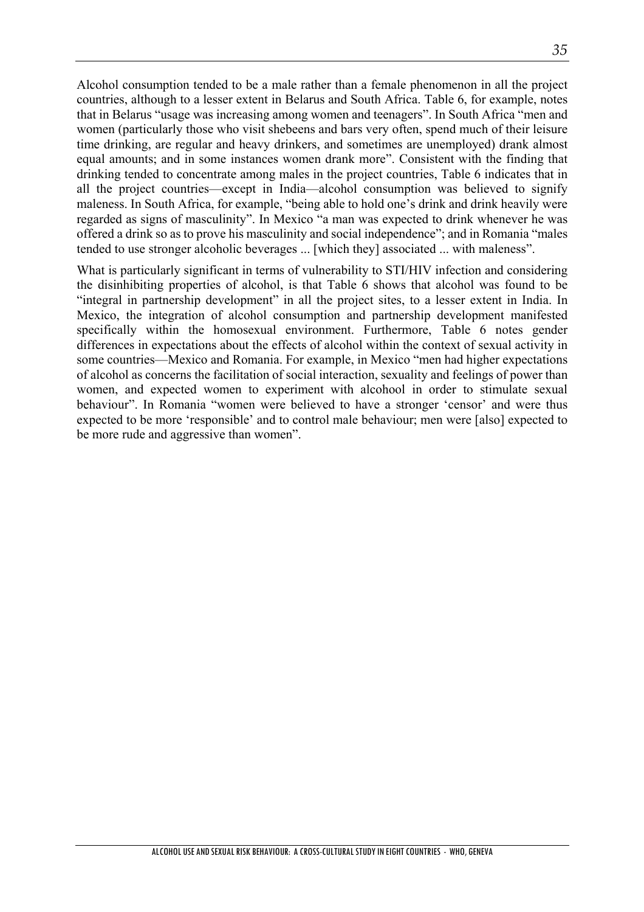Alcohol consumption tended to be a male rather than a female phenomenon in all the project countries, although to a lesser extent in Belarus and South Africa. Table 6, for example, notes that in Belarus "usage was increasing among women and teenagers". In South Africa "men and women (particularly those who visit shebeens and bars very often, spend much of their leisure time drinking, are regular and heavy drinkers, and sometimes are unemployed) drank almost equal amounts; and in some instances women drank more". Consistent with the finding that drinking tended to concentrate among males in the project countries, Table 6 indicates that in all the project countries—except in India—alcohol consumption was believed to signify maleness. In South Africa, for example, "being able to hold one's drink and drink heavily were regarded as signs of masculinity". In Mexico "a man was expected to drink whenever he was offered a drink so as to prove his masculinity and social independence"; and in Romania "males tended to use stronger alcoholic beverages ... [which they] associated ... with maleness".

What is particularly significant in terms of vulnerability to STI/HIV infection and considering the disinhibiting properties of alcohol, is that Table 6 shows that alcohol was found to be "integral in partnership development" in all the project sites, to a lesser extent in India. In Mexico, the integration of alcohol consumption and partnership development manifested specifically within the homosexual environment. Furthermore, Table 6 notes gender differences in expectations about the effects of alcohol within the context of sexual activity in some countries—Mexico and Romania. For example, in Mexico "men had higher expectations of alcohol as concerns the facilitation of social interaction, sexuality and feelings of power than women, and expected women to experiment with alcohool in order to stimulate sexual behaviour". In Romania "women were believed to have a stronger 'censor' and were thus expected to be more 'responsible' and to control male behaviour; men were [also] expected to be more rude and aggressive than women".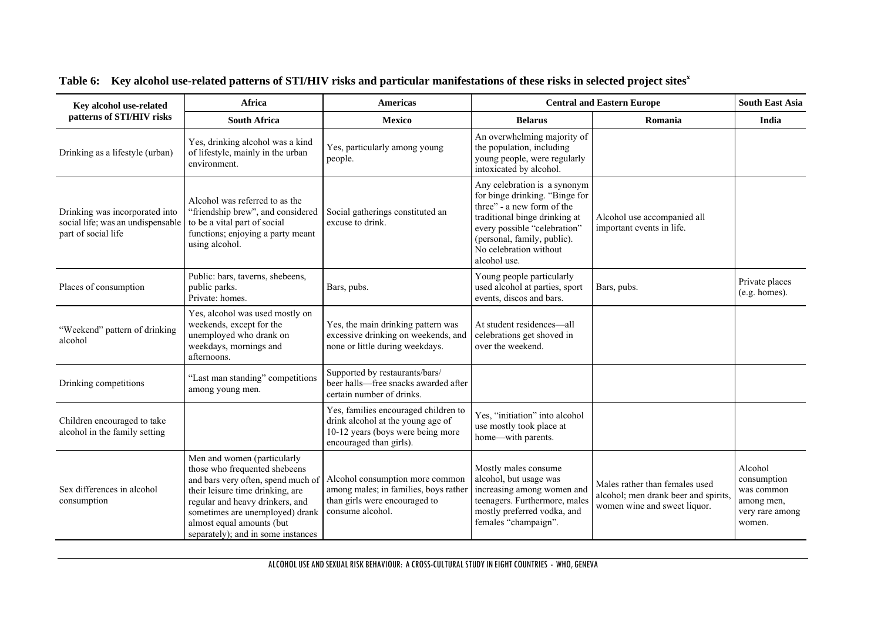**Table 6: Key alcohol use-related patterns of STI/HIV risks and particular manifestations of these risks in selected project sites[x]**

| Key alcohol use-related patterns of STI/HIV risks | Africa | Americas | Central and Eastern Europe | | South East Asia |
|---|---|---|---|---|---|
| | South Africa | Mexico | Belarus | Romania | India |
| Drinking as a lifestyle (urban) | Yes, drinking alcohol was a kind of lifestyle, mainly in the urban environment. | Yes, particularly among young people. | An overwhelming majority of the population, including young people, were regularly intoxicated by alcohol. | | |
| Drinking was incorporated into social life; was an undispensable part of social life | Alcohol was referred to as the "friendship brew", and considered to be a vital part of social functions; enjoying a party meant using alcohol. | Social gatherings constituted an excuse to drink. | Any celebration is a synonym for binge drinking. "Binge for three" - a new form of the traditional binge drinking at every possible "celebration" (personal, family, public). No celebration without alcohol use. | Alcohol use accompanied all important events in life. | |
| Places of consumption | Public: bars, taverns, shebeens, public parks. Private: homes. | Bars, pubs. | Young people particularly used alcohol at parties, sport events, discos and bars. | Bars, pubs. | Private places (e.g. homes). |
| "Weekend" pattern of drinking alcohol | Yes, alcohol was used mostly on weekends, except for the unemployed who drank on weekdays, mornings and afternoons. | Yes, the main drinking pattern was excessive drinking on weekends, and none or little during weekdays. | At student residences—all celebrations get shoved in over the weekend. | | |
| Drinking competitions | "Last man standing" competitions among young men. | Supported by restaurants/bars/ beer halls—free snacks awarded after certain number of drinks. | | | |
| Children encouraged to take alcohol in the family setting | | Yes, families encouraged children to drink alcohol at the young age of 10-12 years (boys were being more encouraged than girls). | Yes, "initiation" into alcohol use mostly took place at home—with parents. | | |
| Sex differences in alcohol consumption | Men and women (particularly those who frequented shebeens and bars very often, spend much of their leisure time drinking, are regular and heavy drinkers, and sometimes are unemployed) drank almost equal amounts (but separately); and in some instances | Alcohol consumption more common among males; in families, boys rather than girls were encouraged to consume alcohol. | Mostly males consume alcohol, but usage was increasing among women and teenagers. Furthermore, males mostly preferred vodka, and females "champaign". | Males rather than females used alcohol; men drank beer and spirits, women wine and sweet liquor. | Alcohol consumption was common among men, very rare among women. |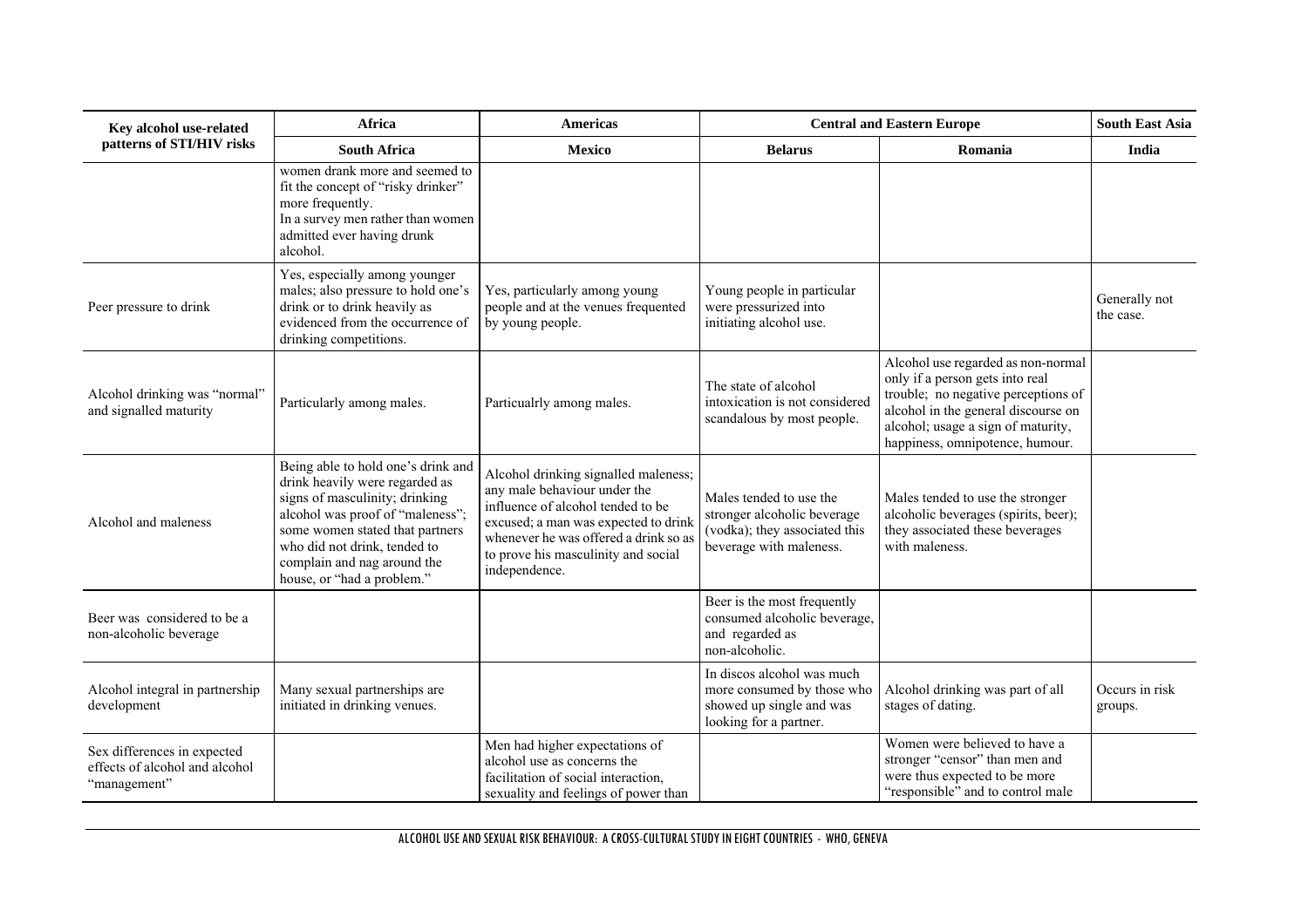| Key alcohol use-related patterns of STI/HIV risks | Africa | Americas | Central and Eastern Europe | | South East Asia |
|---|---|---|---|---|---|
| | South Africa | Mexico | Belarus | Romania | India |
| | women drank more and seemed to fit the concept of "risky drinker" more frequently. In a survey men rather than women admitted ever having drunk alcohol. | | | | |
| Peer pressure to drink | Yes, especially among younger males; also pressure to hold one's drink or to drink heavily as evidenced from the occurrence of drinking competitions. | Yes, particularly among young people and at the venues frequented by young people. | Young people in particular were pressurized into initiating alcohol use. | | Generally not the case. |
| Alcohol drinking was "normal" and signalled maturity | Particularly among males. | Particualrly among males. | The state of alcohol intoxication is not considered scandalous by most people. | Alcohol use regarded as non-normal only if a person gets into real trouble; no negative perceptions of alcohol in the general discourse on alcohol; usage a sign of maturity, happiness, omnipotence, humour. | |
| Alcohol and maleness | Being able to hold one's drink and drink heavily were regarded as signs of masculinity; drinking alcohol was proof of "maleness"; some women stated that partners who did not drink, tended to complain and nag around the house, or "had a problem." | Alcohol drinking signalled maleness; any male behaviour under the influence of alcohol tended to be excused; a man was expected to drink whenever he was offered a drink so as to prove his masculinity and social independence. | Males tended to use the stronger alcoholic beverage (vodka); they associated this beverage with maleness. | Males tended to use the stronger alcoholic beverages (spirits, beer); they associated these beverages with maleness. | |
| Beer was considered to be a non-alcoholic beverage | | | Beer is the most frequently consumed alcoholic beverage, and regarded as non-alcoholic. | | |
| Alcohol integral in partnership development | Many sexual partnerships are initiated in drinking venues. | | In discos alcohol was much more consumed by those who showed up single and was looking for a partner. | Alcohol drinking was part of all stages of dating. | Occurs in risk groups. |
| Sex differences in expected effects of alcohol and alcohol "management" | | Men had higher expectations of alcohol use as concerns the facilitation of social interaction, sexuality and feelings of power than | | Women were believed to have a stronger "censor" than men and were thus expected to be more "responsible" and to control male | |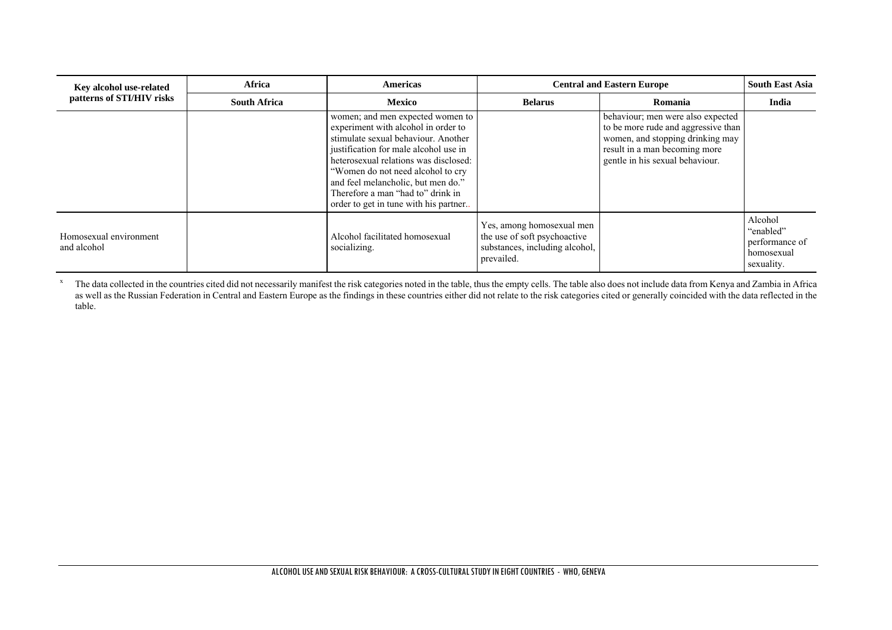| Key alcohol use-related patterns of STI/HIV risks | Africa | Americas | Central and Eastern Europe | | South East Asia |
|---|---|---|---|---|---|
| | South Africa | Mexico | Belarus | Romania | India |
| | | women; and men expected women to experiment with alcohol in order to stimulate sexual behaviour. Another justification for male alcohol use in heterosexual relations was disclosed: "Women do not need alcohol to cry and feel melancholic, but men do." Therefore a man "had to" drink in order to get in tune with his partner.. | | behaviour; men were also expected to be more rude and aggressive than women, and stopping drinking may result in a man becoming more gentle in his sexual behaviour. | |
| Homosexual environment and alcohol | | Alcohol facilitated homosexual socializing. | Yes, among homosexual men the use of soft psychoactive substances, including alcohol, prevailed. | | Alcohol "enabled" performance of homosexual sexuality. |

[x] The data collected in the countries cited did not necessarily manifest the risk categories noted in the table, thus the empty cells. The table also does not include data from Kenya and Zambia in Africa as well as the Russian Federation in Central and Eastern Europe as the findings in these countries either did not relate to the risk categories cited or generally coincided with the data reflected in the table.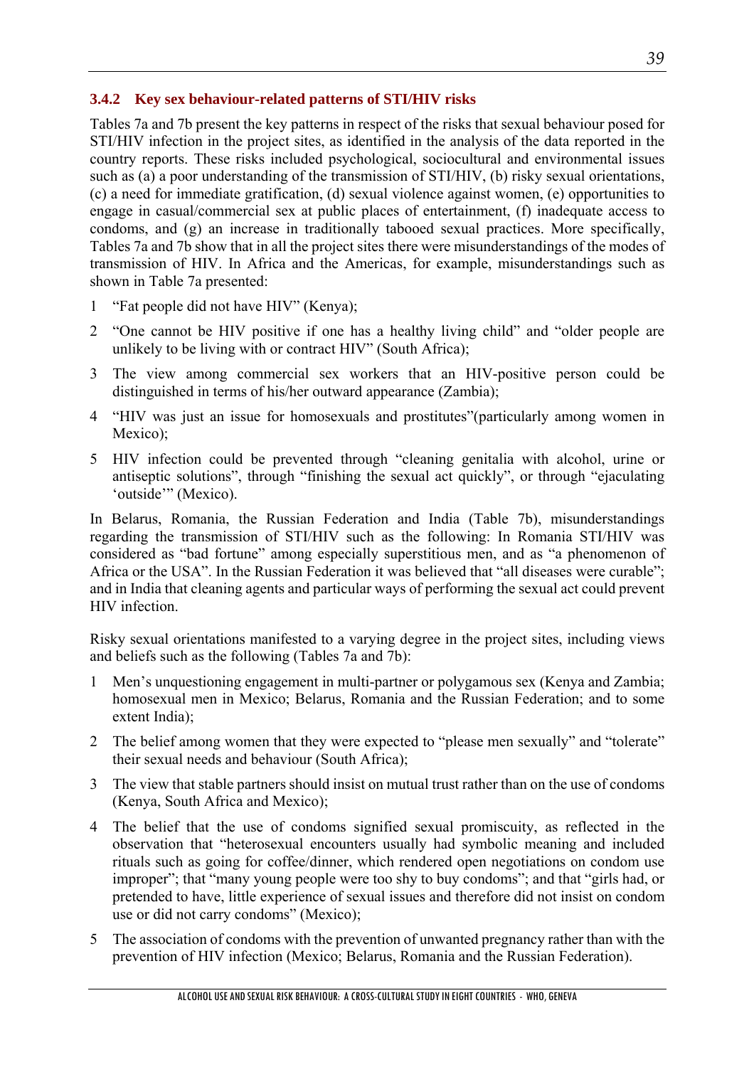### 3.4.2 Key sex behaviour-related patterns of STI/HIV risks

Tables 7a and 7b present the key patterns in respect of the risks that sexual behaviour posed for STI/HIV infection in the project sites, as identified in the analysis of the data reported in the country reports. These risks included psychological, sociocultural and environmental issues such as (a) a poor understanding of the transmission of STI/HIV, (b) risky sexual orientations, (c) a need for immediate gratification, (d) sexual violence against women, (e) opportunities to engage in casual/commercial sex at public places of entertainment, (f) inadequate access to condoms, and (g) an increase in traditionally tabooed sexual practices. More specifically, Tables 7a and 7b show that in all the project sites there were misunderstandings of the modes of transmission of HIV. In Africa and the Americas, for example, misunderstandings such as shown in Table 7a presented:

1. "Fat people did not have HIV" (Kenya);
2. "One cannot be HIV positive if one has a healthy living child" and "older people are unlikely to be living with or contract HIV" (South Africa);
3. The view among commercial sex workers that an HIV-positive person could be distinguished in terms of his/her outward appearance (Zambia);
4. "HIV was just an issue for homosexuals and prostitutes"(particularly among women in Mexico);
5. HIV infection could be prevented through "cleaning genitalia with alcohol, urine or antiseptic solutions", through "finishing the sexual act quickly", or through "ejaculating 'outside'" (Mexico).

In Belarus, Romania, the Russian Federation and India (Table 7b), misunderstandings regarding the transmission of STI/HIV such as the following: In Romania STI/HIV was considered as "bad fortune" among especially superstitious men, and as "a phenomenon of Africa or the USA". In the Russian Federation it was believed that "all diseases were curable"; and in India that cleaning agents and particular ways of performing the sexual act could prevent HIV infection.

Risky sexual orientations manifested to a varying degree in the project sites, including views and beliefs such as the following (Tables 7a and 7b):

1. Men's unquestioning engagement in multi-partner or polygamous sex (Kenya and Zambia; homosexual men in Mexico; Belarus, Romania and the Russian Federation; and to some extent India);
2. The belief among women that they were expected to "please men sexually" and "tolerate" their sexual needs and behaviour (South Africa);
3. The view that stable partners should insist on mutual trust rather than on the use of condoms (Kenya, South Africa and Mexico);
4. The belief that the use of condoms signified sexual promiscuity, as reflected in the observation that "heterosexual encounters usually had symbolic meaning and included rituals such as going for coffee/dinner, which rendered open negotiations on condom use improper"; that "many young people were too shy to buy condoms"; and that "girls had, or pretended to have, little experience of sexual issues and therefore did not insist on condom use or did not carry condoms" (Mexico);
5. The association of condoms with the prevention of unwanted pregnancy rather than with the prevention of HIV infection (Mexico; Belarus, Romania and the Russian Federation).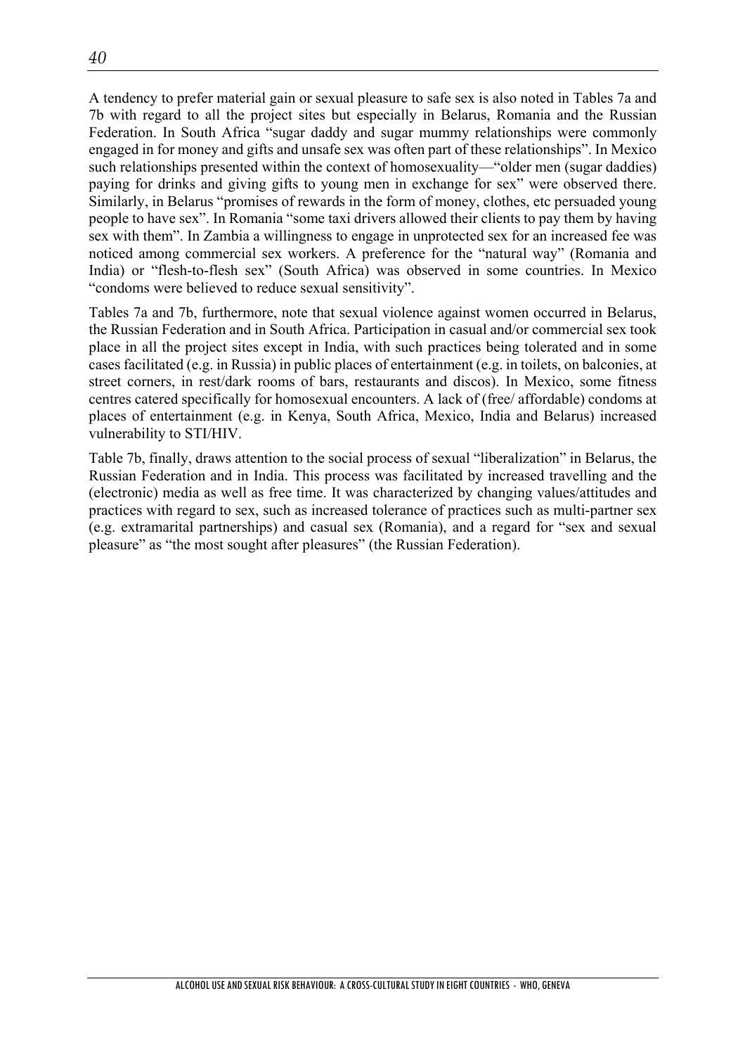A tendency to prefer material gain or sexual pleasure to safe sex is also noted in Tables 7a and 7b with regard to all the project sites but especially in Belarus, Romania and the Russian Federation. In South Africa "sugar daddy and sugar mummy relationships were commonly engaged in for money and gifts and unsafe sex was often part of these relationships". In Mexico such relationships presented within the context of homosexuality—"older men (sugar daddies) paying for drinks and giving gifts to young men in exchange for sex" were observed there. Similarly, in Belarus "promises of rewards in the form of money, clothes, etc persuaded young people to have sex". In Romania "some taxi drivers allowed their clients to pay them by having sex with them". In Zambia a willingness to engage in unprotected sex for an increased fee was noticed among commercial sex workers. A preference for the "natural way" (Romania and India) or "flesh-to-flesh sex" (South Africa) was observed in some countries. In Mexico "condoms were believed to reduce sexual sensitivity".

Tables 7a and 7b, furthermore, note that sexual violence against women occurred in Belarus, the Russian Federation and in South Africa. Participation in casual and/or commercial sex took place in all the project sites except in India, with such practices being tolerated and in some cases facilitated (e.g. in Russia) in public places of entertainment (e.g. in toilets, on balconies, at street corners, in rest/dark rooms of bars, restaurants and discos). In Mexico, some fitness centres catered specifically for homosexual encounters. A lack of (free/ affordable) condoms at places of entertainment (e.g. in Kenya, South Africa, Mexico, India and Belarus) increased vulnerability to STI/HIV.

Table 7b, finally, draws attention to the social process of sexual "liberalization" in Belarus, the Russian Federation and in India. This process was facilitated by increased travelling and the (electronic) media as well as free time. It was characterized by changing values/attitudes and practices with regard to sex, such as increased tolerance of practices such as multi-partner sex (e.g. extramarital partnerships) and casual sex (Romania), and a regard for "sex and sexual pleasure" as "the most sought after pleasures" (the Russian Federation).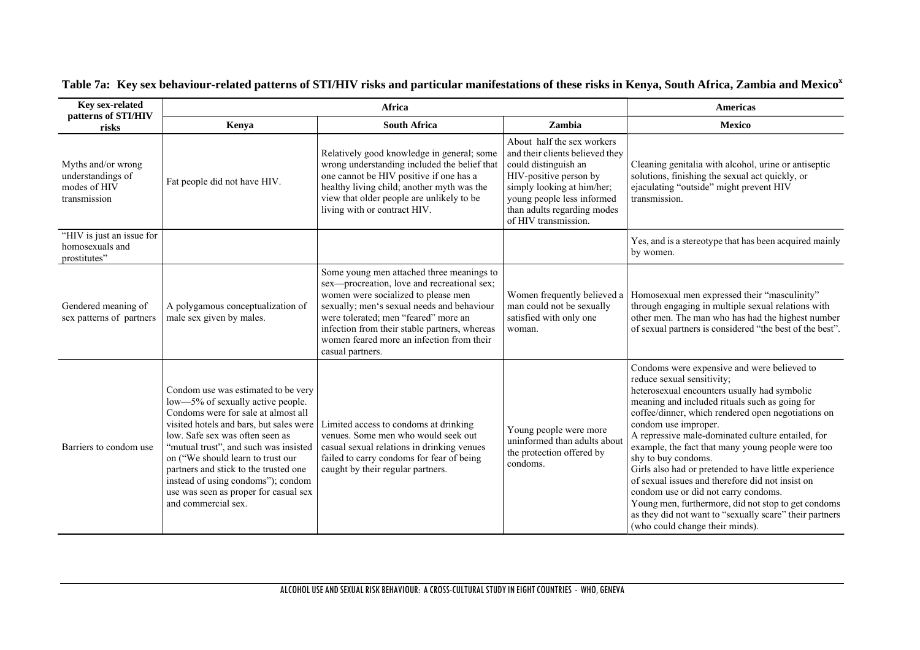**Table 7a: Key sex behaviour-related patterns of STI/HIV risks and particular manifestations of these risks in Kenya, South Africa, Zambia and Mexico**[x]

| Key sex-related patterns of STI/HIV risks | Africa | | | Americas |
|---|---|---|---|---|
| | **Kenya** | **South Africa** | **Zambia** | **Mexico** |
| Myths and/or wrong understandings of modes of HIV transmission | Fat people did not have HIV. | Relatively good knowledge in general; some wrong understanding included the belief that one cannot be HIV positive if one has a healthy living child; another myth was the view that older people are unlikely to be living with or contract HIV. | About half the sex workers and their clients believed they could distinguish an HIV-positive person by simply looking at him/her; young people less informed than adults regarding modes of HIV transmission. | Cleaning genitalia with alcohol, urine or antiseptic solutions, finishing the sexual act quickly, or ejaculating "outside" might prevent HIV transmission. |
| "HIV is just an issue for homosexuals and prostitutes" | | | | Yes, and is a stereotype that has been acquired mainly by women. |
| Gendered meaning of sex patterns of partners | A polygamous conceptualization of male sex given by males. | Some young men attached three meanings to sex—procreation, love and recreational sex; women were socialized to please men sexually; men's sexual needs and behaviour were tolerated; men "feared" more an infection from their stable partners, whereas women feared more an infection from their casual partners. | Women frequently believed a man could not be sexually satisfied with only one woman. | Homosexual men expressed their "masculinity" through engaging in multiple sexual relations with other men. The man who has had the highest number of sexual partners is considered "the best of the best". |
| Barriers to condom use | Condom use was estimated to be very low—5% of sexually active people. Condoms were for sale at almost all visited hotels and bars, but sales were low. Safe sex was often seen as "mutual trust", and such was insisted on ("We should learn to trust our partners and stick to the trusted one instead of using condoms"); condom use was seen as proper for casual sex and commercial sex. | Limited access to condoms at drinking venues. Some men who would seek out casual sexual relations in drinking venues failed to carry condoms for fear of being caught by their regular partners. | Young people were more uninformed than adults about the protection offered by condoms. | Condoms were expensive and were believed to reduce sexual sensitivity; heterosexual encounters usually had symbolic meaning and included rituals such as going for coffee/dinner, which rendered open negotiations on condom use improper. A repressive male-dominated culture entailed, for example, the fact that many young people were too shy to buy condoms. Girls also had or pretended to have little experience of sexual issues and therefore did not insist on condom use or did not carry condoms. Young men, furthermore, did not stop to get condoms as they did not want to "sexually scare" their partners (who could change their minds). |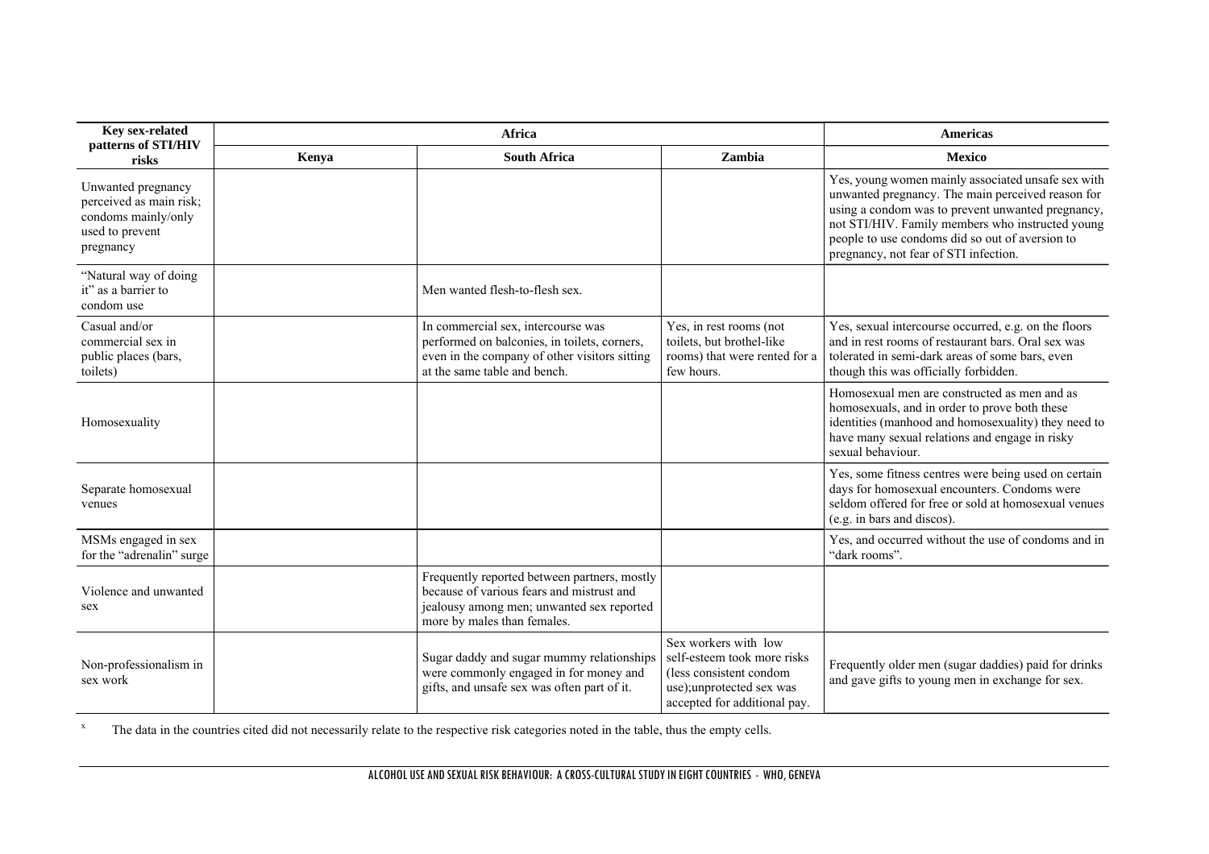| Key sex-related patterns of STI/HIV risks | Africa | | | Americas |
|---|---|---|---|---|
| | Kenya | South Africa | Zambia | Mexico |
| Unwanted pregnancy perceived as main risk; condoms mainly/only used to prevent pregnancy | | | | Yes, young women mainly associated unsafe sex with unwanted pregnancy. The main perceived reason for using a condom was to prevent unwanted pregnancy, not STI/HIV. Family members who instructed young people to use condoms did so out of aversion to pregnancy, not fear of STI infection. |
| "Natural way of doing it" as a barrier to condom use | | Men wanted flesh-to-flesh sex. | | |
| Casual and/or commercial sex in public places (bars, toilets) | | In commercial sex, intercourse was performed on balconies, in toilets, corners, even in the company of other visitors sitting at the same table and bench. | Yes, in rest rooms (not toilets, but brothel-like rooms) that were rented for a few hours. | Yes, sexual intercourse occurred, e.g. on the floors and in rest rooms of restaurant bars. Oral sex was tolerated in semi-dark areas of some bars, even though this was officially forbidden. |
| Homosexuality | | | | Homosexual men are constructed as men and as homosexuals, and in order to prove both these identities (manhood and homosexuality) they need to have many sexual relations and engage in risky sexual behaviour. |
| Separate homosexual venues | | | | Yes, some fitness centres were being used on certain days for homosexual encounters. Condoms were seldom offered for free or sold at homosexual venues (e.g. in bars and discos). |
| MSMs engaged in sex for the "adrenalin" surge | | | | Yes, and occurred without the use of condoms and in "dark rooms". |
| Violence and unwanted sex | | Frequently reported between partners, mostly because of various fears and mistrust and jealousy among men; unwanted sex reported more by males than females. | | |
| Non-professionalism in sex work | | Sugar daddy and sugar mummy relationships were commonly engaged in for money and gifts, and unsafe sex was often part of it. | Sex workers with low self-esteem took more risks (less consistent condom use);unprotected sex was accepted for additional pay. | Frequently older men (sugar daddies) paid for drinks and gave gifts to young men in exchange for sex. |

[x] The data in the countries cited did not necessarily relate to the respective risk categories noted in the table, thus the empty cells.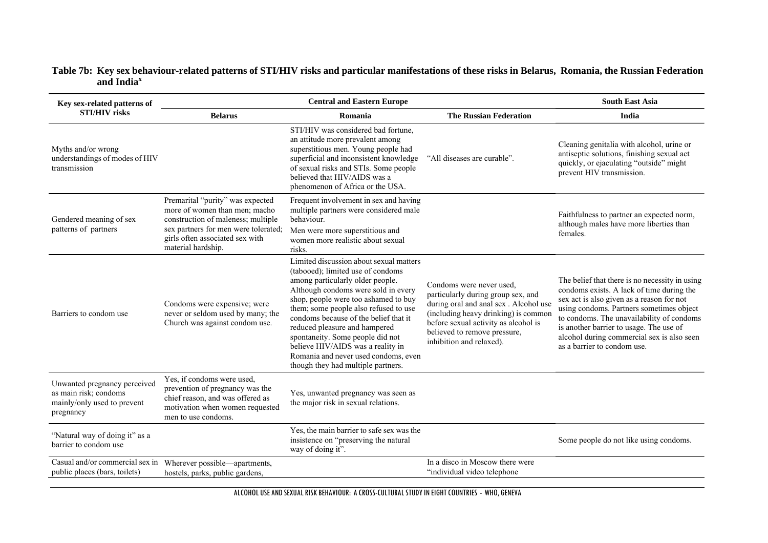**Table 7b: Key sex behaviour-related patterns of STI/HIV risks and particular manifestations of these risks in Belarus, Romania, the Russian Federation and India[x]**

| Key sex-related patterns of STI/HIV risks | Central and Eastern Europe | | | South East Asia |
|---|---|---|---|---|
| | Belarus | Romania | The Russian Federation | India |
| Myths and/or wrong understandings of modes of HIV transmission | | STI/HIV was considered bad fortune, an attitude more prevalent among superstitious men. Young people had superficial and inconsistent knowledge of sexual risks and STIs. Some people believed that HIV/AIDS was a phenomenon of Africa or the USA. | "All diseases are curable". | Cleaning genitalia with alcohol, urine or antiseptic solutions, finishing sexual act quickly, or ejaculating "outside" might prevent HIV transmission. |
| Gendered meaning of sex patterns of partners | Premarital "purity" was expected more of women than men; macho construction of maleness; multiple sex partners for men were tolerated; girls often associated sex with material hardship. | Frequent involvement in sex and having multiple partners were considered male behaviour. Men were more superstitious and women more realistic about sexual risks. | | Faithfulness to partner an expected norm, although males have more liberties than females. |
| Barriers to condom use | Condoms were expensive; were never or seldom used by many; the Church was against condom use. | Limited discussion about sexual matters (tabooed); limited use of condoms among particularly older people. Although condoms were sold in every shop, people were too ashamed to buy them; some people also refused to use condoms because of the belief that it reduced pleasure and hampered spontaneity. Some people did not believe HIV/AIDS was a reality in Romania and never used condoms, even though they had multiple partners. | Condoms were never used, particularly during group sex, and during oral and anal sex . Alcohol use (including heavy drinking) is common before sexual activity as alcohol is believed to remove pressure, inhibition and relaxed). | The belief that there is no necessity in using condoms exists. A lack of time during the sex act is also given as a reason for not using condoms. Partners sometimes object to condoms. The unavailability of condoms is another barrier to usage. The use of alcohol during commercial sex is also seen as a barrier to condom use. |
| Unwanted pregnancy perceived as main risk; condoms mainly/only used to prevent pregnancy | Yes, if condoms were used, prevention of pregnancy was the chief reason, and was offered as motivation when women requested men to use condoms. | Yes, unwanted pregnancy was seen as the major risk in sexual relations. | | |
| "Natural way of doing it" as a barrier to condom use | | Yes, the main barrier to safe sex was the insistence on "preserving the natural way of doing it". | | Some people do not like using condoms. |
| Casual and/or commercial sex in public places (bars, toilets) | Wherever possible—apartments, hostels, parks, public gardens, | | In a disco in Moscow there were "individual video telephone | |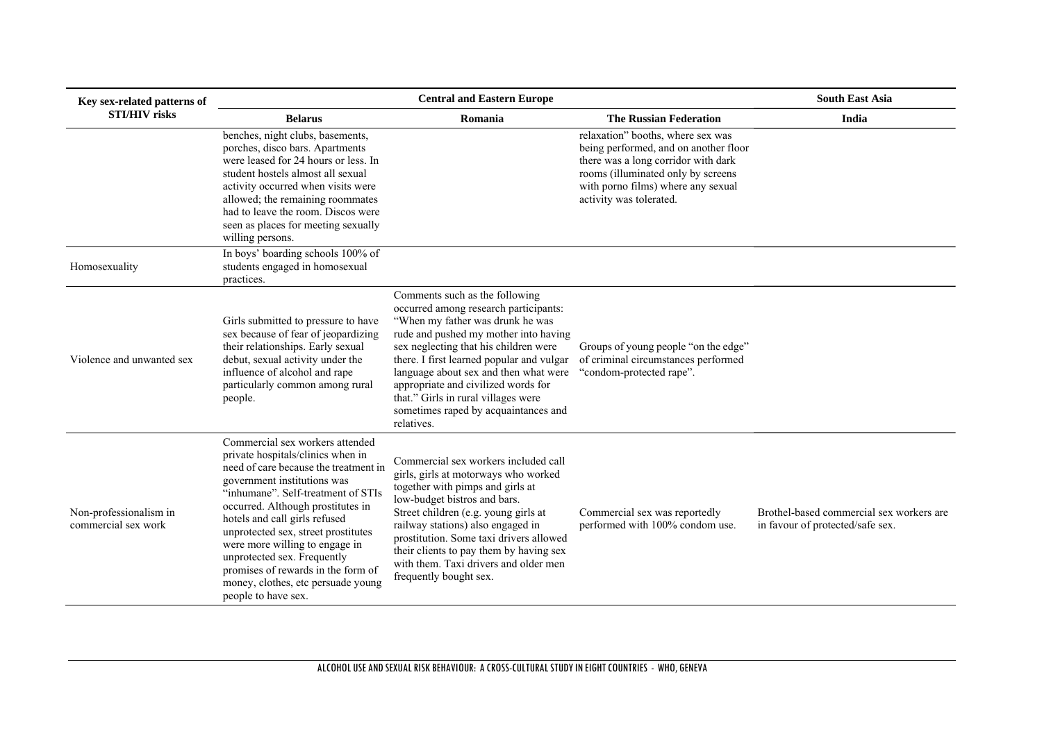| Key sex-related patterns of STI/HIV risks | Central and Eastern Europe | | | South East Asia |
|---|---|---|---|---|
| | Belarus | Romania | The Russian Federation | India |
| | benches, night clubs, basements, porches, disco bars. Apartments were leased for 24 hours or less. In student hostels almost all sexual activity occurred when visits were allowed; the remaining roommates had to leave the room. Discos were seen as places for meeting sexually willing persons. | | relaxation" booths, where sex was being performed, and on another floor there was a long corridor with dark rooms (illuminated only by screens with porno films) where any sexual activity was tolerated. | |
| Homosexuality | In boys' boarding schools 100% of students engaged in homosexual practices. | | | |
| Violence and unwanted sex | Girls submitted to pressure to have sex because of fear of jeopardizing their relationships. Early sexual debut, sexual activity under the influence of alcohol and rape particularly common among rural people. | Comments such as the following occurred among research participants: "When my father was drunk he was rude and pushed my mother into having sex neglecting that his children were there. I first learned popular and vulgar language about sex and then what were appropriate and civilized words for that." Girls in rural villages were sometimes raped by acquaintances and relatives. | Groups of young people "on the edge" of criminal circumstances performed "condom-protected rape". | |
| Non-professionalism in commercial sex work | Commercial sex workers attended private hospitals/clinics when in need of care because the treatment in government institutions was "inhumane". Self-treatment of STIs occurred. Although prostitutes in hotels and call girls refused unprotected sex, street prostitutes were more willing to engage in unprotected sex. Frequently promises of rewards in the form of money, clothes, etc persuade young people to have sex. | Commercial sex workers included call girls, girls at motorways who worked together with pimps and girls at low-budget bistros and bars. Street children (e.g. young girls at railway stations) also engaged in prostitution. Some taxi drivers allowed their clients to pay them by having sex with them. Taxi drivers and older men frequently bought sex. | Commercial sex was reportedly performed with 100% condom use. | Brothel-based commercial sex workers are in favour of protected/safe sex. |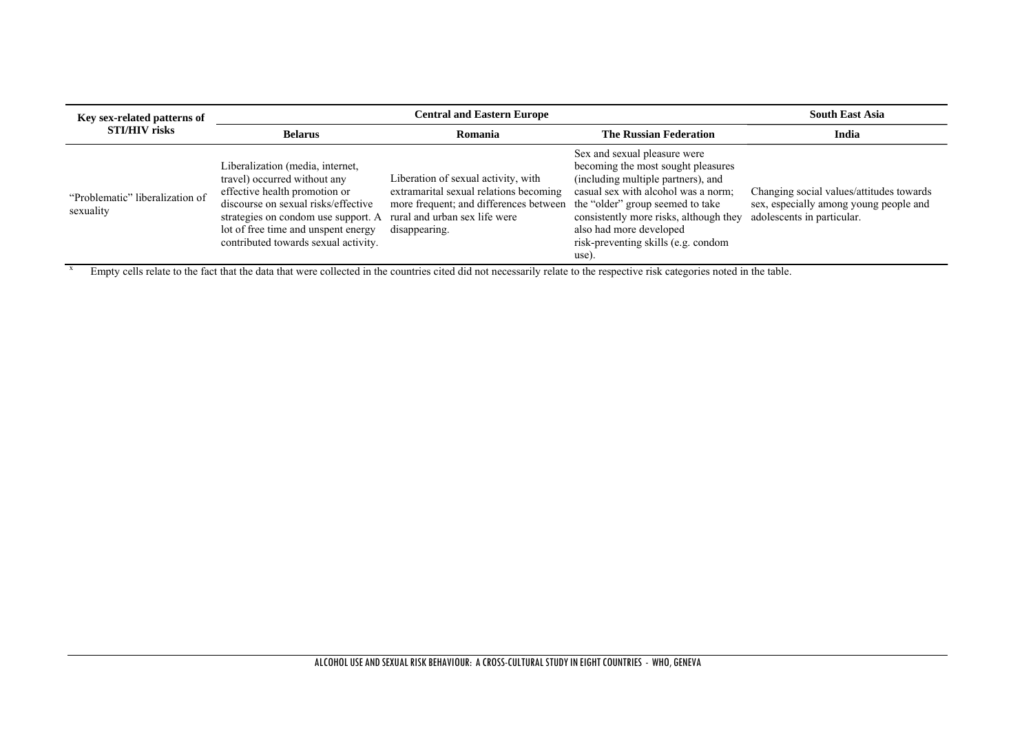| Key sex-related patterns of STI/HIV risks | Central and Eastern Europe | | | South East Asia |
|---|---|---|---|---|
| | Belarus | Romania | The Russian Federation | India |
| "Problematic" liberalization of sexuality | Liberalization (media, internet, travel) occurred without any effective health promotion or discourse on sexual risks/effective strategies on condom use support. A lot of free time and unspent energy contributed towards sexual activity. | Liberation of sexual activity, with extramarital sexual relations becoming more frequent; and differences between rural and urban sex life were disappearing. | Sex and sexual pleasure were becoming the most sought pleasures (including multiple partners), and casual sex with alcohol was a norm; the "older" group seemed to take consistently more risks, although they also had more developed risk-preventing skills (e.g. condom use). | Changing social values/attitudes towards sex, especially among young people and adolescents in particular. |

[x] Empty cells relate to the fact that the data that were collected in the countries cited did not necessarily relate to the respective risk categories noted in the table.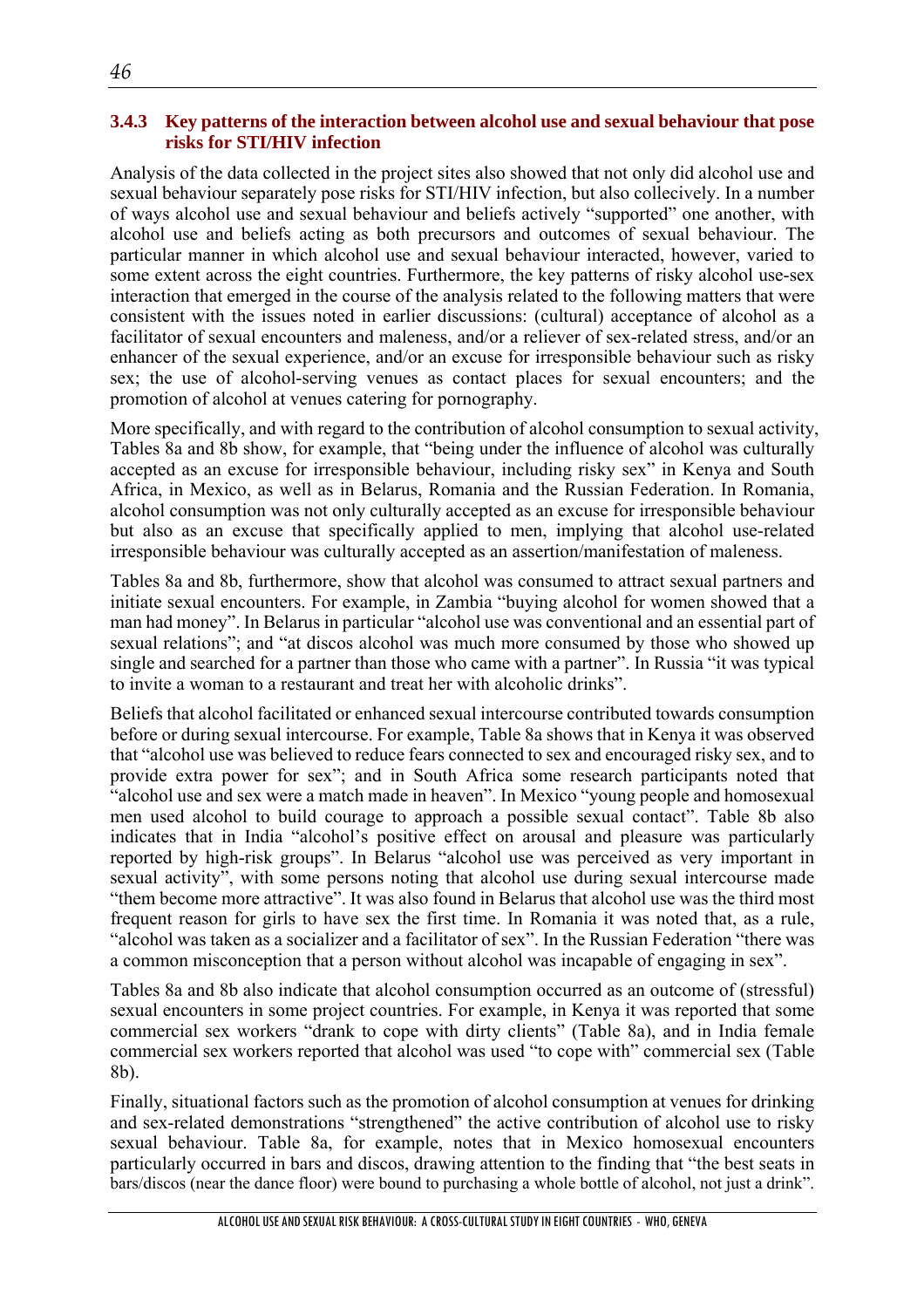### 3.4.3 Key patterns of the interaction between alcohol use and sexual behaviour that pose risks for STI/HIV infection

Analysis of the data collected in the project sites also showed that not only did alcohol use and sexual behaviour separately pose risks for STI/HIV infection, but also collecively. In a number of ways alcohol use and sexual behaviour and beliefs actively "supported" one another, with alcohol use and beliefs acting as both precursors and outcomes of sexual behaviour. The particular manner in which alcohol use and sexual behaviour interacted, however, varied to some extent across the eight countries. Furthermore, the key patterns of risky alcohol use-sex interaction that emerged in the course of the analysis related to the following matters that were consistent with the issues noted in earlier discussions: (cultural) acceptance of alcohol as a facilitator of sexual encounters and maleness, and/or a reliever of sex-related stress, and/or an enhancer of the sexual experience, and/or an excuse for irresponsible behaviour such as risky sex; the use of alcohol-serving venues as contact places for sexual encounters; and the promotion of alcohol at venues catering for pornography.

More specifically, and with regard to the contribution of alcohol consumption to sexual activity, Tables 8a and 8b show, for example, that "being under the influence of alcohol was culturally accepted as an excuse for irresponsible behaviour, including risky sex" in Kenya and South Africa, in Mexico, as well as in Belarus, Romania and the Russian Federation. In Romania, alcohol consumption was not only culturally accepted as an excuse for irresponsible behaviour but also as an excuse that specifically applied to men, implying that alcohol use-related irresponsible behaviour was culturally accepted as an assertion/manifestation of maleness.

Tables 8a and 8b, furthermore, show that alcohol was consumed to attract sexual partners and initiate sexual encounters. For example, in Zambia "buying alcohol for women showed that a man had money". In Belarus in particular "alcohol use was conventional and an essential part of sexual relations"; and "at discos alcohol was much more consumed by those who showed up single and searched for a partner than those who came with a partner". In Russia "it was typical to invite a woman to a restaurant and treat her with alcoholic drinks".

Beliefs that alcohol facilitated or enhanced sexual intercourse contributed towards consumption before or during sexual intercourse. For example, Table 8a shows that in Kenya it was observed that "alcohol use was believed to reduce fears connected to sex and encouraged risky sex, and to provide extra power for sex"; and in South Africa some research participants noted that "alcohol use and sex were a match made in heaven". In Mexico "young people and homosexual men used alcohol to build courage to approach a possible sexual contact". Table 8b also indicates that in India "alcohol's positive effect on arousal and pleasure was particularly reported by high-risk groups". In Belarus "alcohol use was perceived as very important in sexual activity", with some persons noting that alcohol use during sexual intercourse made "them become more attractive". It was also found in Belarus that alcohol use was the third most frequent reason for girls to have sex the first time. In Romania it was noted that, as a rule, "alcohol was taken as a socializer and a facilitator of sex". In the Russian Federation "there was a common misconception that a person without alcohol was incapable of engaging in sex".

Tables 8a and 8b also indicate that alcohol consumption occurred as an outcome of (stressful) sexual encounters in some project countries. For example, in Kenya it was reported that some commercial sex workers "drank to cope with dirty clients" (Table 8a), and in India female commercial sex workers reported that alcohol was used "to cope with" commercial sex (Table 8b).

Finally, situational factors such as the promotion of alcohol consumption at venues for drinking and sex-related demonstrations "strengthened" the active contribution of alcohol use to risky sexual behaviour. Table 8a, for example, notes that in Mexico homosexual encounters particularly occurred in bars and discos, drawing attention to the finding that "the best seats in bars/discos (near the dance floor) were bound to purchasing a whole bottle of alcohol, not just a drink".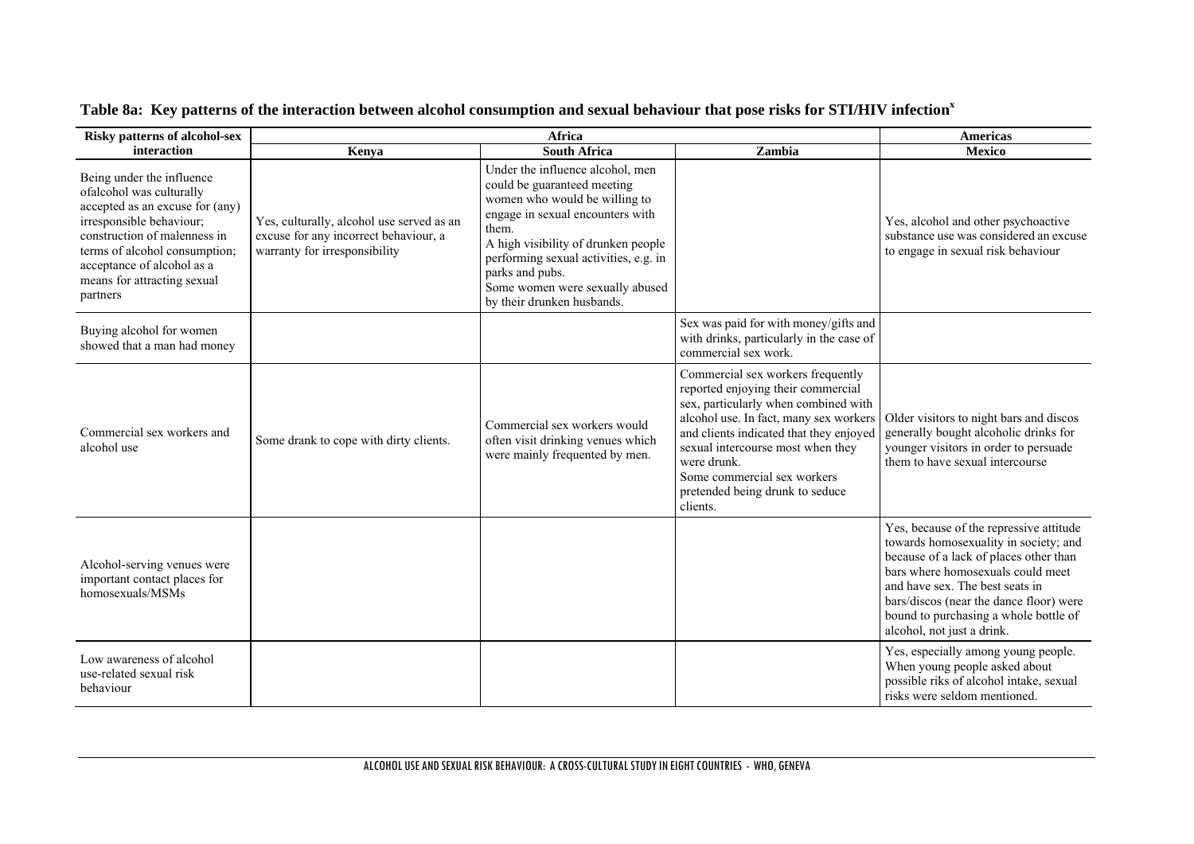**Table 8a: Key patterns of the interaction between alcohol consumption and sexual behaviour that pose risks for STI/HIV infection[x]**

| Risky patterns of alcohol-sex interaction | Africa | | | Americas |
|---|---|---|---|---|
| | Kenya | South Africa | Zambia | Mexico |
| Being under the influence ofalcohol was culturally accepted as an excuse for (any) irresponsible behaviour; construction of maleness in terms of alcohol consumption; acceptance of alcohol as a means for attracting sexual partners | Yes, culturally, alcohol use served as an excuse for any incorrect behaviour, a warranty for irresponsibility | Under the influence alcohol, men could be guaranteed meeting women who would be willing to engage in sexual encounters with them. A high visibility of drunken people performing sexual activities, e.g. in parks and pubs. Some women were sexually abused by their drunken husbands. | | Yes, alcohol and other psychoactive substance use was considered an excuse to engage in sexual risk behaviour |
| Buying alcohol for women showed that a man had money | | | Sex was paid for with money/gifts and with drinks, particularly in the case of commercial sex work. | |
| Commercial sex workers and alcohol use | Some drank to cope with dirty clients. | Commercial sex workers would often visit drinking venues which were mainly frequented by men. | Commercial sex workers frequently reported enjoying their commercial sex, particularly when combined with alcohol use. In fact, many sex workers and clients indicated that they enjoyed sexual intercourse most when they were drunk. Some commercial sex workers pretended being drunk to seduce clients. | Older visitors to night bars and discos generally bought alcoholic drinks for younger visitors in order to persuade them to have sexual intercourse |
| Alcohol-serving venues were important contact places for homosexuals/MSMs | | | | Yes, because of the repressive attitude towards homosexuality in society; and because of a lack of places other than bars where homosexuals could meet and have sex. The best seats in bars/discos (near the dance floor) were bound to purchasing a whole bottle of alcohol, not just a drink. |
| Low awareness of alcohol use-related sexual risk behaviour | | | | Yes, especially among young people. When young people asked about possible riks of alcohol intake, sexual risks were seldom mentioned. |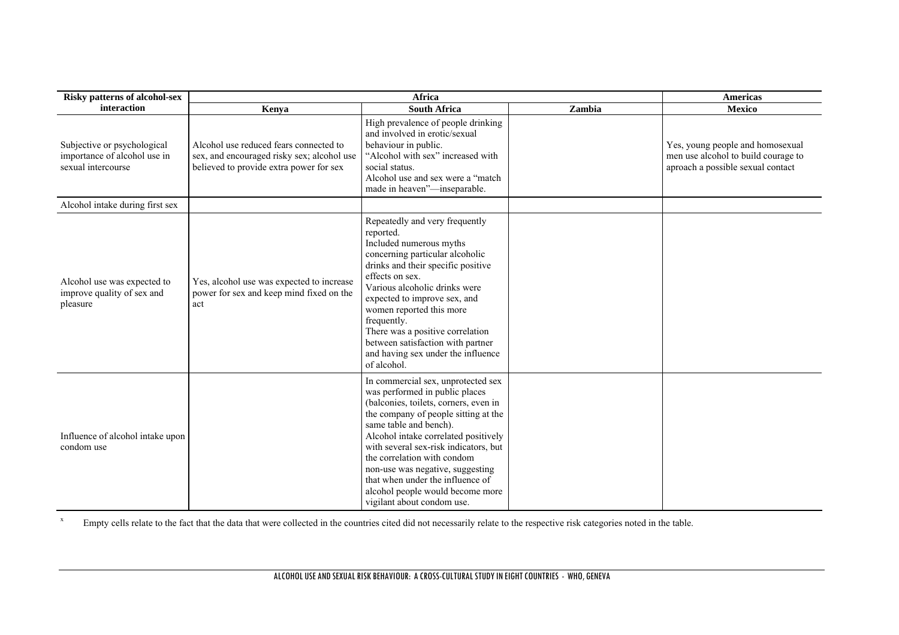| Risky patterns of alcohol-sex interaction | Africa | | | Americas |
|---|---|---|---|---|
| | Kenya | South Africa | Zambia | Mexico |
| Subjective or psychological importance of alcohol use in sexual intercourse | Alcohol use reduced fears connected to sex, and encouraged risky sex; alcohol use believed to provide extra power for sex | High prevalence of people drinking and involved in erotic/sexual behaviour in public. "Alcohol with sex" increased with social status. Alcohol use and sex were a "match made in heaven"—inseparable. | | Yes, young people and homosexual men use alcohol to build courage to aproach a possible sexual contact |
| Alcohol intake during first sex | | | | |
| Alcohol use was expected to improve quality of sex and pleasure | Yes, alcohol use was expected to increase power for sex and keep mind fixed on the act | Repeatedly and very frequently reported. Included numerous myths concerning particular alcoholic drinks and their specific positive effects on sex. Various alcoholic drinks were expected to improve sex, and women reported this more frequently. There was a positive correlation between satisfaction with partner and having sex under the influence of alcohol. | | |
| Influence of alcohol intake upon condom use | | In commercial sex, unprotected sex was performed in public places (balconies, toilets, corners, even in the company of people sitting at the same table and bench). Alcohol intake correlated positively with several sex-risk indicators, but the correlation with condom non-use was negative, suggesting that when under the influence of alcohol people would become more vigilant about condom use. | | |

[x] Empty cells relate to the fact that the data that were collected in the countries cited did not necessarily relate to the respective risk categories noted in the table.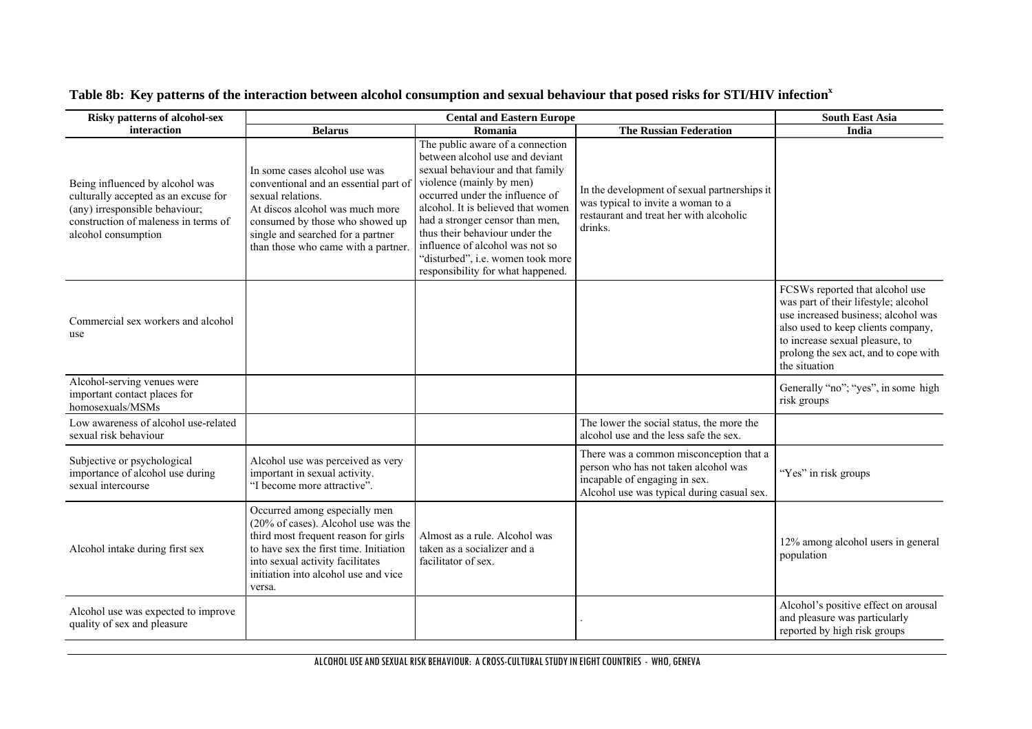**Table 8b: Key patterns of the interaction between alcohol consumption and sexual behaviour that posed risks for STI/HIV infection[x]**

| Risky patterns of alcohol-sex interaction | Cental and Eastern Europe | | | South East Asia |
|---|---|---|---|---|
| | Belarus | Romania | The Russian Federation | India |
| Being influenced by alcohol was culturally accepted as an excuse for (any) irresponsible behaviour; construction of maleness in terms of alcohol consumption | In some cases alcohol use was conventional and an essential part of sexual relations. At discos alcohol was much more consumed by those who showed up single and searched for a partner than those who came with a partner. | The public aware of a connection between alcohol use and deviant sexual behaviour and that family violence (mainly by men) occurred under the influence of alcohol. It is believed that women had a stronger censor than men, thus their behaviour under the influence of alcohol was not so "disturbed", i.e. women took more responsibility for what happened. | In the development of sexual partnerships it was typical to invite a woman to a restaurant and treat her with alcoholic drinks. | |
| Commercial sex workers and alcohol use | | | | FCSWs reported that alcohol use was part of their lifestyle; alcohol use increased business; alcohol was also used to keep clients company, to increase sexual pleasure, to prolong the sex act, and to cope with the situation |
| Alcohol-serving venues were important contact places for homosexuals/MSMs | | | | Generally "no"; "yes", in some high risk groups |
| Low awareness of alcohol use-related sexual risk behaviour | | | The lower the social status, the more the alcohol use and the less safe the sex. | |
| Subjective or psychological importance of alcohol use during sexual intercourse | Alcohol use was perceived as very important in sexual activity. "I become more attractive". | | There was a common misconception that a person who has not taken alcohol was incapable of engaging in sex. Alcohol use was typical during casual sex. | "Yes" in risk groups |
| Alcohol intake during first sex | Occurred among especially men (20% of cases). Alcohol use was the third most frequent reason for girls to have sex the first time. Initiation into sexual activity facilitates initiation into alcohol use and vice versa. | Almost as a rule. Alcohol was taken as a socializer and a facilitator of sex. | | 12% among alcohol users in general population |
| Alcohol use was expected to improve quality of sex and pleasure | | | . | Alcohol's positive effect on arousal and pleasure was particularly reported by high risk groups |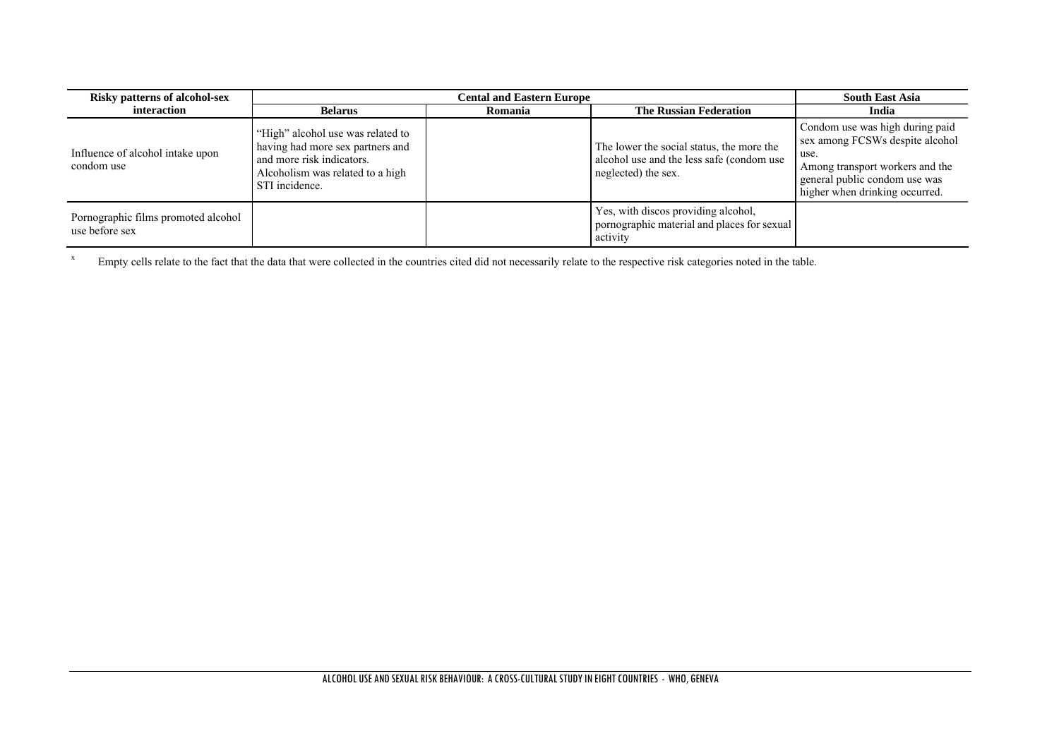| Risky patterns of alcohol-sex interaction | Cental and Eastern Europe | | | South East Asia |
|---|---|---|---|---|
| | Belarus | Romania | The Russian Federation | India |
| Influence of alcohol intake upon condom use | "High" alcohol use was related to having had more sex partners and and more risk indicators. Alcoholism was related to a high STI incidence. | | The lower the social status, the more the alcohol use and the less safe (condom use neglected) the sex. | Condom use was high during paid sex among FCSWs despite alcohol use. Among transport workers and the general public condom use was higher when drinking occurred. |
| Pornographic films promoted alcohol use before sex | | | Yes, with discos providing alcohol, pornographic material and places for sexual activity | |

[x] Empty cells relate to the fact that the data that were collected in the countries cited did not necessarily relate to the respective risk categories noted in the table.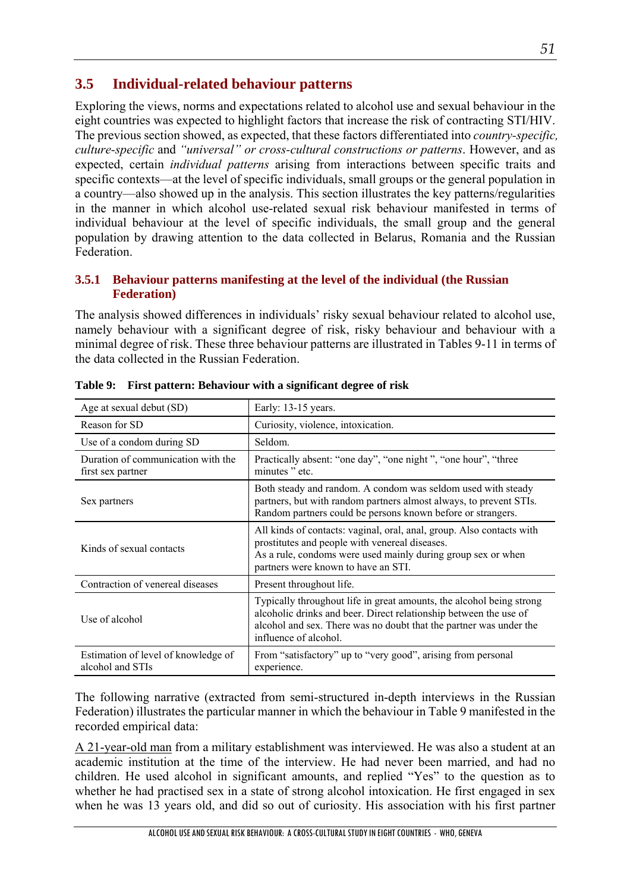## 3.5 Individual-related behaviour patterns

Exploring the views, norms and expectations related to alcohol use and sexual behaviour in the eight countries was expected to highlight factors that increase the risk of contracting STI/HIV. The previous section showed, as expected, that these factors differentiated into *country-specific, culture-specific* and *"universal" or cross-cultural constructions or patterns*. However, and as expected, certain *individual patterns* arising from interactions between specific traits and specific contexts—at the level of specific individuals, small groups or the general population in a country—also showed up in the analysis. This section illustrates the key patterns/regularities in the manner in which alcohol use-related sexual risk behaviour manifested in terms of individual behaviour at the level of specific individuals, the small group and the general population by drawing attention to the data collected in Belarus, Romania and the Russian Federation.

### 3.5.1 Behaviour patterns manifesting at the level of the individual (the Russian Federation)

The analysis showed differences in individuals' risky sexual behaviour related to alcohol use, namely behaviour with a significant degree of risk, risky behaviour and behaviour with a minimal degree of risk. These three behaviour patterns are illustrated in Tables 9-11 in terms of the data collected in the Russian Federation.

**Table 9: First pattern: Behaviour with a significant degree of risk**

| | |
|---|---|
| Age at sexual debut (SD) | Early: 13-15 years. |
| Reason for SD | Curiosity, violence, intoxication. |
| Use of a condom during SD | Seldom. |
| Duration of communication with the first sex partner | Practically absent: "one day", "one night ", "one hour", "three minutes " etc. |
| Sex partners | Both steady and random. A condom was seldom used with steady partners, but with random partners almost always, to prevent STIs. Random partners could be persons known before or strangers. |
| Kinds of sexual contacts | All kinds of contacts: vaginal, oral, anal, group. Also contacts with prostitutes and people with venereal diseases. As a rule, condoms were used mainly during group sex or when partners were known to have an STI. |
| Contraction of venereal diseases | Present throughout life. |
| Use of alcohol | Typically throughout life in great amounts, the alcohol being strong alcoholic drinks and beer. Direct relationship between the use of alcohol and sex. There was no doubt that the partner was under the influence of alcohol. |
| Estimation of level of knowledge of alcohol and STIs | From "satisfactory" up to "very good", arising from personal experience. |

The following narrative (extracted from semi-structured in-depth interviews in the Russian Federation) illustrates the particular manner in which the behaviour in Table 9 manifested in the recorded empirical data:

A 21-year-old man from a military establishment was interviewed. He was also a student at an academic institution at the time of the interview. He had never been married, and had no children. He used alcohol in significant amounts, and replied "Yes" to the question as to whether he had practised sex in a state of strong alcohol intoxication. He first engaged in sex when he was 13 years old, and did so out of curiosity. His association with his first partner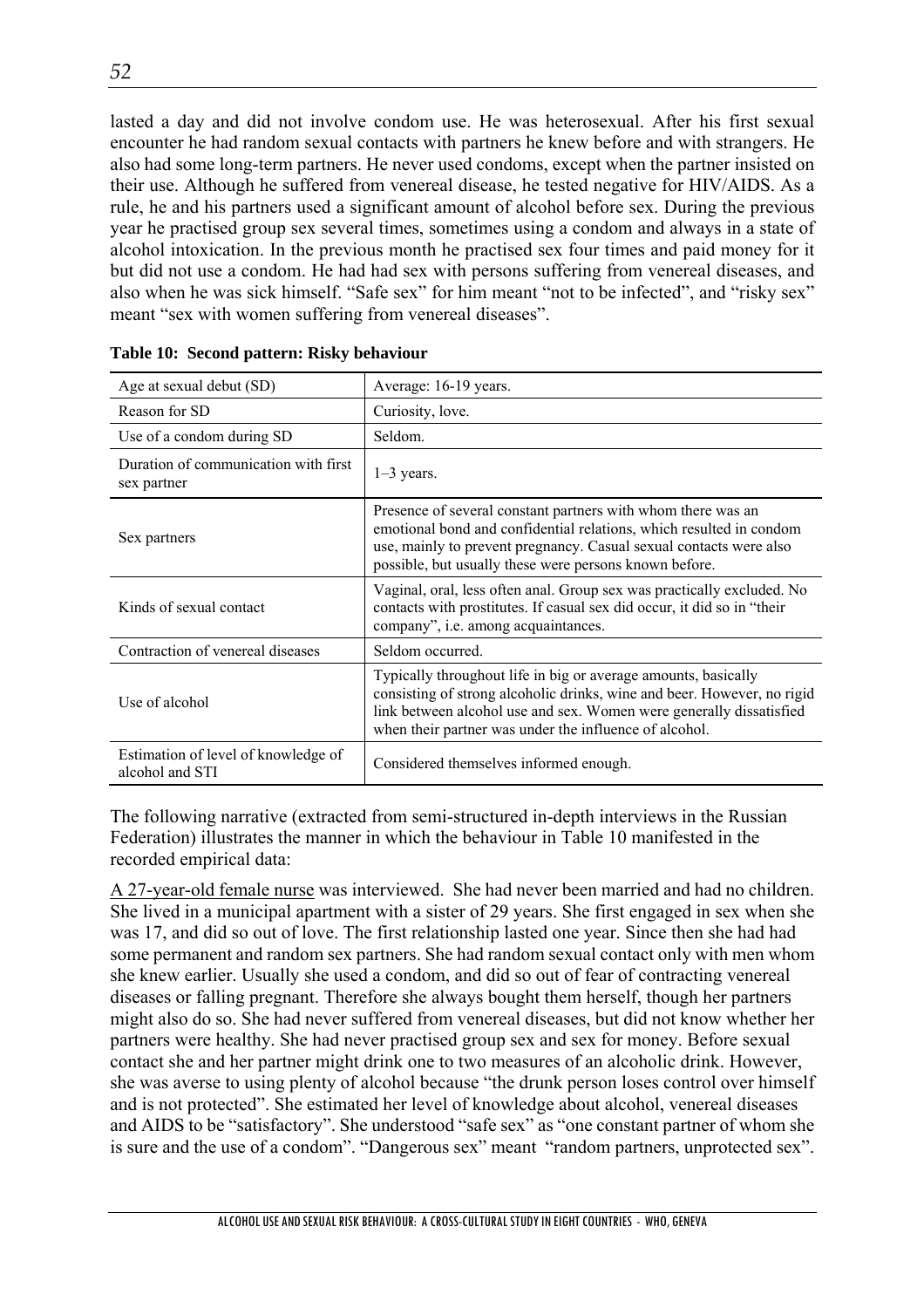lasted a day and did not involve condom use. He was heterosexual. After his first sexual encounter he had random sexual contacts with partners he knew before and with strangers. He also had some long-term partners. He never used condoms, except when the partner insisted on their use. Although he suffered from venereal disease, he tested negative for HIV/AIDS. As a rule, he and his partners used a significant amount of alcohol before sex. During the previous year he practised group sex several times, sometimes using a condom and always in a state of alcohol intoxication. In the previous month he practised sex four times and paid money for it but did not use a condom. He had had sex with persons suffering from venereal diseases, and also when he was sick himself. "Safe sex" for him meant "not to be infected", and "risky sex" meant "sex with women suffering from venereal diseases".

**Table 10: Second pattern: Risky behaviour**

| | |
|---|---|
| Age at sexual debut (SD) | Average: 16-19 years. |
| Reason for SD | Curiosity, love. |
| Use of a condom during SD | Seldom. |
| Duration of communication with first sex partner | 1–3 years. |
| Sex partners | Presence of several constant partners with whom there was an emotional bond and confidential relations, which resulted in condom use, mainly to prevent pregnancy. Casual sexual contacts were also possible, but usually these were persons known before. |
| Kinds of sexual contact | Vaginal, oral, less often anal. Group sex was practically excluded. No contacts with prostitutes. If casual sex did occur, it did so in "their company", i.e. among acquaintances. |
| Contraction of venereal diseases | Seldom occurred. |
| Use of alcohol | Typically throughout life in big or average amounts, basically consisting of strong alcoholic drinks, wine and beer. However, no rigid link between alcohol use and sex. Women were generally dissatisfied when their partner was under the influence of alcohol. |
| Estimation of level of knowledge of alcohol and STI | Considered themselves informed enough. |

The following narrative (extracted from semi-structured in-depth interviews in the Russian Federation) illustrates the manner in which the behaviour in Table 10 manifested in the recorded empirical data:

A 27-year-old female nurse was interviewed. She had never been married and had no children. She lived in a municipal apartment with a sister of 29 years. She first engaged in sex when she was 17, and did so out of love. The first relationship lasted one year. Since then she had had some permanent and random sex partners. She had random sexual contact only with men whom she knew earlier. Usually she used a condom, and did so out of fear of contracting venereal diseases or falling pregnant. Therefore she always bought them herself, though her partners might also do so. She had never suffered from venereal diseases, but did not know whether her partners were healthy. She had never practised group sex and sex for money. Before sexual contact she and her partner might drink one to two measures of an alcoholic drink. However, she was averse to using plenty of alcohol because "the drunk person loses control over himself and is not protected". She estimated her level of knowledge about alcohol, venereal diseases and AIDS to be "satisfactory". She understood "safe sex" as "one constant partner of whom she is sure and the use of a condom". "Dangerous sex" meant "random partners, unprotected sex".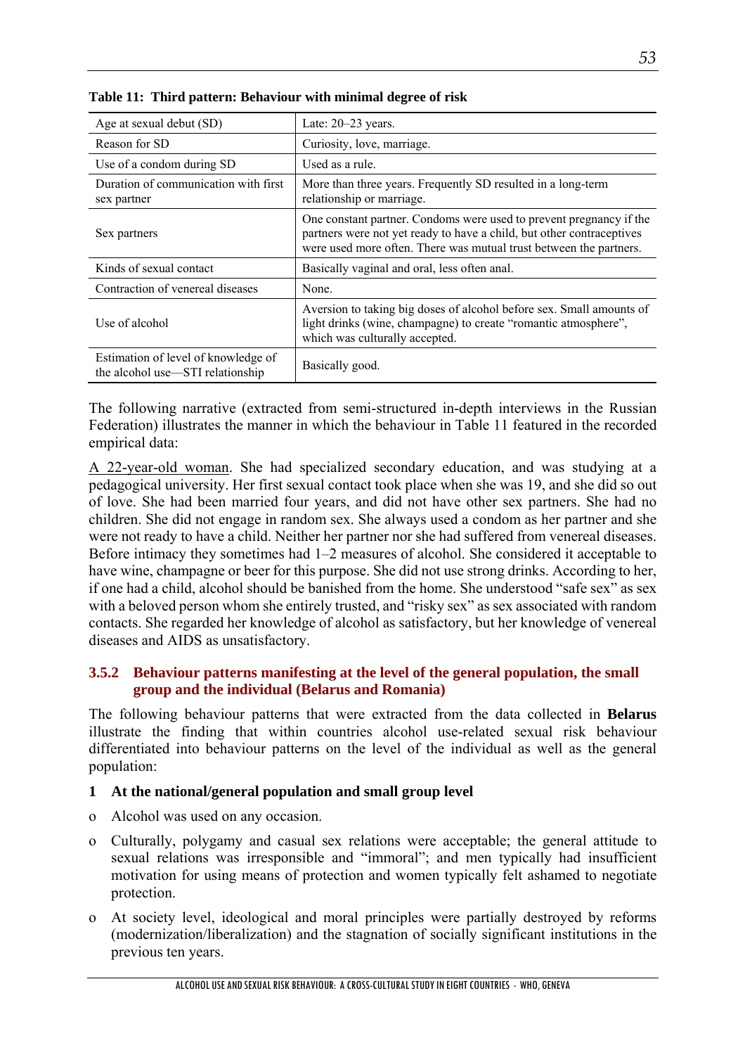**Table 11: Third pattern: Behaviour with minimal degree of risk**

| | |
|---|---|
| Age at sexual debut (SD) | Late: 20–23 years. |
| Reason for SD | Curiosity, love, marriage. |
| Use of a condom during SD | Used as a rule. |
| Duration of communication with first sex partner | More than three years. Frequently SD resulted in a long-term relationship or marriage. |
| Sex partners | One constant partner. Condoms were used to prevent pregnancy if the partners were not yet ready to have a child, but other contraceptives were used more often. There was mutual trust between the partners. |
| Kinds of sexual contact | Basically vaginal and oral, less often anal. |
| Contraction of venereal diseases | None. |
| Use of alcohol | Aversion to taking big doses of alcohol before sex. Small amounts of light drinks (wine, champagne) to create "romantic atmosphere", which was culturally accepted. |
| Estimation of level of knowledge of the alcohol use—STI relationship | Basically good. |

The following narrative (extracted from semi-structured in-depth interviews in the Russian Federation) illustrates the manner in which the behaviour in Table 11 featured in the recorded empirical data:

A 22-year-old woman. She had specialized secondary education, and was studying at a pedagogical university. Her first sexual contact took place when she was 19, and she did so out of love. She had been married four years, and did not have other sex partners. She had no children. She did not engage in random sex. She always used a condom as her partner and she were not ready to have a child. Neither her partner nor she had suffered from venereal diseases. Before intimacy they sometimes had 1–2 measures of alcohol. She considered it acceptable to have wine, champagne or beer for this purpose. She did not use strong drinks. According to her, if one had a child, alcohol should be banished from the home. She understood "safe sex" as sex with a beloved person whom she entirely trusted, and "risky sex" as sex associated with random contacts. She regarded her knowledge of alcohol as satisfactory, but her knowledge of venereal diseases and AIDS as unsatisfactory.

### 3.5.2 Behaviour patterns manifesting at the level of the general population, the small group and the individual (Belarus and Romania)

The following behaviour patterns that were extracted from the data collected in **Belarus** illustrate the finding that within countries alcohol use-related sexual risk behaviour differentiated into behaviour patterns on the level of the individual as well as the general population:

**1 At the national/general population and small group level**

- Alcohol was used on any occasion.
- Culturally, polygamy and casual sex relations were acceptable; the general attitude to sexual relations was irresponsible and "immoral"; and men typically had insufficient motivation for using means of protection and women typically felt ashamed to negotiate protection.
- At society level, ideological and moral principles were partially destroyed by reforms (modernization/liberalization) and the stagnation of socially significant institutions in the previous ten years.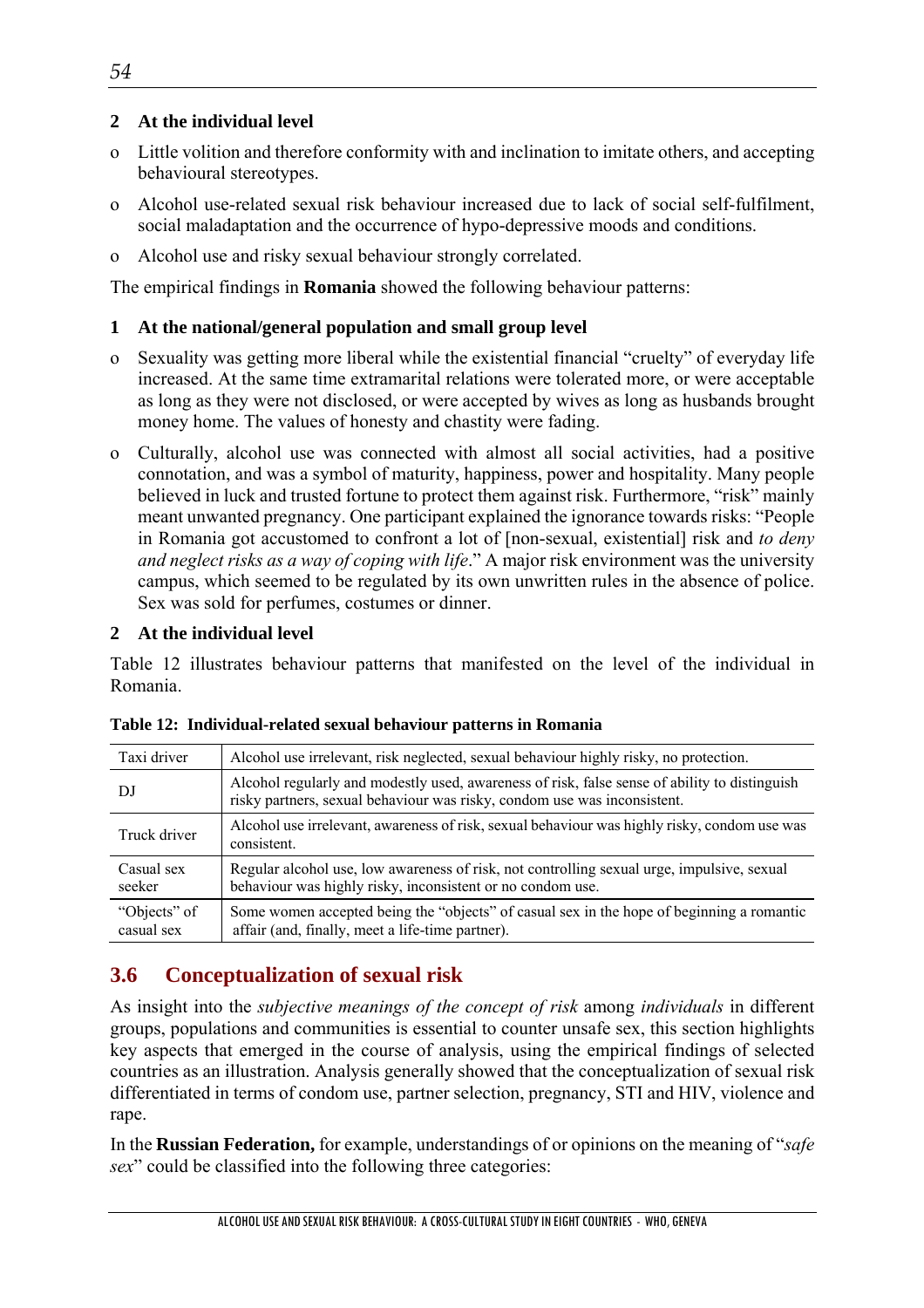### 2 At the individual level

- Little volition and therefore conformity with and inclination to imitate others, and accepting behavioural stereotypes.
- Alcohol use-related sexual risk behaviour increased due to lack of social self-fulfilment, social maladaptation and the occurrence of hypo-depressive moods and conditions.
- Alcohol use and risky sexual behaviour strongly correlated.

The empirical findings in **Romania** showed the following behaviour patterns:

### 1 At the national/general population and small group level

- Sexuality was getting more liberal while the existential financial "cruelty" of everyday life increased. At the same time extramarital relations were tolerated more, or were acceptable as long as they were not disclosed, or were accepted by wives as long as husbands brought money home. The values of honesty and chastity were fading.
- Culturally, alcohol use was connected with almost all social activities, had a positive connotation, and was a symbol of maturity, happiness, power and hospitality. Many people believed in luck and trusted fortune to protect them against risk. Furthermore, "risk" mainly meant unwanted pregnancy. One participant explained the ignorance towards risks: "People in Romania got accustomed to confront a lot of [non-sexual, existential] risk and *to deny and neglect risks as a way of coping with life*." A major risk environment was the university campus, which seemed to be regulated by its own unwritten rules in the absence of police. Sex was sold for perfumes, costumes or dinner.

### 2 At the individual level

Table 12 illustrates behaviour patterns that manifested on the level of the individual in Romania.

**Table 12: Individual-related sexual behaviour patterns in Romania**

| | |
|---|---|
| Taxi driver | Alcohol use irrelevant, risk neglected, sexual behaviour highly risky, no protection. |
| DJ | Alcohol regularly and modestly used, awareness of risk, false sense of ability to distinguish risky partners, sexual behaviour was risky, condom use was inconsistent. |
| Truck driver | Alcohol use irrelevant, awareness of risk, sexual behaviour was highly risky, condom use was consistent. |
| Casual sex seeker | Regular alcohol use, low awareness of risk, not controlling sexual urge, impulsive, sexual behaviour was highly risky, inconsistent or no condom use. |
| "Objects" of casual sex | Some women accepted being the "objects" of casual sex in the hope of beginning a romantic affair (and, finally, meet a life-time partner). |

## 3.6 Conceptualization of sexual risk

As insight into the *subjective meanings of the concept of risk* among *individuals* in different groups, populations and communities is essential to counter unsafe sex, this section highlights key aspects that emerged in the course of analysis, using the empirical findings of selected countries as an illustration. Analysis generally showed that the conceptualization of sexual risk differentiated in terms of condom use, partner selection, pregnancy, STI and HIV, violence and rape.

In the **Russian Federation,** for example, understandings of or opinions on the meaning of "*safe sex*" could be classified into the following three categories: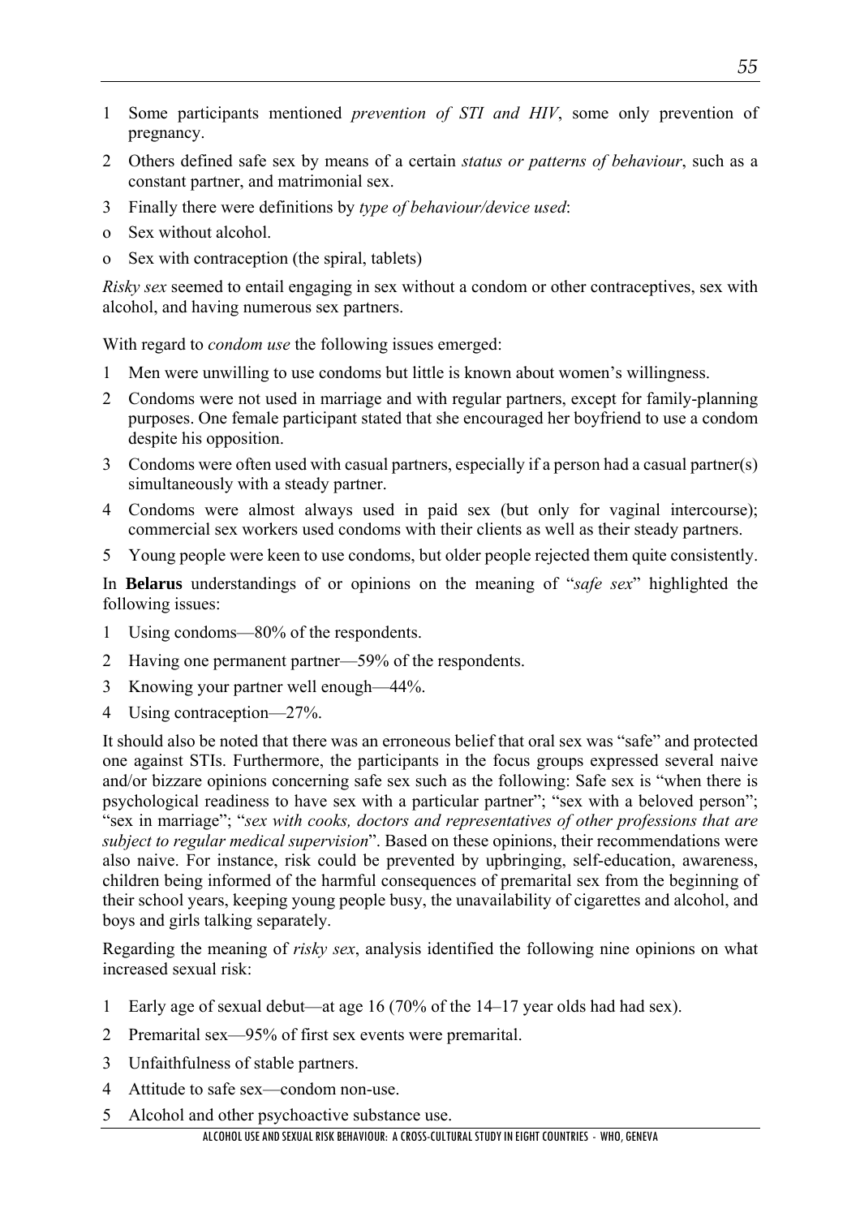1 Some participants mentioned *prevention of STI and HIV*, some only prevention of pregnancy.

2 Others defined safe sex by means of a certain *status or patterns of behaviour*, such as a constant partner, and matrimonial sex.

3 Finally there were definitions by *type of behaviour/device used*:

- Sex without alcohol.
- Sex with contraception (the spiral, tablets)

*Risky sex* seemed to entail engaging in sex without a condom or other contraceptives, sex with alcohol, and having numerous sex partners.

With regard to *condom use* the following issues emerged:

1 Men were unwilling to use condoms but little is known about women's willingness.

2 Condoms were not used in marriage and with regular partners, except for family-planning purposes. One female participant stated that she encouraged her boyfriend to use a condom despite his opposition.

3 Condoms were often used with casual partners, especially if a person had a casual partner(s) simultaneously with a steady partner.

4 Condoms were almost always used in paid sex (but only for vaginal intercourse); commercial sex workers used condoms with their clients as well as their steady partners.

5 Young people were keen to use condoms, but older people rejected them quite consistently.

In **Belarus** understandings of or opinions on the meaning of "*safe sex*" highlighted the following issues:

1 Using condoms—80% of the respondents.

2 Having one permanent partner—59% of the respondents.

3 Knowing your partner well enough—44%.

4 Using contraception—27%.

It should also be noted that there was an erroneous belief that oral sex was "safe" and protected one against STIs. Furthermore, the participants in the focus groups expressed several naive and/or bizzare opinions concerning safe sex such as the following: Safe sex is "when there is psychological readiness to have sex with a particular partner"; "sex with a beloved person"; "sex in marriage"; "*sex with cooks, doctors and representatives of other professions that are subject to regular medical supervision*". Based on these opinions, their recommendations were also naive. For instance, risk could be prevented by upbringing, self-education, awareness, children being informed of the harmful consequences of premarital sex from the beginning of their school years, keeping young people busy, the unavailability of cigarettes and alcohol, and boys and girls talking separately.

Regarding the meaning of *risky sex*, analysis identified the following nine opinions on what increased sexual risk:

1 Early age of sexual debut—at age 16 (70% of the 14–17 year olds had had sex).

2 Premarital sex—95% of first sex events were premarital.

3 Unfaithfulness of stable partners.

4 Attitude to safe sex—condom non-use.

5 Alcohol and other psychoactive substance use.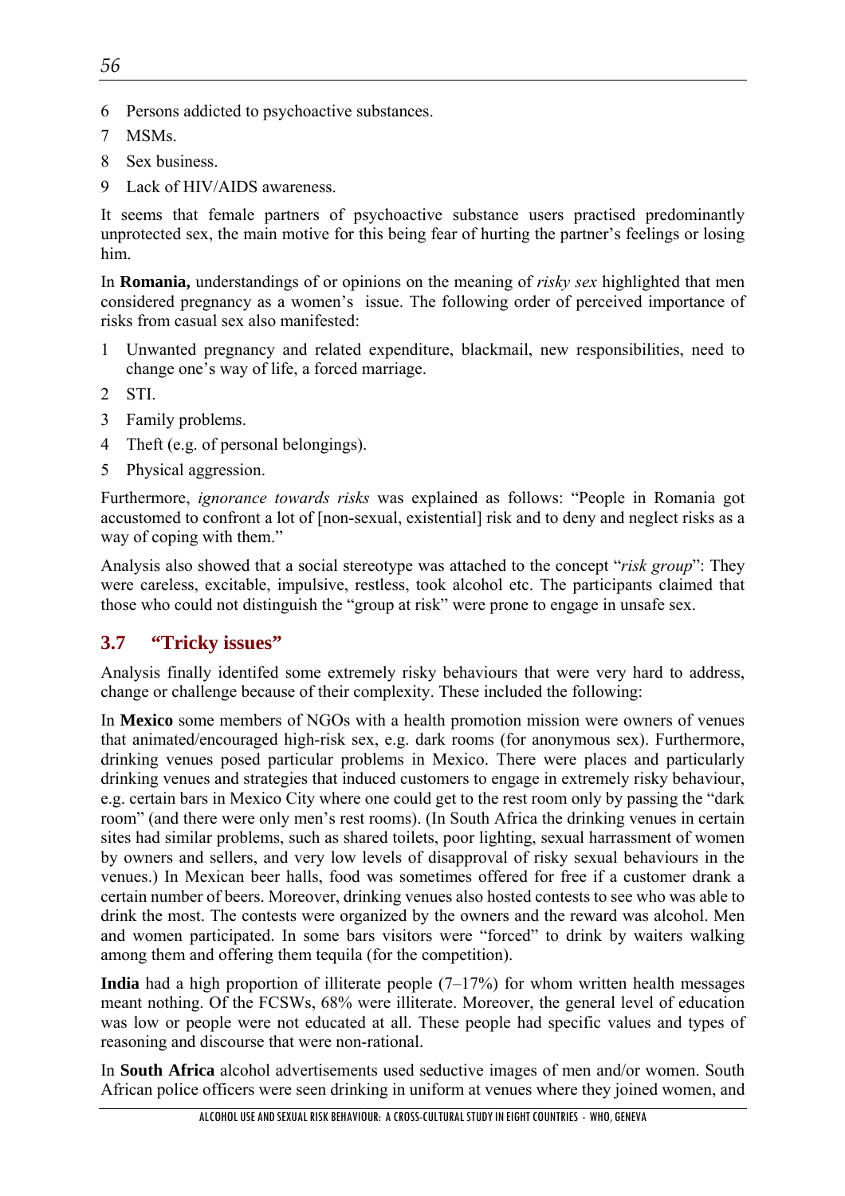6 Persons addicted to psychoactive substances.
7 MSMs.
8 Sex business.
9 Lack of HIV/AIDS awareness.

It seems that female partners of psychoactive substance users practised predominantly unprotected sex, the main motive for this being fear of hurting the partner's feelings or losing him.

In **Romania,** understandings of or opinions on the meaning of *risky sex* highlighted that men considered pregnancy as a women's issue. The following order of perceived importance of risks from casual sex also manifested:

1 Unwanted pregnancy and related expenditure, blackmail, new responsibilities, need to change one's way of life, a forced marriage.
2 STI.
3 Family problems.
4 Theft (e.g. of personal belongings).
5 Physical aggression.

Furthermore, *ignorance towards risks* was explained as follows: "People in Romania got accustomed to confront a lot of [non-sexual, existential] risk and to deny and neglect risks as a way of coping with them."

Analysis also showed that a social stereotype was attached to the concept "*risk group*": They were careless, excitable, impulsive, restless, took alcohol etc. The participants claimed that those who could not distinguish the "group at risk" were prone to engage in unsafe sex.

## 3.7 "Tricky issues"

Analysis finally identifed some extremely risky behaviours that were very hard to address, change or challenge because of their complexity. These included the following:

In **Mexico** some members of NGOs with a health promotion mission were owners of venues that animated/encouraged high-risk sex, e.g. dark rooms (for anonymous sex). Furthermore, drinking venues posed particular problems in Mexico. There were places and particularly drinking venues and strategies that induced customers to engage in extremely risky behaviour, e.g. certain bars in Mexico City where one could get to the rest room only by passing the "dark room" (and there were only men's rest rooms). (In South Africa the drinking venues in certain sites had similar problems, such as shared toilets, poor lighting, sexual harrassment of women by owners and sellers, and very low levels of disapproval of risky sexual behaviours in the venues.) In Mexican beer halls, food was sometimes offered for free if a customer drank a certain number of beers. Moreover, drinking venues also hosted contests to see who was able to drink the most. The contests were organized by the owners and the reward was alcohol. Men and women participated. In some bars visitors were "forced" to drink by waiters walking among them and offering them tequila (for the competition).

**India** had a high proportion of illiterate people (7–17%) for whom written health messages meant nothing. Of the FCSWs, 68% were illiterate. Moreover, the general level of education was low or people were not educated at all. These people had specific values and types of reasoning and discourse that were non-rational.

In **South Africa** alcohol advertisements used seductive images of men and/or women. South African police officers were seen drinking in uniform at venues where they joined women, and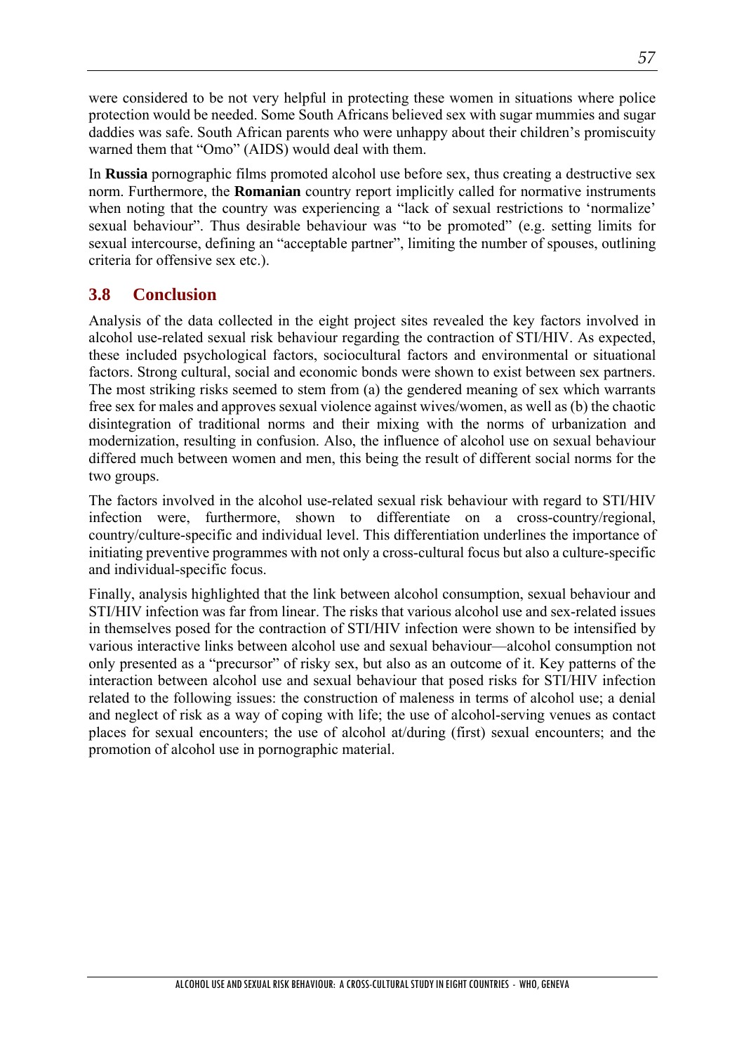were considered to be not very helpful in protecting these women in situations where police protection would be needed. Some South Africans believed sex with sugar mummies and sugar daddies was safe. South African parents who were unhappy about their children's promiscuity warned them that "Omo" (AIDS) would deal with them.

In **Russia** pornographic films promoted alcohol use before sex, thus creating a destructive sex norm. Furthermore, the **Romanian** country report implicitly called for normative instruments when noting that the country was experiencing a "lack of sexual restrictions to 'normalize' sexual behaviour". Thus desirable behaviour was "to be promoted" (e.g. setting limits for sexual intercourse, defining an "acceptable partner", limiting the number of spouses, outlining criteria for offensive sex etc.).

## 3.8 Conclusion

Analysis of the data collected in the eight project sites revealed the key factors involved in alcohol use-related sexual risk behaviour regarding the contraction of STI/HIV. As expected, these included psychological factors, sociocultural factors and environmental or situational factors. Strong cultural, social and economic bonds were shown to exist between sex partners. The most striking risks seemed to stem from (a) the gendered meaning of sex which warrants free sex for males and approves sexual violence against wives/women, as well as (b) the chaotic disintegration of traditional norms and their mixing with the norms of urbanization and modernization, resulting in confusion. Also, the influence of alcohol use on sexual behaviour differed much between women and men, this being the result of different social norms for the two groups.

The factors involved in the alcohol use-related sexual risk behaviour with regard to STI/HIV infection were, furthermore, shown to differentiate on a cross-country/regional, country/culture-specific and individual level. This differentiation underlines the importance of initiating preventive programmes with not only a cross-cultural focus but also a culture-specific and individual-specific focus.

Finally, analysis highlighted that the link between alcohol consumption, sexual behaviour and STI/HIV infection was far from linear. The risks that various alcohol use and sex-related issues in themselves posed for the contraction of STI/HIV infection were shown to be intensified by various interactive links between alcohol use and sexual behaviour—alcohol consumption not only presented as a "precursor" of risky sex, but also as an outcome of it. Key patterns of the interaction between alcohol use and sexual behaviour that posed risks for STI/HIV infection related to the following issues: the construction of maleness in terms of alcohol use; a denial and neglect of risk as a way of coping with life; the use of alcohol-serving venues as contact places for sexual encounters; the use of alcohol at/during (first) sexual encounters; and the promotion of alcohol use in pornographic material.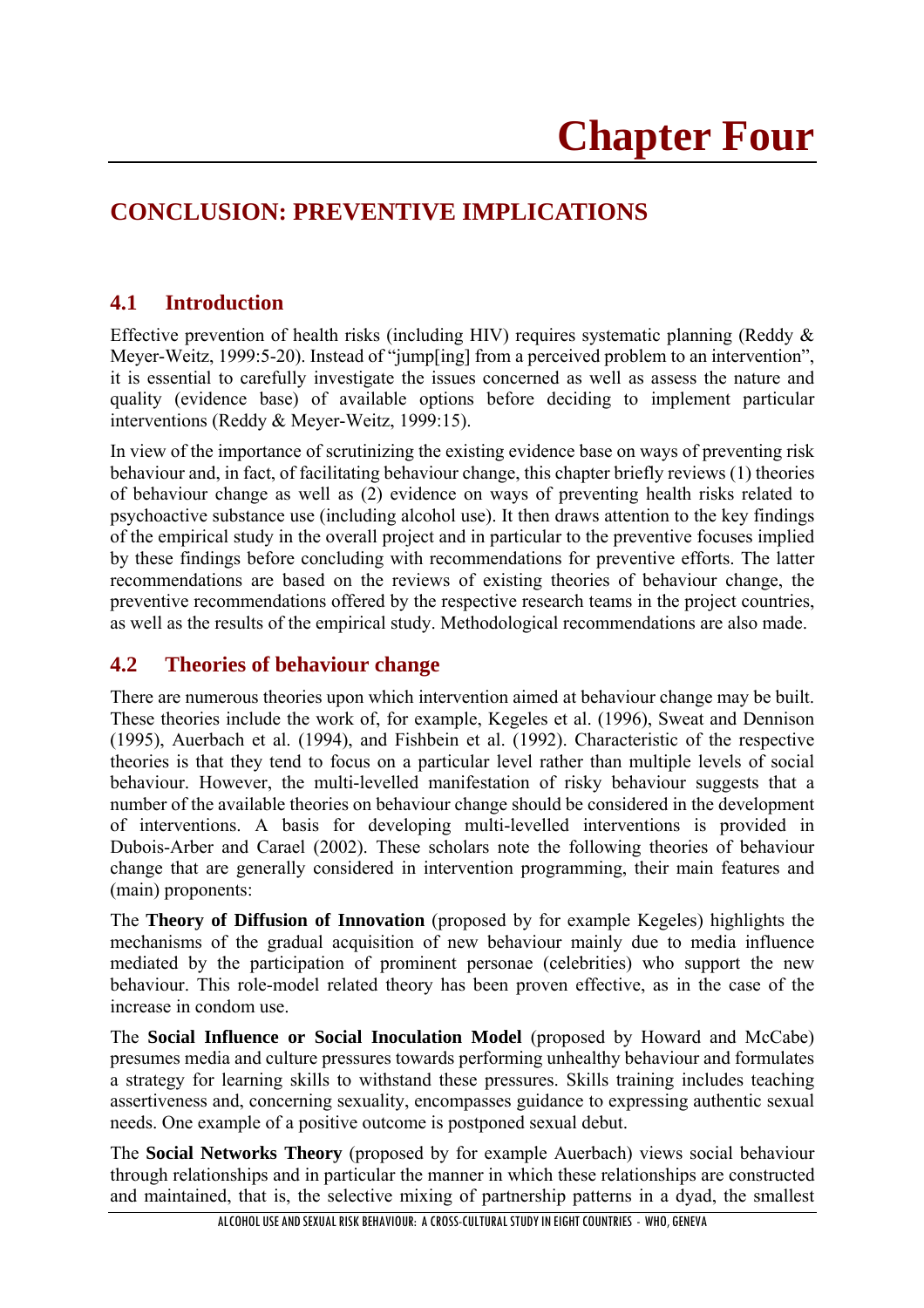# Chapter Four

## CONCLUSION: PREVENTIVE IMPLICATIONS

### 4.1 Introduction

Effective prevention of health risks (including HIV) requires systematic planning (Reddy & Meyer-Weitz, 1999:5-20). Instead of "jump[ing] from a perceived problem to an intervention", it is essential to carefully investigate the issues concerned as well as assess the nature and quality (evidence base) of available options before deciding to implement particular interventions (Reddy & Meyer-Weitz, 1999:15).

In view of the importance of scrutinizing the existing evidence base on ways of preventing risk behaviour and, in fact, of facilitating behaviour change, this chapter briefly reviews (1) theories of behaviour change as well as (2) evidence on ways of preventing health risks related to psychoactive substance use (including alcohol use). It then draws attention to the key findings of the empirical study in the overall project and in particular to the preventive focuses implied by these findings before concluding with recommendations for preventive efforts. The latter recommendations are based on the reviews of existing theories of behaviour change, the preventive recommendations offered by the respective research teams in the project countries, as well as the results of the empirical study. Methodological recommendations are also made.

### 4.2 Theories of behaviour change

There are numerous theories upon which intervention aimed at behaviour change may be built. These theories include the work of, for example, Kegeles et al. (1996), Sweat and Dennison (1995), Auerbach et al. (1994), and Fishbein et al. (1992). Characteristic of the respective theories is that they tend to focus on a particular level rather than multiple levels of social behaviour. However, the multi-levelled manifestation of risky behaviour suggests that a number of the available theories on behaviour change should be considered in the development of interventions. A basis for developing multi-levelled interventions is provided in Dubois-Arber and Carael (2002). These scholars note the following theories of behaviour change that are generally considered in intervention programming, their main features and (main) proponents:

The **Theory of Diffusion of Innovation** (proposed by for example Kegeles) highlights the mechanisms of the gradual acquisition of new behaviour mainly due to media influence mediated by the participation of prominent personae (celebrities) who support the new behaviour. This role-model related theory has been proven effective, as in the case of the increase in condom use.

The **Social Influence or Social Inoculation Model** (proposed by Howard and McCabe) presumes media and culture pressures towards performing unhealthy behaviour and formulates a strategy for learning skills to withstand these pressures. Skills training includes teaching assertiveness and, concerning sexuality, encompasses guidance to expressing authentic sexual needs. One example of a positive outcome is postponed sexual debut.

The **Social Networks Theory** (proposed by for example Auerbach) views social behaviour through relationships and in particular the manner in which these relationships are constructed and maintained, that is, the selective mixing of partnership patterns in a dyad, the smallest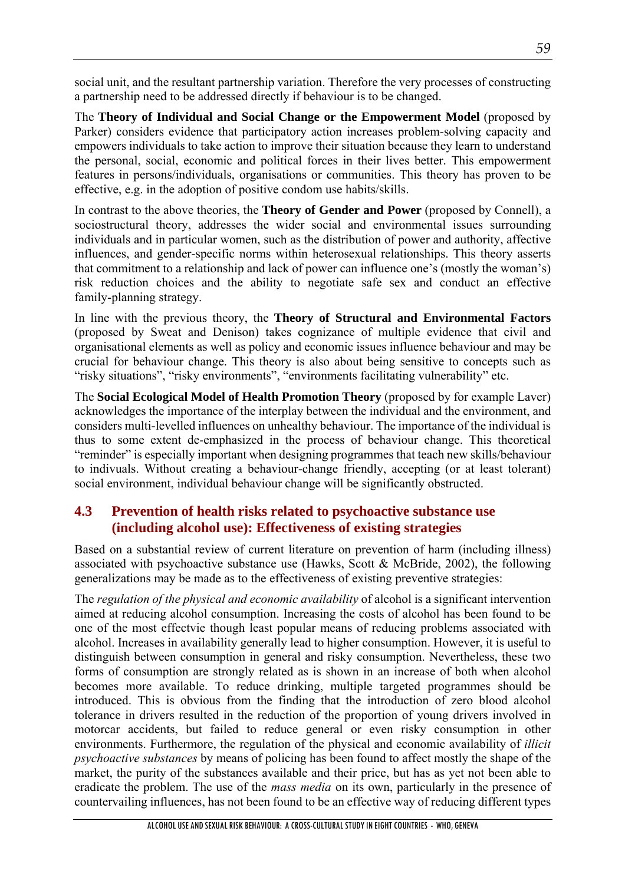social unit, and the resultant partnership variation. Therefore the very processes of constructing a partnership need to be addressed directly if behaviour is to be changed.

The **Theory of Individual and Social Change or the Empowerment Model** (proposed by Parker) considers evidence that participatory action increases problem-solving capacity and empowers individuals to take action to improve their situation because they learn to understand the personal, social, economic and political forces in their lives better. This empowerment features in persons/individuals, organisations or communities. This theory has proven to be effective, e.g. in the adoption of positive condom use habits/skills.

In contrast to the above theories, the **Theory of Gender and Power** (proposed by Connell), a sociostructural theory, addresses the wider social and environmental issues surrounding individuals and in particular women, such as the distribution of power and authority, affective influences, and gender-specific norms within heterosexual relationships. This theory asserts that commitment to a relationship and lack of power can influence one's (mostly the woman's) risk reduction choices and the ability to negotiate safe sex and conduct an effective family-planning strategy.

In line with the previous theory, the **Theory of Structural and Environmental Factors** (proposed by Sweat and Denison) takes cognizance of multiple evidence that civil and organisational elements as well as policy and economic issues influence behaviour and may be crucial for behaviour change. This theory is also about being sensitive to concepts such as "risky situations", "risky environments", "environments facilitating vulnerability" etc.

The **Social Ecological Model of Health Promotion Theory** (proposed by for example Laver) acknowledges the importance of the interplay between the individual and the environment, and considers multi-levelled influences on unhealthy behaviour. The importance of the individual is thus to some extent de-emphasized in the process of behaviour change. This theoretical "reminder" is especially important when designing programmes that teach new skills/behaviour to indivuals. Without creating a behaviour-change friendly, accepting (or at least tolerant) social environment, individual behaviour change will be significantly obstructed.

## 4.3 Prevention of health risks related to psychoactive substance use (including alcohol use): Effectiveness of existing strategies

Based on a substantial review of current literature on prevention of harm (including illness) associated with psychoactive substance use (Hawks, Scott & McBride, 2002), the following generalizations may be made as to the effectiveness of existing preventive strategies:

The *regulation of the physical and economic availability* of alcohol is a significant intervention aimed at reducing alcohol consumption. Increasing the costs of alcohol has been found to be one of the most effectvie though least popular means of reducing problems associated with alcohol. Increases in availability generally lead to higher consumption. However, it is useful to distinguish between consumption in general and risky consumption. Nevertheless, these two forms of consumption are strongly related as is shown in an increase of both when alcohol becomes more available. To reduce drinking, multiple targeted programmes should be introduced. This is obvious from the finding that the introduction of zero blood alcohol tolerance in drivers resulted in the reduction of the proportion of young drivers involved in motorcar accidents, but failed to reduce general or even risky consumption in other environments. Furthermore, the regulation of the physical and economic availability of *illicit psychoactive substances* by means of policing has been found to affect mostly the shape of the market, the purity of the substances available and their price, but has as yet not been able to eradicate the problem. The use of the *mass media* on its own, particularly in the presence of countervailing influences, has not been found to be an effective way of reducing different types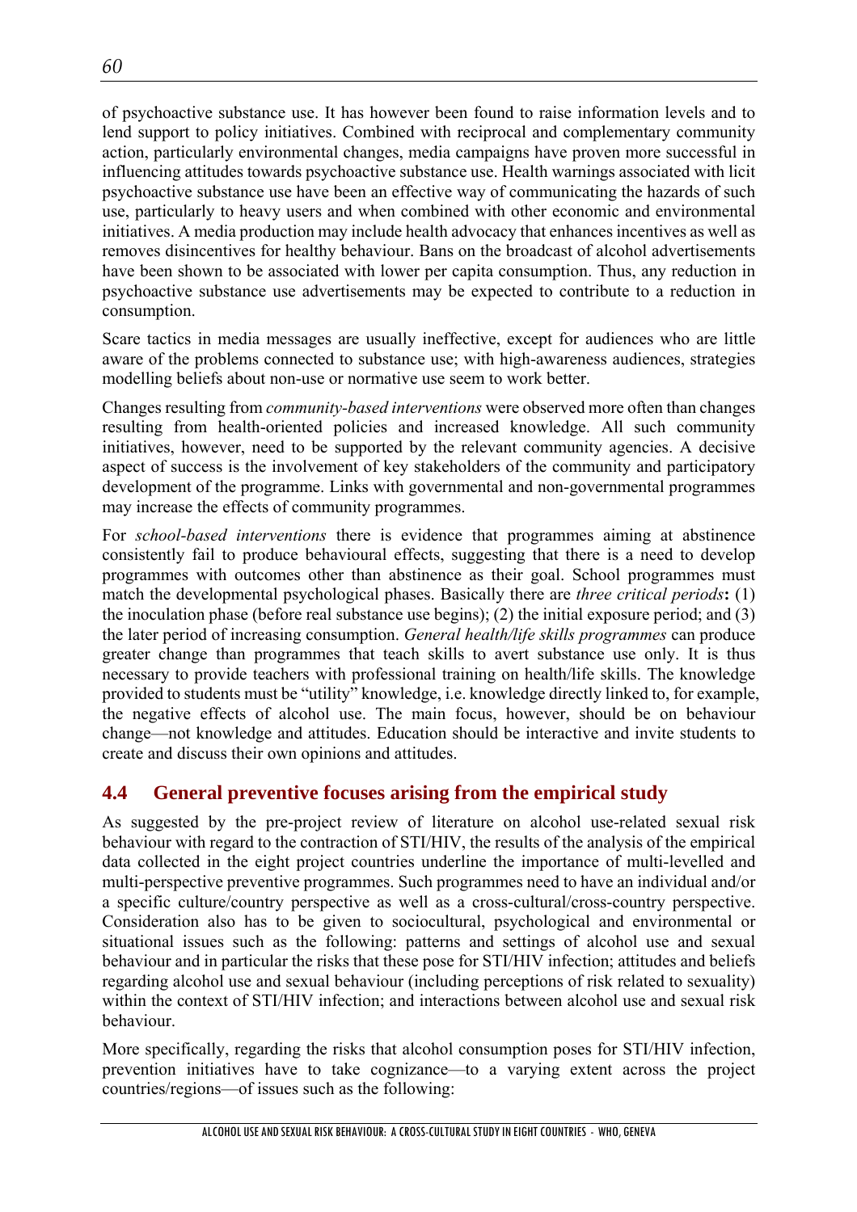of psychoactive substance use. It has however been found to raise information levels and to lend support to policy initiatives. Combined with reciprocal and complementary community action, particularly environmental changes, media campaigns have proven more successful in influencing attitudes towards psychoactive substance use. Health warnings associated with licit psychoactive substance use have been an effective way of communicating the hazards of such use, particularly to heavy users and when combined with other economic and environmental initiatives. A media production may include health advocacy that enhances incentives as well as removes disincentives for healthy behaviour. Bans on the broadcast of alcohol advertisements have been shown to be associated with lower per capita consumption. Thus, any reduction in psychoactive substance use advertisements may be expected to contribute to a reduction in consumption.

Scare tactics in media messages are usually ineffective, except for audiences who are little aware of the problems connected to substance use; with high-awareness audiences, strategies modelling beliefs about non-use or normative use seem to work better.

Changes resulting from *community-based interventions* were observed more often than changes resulting from health-oriented policies and increased knowledge. All such community initiatives, however, need to be supported by the relevant community agencies. A decisive aspect of success is the involvement of key stakeholders of the community and participatory development of the programme. Links with governmental and non-governmental programmes may increase the effects of community programmes.

For *school-based interventions* there is evidence that programmes aiming at abstinence consistently fail to produce behavioural effects, suggesting that there is a need to develop programmes with outcomes other than abstinence as their goal. School programmes must match the developmental psychological phases. Basically there are *three critical periods*: (1) the inoculation phase (before real substance use begins); (2) the initial exposure period; and (3) the later period of increasing consumption. *General health/life skills programmes* can produce greater change than programmes that teach skills to avert substance use only. It is thus necessary to provide teachers with professional training on health/life skills. The knowledge provided to students must be "utility" knowledge, i.e. knowledge directly linked to, for example, the negative effects of alcohol use. The main focus, however, should be on behaviour change—not knowledge and attitudes. Education should be interactive and invite students to create and discuss their own opinions and attitudes.

## 4.4 General preventive focuses arising from the empirical study

As suggested by the pre-project review of literature on alcohol use-related sexual risk behaviour with regard to the contraction of STI/HIV, the results of the analysis of the empirical data collected in the eight project countries underline the importance of multi-levelled and multi-perspective preventive programmes. Such programmes need to have an individual and/or a specific culture/country perspective as well as a cross-cultural/cross-country perspective. Consideration also has to be given to sociocultural, psychological and environmental or situational issues such as the following: patterns and settings of alcohol use and sexual behaviour and in particular the risks that these pose for STI/HIV infection; attitudes and beliefs regarding alcohol use and sexual behaviour (including perceptions of risk related to sexuality) within the context of STI/HIV infection; and interactions between alcohol use and sexual risk behaviour.

More specifically, regarding the risks that alcohol consumption poses for STI/HIV infection, prevention initiatives have to take cognizance—to a varying extent across the project countries/regions—of issues such as the following: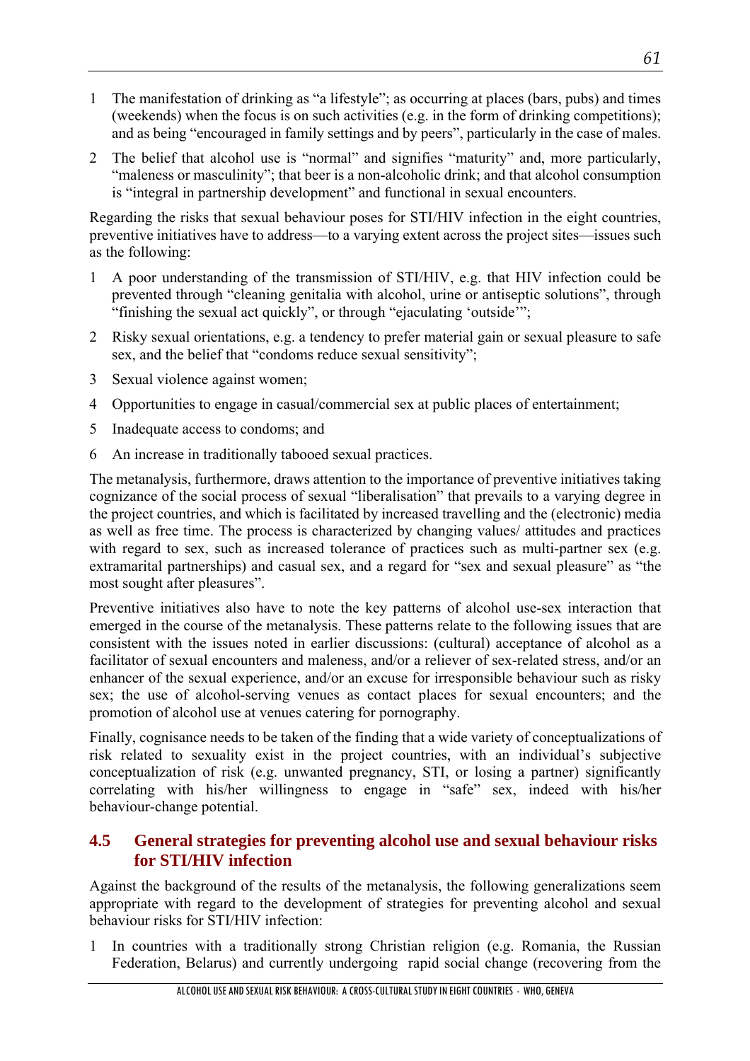1 The manifestation of drinking as "a lifestyle"; as occurring at places (bars, pubs) and times (weekends) when the focus is on such activities (e.g. in the form of drinking competitions); and as being "encouraged in family settings and by peers", particularly in the case of males.

2 The belief that alcohol use is "normal" and signifies "maturity" and, more particularly, "maleness or masculinity"; that beer is a non-alcoholic drink; and that alcohol consumption is "integral in partnership development" and functional in sexual encounters.

Regarding the risks that sexual behaviour poses for STI/HIV infection in the eight countries, preventive initiatives have to address—to a varying extent across the project sites—issues such as the following:

1 A poor understanding of the transmission of STI/HIV, e.g. that HIV infection could be prevented through "cleaning genitalia with alcohol, urine or antiseptic solutions", through "finishing the sexual act quickly", or through "ejaculating 'outside'";

2 Risky sexual orientations, e.g. a tendency to prefer material gain or sexual pleasure to safe sex, and the belief that "condoms reduce sexual sensitivity";

3 Sexual violence against women;

4 Opportunities to engage in casual/commercial sex at public places of entertainment;

5 Inadequate access to condoms; and

6 An increase in traditionally tabooed sexual practices.

The metanalysis, furthermore, draws attention to the importance of preventive initiatives taking cognizance of the social process of sexual "liberalisation" that prevails to a varying degree in the project countries, and which is facilitated by increased travelling and the (electronic) media as well as free time. The process is characterized by changing values/ attitudes and practices with regard to sex, such as increased tolerance of practices such as multi-partner sex (e.g. extramarital partnerships) and casual sex, and a regard for "sex and sexual pleasure" as "the most sought after pleasures".

Preventive initiatives also have to note the key patterns of alcohol use-sex interaction that emerged in the course of the metanalysis. These patterns relate to the following issues that are consistent with the issues noted in earlier discussions: (cultural) acceptance of alcohol as a facilitator of sexual encounters and maleness, and/or a reliever of sex-related stress, and/or an enhancer of the sexual experience, and/or an excuse for irresponsible behaviour such as risky sex; the use of alcohol-serving venues as contact places for sexual encounters; and the promotion of alcohol use at venues catering for pornography.

Finally, cognisance needs to be taken of the finding that a wide variety of conceptualizations of risk related to sexuality exist in the project countries, with an individual's subjective conceptualization of risk (e.g. unwanted pregnancy, STI, or losing a partner) significantly correlating with his/her willingness to engage in "safe" sex, indeed with his/her behaviour-change potential.

## 4.5 General strategies for preventing alcohol use and sexual behaviour risks for STI/HIV infection

Against the background of the results of the metanalysis, the following generalizations seem appropriate with regard to the development of strategies for preventing alcohol and sexual behaviour risks for STI/HIV infection:

1 In countries with a traditionally strong Christian religion (e.g. Romania, the Russian Federation, Belarus) and currently undergoing rapid social change (recovering from the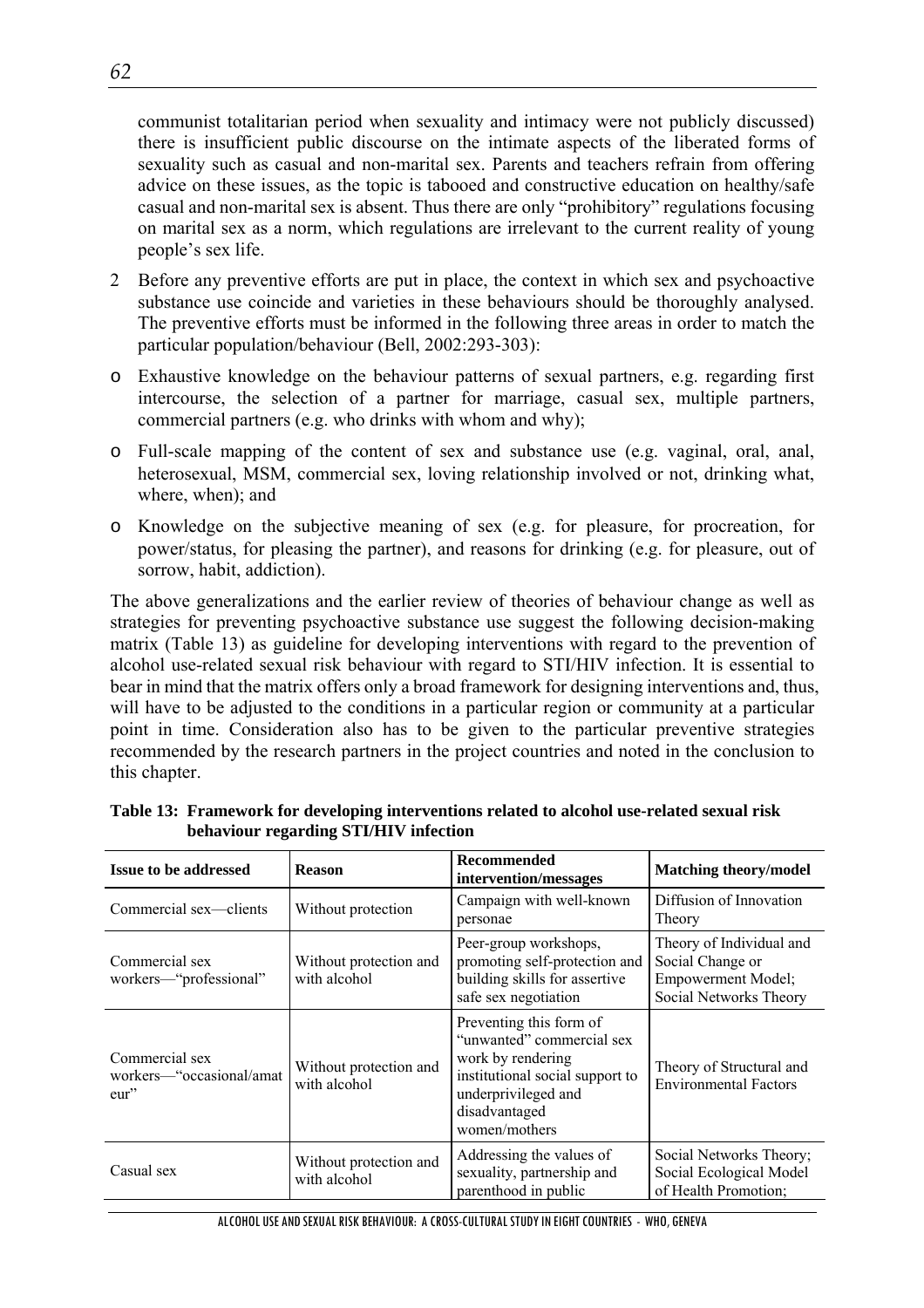communist totalitarian period when sexuality and intimacy were not publicly discussed) there is insufficient public discourse on the intimate aspects of the liberated forms of sexuality such as casual and non-marital sex. Parents and teachers refrain from offering advice on these issues, as the topic is tabooed and constructive education on healthy/safe casual and non-marital sex is absent. Thus there are only "prohibitory" regulations focusing on marital sex as a norm, which regulations are irrelevant to the current reality of young people's sex life.

2 Before any preventive efforts are put in place, the context in which sex and psychoactive substance use coincide and varieties in these behaviours should be thoroughly analysed. The preventive efforts must be informed in the following three areas in order to match the particular population/behaviour (Bell, 2002:293-303):

- Exhaustive knowledge on the behaviour patterns of sexual partners, e.g. regarding first intercourse, the selection of a partner for marriage, casual sex, multiple partners, commercial partners (e.g. who drinks with whom and why);
- Full-scale mapping of the content of sex and substance use (e.g. vaginal, oral, anal, heterosexual, MSM, commercial sex, loving relationship involved or not, drinking what, where, when); and
- Knowledge on the subjective meaning of sex (e.g. for pleasure, for procreation, for power/status, for pleasing the partner), and reasons for drinking (e.g. for pleasure, out of sorrow, habit, addiction).

The above generalizations and the earlier review of theories of behaviour change as well as strategies for preventing psychoactive substance use suggest the following decision-making matrix (Table 13) as guideline for developing interventions with regard to the prevention of alcohol use-related sexual risk behaviour with regard to STI/HIV infection. It is essential to bear in mind that the matrix offers only a broad framework for designing interventions and, thus, will have to be adjusted to the conditions in a particular region or community at a particular point in time. Consideration also has to be given to the particular preventive strategies recommended by the research partners in the project countries and noted in the conclusion to this chapter.

**Table 13: Framework for developing interventions related to alcohol use-related sexual risk behaviour regarding STI/HIV infection**

| Issue to be addressed | Reason | Recommended intervention/messages | Matching theory/model |
|---|---|---|---|
| Commercial sex—clients | Without protection | Campaign with well-known personae | Diffusion of Innovation Theory |
| Commercial sex workers—"professional" | Without protection and with alcohol | Peer-group workshops, promoting self-protection and building skills for assertive safe sex negotiation | Theory of Individual and Social Change or Empowerment Model; Social Networks Theory |
| Commercial sex workers—"occasional/amateur" | Without protection and with alcohol | Preventing this form of "unwanted" commercial sex work by rendering institutional social support to underprivileged and disadvantaged women/mothers | Theory of Structural and Environmental Factors |
| Casual sex | Without protection and with alcohol | Addressing the values of sexuality, partnership and parenthood in public | Social Networks Theory; Social Ecological Model of Health Promotion; |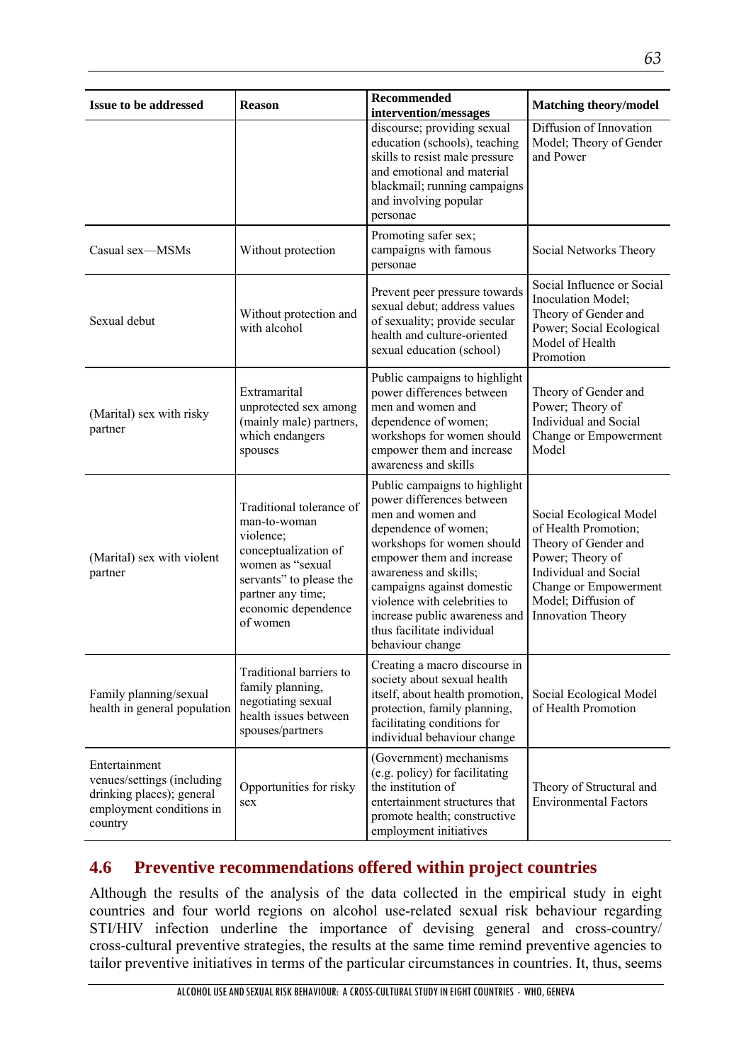| Issue to be addressed | Reason | Recommended intervention/messages | Matching theory/model |
|---|---|---|---|
| | | discourse; providing sexual education (schools), teaching skills to resist male pressure and emotional and material blackmail; running campaigns and involving popular personae | Diffusion of Innovation Model; Theory of Gender and Power |
| Casual sex—MSMs | Without protection | Promoting safer sex; campaigns with famous personae | Social Networks Theory |
| Sexual debut | Without protection and with alcohol | Prevent peer pressure towards sexual debut; address values of sexuality; provide secular health and culture-oriented sexual education (school) | Social Influence or Social Inoculation Model; Theory of Gender and Power; Social Ecological Model of Health Promotion |
| (Marital) sex with risky partner | Extramarital unprotected sex among (mainly male) partners, which endangers spouses | Public campaigns to highlight power differences between men and women and dependence of women; workshops for women should empower them and increase awareness and skills | Theory of Gender and Power; Theory of Individual and Social Change or Empowerment Model |
| (Marital) sex with violent partner | Traditional tolerance of man-to-woman violence; conceptualization of women as "sexual servants" to please the partner any time; economic dependence of women | Public campaigns to highlight power differences between men and women and dependence of women; workshops for women should empower them and increase awareness and skills; campaigns against domestic violence with celebrities to increase public awareness and thus facilitate individual behaviour change | Social Ecological Model of Health Promotion; Theory of Gender and Power; Theory of Individual and Social Change or Empowerment Model; Diffusion of Innovation Theory |
| Family planning/sexual health in general population | Traditional barriers to family planning, negotiating sexual health issues between spouses/partners | Creating a macro discourse in society about sexual health itself, about health promotion, protection, family planning, facilitating conditions for individual behaviour change | Social Ecological Model of Health Promotion |
| Entertainment venues/settings (including drinking places); general employment conditions in country | Opportunities for risky sex | (Government) mechanisms (e.g. policy) for facilitating the institution of entertainment structures that promote health; constructive employment initiatives | Theory of Structural and Environmental Factors |

## 4.6 Preventive recommendations offered within project countries

Although the results of the analysis of the data collected in the empirical study in eight countries and four world regions on alcohol use-related sexual risk behaviour regarding STI/HIV infection underline the importance of devising general and cross-country/cross-cultural preventive strategies, the results at the same time remind preventive agencies to tailor preventive initiatives in terms of the particular circumstances in countries. It, thus, seems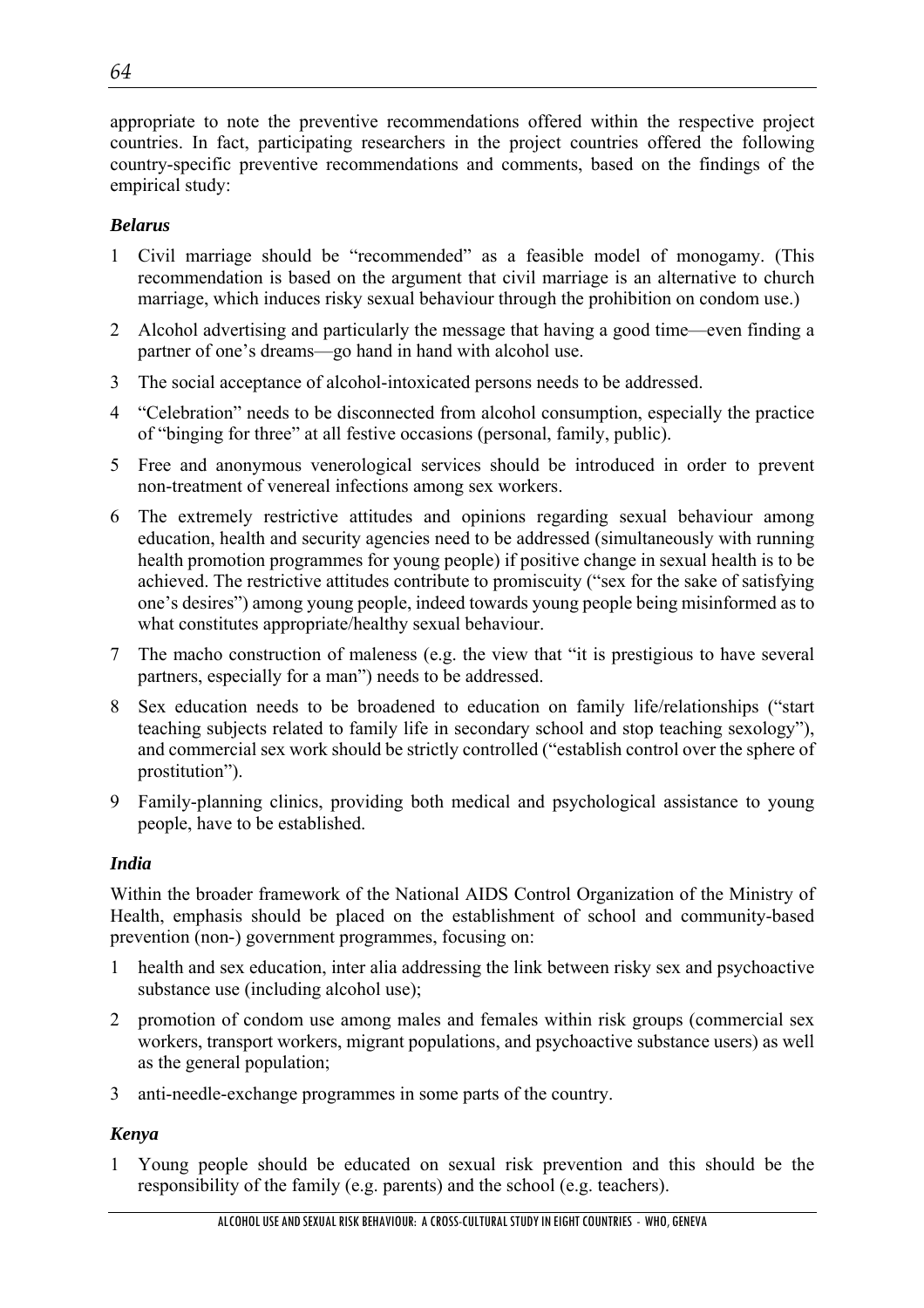appropriate to note the preventive recommendations offered within the respective project countries. In fact, participating researchers in the project countries offered the following country-specific preventive recommendations and comments, based on the findings of the empirical study:

### *Belarus*

1 Civil marriage should be "recommended" as a feasible model of monogamy. (This recommendation is based on the argument that civil marriage is an alternative to church marriage, which induces risky sexual behaviour through the prohibition on condom use.)

2 Alcohol advertising and particularly the message that having a good time—even finding a partner of one's dreams—go hand in hand with alcohol use.

3 The social acceptance of alcohol-intoxicated persons needs to be addressed.

4 "Celebration" needs to be disconnected from alcohol consumption, especially the practice of "binging for three" at all festive occasions (personal, family, public).

5 Free and anonymous venerological services should be introduced in order to prevent non-treatment of venereal infections among sex workers.

6 The extremely restrictive attitudes and opinions regarding sexual behaviour among education, health and security agencies need to be addressed (simultaneously with running health promotion programmes for young people) if positive change in sexual health is to be achieved. The restrictive attitudes contribute to promiscuity ("sex for the sake of satisfying one's desires") among young people, indeed towards young people being misinformed as to what constitutes appropriate/healthy sexual behaviour.

7 The macho construction of maleness (e.g. the view that "it is prestigious to have several partners, especially for a man") needs to be addressed.

8 Sex education needs to be broadened to education on family life/relationships ("start teaching subjects related to family life in secondary school and stop teaching sexology"), and commercial sex work should be strictly controlled ("establish control over the sphere of prostitution").

9 Family-planning clinics, providing both medical and psychological assistance to young people, have to be established.

### *India*

Within the broader framework of the National AIDS Control Organization of the Ministry of Health, emphasis should be placed on the establishment of school and community-based prevention (non-) government programmes, focusing on:

1 health and sex education, inter alia addressing the link between risky sex and psychoactive substance use (including alcohol use);

2 promotion of condom use among males and females within risk groups (commercial sex workers, transport workers, migrant populations, and psychoactive substance users) as well as the general population;

3 anti-needle-exchange programmes in some parts of the country.

### *Kenya*

1 Young people should be educated on sexual risk prevention and this should be the responsibility of the family (e.g. parents) and the school (e.g. teachers).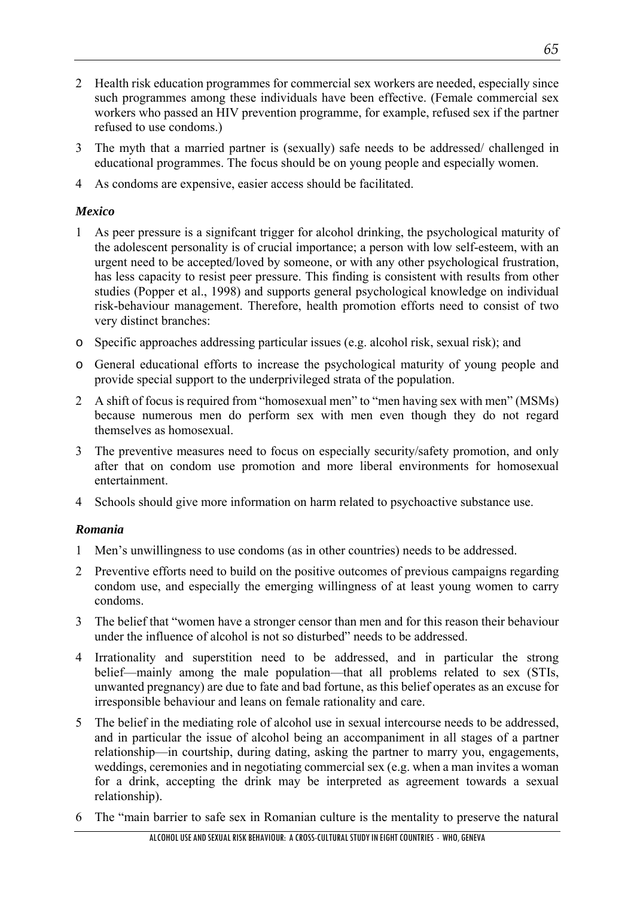2 Health risk education programmes for commercial sex workers are needed, especially since such programmes among these individuals have been effective. (Female commercial sex workers who passed an HIV prevention programme, for example, refused sex if the partner refused to use condoms.)

3 The myth that a married partner is (sexually) safe needs to be addressed/ challenged in educational programmes. The focus should be on young people and especially women.

4 As condoms are expensive, easier access should be facilitated.

### *Mexico*

1 As peer pressure is a signifcant trigger for alcohol drinking, the psychological maturity of the adolescent personality is of crucial importance; a person with low self-esteem, with an urgent need to be accepted/loved by someone, or with any other psychological frustration, has less capacity to resist peer pressure. This finding is consistent with results from other studies (Popper et al., 1998) and supports general psychological knowledge on individual risk-behaviour management. Therefore, health promotion efforts need to consist of two very distinct branches:

- o Specific approaches addressing particular issues (e.g. alcohol risk, sexual risk); and
- o General educational efforts to increase the psychological maturity of young people and provide special support to the underprivileged strata of the population.

2 A shift of focus is required from "homosexual men" to "men having sex with men" (MSMs) because numerous men do perform sex with men even though they do not regard themselves as homosexual.

3 The preventive measures need to focus on especially security/safety promotion, and only after that on condom use promotion and more liberal environments for homosexual entertainment.

4 Schools should give more information on harm related to psychoactive substance use.

### *Romania*

1 Men's unwillingness to use condoms (as in other countries) needs to be addressed.

2 Preventive efforts need to build on the positive outcomes of previous campaigns regarding condom use, and especially the emerging willingness of at least young women to carry condoms.

3 The belief that "women have a stronger censor than men and for this reason their behaviour under the influence of alcohol is not so disturbed" needs to be addressed.

4 Irrationality and superstition need to be addressed, and in particular the strong belief—mainly among the male population—that all problems related to sex (STIs, unwanted pregnancy) are due to fate and bad fortune, as this belief operates as an excuse for irresponsible behaviour and leans on female rationality and care.

5 The belief in the mediating role of alcohol use in sexual intercourse needs to be addressed, and in particular the issue of alcohol being an accompaniment in all stages of a partner relationship—in courtship, during dating, asking the partner to marry you, engagements, weddings, ceremonies and in negotiating commercial sex (e.g. when a man invites a woman for a drink, accepting the drink may be interpreted as agreement towards a sexual relationship).

6 The "main barrier to safe sex in Romanian culture is the mentality to preserve the natural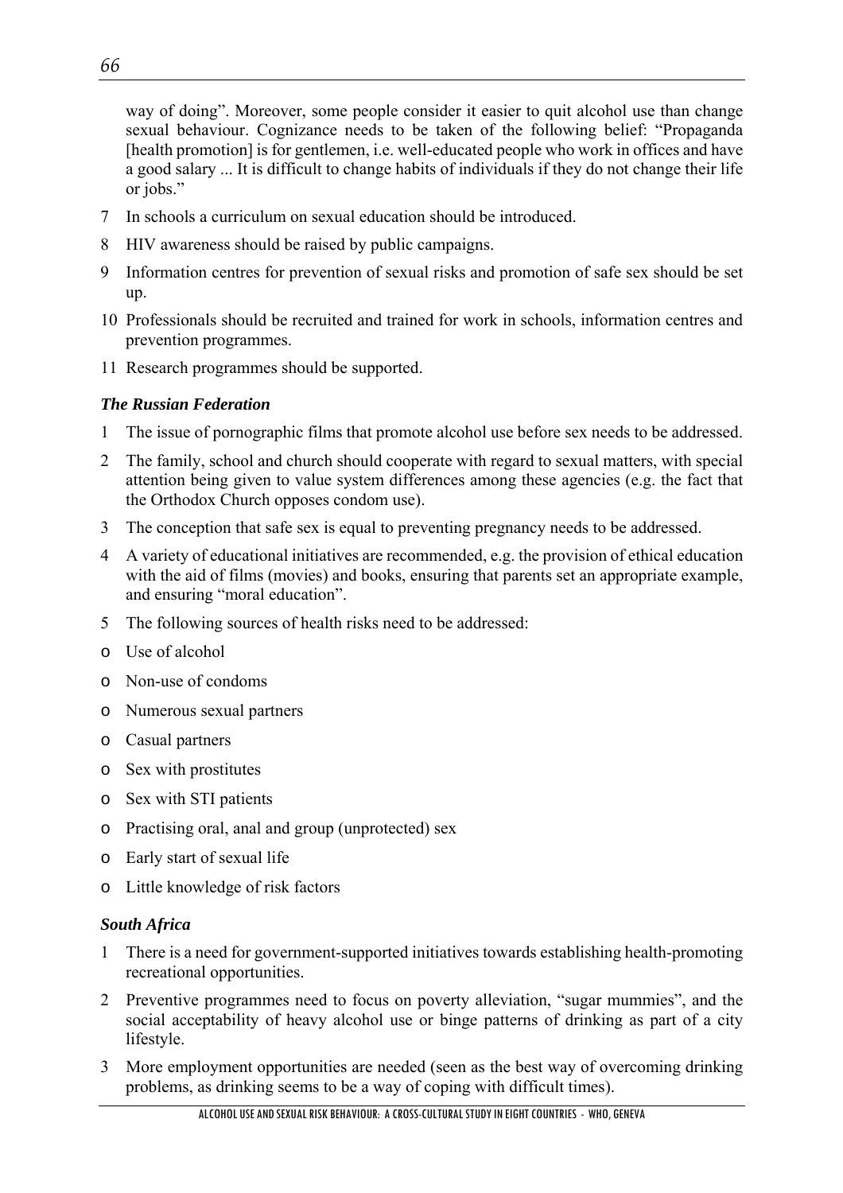way of doing". Moreover, some people consider it easier to quit alcohol use than change sexual behaviour. Cognizance needs to be taken of the following belief: "Propaganda [health promotion] is for gentlemen, i.e. well-educated people who work in offices and have a good salary ... It is difficult to change habits of individuals if they do not change their life or jobs."

7 In schools a curriculum on sexual education should be introduced.

8 HIV awareness should be raised by public campaigns.

9 Information centres for prevention of sexual risks and promotion of safe sex should be set up.

10 Professionals should be recruited and trained for work in schools, information centres and prevention programmes.

11 Research programmes should be supported.

### *The Russian Federation*

1 The issue of pornographic films that promote alcohol use before sex needs to be addressed.

2 The family, school and church should cooperate with regard to sexual matters, with special attention being given to value system differences among these agencies (e.g. the fact that the Orthodox Church opposes condom use).

3 The conception that safe sex is equal to preventing pregnancy needs to be addressed.

4 A variety of educational initiatives are recommended, e.g. the provision of ethical education with the aid of films (movies) and books, ensuring that parents set an appropriate example, and ensuring "moral education".

5 The following sources of health risks need to be addressed:

- Use of alcohol
- Non-use of condoms
- Numerous sexual partners
- Casual partners
- Sex with prostitutes
- Sex with STI patients
- Practising oral, anal and group (unprotected) sex
- Early start of sexual life
- Little knowledge of risk factors

### *South Africa*

1 There is a need for government-supported initiatives towards establishing health-promoting recreational opportunities.

2 Preventive programmes need to focus on poverty alleviation, "sugar mummies", and the social acceptability of heavy alcohol use or binge patterns of drinking as part of a city lifestyle.

3 More employment opportunities are needed (seen as the best way of overcoming drinking problems, as drinking seems to be a way of coping with difficult times).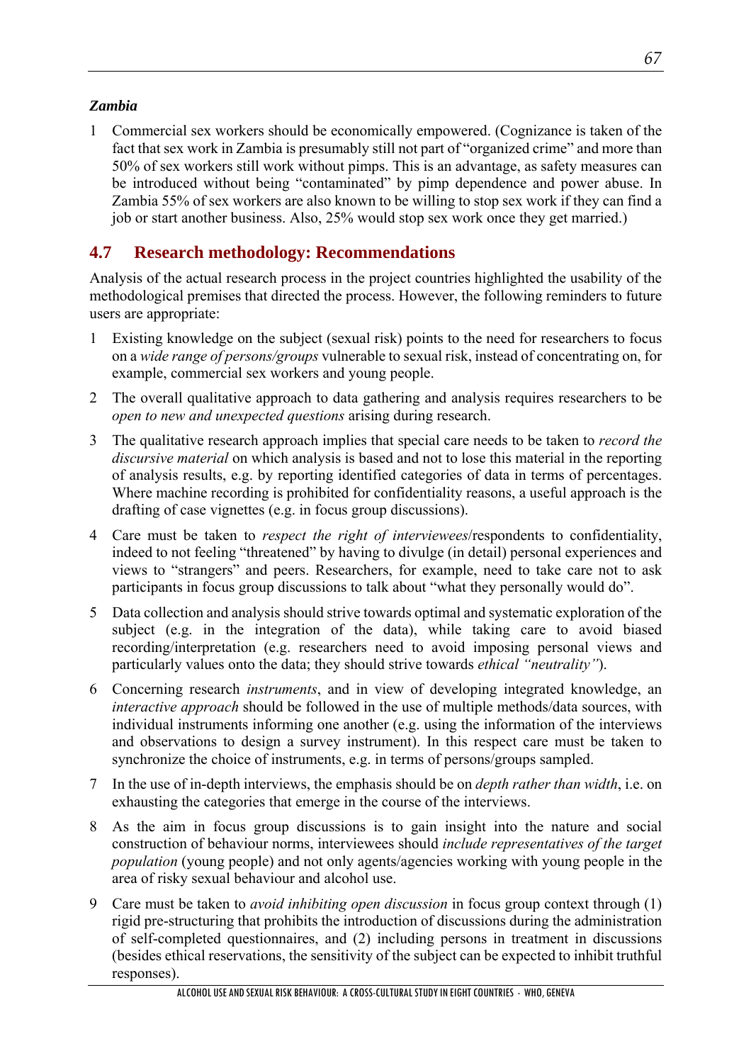### *Zambia*

1 Commercial sex workers should be economically empowered. (Cognizance is taken of the fact that sex work in Zambia is presumably still not part of "organized crime" and more than 50% of sex workers still work without pimps. This is an advantage, as safety measures can be introduced without being "contaminated" by pimp dependence and power abuse. In Zambia 55% of sex workers are also known to be willing to stop sex work if they can find a job or start another business. Also, 25% would stop sex work once they get married.)

## 4.7 Research methodology: Recommendations

Analysis of the actual research process in the project countries highlighted the usability of the methodological premises that directed the process. However, the following reminders to future users are appropriate:

1 Existing knowledge on the subject (sexual risk) points to the need for researchers to focus on a *wide range of persons/groups* vulnerable to sexual risk, instead of concentrating on, for example, commercial sex workers and young people.

2 The overall qualitative approach to data gathering and analysis requires researchers to be *open to new and unexpected questions* arising during research.

3 The qualitative research approach implies that special care needs to be taken to *record the discursive material* on which analysis is based and not to lose this material in the reporting of analysis results, e.g. by reporting identified categories of data in terms of percentages. Where machine recording is prohibited for confidentiality reasons, a useful approach is the drafting of case vignettes (e.g. in focus group discussions).

4 Care must be taken to *respect the right of interviewees*/respondents to confidentiality, indeed to not feeling "threatened" by having to divulge (in detail) personal experiences and views to "strangers" and peers. Researchers, for example, need to take care not to ask participants in focus group discussions to talk about "what they personally would do".

5 Data collection and analysis should strive towards optimal and systematic exploration of the subject (e.g. in the integration of the data), while taking care to avoid biased recording/interpretation (e.g. researchers need to avoid imposing personal views and particularly values onto the data; they should strive towards *ethical "neutrality"*).

6 Concerning research *instruments*, and in view of developing integrated knowledge, an *interactive approach* should be followed in the use of multiple methods/data sources, with individual instruments informing one another (e.g. using the information of the interviews and observations to design a survey instrument). In this respect care must be taken to synchronize the choice of instruments, e.g. in terms of persons/groups sampled.

7 In the use of in-depth interviews, the emphasis should be on *depth rather than width*, i.e. on exhausting the categories that emerge in the course of the interviews.

8 As the aim in focus group discussions is to gain insight into the nature and social construction of behaviour norms, interviewees should *include representatives of the target population* (young people) and not only agents/agencies working with young people in the area of risky sexual behaviour and alcohol use.

9 Care must be taken to *avoid inhibiting open discussion* in focus group context through (1) rigid pre-structuring that prohibits the introduction of discussions during the administration of self-completed questionnaires, and (2) including persons in treatment in discussions (besides ethical reservations, the sensitivity of the subject can be expected to inhibit truthful responses).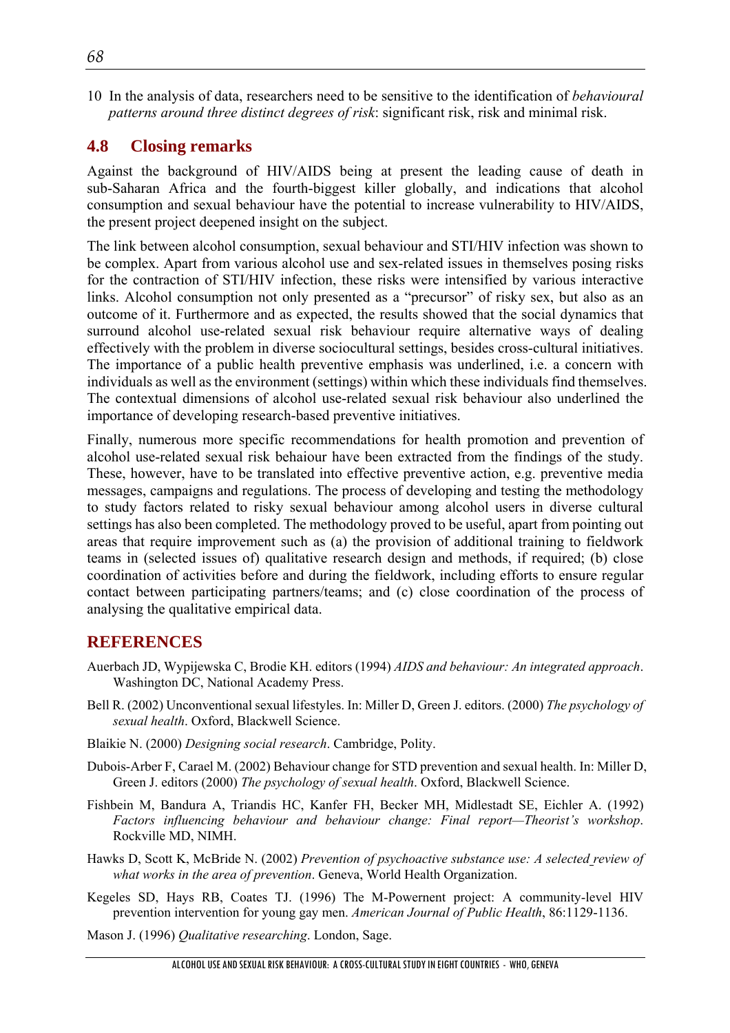10 In the analysis of data, researchers need to be sensitive to the identification of *behavioural patterns around three distinct degrees of risk*: significant risk, risk and minimal risk.

## 4.8 Closing remarks

Against the background of HIV/AIDS being at present the leading cause of death in sub-Saharan Africa and the fourth-biggest killer globally, and indications that alcohol consumption and sexual behaviour have the potential to increase vulnerability to HIV/AIDS, the present project deepened insight on the subject.

The link between alcohol consumption, sexual behaviour and STI/HIV infection was shown to be complex. Apart from various alcohol use and sex-related issues in themselves posing risks for the contraction of STI/HIV infection, these risks were intensified by various interactive links. Alcohol consumption not only presented as a "precursor" of risky sex, but also as an outcome of it. Furthermore and as expected, the results showed that the social dynamics that surround alcohol use-related sexual risk behaviour require alternative ways of dealing effectively with the problem in diverse sociocultural settings, besides cross-cultural initiatives. The importance of a public health preventive emphasis was underlined, i.e. a concern with individuals as well as the environment (settings) within which these individuals find themselves. The contextual dimensions of alcohol use-related sexual risk behaviour also underlined the importance of developing research-based preventive initiatives.

Finally, numerous more specific recommendations for health promotion and prevention of alcohol use-related sexual risk behaiour have been extracted from the findings of the study. These, however, have to be translated into effective preventive action, e.g. preventive media messages, campaigns and regulations. The process of developing and testing the methodology to study factors related to risky sexual behaviour among alcohol users in diverse cultural settings has also been completed. The methodology proved to be useful, apart from pointing out areas that require improvement such as (a) the provision of additional training to fieldwork teams in (selected issues of) qualitative research design and methods, if required; (b) close coordination of activities before and during the fieldwork, including efforts to ensure regular contact between participating partners/teams; and (c) close coordination of the process of analysing the qualitative empirical data.

## REFERENCES

Auerbach JD, Wypijewska C, Brodie KH. editors (1994) *AIDS and behaviour: An integrated approach*. Washington DC, National Academy Press.

Bell R. (2002) Unconventional sexual lifestyles. In: Miller D, Green J. editors. (2000) *The psychology of sexual health*. Oxford, Blackwell Science.

Blaikie N. (2000) *Designing social research*. Cambridge, Polity.

Dubois-Arber F, Carael M. (2002) Behaviour change for STD prevention and sexual health. In: Miller D, Green J. editors (2000) *The psychology of sexual health*. Oxford, Blackwell Science.

Fishbein M, Bandura A, Triandis HC, Kanfer FH, Becker MH, Midlestadt SE, Eichler A. (1992) *Factors influencing behaviour and behaviour change: Final report—Theorist's workshop*. Rockville MD, NIMH.

Hawks D, Scott K, McBride N. (2002) *Prevention of psychoactive substance use: A selected review of what works in the area of prevention*. Geneva, World Health Organization.

Kegeles SD, Hays RB, Coates TJ. (1996) The M-Powernent project: A community-level HIV prevention intervention for young gay men. *American Journal of Public Health*, 86:1129-1136.

Mason J. (1996) *Qualitative researching*. London, Sage.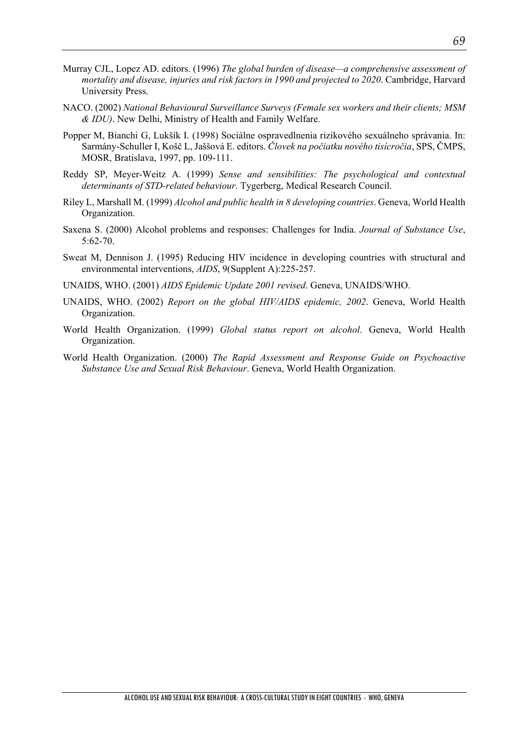Murray CJL, Lopez AD. editors. (1996) *The global burden of disease—a comprehensive assessment of mortality and disease, injuries and risk factors in 1990 and projected to 2020*. Cambridge, Harvard University Press.

NACO. (2002) *National Behavioural Surveillance Surveys (Female sex workers and their clients; MSM & IDU)*. New Delhi, Ministry of Health and Family Welfare.

Popper M, Bianchi G, Lukšík I. (1998) Sociálne ospravedlnenia rizikového sexuálneho správania. In: Sarmány-Schuller I, Košč L, Jaššová E. editors. *Človek na počiatku nového tisícročia*, SPS, ČMPS, MOSR, Bratislava, 1997, pp. 109-111.

Reddy SP, Meyer-Weitz A. (1999) *Sense and sensibilities: The psychological and contextual determinants of STD-related behaviour*. Tygerberg, Medical Research Council.

Riley L, Marshall M. (1999) *Alcohol and public health in 8 developing countries*. Geneva, World Health Organization.

Saxena S. (2000) Alcohol problems and responses: Challenges for India. *Journal of Substance Use*, 5:62-70.

Sweat M, Dennison J. (1995) Reducing HIV incidence in developing countries with structural and environmental interventions, *AIDS*, 9(Supplent A):225-257.

UNAIDS, WHO. (2001) *AIDS Epidemic Update 2001 revised*. Geneva, UNAIDS/WHO.

UNAIDS, WHO. (2002) *Report on the global HIV/AIDS epidemic, 2002*. Geneva, World Health Organization.

World Health Organization. (1999) *Global status report on alcohol*. Geneva, World Health Organization.

World Health Organization. (2000) *The Rapid Assessment and Response Guide on Psychoactive Substance Use and Sexual Risk Behaviour*. Geneva, World Health Organization.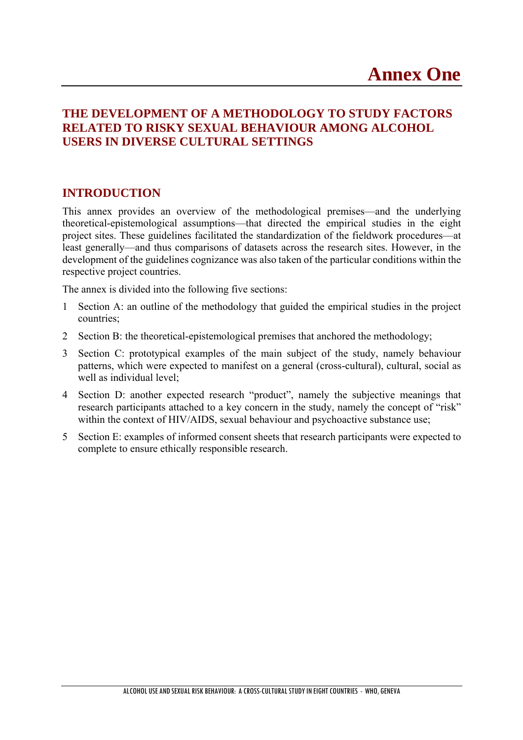# Annex One

## THE DEVELOPMENT OF A METHODOLOGY TO STUDY FACTORS RELATED TO RISKY SEXUAL BEHAVIOUR AMONG ALCOHOL USERS IN DIVERSE CULTURAL SETTINGS

## INTRODUCTION

This annex provides an overview of the methodological premises—and the underlying theoretical-epistemological assumptions—that directed the empirical studies in the eight project sites. These guidelines facilitated the standardization of the fieldwork procedures—at least generally—and thus comparisons of datasets across the research sites. However, in the development of the guidelines cognizance was also taken of the particular conditions within the respective project countries.

The annex is divided into the following five sections:

1. Section A: an outline of the methodology that guided the empirical studies in the project countries;
2. Section B: the theoretical-epistemological premises that anchored the methodology;
3. Section C: prototypical examples of the main subject of the study, namely behaviour patterns, which were expected to manifest on a general (cross-cultural), cultural, social as well as individual level;
4. Section D: another expected research "product", namely the subjective meanings that research participants attached to a key concern in the study, namely the concept of "risk" within the context of HIV/AIDS, sexual behaviour and psychoactive substance use;
5. Section E: examples of informed consent sheets that research participants were expected to complete to ensure ethically responsible research.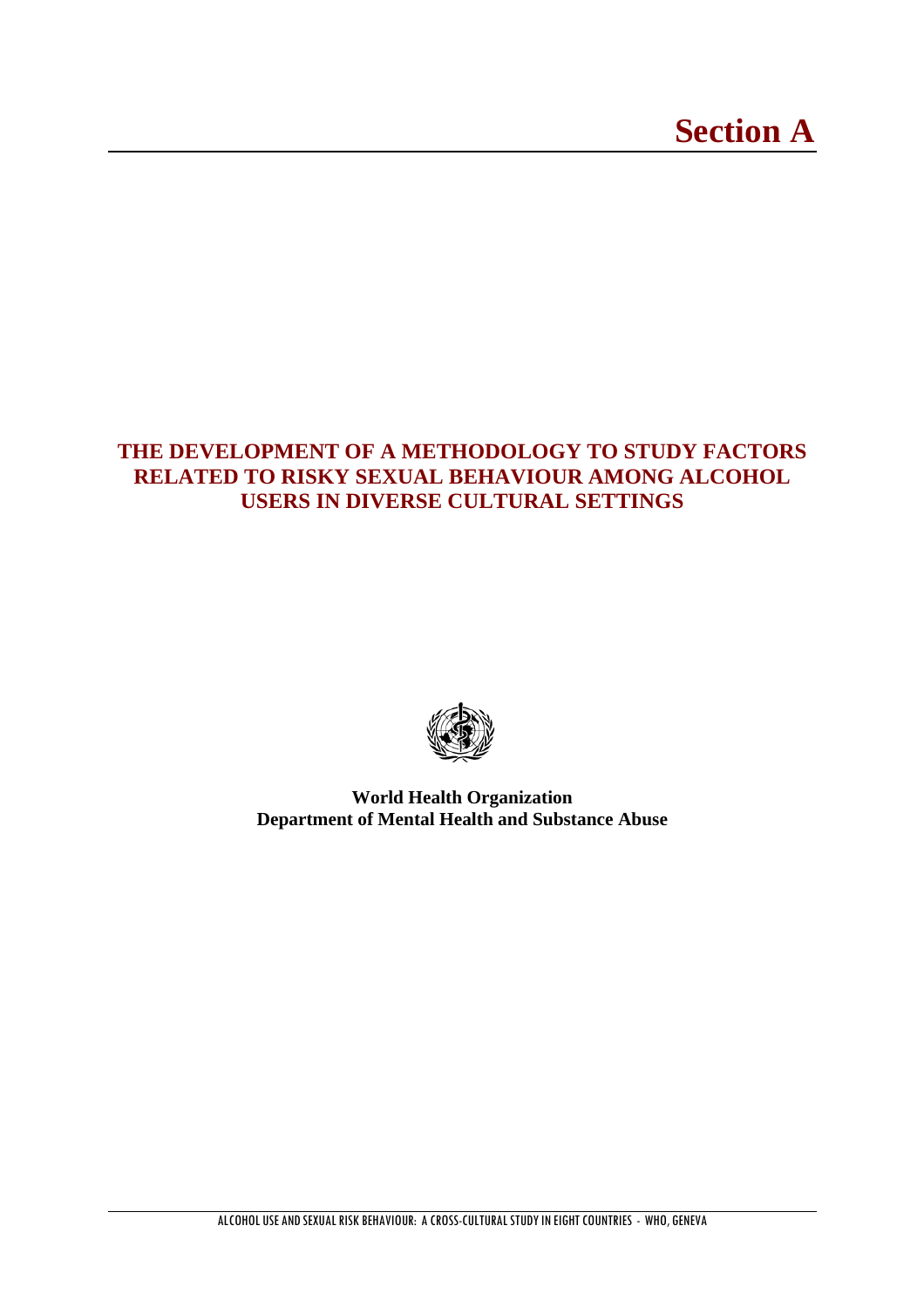# Section A

## THE DEVELOPMENT OF A METHODOLOGY TO STUDY FACTORS RELATED TO RISKY SEXUAL BEHAVIOUR AMONG ALCOHOL USERS IN DIVERSE CULTURAL SETTINGS

**World Health Organization**
**Department of Mental Health and Substance Abuse**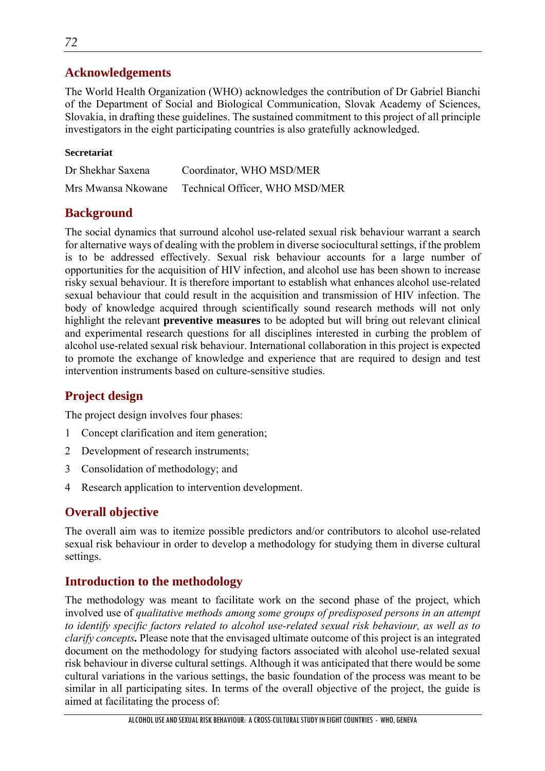## Acknowledgements

The World Health Organization (WHO) acknowledges the contribution of Dr Gabriel Bianchi of the Department of Social and Biological Communication, Slovak Academy of Sciences, Slovakia, in drafting these guidelines. The sustained commitment to this project of all principle investigators in the eight participating countries is also gratefully acknowledged.

**Secretariat**

| | |
|---|---|
| Dr Shekhar Saxena | Coordinator, WHO MSD/MER |
| Mrs Mwansa Nkowane | Technical Officer, WHO MSD/MER |

## Background

The social dynamics that surround alcohol use-related sexual risk behaviour warrant a search for alternative ways of dealing with the problem in diverse sociocultural settings, if the problem is to be addressed effectively. Sexual risk behaviour accounts for a large number of opportunities for the acquisition of HIV infection, and alcohol use has been shown to increase risky sexual behaviour. It is therefore important to establish what enhances alcohol use-related sexual behaviour that could result in the acquisition and transmission of HIV infection. The body of knowledge acquired through scientifically sound research methods will not only highlight the relevant **preventive measures** to be adopted but will bring out relevant clinical and experimental research questions for all disciplines interested in curbing the problem of alcohol use-related sexual risk behaviour. International collaboration in this project is expected to promote the exchange of knowledge and experience that are required to design and test intervention instruments based on culture-sensitive studies.

## Project design

The project design involves four phases:

1. Concept clarification and item generation;
2. Development of research instruments;
3. Consolidation of methodology; and
4. Research application to intervention development.

## Overall objective

The overall aim was to itemize possible predictors and/or contributors to alcohol use-related sexual risk behaviour in order to develop a methodology for studying them in diverse cultural settings.

## Introduction to the methodology

The methodology was meant to facilitate work on the second phase of the project, which involved use of *qualitative methods among some groups of predisposed persons in an attempt to identify specific factors related to alcohol use-related sexual risk behaviour, as well as to clarify concepts***.** Please note that the envisaged ultimate outcome of this project is an integrated document on the methodology for studying factors associated with alcohol use-related sexual risk behaviour in diverse cultural settings. Although it was anticipated that there would be some cultural variations in the various settings, the basic foundation of the process was meant to be similar in all participating sites. In terms of the overall objective of the project, the guide is aimed at facilitating the process of: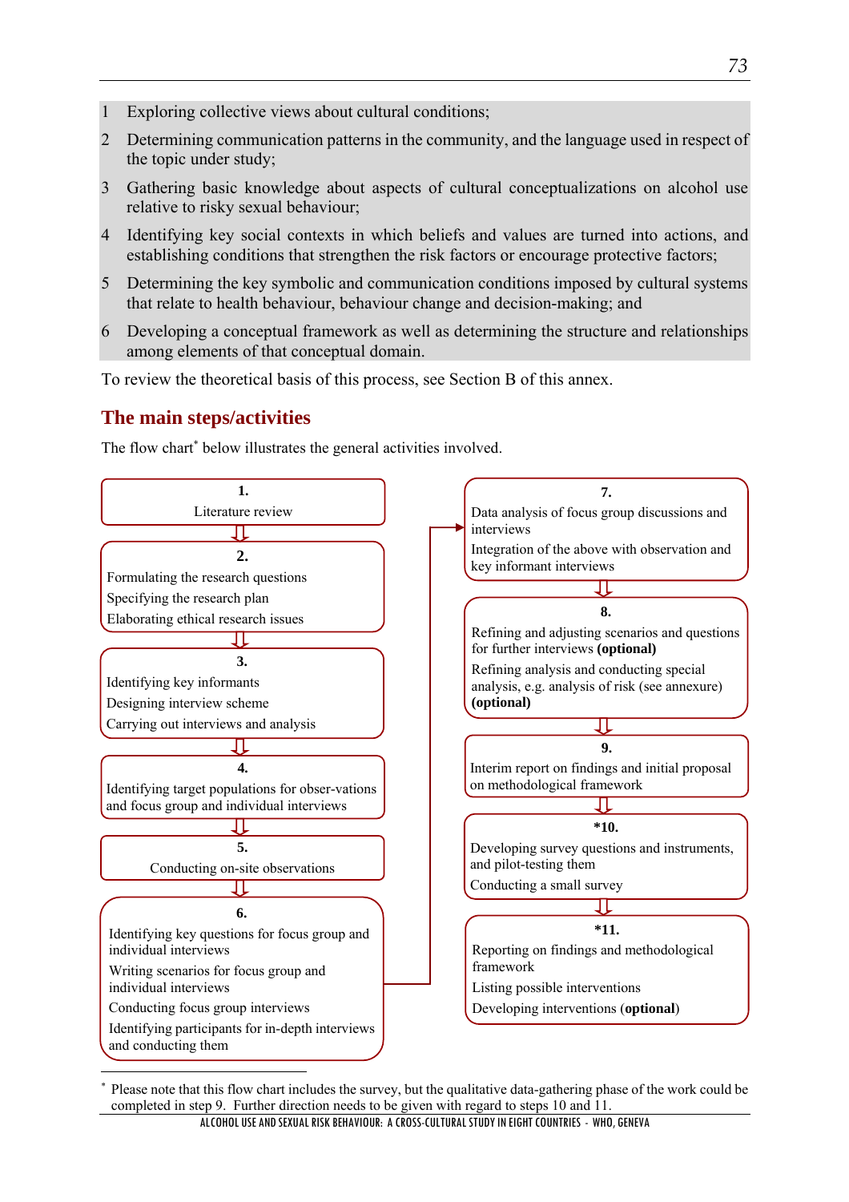1. Exploring collective views about cultural conditions;
2. Determining communication patterns in the community, and the language used in respect of the topic under study;
3. Gathering basic knowledge about aspects of cultural conceptualizations on alcohol use relative to risky sexual behaviour;
4. Identifying key social contexts in which beliefs and values are turned into actions, and establishing conditions that strengthen the risk factors or encourage protective factors;
5. Determining the key symbolic and communication conditions imposed by cultural systems that relate to health behaviour, behaviour change and decision-making; and
6. Developing a conceptual framework as well as determining the structure and relationships among elements of that conceptual domain.

To review the theoretical basis of this process, see Section B of this annex.

## The main steps/activities

The flow chart[*] below illustrates the general activities involved.

**1.**
Literature review

⇩

**2.**
Formulating the research questions
Specifying the research plan
Elaborating ethical research issues

⇩

**3.**
Identifying key informants
Designing interview scheme
Carrying out interviews and analysis

⇩

**4.**
Identifying target populations for obser-vations and focus group and individual interviews

⇩

**5.**
Conducting on-site observations

⇩

**6.**
Identifying key questions for focus group and individual interviews
Writing scenarios for focus group and individual interviews
Conducting focus group interviews
Identifying participants for in-depth interviews and conducting them

→

**7.**
Data analysis of focus group discussions and interviews
Integration of the above with observation and key informant interviews

⇩

**8.**
Refining and adjusting scenarios and questions for further interviews **(optional)**
Refining analysis and conducting special analysis, e.g. analysis of risk (see annexure) **(optional)**

⇩

**9.**
Interim report on findings and initial proposal on methodological framework

⇩

**\*10.**
Developing survey questions and instruments, and pilot-testing them
Conducting a small survey

⇩

**\*11.**
Reporting on findings and methodological framework
Listing possible interventions
Developing interventions (**optional**)

---

[*] Please note that this flow chart includes the survey, but the qualitative data-gathering phase of the work could be completed in step 9. Further direction needs to be given with regard to steps 10 and 11.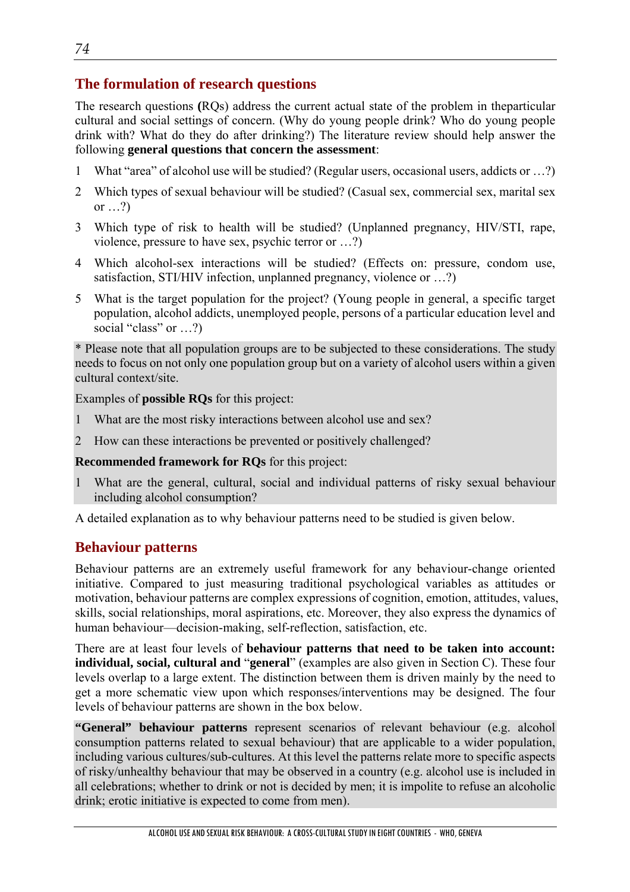## The formulation of research questions

The research questions **(**RQs) address the current actual state of the problem in theparticular cultural and social settings of concern. (Why do young people drink? Who do young people drink with? What do they do after drinking?) The literature review should help answer the following **general questions that concern the assessment**:

1. What "area" of alcohol use will be studied? (Regular users, occasional users, addicts or …?)
2. Which types of sexual behaviour will be studied? (Casual sex, commercial sex, marital sex or …?)
3. Which type of risk to health will be studied? (Unplanned pregnancy, HIV/STI, rape, violence, pressure to have sex, psychic terror or …?)
4. Which alcohol-sex interactions will be studied? (Effects on: pressure, condom use, satisfaction, STI/HIV infection, unplanned pregnancy, violence or …?)
5. What is the target population for the project? (Young people in general, a specific target population, alcohol addicts, unemployed people, persons of a particular education level and social "class" or …?)

* Please note that all population groups are to be subjected to these considerations. The study needs to focus on not only one population group but on a variety of alcohol users within a given cultural context/site.

Examples of **possible RQs** for this project:

1. What are the most risky interactions between alcohol use and sex?
2. How can these interactions be prevented or positively challenged?

**Recommended framework for RQs** for this project:

1. What are the general, cultural, social and individual patterns of risky sexual behaviour including alcohol consumption?

A detailed explanation as to why behaviour patterns need to be studied is given below.

## Behaviour patterns

Behaviour patterns are an extremely useful framework for any behaviour-change oriented initiative. Compared to just measuring traditional psychological variables as attitudes or motivation, behaviour patterns are complex expressions of cognition, emotion, attitudes, values, skills, social relationships, moral aspirations, etc. Moreover, they also express the dynamics of human behaviour—decision-making, self-reflection, satisfaction, etc.

There are at least four levels of **behaviour patterns that need to be taken into account: individual, social, cultural and "general"** (examples are also given in Section C). These four levels overlap to a large extent. The distinction between them is driven mainly by the need to get a more schematic view upon which responses/interventions may be designed. The four levels of behaviour patterns are shown in the box below.

**"General" behaviour patterns** represent scenarios of relevant behaviour (e.g. alcohol consumption patterns related to sexual behaviour) that are applicable to a wider population, including various cultures/sub-cultures. At this level the patterns relate more to specific aspects of risky/unhealthy behaviour that may be observed in a country (e.g. alcohol use is included in all celebrations; whether to drink or not is decided by men; it is impolite to refuse an alcoholic drink; erotic initiative is expected to come from men).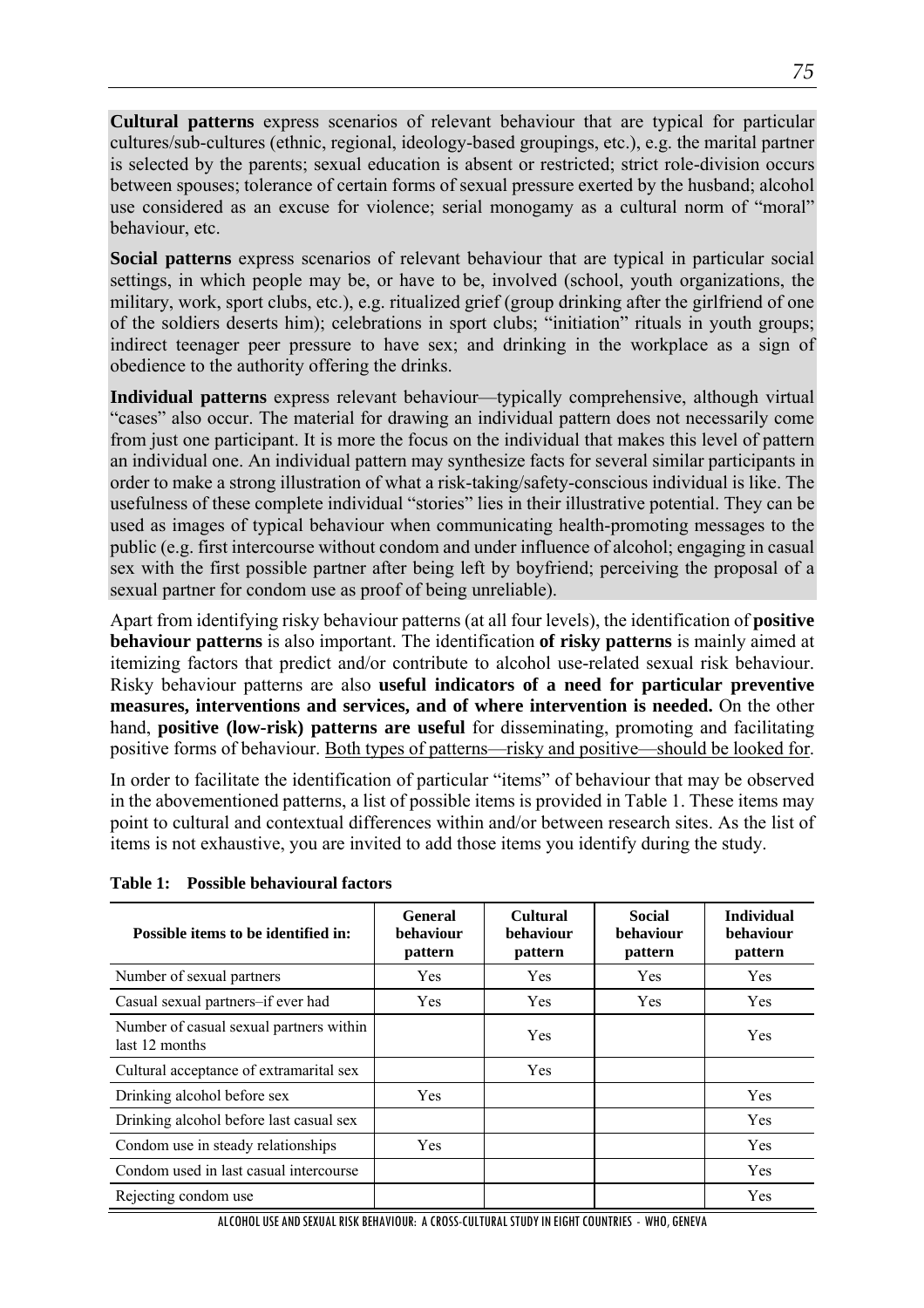**Cultural patterns** express scenarios of relevant behaviour that are typical for particular cultures/sub-cultures (ethnic, regional, ideology-based groupings, etc.), e.g. the marital partner is selected by the parents; sexual education is absent or restricted; strict role-division occurs between spouses; tolerance of certain forms of sexual pressure exerted by the husband; alcohol use considered as an excuse for violence; serial monogamy as a cultural norm of "moral" behaviour, etc.

**Social patterns** express scenarios of relevant behaviour that are typical in particular social settings, in which people may be, or have to be, involved (school, youth organizations, the military, work, sport clubs, etc.), e.g. ritualized grief (group drinking after the girlfriend of one of the soldiers deserts him); celebrations in sport clubs; "initiation" rituals in youth groups; indirect teenager peer pressure to have sex; and drinking in the workplace as a sign of obedience to the authority offering the drinks.

**Individual patterns** express relevant behaviour—typically comprehensive, although virtual "cases" also occur. The material for drawing an individual pattern does not necessarily come from just one participant. It is more the focus on the individual that makes this level of pattern an individual one. An individual pattern may synthesize facts for several similar participants in order to make a strong illustration of what a risk-taking/safety-conscious individual is like. The usefulness of these complete individual "stories" lies in their illustrative potential. They can be used as images of typical behaviour when communicating health-promoting messages to the public (e.g. first intercourse without condom and under influence of alcohol; engaging in casual sex with the first possible partner after being left by boyfriend; perceiving the proposal of a sexual partner for condom use as proof of being unreliable).

Apart from identifying risky behaviour patterns (at all four levels), the identification of **positive behaviour patterns** is also important. The identification **of risky patterns** is mainly aimed at itemizing factors that predict and/or contribute to alcohol use-related sexual risk behaviour. Risky behaviour patterns are also **useful indicators of a need for particular preventive measures, interventions and services, and of where intervention is needed.** On the other hand, **positive (low-risk) patterns are useful** for disseminating, promoting and facilitating positive forms of behaviour. Both types of patterns—risky and positive—should be looked for.

In order to facilitate the identification of particular "items" of behaviour that may be observed in the abovementioned patterns, a list of possible items is provided in Table 1. These items may point to cultural and contextual differences within and/or between research sites. As the list of items is not exhaustive, you are invited to add those items you identify during the study.

**Table 1: Possible behavioural factors**

| Possible items to be identified in: | General behaviour pattern | Cultural behaviour pattern | Social behaviour pattern | Individual behaviour pattern |
|---|---|---|---|---|
| Number of sexual partners | Yes | Yes | Yes | Yes |
| Casual sexual partners–if ever had | Yes | Yes | Yes | Yes |
| Number of casual sexual partners within last 12 months | | Yes | | Yes |
| Cultural acceptance of extramarital sex | | Yes | | |
| Drinking alcohol before sex | Yes | | | Yes |
| Drinking alcohol before last casual sex | | | | Yes |
| Condom use in steady relationships | Yes | | | Yes |
| Condom used in last casual intercourse | | | | Yes |
| Rejecting condom use | | | | Yes |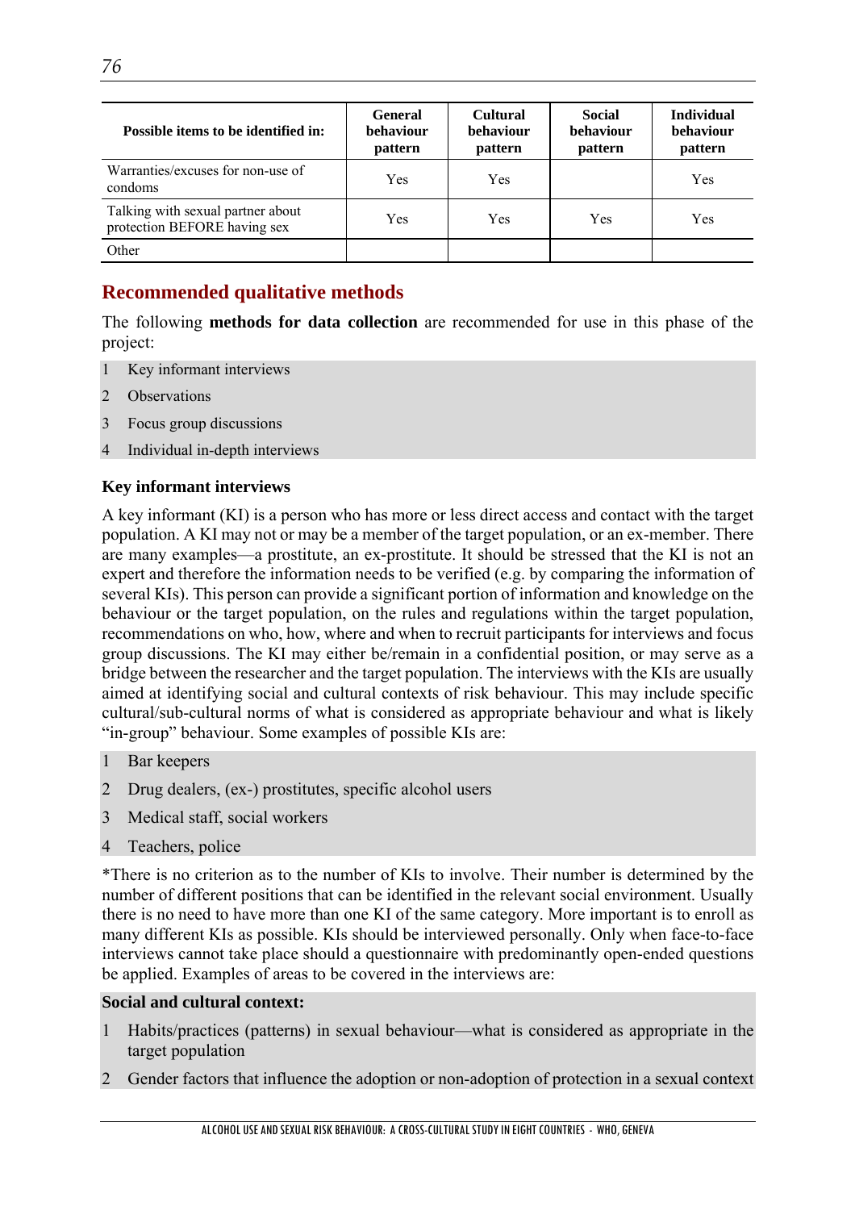| Possible items to be identified in: | General behaviour pattern | Cultural behaviour pattern | Social behaviour pattern | Individual behaviour pattern |
|---|---|---|---|---|
| Warranties/excuses for non-use of condoms | Yes | Yes | | Yes |
| Talking with sexual partner about protection BEFORE having sex | Yes | Yes | Yes | Yes |
| Other | | | | |

## Recommended qualitative methods

The following **methods for data collection** are recommended for use in this phase of the project:

1 Key informant interviews

2 Observations

3 Focus group discussions

4 Individual in-depth interviews

### Key informant interviews

A key informant (KI) is a person who has more or less direct access and contact with the target population. A KI may not or may be a member of the target population, or an ex-member. There are many examples—a prostitute, an ex-prostitute. It should be stressed that the KI is not an expert and therefore the information needs to be verified (e.g. by comparing the information of several KIs). This person can provide a significant portion of information and knowledge on the behaviour or the target population, on the rules and regulations within the target population, recommendations on who, how, where and when to recruit participants for interviews and focus group discussions. The KI may either be/remain in a confidential position, or may serve as a bridge between the researcher and the target population. The interviews with the KIs are usually aimed at identifying social and cultural contexts of risk behaviour. This may include specific cultural/sub-cultural norms of what is considered as appropriate behaviour and what is likely "in-group" behaviour. Some examples of possible KIs are:

1 Bar keepers

2 Drug dealers, (ex-) prostitutes, specific alcohol users

3 Medical staff, social workers

4 Teachers, police

*There is no criterion as to the number of KIs to involve. Their number is determined by the number of different positions that can be identified in the relevant social environment. Usually there is no need to have more than one KI of the same category. More important is to enroll as many different KIs as possible. KIs should be interviewed personally. Only when face-to-face interviews cannot take place should a questionnaire with predominantly open-ended questions be applied. Examples of areas to be covered in the interviews are:

**Social and cultural context:**

1 Habits/practices (patterns) in sexual behaviour—what is considered as appropriate in the target population

2 Gender factors that influence the adoption or non-adoption of protection in a sexual context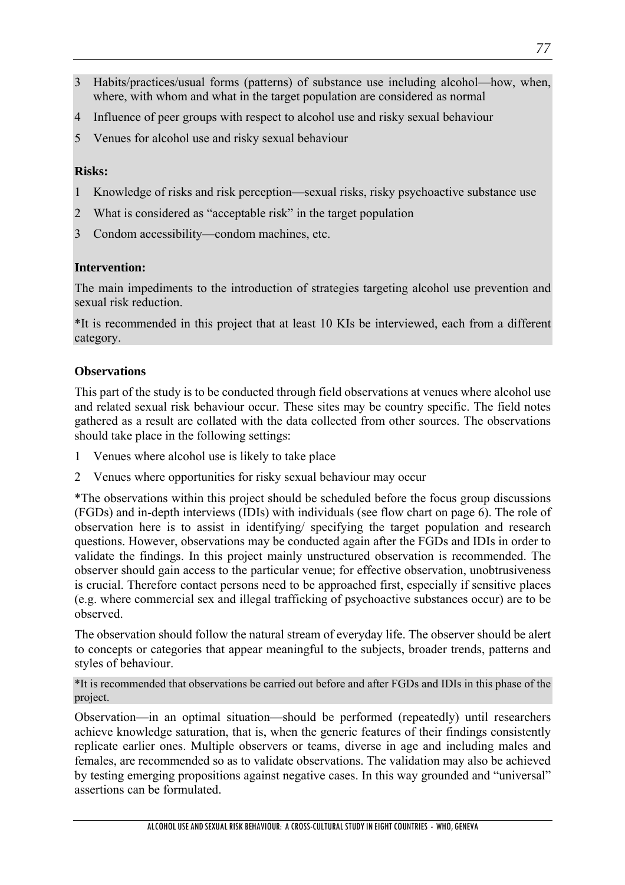3 Habits/practices/usual forms (patterns) of substance use including alcohol—how, when, where, with whom and what in the target population are considered as normal

4 Influence of peer groups with respect to alcohol use and risky sexual behaviour

5 Venues for alcohol use and risky sexual behaviour

**Risks:**

1 Knowledge of risks and risk perception—sexual risks, risky psychoactive substance use

2 What is considered as "acceptable risk" in the target population

3 Condom accessibility—condom machines, etc.

**Intervention:**

The main impediments to the introduction of strategies targeting alcohol use prevention and sexual risk reduction.

*It is recommended in this project that at least 10 KIs be interviewed, each from a different category.

**Observations**

This part of the study is to be conducted through field observations at venues where alcohol use and related sexual risk behaviour occur. These sites may be country specific. The field notes gathered as a result are collated with the data collected from other sources. The observations should take place in the following settings:

1 Venues where alcohol use is likely to take place

2 Venues where opportunities for risky sexual behaviour may occur

*The observations within this project should be scheduled before the focus group discussions (FGDs) and in-depth interviews (IDIs) with individuals (see flow chart on page 6). The role of observation here is to assist in identifying/ specifying the target population and research questions. However, observations may be conducted again after the FGDs and IDIs in order to validate the findings. In this project mainly unstructured observation is recommended. The observer should gain access to the particular venue; for effective observation, unobtrusiveness is crucial. Therefore contact persons need to be approached first, especially if sensitive places (e.g. where commercial sex and illegal trafficking of psychoactive substances occur) are to be observed.

The observation should follow the natural stream of everyday life. The observer should be alert to concepts or categories that appear meaningful to the subjects, broader trends, patterns and styles of behaviour.

*It is recommended that observations be carried out before and after FGDs and IDIs in this phase of the project.

Observation—in an optimal situation—should be performed (repeatedly) until researchers achieve knowledge saturation, that is, when the generic features of their findings consistently replicate earlier ones. Multiple observers or teams, diverse in age and including males and females, are recommended so as to validate observations. The validation may also be achieved by testing emerging propositions against negative cases. In this way grounded and "universal" assertions can be formulated.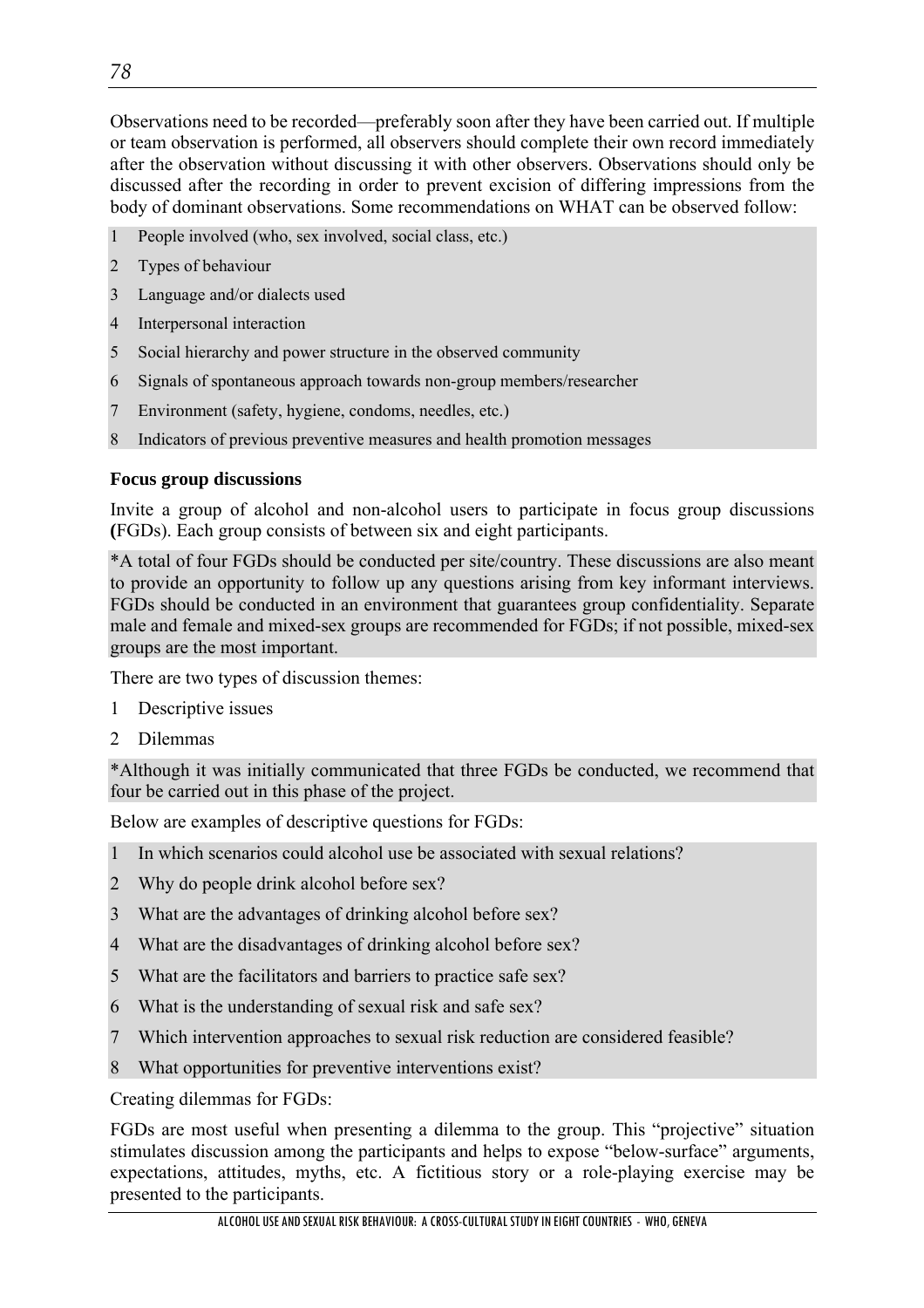Observations need to be recorded—preferably soon after they have been carried out. If multiple or team observation is performed, all observers should complete their own record immediately after the observation without discussing it with other observers. Observations should only be discussed after the recording in order to prevent excision of differing impressions from the body of dominant observations. Some recommendations on WHAT can be observed follow:

1. People involved (who, sex involved, social class, etc.)
2. Types of behaviour
3. Language and/or dialects used
4. Interpersonal interaction
5. Social hierarchy and power structure in the observed community
6. Signals of spontaneous approach towards non-group members/researcher
7. Environment (safety, hygiene, condoms, needles, etc.)
8. Indicators of previous preventive measures and health promotion messages

**Focus group discussions**

Invite a group of alcohol and non-alcohol users to participate in focus group discussions **(**FGDs). Each group consists of between six and eight participants.

*A total of four FGDs should be conducted per site/country. These discussions are also meant to provide an opportunity to follow up any questions arising from key informant interviews. FGDs should be conducted in an environment that guarantees group confidentiality. Separate male and female and mixed-sex groups are recommended for FGDs; if not possible, mixed-sex groups are the most important.

There are two types of discussion themes:

1. Descriptive issues
2. Dilemmas

*Although it was initially communicated that three FGDs be conducted, we recommend that four be carried out in this phase of the project.

Below are examples of descriptive questions for FGDs:

1. In which scenarios could alcohol use be associated with sexual relations?
2. Why do people drink alcohol before sex?
3. What are the advantages of drinking alcohol before sex?
4. What are the disadvantages of drinking alcohol before sex?
5. What are the facilitators and barriers to practice safe sex?
6. What is the understanding of sexual risk and safe sex?
7. Which intervention approaches to sexual risk reduction are considered feasible?
8. What opportunities for preventive interventions exist?

Creating dilemmas for FGDs:

FGDs are most useful when presenting a dilemma to the group. This "projective" situation stimulates discussion among the participants and helps to expose "below-surface" arguments, expectations, attitudes, myths, etc. A fictitious story or a role-playing exercise may be presented to the participants.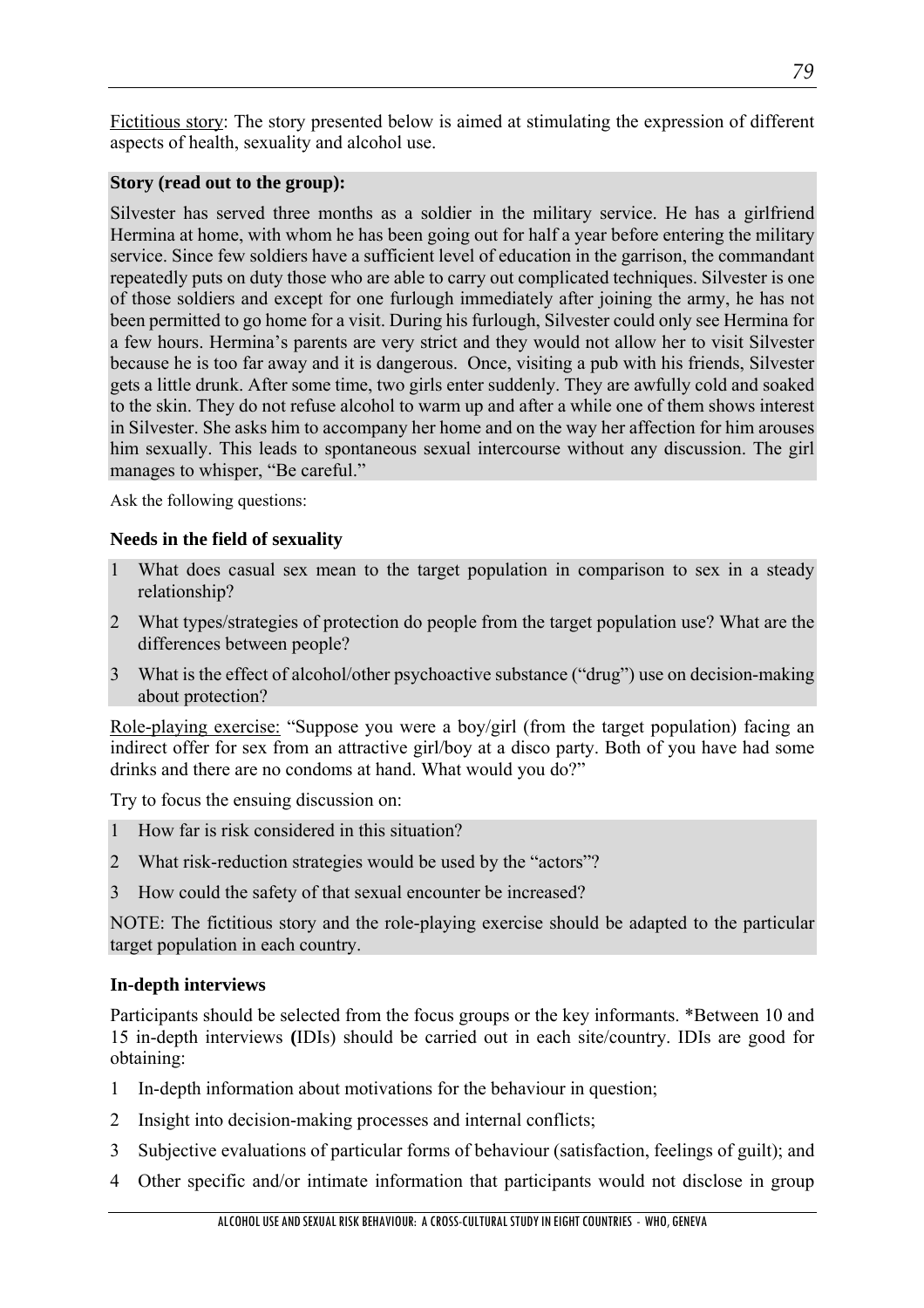Fictitious story: The story presented below is aimed at stimulating the expression of different aspects of health, sexuality and alcohol use.

**Story (read out to the group):**

Silvester has served three months as a soldier in the military service. He has a girlfriend Hermina at home, with whom he has been going out for half a year before entering the military service. Since few soldiers have a sufficient level of education in the garrison, the commandant repeatedly puts on duty those who are able to carry out complicated techniques. Silvester is one of those soldiers and except for one furlough immediately after joining the army, he has not been permitted to go home for a visit. During his furlough, Silvester could only see Hermina for a few hours. Hermina's parents are very strict and they would not allow her to visit Silvester because he is too far away and it is dangerous. Once, visiting a pub with his friends, Silvester gets a little drunk. After some time, two girls enter suddenly. They are awfully cold and soaked to the skin. They do not refuse alcohol to warm up and after a while one of them shows interest in Silvester. She asks him to accompany her home and on the way her affection for him arouses him sexually. This leads to spontaneous sexual intercourse without any discussion. The girl manages to whisper, "Be careful."

Ask the following questions:

**Needs in the field of sexuality**

1 What does casual sex mean to the target population in comparison to sex in a steady relationship?
2 What types/strategies of protection do people from the target population use? What are the differences between people?
3 What is the effect of alcohol/other psychoactive substance ("drug") use on decision-making about protection?

Role-playing exercise: "Suppose you were a boy/girl (from the target population) facing an indirect offer for sex from an attractive girl/boy at a disco party. Both of you have had some drinks and there are no condoms at hand. What would you do?"

Try to focus the ensuing discussion on:

1 How far is risk considered in this situation?
2 What risk-reduction strategies would be used by the "actors"?
3 How could the safety of that sexual encounter be increased?

NOTE: The fictitious story and the role-playing exercise should be adapted to the particular target population in each country.

**In-depth interviews**

Participants should be selected from the focus groups or the key informants. *Between 10 and 15 in-depth interviews (IDIs) should be carried out in each site/country. IDIs are good for obtaining:

1 In-depth information about motivations for the behaviour in question;
2 Insight into decision-making processes and internal conflicts;
3 Subjective evaluations of particular forms of behaviour (satisfaction, feelings of guilt); and
4 Other specific and/or intimate information that participants would not disclose in group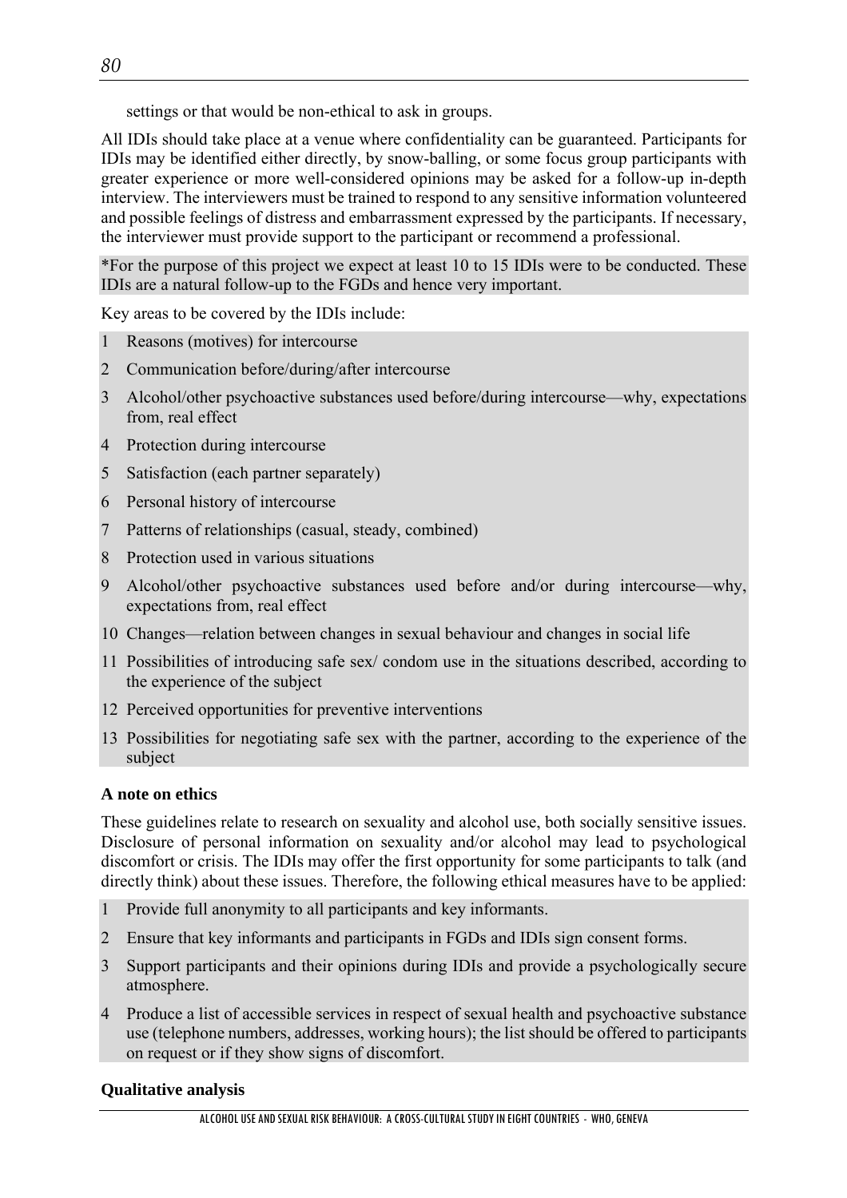settings or that would be non-ethical to ask in groups.

All IDIs should take place at a venue where confidentiality can be guaranteed. Participants for IDIs may be identified either directly, by snow-balling, or some focus group participants with greater experience or more well-considered opinions may be asked for a follow-up in-depth interview. The interviewers must be trained to respond to any sensitive information volunteered and possible feelings of distress and embarrassment expressed by the participants. If necessary, the interviewer must provide support to the participant or recommend a professional.

*For the purpose of this project we expect at least 10 to 15 IDIs were to be conducted. These IDIs are a natural follow-up to the FGDs and hence very important.

Key areas to be covered by the IDIs include:

1. Reasons (motives) for intercourse
2. Communication before/during/after intercourse
3. Alcohol/other psychoactive substances used before/during intercourse—why, expectations from, real effect
4. Protection during intercourse
5. Satisfaction (each partner separately)
6. Personal history of intercourse
7. Patterns of relationships (casual, steady, combined)
8. Protection used in various situations
9. Alcohol/other psychoactive substances used before and/or during intercourse—why, expectations from, real effect
10. Changes—relation between changes in sexual behaviour and changes in social life
11. Possibilities of introducing safe sex/ condom use in the situations described, according to the experience of the subject
12. Perceived opportunities for preventive interventions
13. Possibilities for negotiating safe sex with the partner, according to the experience of the subject

**A note on ethics**

These guidelines relate to research on sexuality and alcohol use, both socially sensitive issues. Disclosure of personal information on sexuality and/or alcohol may lead to psychological discomfort or crisis. The IDIs may offer the first opportunity for some participants to talk (and directly think) about these issues. Therefore, the following ethical measures have to be applied:

1. Provide full anonymity to all participants and key informants.
2. Ensure that key informants and participants in FGDs and IDIs sign consent forms.
3. Support participants and their opinions during IDIs and provide a psychologically secure atmosphere.
4. Produce a list of accessible services in respect of sexual health and psychoactive substance use (telephone numbers, addresses, working hours); the list should be offered to participants on request or if they show signs of discomfort.

**Qualitative analysis**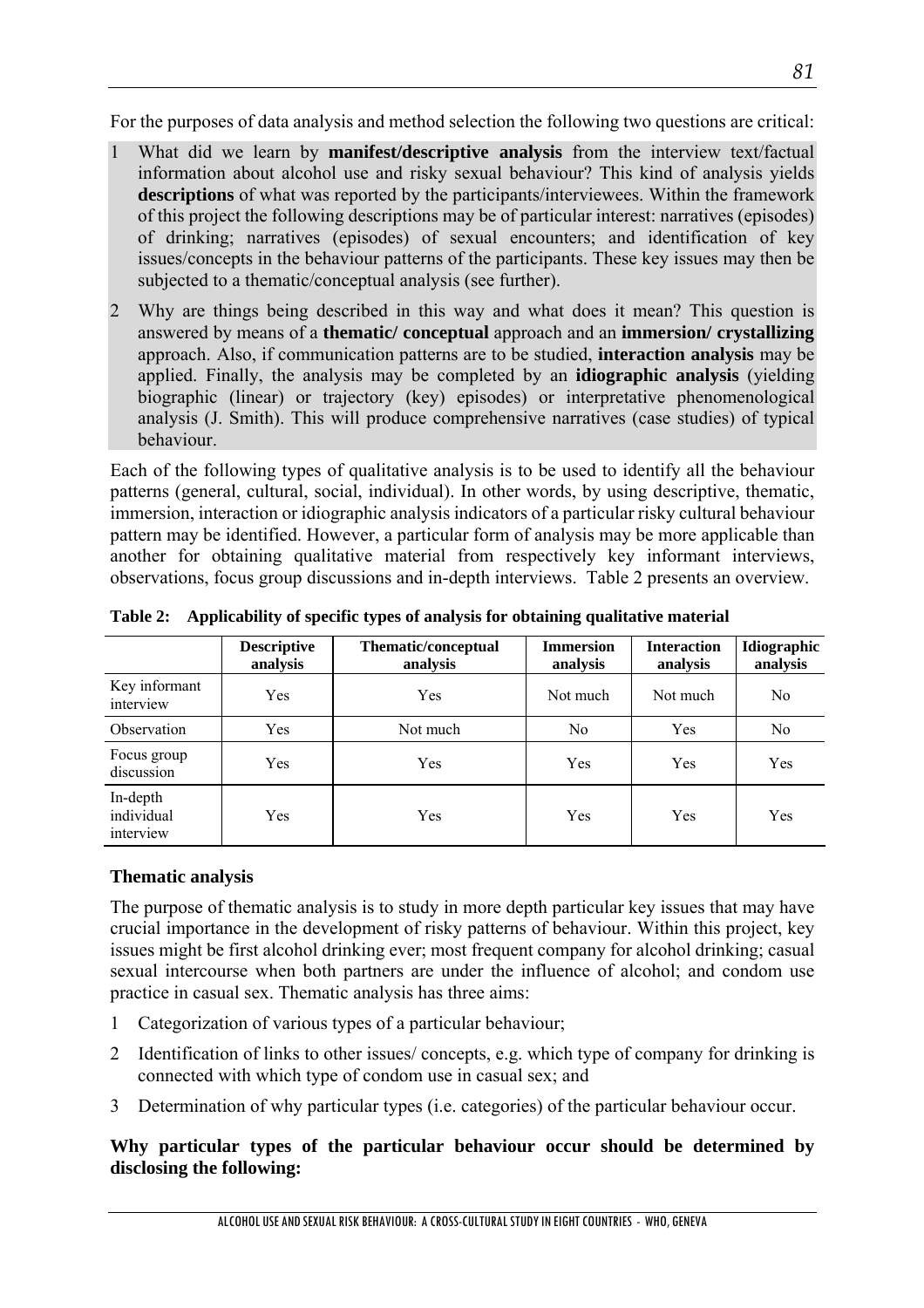For the purposes of data analysis and method selection the following two questions are critical:

1 What did we learn by **manifest/descriptive analysis** from the interview text/factual information about alcohol use and risky sexual behaviour? This kind of analysis yields **descriptions** of what was reported by the participants/interviewees. Within the framework of this project the following descriptions may be of particular interest: narratives (episodes) of drinking; narratives (episodes) of sexual encounters; and identification of key issues/concepts in the behaviour patterns of the participants. These key issues may then be subjected to a thematic/conceptual analysis (see further).

2 Why are things being described in this way and what does it mean? This question is answered by means of a **thematic/ conceptual** approach and an **immersion/ crystallizing** approach. Also, if communication patterns are to be studied, **interaction analysis** may be applied. Finally, the analysis may be completed by an **idiographic analysis** (yielding biographic (linear) or trajectory (key) episodes) or interpretative phenomenological analysis (J. Smith). This will produce comprehensive narratives (case studies) of typical behaviour.

Each of the following types of qualitative analysis is to be used to identify all the behaviour patterns (general, cultural, social, individual). In other words, by using descriptive, thematic, immersion, interaction or idiographic analysis indicators of a particular risky cultural behaviour pattern may be identified. However, a particular form of analysis may be more applicable than another for obtaining qualitative material from respectively key informant interviews, observations, focus group discussions and in-depth interviews. Table 2 presents an overview.

**Table 2: Applicability of specific types of analysis for obtaining qualitative material**

| | Descriptive analysis | Thematic/conceptual analysis | Immersion analysis | Interaction analysis | Idiographic analysis |
|---|---|---|---|---|---|
| Key informant interview | Yes | Yes | Not much | Not much | No |
| Observation | Yes | Not much | No | Yes | No |
| Focus group discussion | Yes | Yes | Yes | Yes | Yes |
| In-depth individual interview | Yes | Yes | Yes | Yes | Yes |

### Thematic analysis

The purpose of thematic analysis is to study in more depth particular key issues that may have crucial importance in the development of risky patterns of behaviour. Within this project, key issues might be first alcohol drinking ever; most frequent company for alcohol drinking; casual sexual intercourse when both partners are under the influence of alcohol; and condom use practice in casual sex. Thematic analysis has three aims:

1 Categorization of various types of a particular behaviour;

2 Identification of links to other issues/ concepts, e.g. which type of company for drinking is connected with which type of condom use in casual sex; and

3 Determination of why particular types (i.e. categories) of the particular behaviour occur.

**Why particular types of the particular behaviour occur should be determined by disclosing the following:**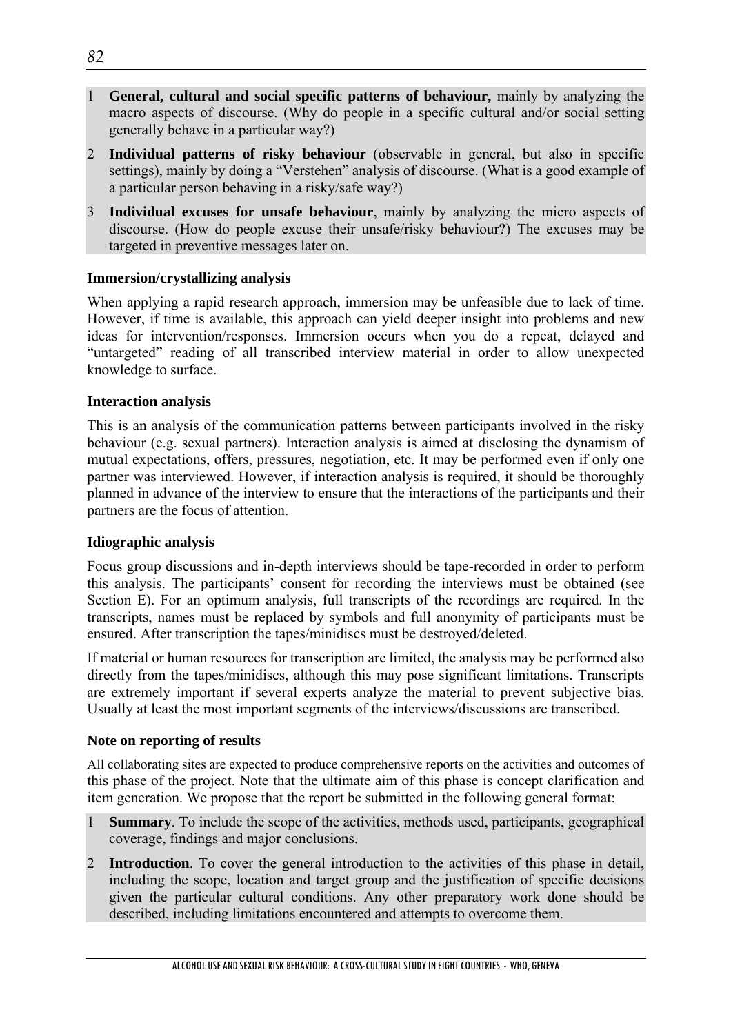1. **General, cultural and social specific patterns of behaviour,** mainly by analyzing the macro aspects of discourse. (Why do people in a specific cultural and/or social setting generally behave in a particular way?)
2. **Individual patterns of risky behaviour** (observable in general, but also in specific settings), mainly by doing a "Verstehen" analysis of discourse. (What is a good example of a particular person behaving in a risky/safe way?)
3. **Individual excuses for unsafe behaviour**, mainly by analyzing the micro aspects of discourse. (How do people excuse their unsafe/risky behaviour?) The excuses may be targeted in preventive messages later on.

### Immersion/crystallizing analysis

When applying a rapid research approach, immersion may be unfeasible due to lack of time. However, if time is available, this approach can yield deeper insight into problems and new ideas for intervention/responses. Immersion occurs when you do a repeat, delayed and "untargeted" reading of all transcribed interview material in order to allow unexpected knowledge to surface.

### Interaction analysis

This is an analysis of the communication patterns between participants involved in the risky behaviour (e.g. sexual partners). Interaction analysis is aimed at disclosing the dynamism of mutual expectations, offers, pressures, negotiation, etc. It may be performed even if only one partner was interviewed. However, if interaction analysis is required, it should be thoroughly planned in advance of the interview to ensure that the interactions of the participants and their partners are the focus of attention.

### Idiographic analysis

Focus group discussions and in-depth interviews should be tape-recorded in order to perform this analysis. The participants' consent for recording the interviews must be obtained (see Section E). For an optimum analysis, full transcripts of the recordings are required. In the transcripts, names must be replaced by symbols and full anonymity of participants must be ensured. After transcription the tapes/minidiscs must be destroyed/deleted.

If material or human resources for transcription are limited, the analysis may be performed also directly from the tapes/minidiscs, although this may pose significant limitations. Transcripts are extremely important if several experts analyze the material to prevent subjective bias. Usually at least the most important segments of the interviews/discussions are transcribed.

### Note on reporting of results

All collaborating sites are expected to produce comprehensive reports on the activities and outcomes of this phase of the project. Note that the ultimate aim of this phase is concept clarification and item generation. We propose that the report be submitted in the following general format:

1. **Summary**. To include the scope of the activities, methods used, participants, geographical coverage, findings and major conclusions.
2. **Introduction**. To cover the general introduction to the activities of this phase in detail, including the scope, location and target group and the justification of specific decisions given the particular cultural conditions. Any other preparatory work done should be described, including limitations encountered and attempts to overcome them.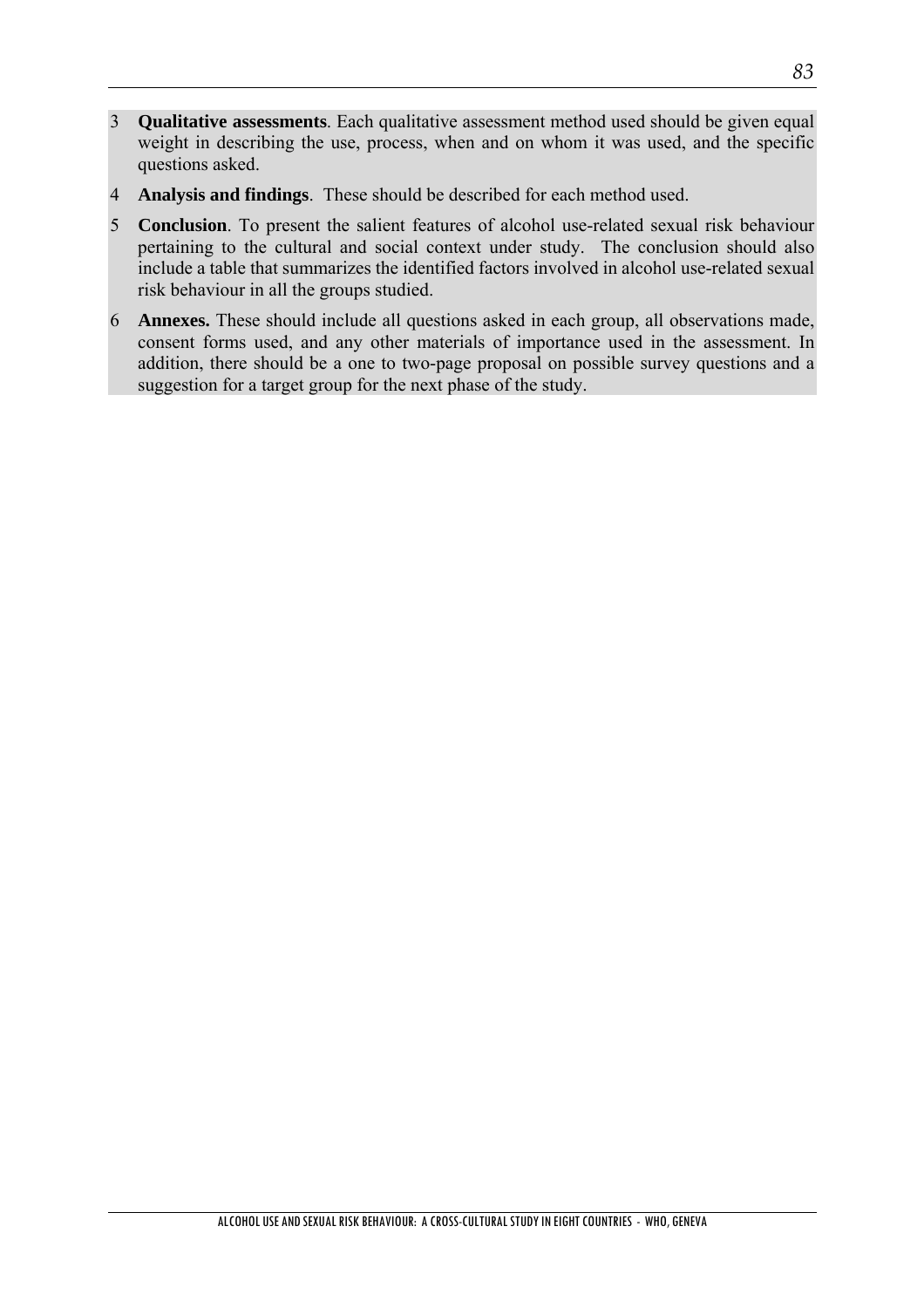3 **Qualitative assessments**. Each qualitative assessment method used should be given equal weight in describing the use, process, when and on whom it was used, and the specific questions asked.

4 **Analysis and findings**. These should be described for each method used.

5 **Conclusion**. To present the salient features of alcohol use-related sexual risk behaviour pertaining to the cultural and social context under study. The conclusion should also include a table that summarizes the identified factors involved in alcohol use-related sexual risk behaviour in all the groups studied.

6 **Annexes.** These should include all questions asked in each group, all observations made, consent forms used, and any other materials of importance used in the assessment. In addition, there should be a one to two-page proposal on possible survey questions and a suggestion for a target group for the next phase of the study.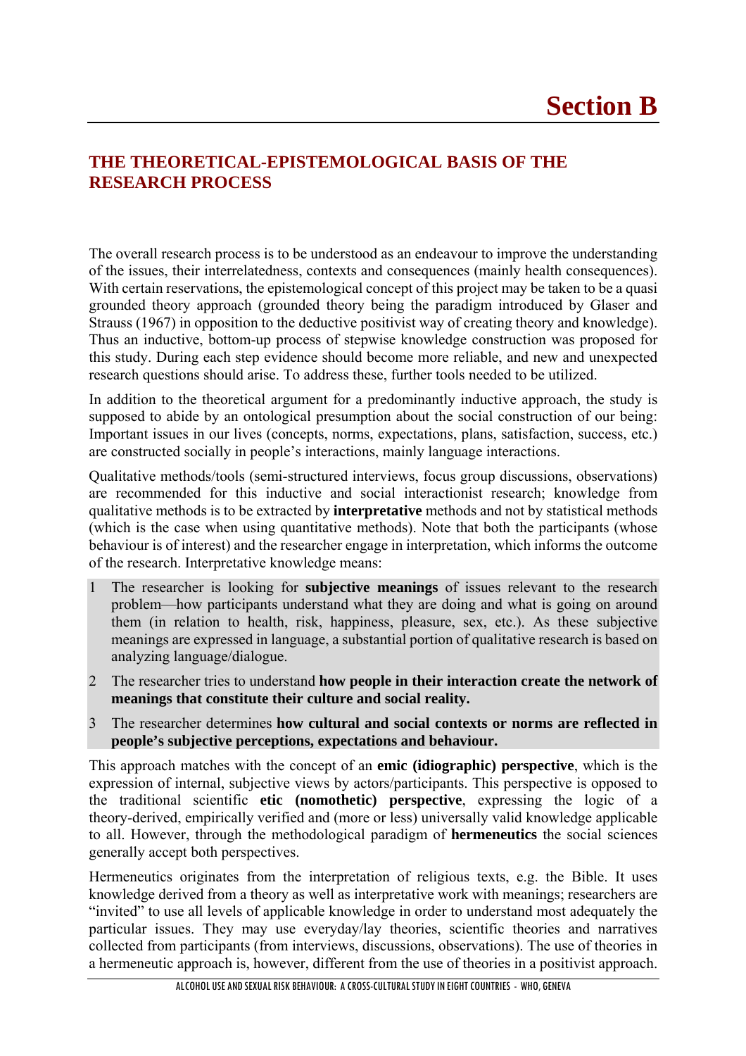# Section B

## THE THEORETICAL-EPISTEMOLOGICAL BASIS OF THE RESEARCH PROCESS

The overall research process is to be understood as an endeavour to improve the understanding of the issues, their interrelatedness, contexts and consequences (mainly health consequences). With certain reservations, the epistemological concept of this project may be taken to be a quasi grounded theory approach (grounded theory being the paradigm introduced by Glaser and Strauss (1967) in opposition to the deductive positivist way of creating theory and knowledge). Thus an inductive, bottom-up process of stepwise knowledge construction was proposed for this study. During each step evidence should become more reliable, and new and unexpected research questions should arise. To address these, further tools needed to be utilized.

In addition to the theoretical argument for a predominantly inductive approach, the study is supposed to abide by an ontological presumption about the social construction of our being: Important issues in our lives (concepts, norms, expectations, plans, satisfaction, success, etc.) are constructed socially in people's interactions, mainly language interactions.

Qualitative methods/tools (semi-structured interviews, focus group discussions, observations) are recommended for this inductive and social interactionist research; knowledge from qualitative methods is to be extracted by **interpretative** methods and not by statistical methods (which is the case when using quantitative methods). Note that both the participants (whose behaviour is of interest) and the researcher engage in interpretation, which informs the outcome of the research. Interpretative knowledge means:

1. The researcher is looking for **subjective meanings** of issues relevant to the research problem—how participants understand what they are doing and what is going on around them (in relation to health, risk, happiness, pleasure, sex, etc.). As these subjective meanings are expressed in language, a substantial portion of qualitative research is based on analyzing language/dialogue.
2. The researcher tries to understand **how people in their interaction create the network of meanings that constitute their culture and social reality.**
3. The researcher determines **how cultural and social contexts or norms are reflected in people's subjective perceptions, expectations and behaviour.**

This approach matches with the concept of an **emic (idiographic) perspective**, which is the expression of internal, subjective views by actors/participants. This perspective is opposed to the traditional scientific **etic (nomothetic) perspective**, expressing the logic of a theory-derived, empirically verified and (more or less) universally valid knowledge applicable to all. However, through the methodological paradigm of **hermeneutics** the social sciences generally accept both perspectives.

Hermeneutics originates from the interpretation of religious texts, e.g. the Bible. It uses knowledge derived from a theory as well as interpretative work with meanings; researchers are "invited" to use all levels of applicable knowledge in order to understand most adequately the particular issues. They may use everyday/lay theories, scientific theories and narratives collected from participants (from interviews, discussions, observations). The use of theories in a hermeneutic approach is, however, different from the use of theories in a positivist approach.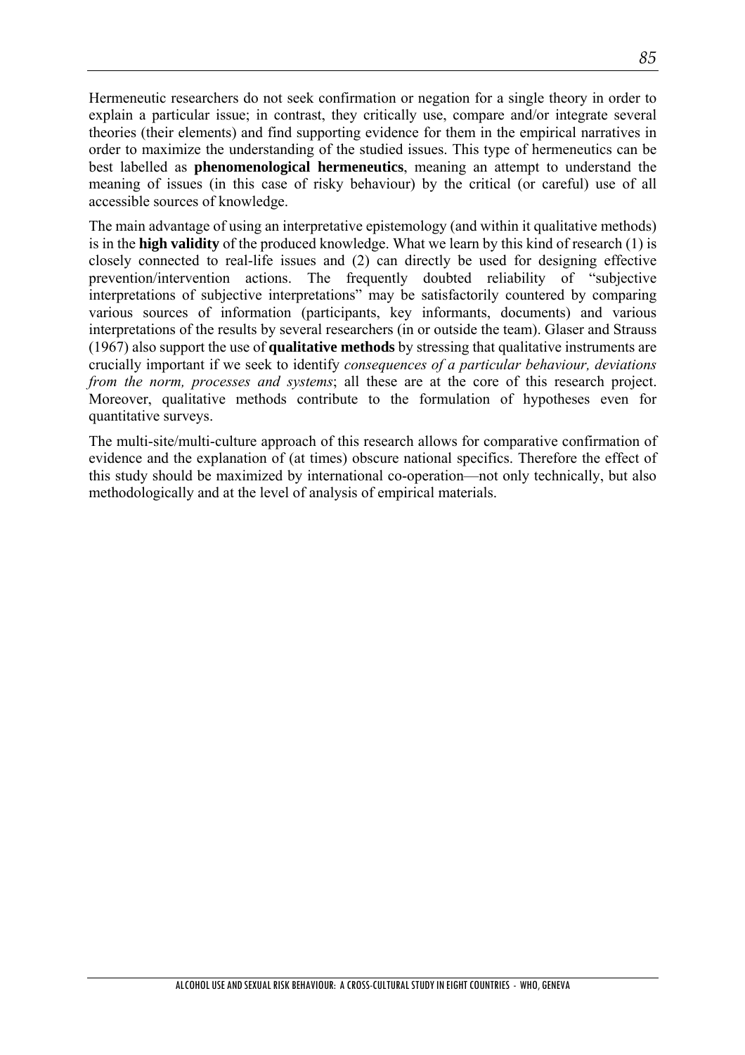Hermeneutic researchers do not seek confirmation or negation for a single theory in order to explain a particular issue; in contrast, they critically use, compare and/or integrate several theories (their elements) and find supporting evidence for them in the empirical narratives in order to maximize the understanding of the studied issues. This type of hermeneutics can be best labelled as **phenomenological hermeneutics**, meaning an attempt to understand the meaning of issues (in this case of risky behaviour) by the critical (or careful) use of all accessible sources of knowledge.

The main advantage of using an interpretative epistemology (and within it qualitative methods) is in the **high validity** of the produced knowledge. What we learn by this kind of research (1) is closely connected to real-life issues and (2) can directly be used for designing effective prevention/intervention actions. The frequently doubted reliability of "subjective interpretations of subjective interpretations" may be satisfactorily countered by comparing various sources of information (participants, key informants, documents) and various interpretations of the results by several researchers (in or outside the team). Glaser and Strauss (1967) also support the use of **qualitative methods** by stressing that qualitative instruments are crucially important if we seek to identify *consequences of a particular behaviour, deviations from the norm, processes and systems*; all these are at the core of this research project. Moreover, qualitative methods contribute to the formulation of hypotheses even for quantitative surveys.

The multi-site/multi-culture approach of this research allows for comparative confirmation of evidence and the explanation of (at times) obscure national specifics. Therefore the effect of this study should be maximized by international co-operation—not only technically, but also methodologically and at the level of analysis of empirical materials.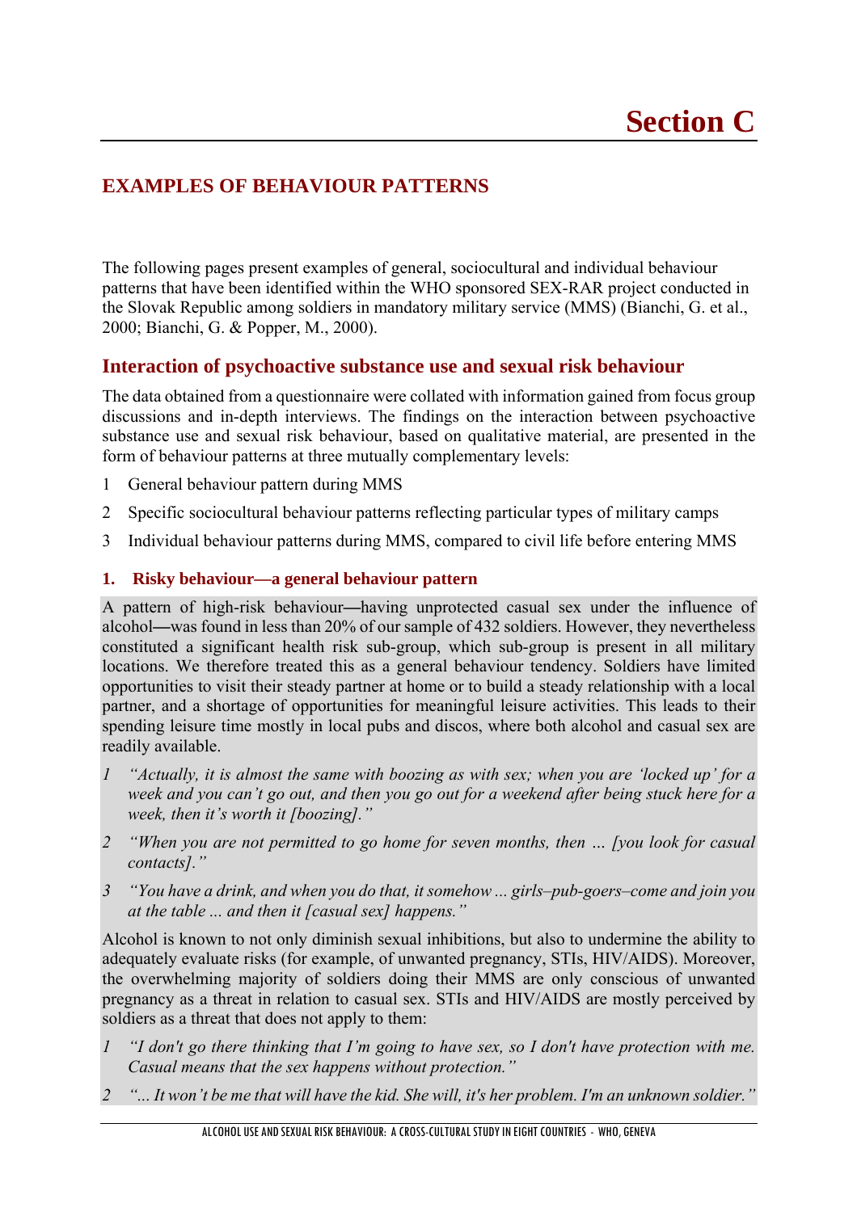# Section C

## EXAMPLES OF BEHAVIOUR PATTERNS

The following pages present examples of general, sociocultural and individual behaviour patterns that have been identified within the WHO sponsored SEX-RAR project conducted in the Slovak Republic among soldiers in mandatory military service (MMS) (Bianchi, G. et al., 2000; Bianchi, G. & Popper, M., 2000).

## Interaction of psychoactive substance use and sexual risk behaviour

The data obtained from a questionnaire were collated with information gained from focus group discussions and in-depth interviews. The findings on the interaction between psychoactive substance use and sexual risk behaviour, based on qualitative material, are presented in the form of behaviour patterns at three mutually complementary levels:

1 General behaviour pattern during MMS

2 Specific sociocultural behaviour patterns reflecting particular types of military camps

3 Individual behaviour patterns during MMS, compared to civil life before entering MMS

### 1. Risky behaviour—a general behaviour pattern

A pattern of high-risk behaviour—having unprotected casual sex under the influence of alcohol—was found in less than 20% of our sample of 432 soldiers. However, they nevertheless constituted a significant health risk sub-group, which sub-group is present in all military locations. We therefore treated this as a general behaviour tendency. Soldiers have limited opportunities to visit their steady partner at home or to build a steady relationship with a local partner, and a shortage of opportunities for meaningful leisure activities. This leads to their spending leisure time mostly in local pubs and discos, where both alcohol and casual sex are readily available.

1 *"Actually, it is almost the same with boozing as with sex; when you are 'locked up' for a week and you can't go out, and then you go out for a weekend after being stuck here for a week, then it's worth it [boozing]."*

2 *"When you are not permitted to go home for seven months, then ... [you look for casual contacts]."*

3 *"You have a drink, and when you do that, it somehow ... girls–pub-goers–come and join you at the table ... and then it [casual sex] happens."*

Alcohol is known to not only diminish sexual inhibitions, but also to undermine the ability to adequately evaluate risks (for example, of unwanted pregnancy, STIs, HIV/AIDS). Moreover, the overwhelming majority of soldiers doing their MMS are only conscious of unwanted pregnancy as a threat in relation to casual sex. STIs and HIV/AIDS are mostly perceived by soldiers as a threat that does not apply to them:

1 *"I don't go there thinking that I'm going to have sex, so I don't have protection with me. Casual means that the sex happens without protection."*

2 *"... It won't be me that will have the kid. She will, it's her problem. I'm an unknown soldier."*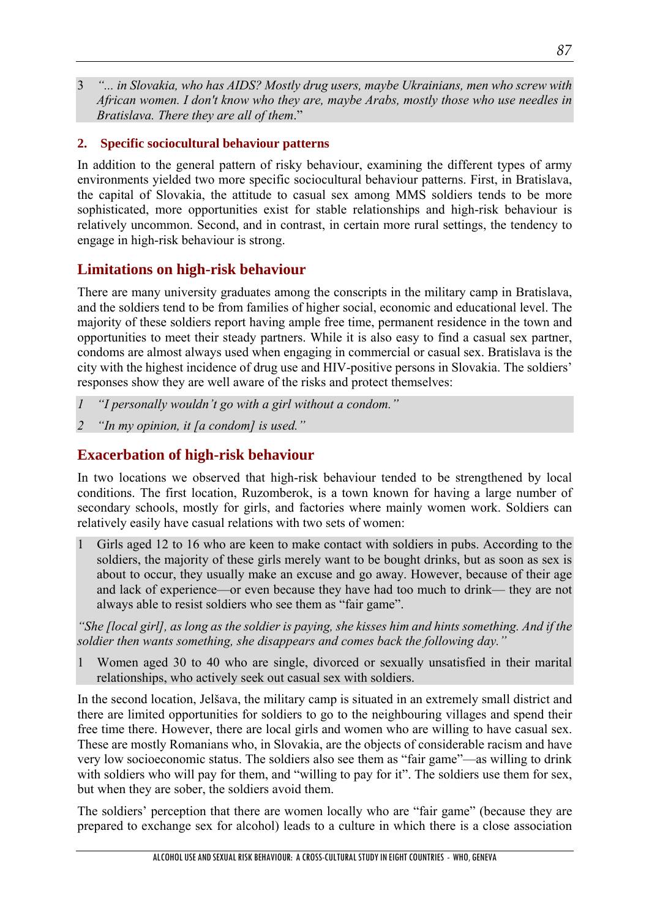3 *"... in Slovakia, who has AIDS? Mostly drug users, maybe Ukrainians, men who screw with African women. I don't know who they are, maybe Arabs, mostly those who use needles in Bratislava. There they are all of them*."

### 2. Specific sociocultural behaviour patterns

In addition to the general pattern of risky behaviour, examining the different types of army environments yielded two more specific sociocultural behaviour patterns. First, in Bratislava, the capital of Slovakia, the attitude to casual sex among MMS soldiers tends to be more sophisticated, more opportunities exist for stable relationships and high-risk behaviour is relatively uncommon. Second, and in contrast, in certain more rural settings, the tendency to engage in high-risk behaviour is strong.

## Limitations on high-risk behaviour

There are many university graduates among the conscripts in the military camp in Bratislava, and the soldiers tend to be from families of higher social, economic and educational level. The majority of these soldiers report having ample free time, permanent residence in the town and opportunities to meet their steady partners. While it is also easy to find a casual sex partner, condoms are almost always used when engaging in commercial or casual sex. Bratislava is the city with the highest incidence of drug use and HIV-positive persons in Slovakia. The soldiers' responses show they are well aware of the risks and protect themselves:

1 *"I personally wouldn't go with a girl without a condom."*

2 *"In my opinion, it [a condom] is used."*

## Exacerbation of high-risk behaviour

In two locations we observed that high-risk behaviour tended to be strengthened by local conditions. The first location, Ruzomberok, is a town known for having a large number of secondary schools, mostly for girls, and factories where mainly women work. Soldiers can relatively easily have casual relations with two sets of women:

1 Girls aged 12 to 16 who are keen to make contact with soldiers in pubs. According to the soldiers, the majority of these girls merely want to be bought drinks, but as soon as sex is about to occur, they usually make an excuse and go away. However, because of their age and lack of experience—or even because they have had too much to drink— they are not always able to resist soldiers who see them as "fair game".

*"She [local girl], as long as the soldier is paying, she kisses him and hints something. And if the soldier then wants something, she disappears and comes back the following day."*

1 Women aged 30 to 40 who are single, divorced or sexually unsatisfied in their marital relationships, who actively seek out casual sex with soldiers.

In the second location, Jelšava, the military camp is situated in an extremely small district and there are limited opportunities for soldiers to go to the neighbouring villages and spend their free time there. However, there are local girls and women who are willing to have casual sex. These are mostly Romanians who, in Slovakia, are the objects of considerable racism and have very low socioeconomic status. The soldiers also see them as "fair game"—as willing to drink with soldiers who will pay for them, and "willing to pay for it". The soldiers use them for sex, but when they are sober, the soldiers avoid them.

The soldiers' perception that there are women locally who are "fair game" (because they are prepared to exchange sex for alcohol) leads to a culture in which there is a close association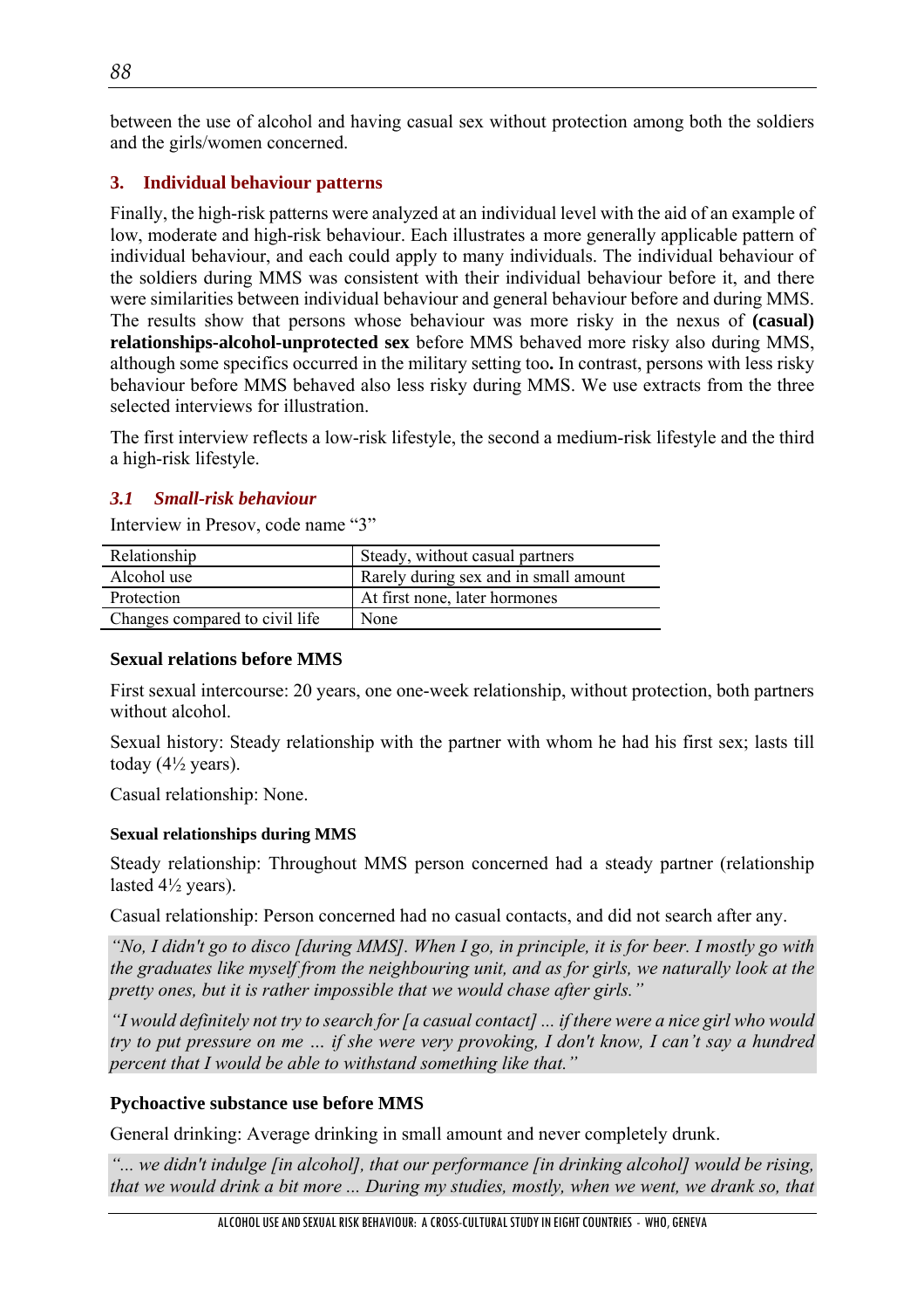between the use of alcohol and having casual sex without protection among both the soldiers and the girls/women concerned.

## 3. Individual behaviour patterns

Finally, the high-risk patterns were analyzed at an individual level with the aid of an example of low, moderate and high-risk behaviour. Each illustrates a more generally applicable pattern of individual behaviour, and each could apply to many individuals. The individual behaviour of the soldiers during MMS was consistent with their individual behaviour before it, and there were similarities between individual behaviour and general behaviour before and during MMS. The results show that persons whose behaviour was more risky in the nexus of **(casual) relationships-alcohol-unprotected sex** before MMS behaved more risky also during MMS, although some specifics occurred in the military setting too**.** In contrast, persons with less risky behaviour before MMS behaved also less risky during MMS. We use extracts from the three selected interviews for illustration.

The first interview reflects a low-risk lifestyle, the second a medium-risk lifestyle and the third a high-risk lifestyle.

### *3.1 Small-risk behaviour*

Interview in Presov, code name "3"

| Relationship | Steady, without casual partners |
|---|---|
| Alcohol use | Rarely during sex and in small amount |
| Protection | At first none, later hormones |
| Changes compared to civil life | None |

**Sexual relations before MMS**

First sexual intercourse: 20 years, one one-week relationship, without protection, both partners without alcohol.

Sexual history: Steady relationship with the partner with whom he had his first sex; lasts till today (4½ years).

Casual relationship: None.

**Sexual relationships during MMS**

Steady relationship: Throughout MMS person concerned had a steady partner (relationship lasted 4½ years).

Casual relationship: Person concerned had no casual contacts, and did not search after any.

*"No, I didn't go to disco [during MMS]. When I go, in principle, it is for beer. I mostly go with the graduates like myself from the neighbouring unit, and as for girls, we naturally look at the pretty ones, but it is rather impossible that we would chase after girls."*

*"I would definitely not try to search for [a casual contact] ... if there were a nice girl who would try to put pressure on me ... if she were very provoking, I don't know, I can't say a hundred percent that I would be able to withstand something like that."*

**Pychoactive substance use before MMS**

General drinking: Average drinking in small amount and never completely drunk.

*"... we didn't indulge [in alcohol], that our performance [in drinking alcohol] would be rising, that we would drink a bit more ... During my studies, mostly, when we went, we drank so, that*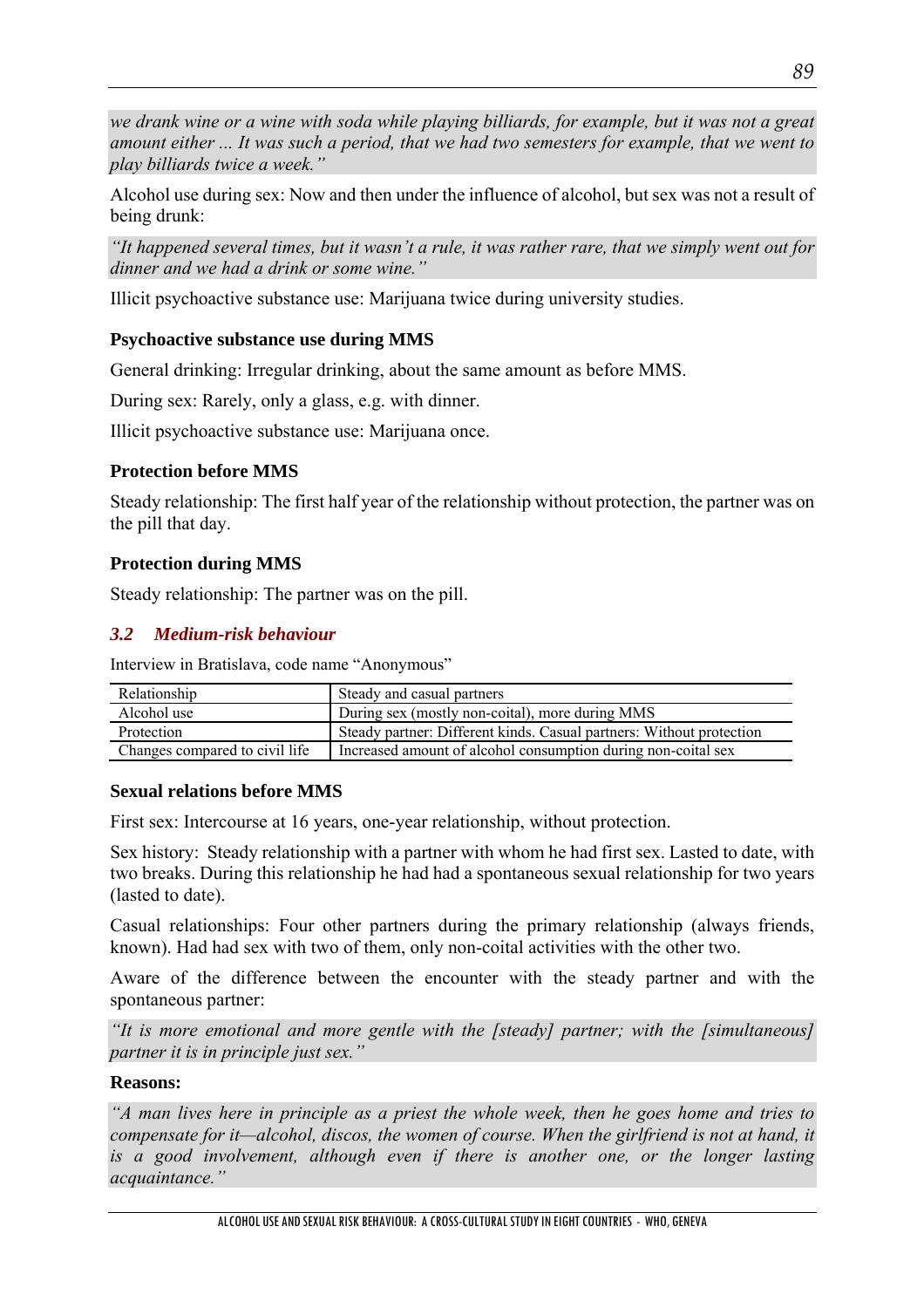*we drank wine or a wine with soda while playing billiards, for example, but it was not a great amount either ... It was such a period, that we had two semesters for example, that we went to play billiards twice a week."*

Alcohol use during sex: Now and then under the influence of alcohol, but sex was not a result of being drunk:

*"It happened several times, but it wasn't a rule, it was rather rare, that we simply went out for dinner and we had a drink or some wine."*

Illicit psychoactive substance use: Marijuana twice during university studies.

**Psychoactive substance use during MMS**

General drinking: Irregular drinking, about the same amount as before MMS.

During sex: Rarely, only a glass, e.g. with dinner.

Illicit psychoactive substance use: Marijuana once.

**Protection before MMS**

Steady relationship: The first half year of the relationship without protection, the partner was on the pill that day.

**Protection during MMS**

Steady relationship: The partner was on the pill.

### *3.2 Medium-risk behaviour*

Interview in Bratislava, code name "Anonymous"

| Relationship | Steady and casual partners |
|---|---|
| Alcohol use | During sex (mostly non-coital), more during MMS |
| Protection | Steady partner: Different kinds. Casual partners: Without protection |
| Changes compared to civil life | Increased amount of alcohol consumption during non-coital sex |

**Sexual relations before MMS**

First sex: Intercourse at 16 years, one-year relationship, without protection.

Sex history: Steady relationship with a partner with whom he had first sex. Lasted to date, with two breaks. During this relationship he had had a spontaneous sexual relationship for two years (lasted to date).

Casual relationships: Four other partners during the primary relationship (always friends, known). Had had sex with two of them, only non-coital activities with the other two.

Aware of the difference between the encounter with the steady partner and with the spontaneous partner:

*"It is more emotional and more gentle with the [steady] partner; with the [simultaneous] partner it is in principle just sex."*

**Reasons:**

*"A man lives here in principle as a priest the whole week, then he goes home and tries to compensate for it—alcohol, discos, the women of course. When the girlfriend is not at hand, it is a good involvement, although even if there is another one, or the longer lasting acquaintance."*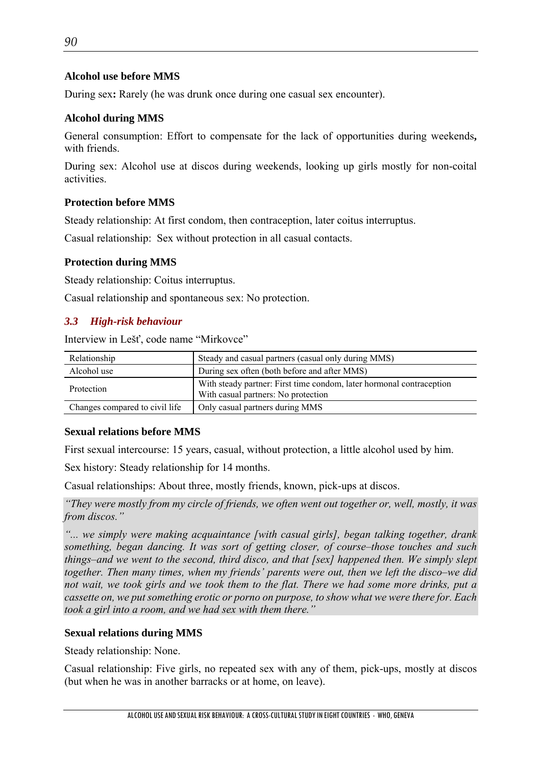### Alcohol use before MMS

During sex**:** Rarely (he was drunk once during one casual sex encounter).

### Alcohol during MMS

General consumption: Effort to compensate for the lack of opportunities during weekends**,** with friends.

During sex: Alcohol use at discos during weekends, looking up girls mostly for non-coital activities.

### Protection before MMS

Steady relationship: At first condom, then contraception, later coitus interruptus.

Casual relationship: Sex without protection in all casual contacts.

### Protection during MMS

Steady relationship: Coitus interruptus.

Casual relationship and spontaneous sex: No protection.

## *3.3 High-risk behaviour*

Interview in Lešť, code name "Mirkovce"

| | |
|---|---|
| Relationship | Steady and casual partners (casual only during MMS) |
| Alcohol use | During sex often (both before and after MMS) |
| Protection | With steady partner: First time condom, later hormonal contraception<br>With casual partners: No protection |
| Changes compared to civil life | Only casual partners during MMS |

### Sexual relations before MMS

First sexual intercourse: 15 years, casual, without protection, a little alcohol used by him.

Sex history: Steady relationship for 14 months.

Casual relationships: About three, mostly friends, known, pick-ups at discos.

*"They were mostly from my circle of friends, we often went out together or, well, mostly, it was from discos."*

*"... we simply were making acquaintance [with casual girls], began talking together, drank something, began dancing. It was sort of getting closer, of course–those touches and such things–and we went to the second, third disco, and that [sex] happened then. We simply slept together. Then many times, when my friends' parents were out, then we left the disco–we did not wait, we took girls and we took them to the flat. There we had some more drinks, put a cassette on, we put something erotic or porno on purpose, to show what we were there for. Each took a girl into a room, and we had sex with them there."*

### Sexual relations during MMS

Steady relationship: None.

Casual relationship: Five girls, no repeated sex with any of them, pick-ups, mostly at discos (but when he was in another barracks or at home, on leave).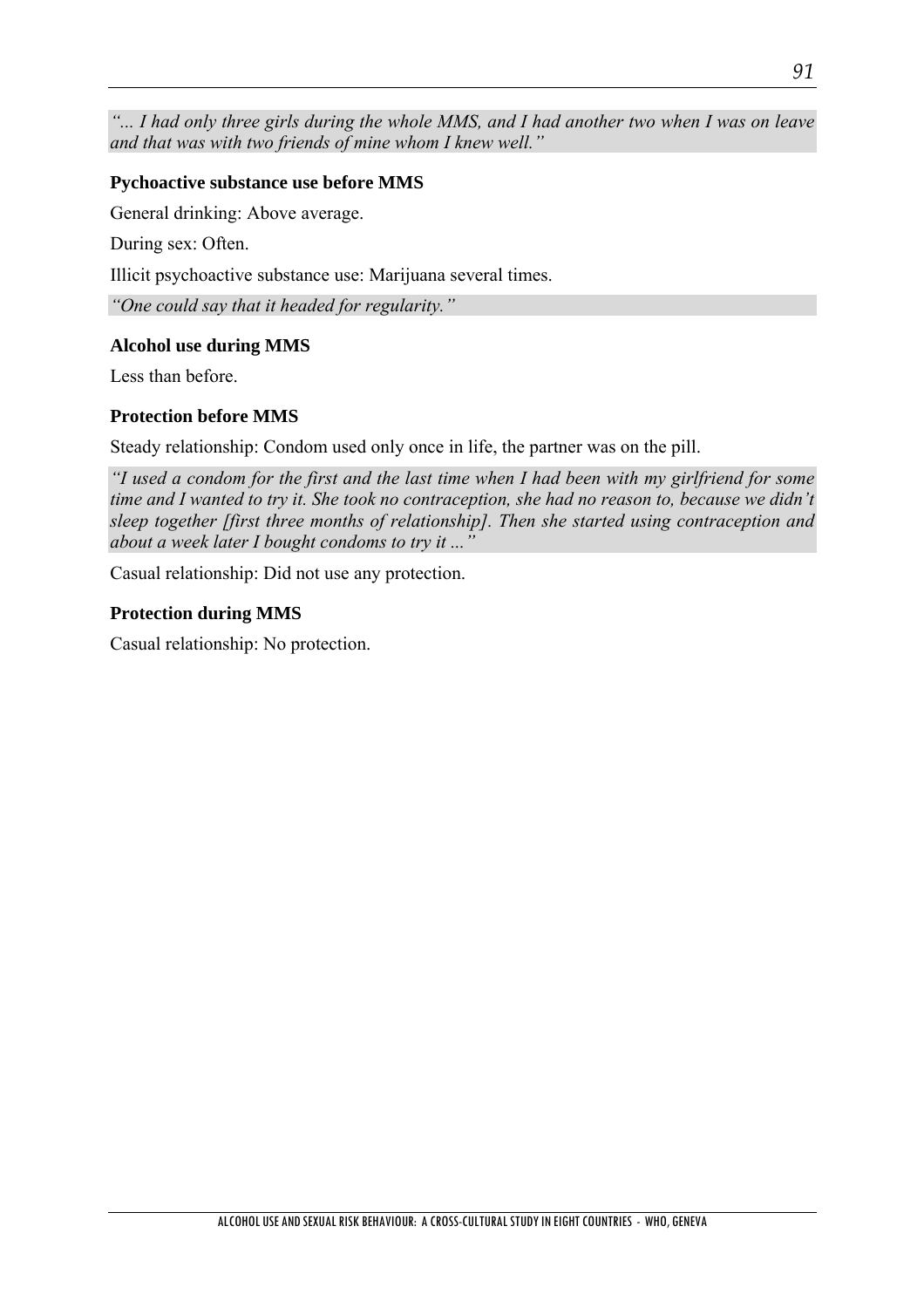*"... I had only three girls during the whole MMS, and I had another two when I was on leave and that was with two friends of mine whom I knew well."*

**Pychoactive substance use before MMS**

General drinking: Above average.

During sex: Often.

Illicit psychoactive substance use: Marijuana several times.

*"One could say that it headed for regularity."*

**Alcohol use during MMS**

Less than before.

**Protection before MMS**

Steady relationship: Condom used only once in life, the partner was on the pill.

*"I used a condom for the first and the last time when I had been with my girlfriend for some time and I wanted to try it. She took no contraception, she had no reason to, because we didn't sleep together [first three months of relationship]. Then she started using contraception and about a week later I bought condoms to try it ..."*

Casual relationship: Did not use any protection.

**Protection during MMS**

Casual relationship: No protection.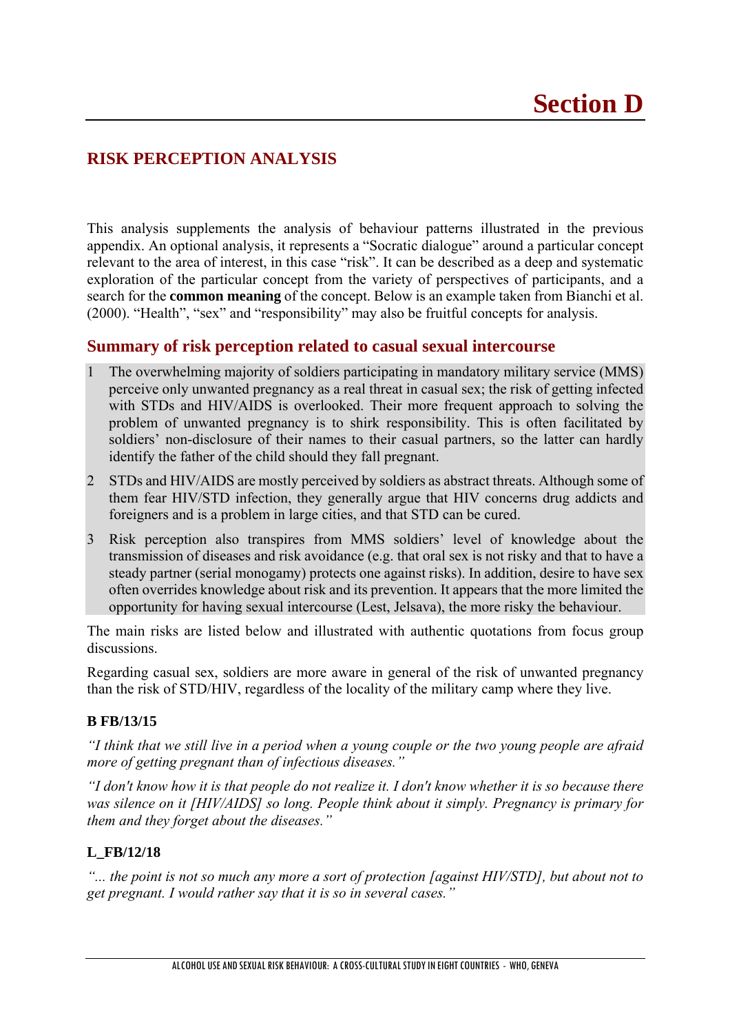# Section D

## RISK PERCEPTION ANALYSIS

This analysis supplements the analysis of behaviour patterns illustrated in the previous appendix. An optional analysis, it represents a "Socratic dialogue" around a particular concept relevant to the area of interest, in this case "risk". It can be described as a deep and systematic exploration of the particular concept from the variety of perspectives of participants, and a search for the **common meaning** of the concept. Below is an example taken from Bianchi et al. (2000). "Health", "sex" and "responsibility" may also be fruitful concepts for analysis.

### Summary of risk perception related to casual sexual intercourse

1. The overwhelming majority of soldiers participating in mandatory military service (MMS) perceive only unwanted pregnancy as a real threat in casual sex; the risk of getting infected with STDs and HIV/AIDS is overlooked. Their more frequent approach to solving the problem of unwanted pregnancy is to shirk responsibility. This is often facilitated by soldiers' non-disclosure of their names to their casual partners, so the latter can hardly identify the father of the child should they fall pregnant.
2. STDs and HIV/AIDS are mostly perceived by soldiers as abstract threats. Although some of them fear HIV/STD infection, they generally argue that HIV concerns drug addicts and foreigners and is a problem in large cities, and that STD can be cured.
3. Risk perception also transpires from MMS soldiers' level of knowledge about the transmission of diseases and risk avoidance (e.g. that oral sex is not risky and that to have a steady partner (serial monogamy) protects one against risks). In addition, desire to have sex often overrides knowledge about risk and its prevention. It appears that the more limited the opportunity for having sexual intercourse (Lest, Jelsava), the more risky the behaviour.

The main risks are listed below and illustrated with authentic quotations from focus group discussions.

Regarding casual sex, soldiers are more aware in general of the risk of unwanted pregnancy than the risk of STD/HIV, regardless of the locality of the military camp where they live.

**B FB/13/15**

*"I think that we still live in a period when a young couple or the two young people are afraid more of getting pregnant than of infectious diseases."*

*"I don't know how it is that people do not realize it. I don't know whether it is so because there was silence on it [HIV/AIDS] so long. People think about it simply. Pregnancy is primary for them and they forget about the diseases."*

**L_FB/12/18**

*"... the point is not so much any more a sort of protection [against HIV/STD], but about not to get pregnant. I would rather say that it is so in several cases."*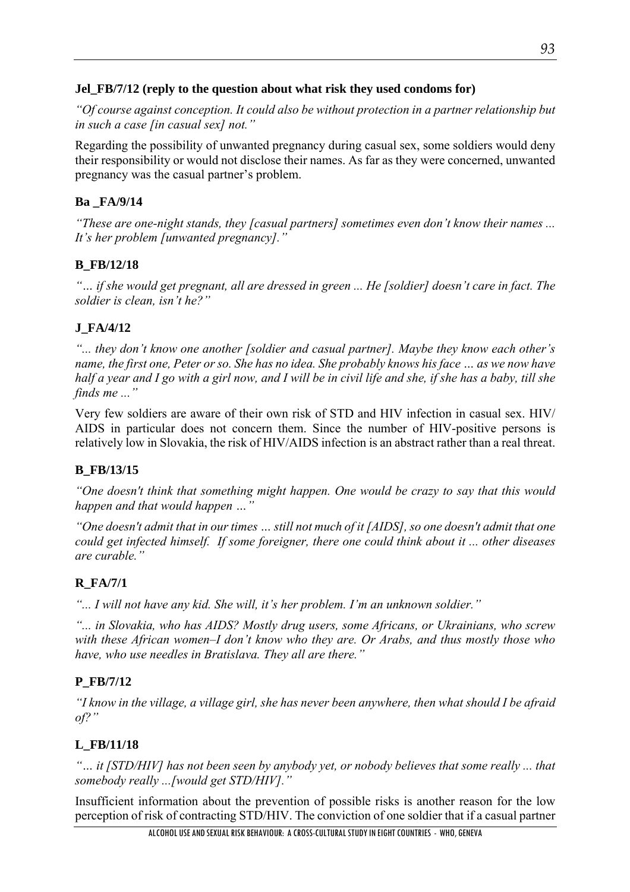**Jel_FB/7/12 (reply to the question about what risk they used condoms for)**

*"Of course against conception. It could also be without protection in a partner relationship but in such a case [in casual sex] not."*

Regarding the possibility of unwanted pregnancy during casual sex, some soldiers would deny their responsibility or would not disclose their names. As far as they were concerned, unwanted pregnancy was the casual partner's problem.

**Ba _FA/9/14**

*"These are one-night stands, they [casual partners] sometimes even don't know their names ... It's her problem [unwanted pregnancy]."*

**B_FB/12/18**

*"… if she would get pregnant, all are dressed in green ... He [soldier] doesn't care in fact. The soldier is clean, isn't he?"*

**J_FA/4/12**

*"... they don't know one another [soldier and casual partner]. Maybe they know each other's name, the first one, Peter or so. She has no idea. She probably knows his face … as we now have half a year and I go with a girl now, and I will be in civil life and she, if she has a baby, till she finds me ..."*

Very few soldiers are aware of their own risk of STD and HIV infection in casual sex. HIV/AIDS in particular does not concern them. Since the number of HIV-positive persons is relatively low in Slovakia, the risk of HIV/AIDS infection is an abstract rather than a real threat.

**B_FB/13/15**

*"One doesn't think that something might happen. One would be crazy to say that this would happen and that would happen …"*

*"One doesn't admit that in our times … still not much of it [AIDS], so one doesn't admit that one could get infected himself. If some foreigner, there one could think about it ... other diseases are curable."*

**R_FA/7/1**

*"... I will not have any kid. She will, it's her problem. I'm an unknown soldier."*

*"... in Slovakia, who has AIDS? Mostly drug users, some Africans, or Ukrainians, who screw with these African women–I don't know who they are. Or Arabs, and thus mostly those who have, who use needles in Bratislava. They all are there."*

**P_FB/7/12**

*"I know in the village, a village girl, she has never been anywhere, then what should I be afraid of?"*

**L_FB/11/18**

*"… it [STD/HIV] has not been seen by anybody yet, or nobody believes that some really ... that somebody really ...[would get STD/HIV]."*

Insufficient information about the prevention of possible risks is another reason for the low perception of risk of contracting STD/HIV. The conviction of one soldier that if a casual partner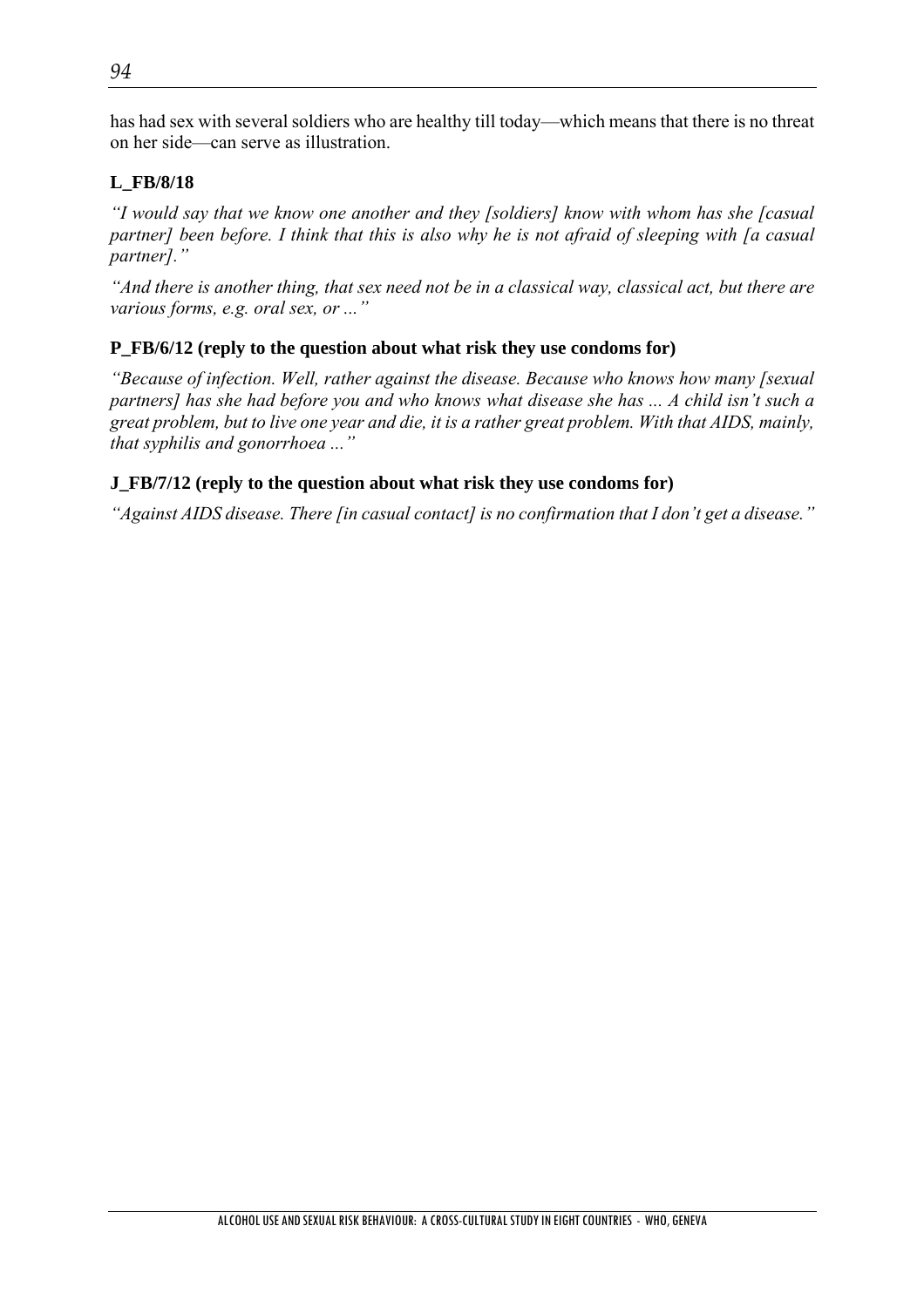has had sex with several soldiers who are healthy till today—which means that there is no threat on her side—can serve as illustration.

**L_FB/8/18**

*"I would say that we know one another and they [soldiers] know with whom has she [casual partner] been before. I think that this is also why he is not afraid of sleeping with [a casual partner]."*

*"And there is another thing, that sex need not be in a classical way, classical act, but there are various forms, e.g. oral sex, or ..."*

**P_FB/6/12 (reply to the question about what risk they use condoms for)**

*"Because of infection. Well, rather against the disease. Because who knows how many [sexual partners] has she had before you and who knows what disease she has ... A child isn't such a great problem, but to live one year and die, it is a rather great problem. With that AIDS, mainly, that syphilis and gonorrhoea ..."*

**J_FB/7/12 (reply to the question about what risk they use condoms for)**

*"Against AIDS disease. There [in casual contact] is no confirmation that I don't get a disease."*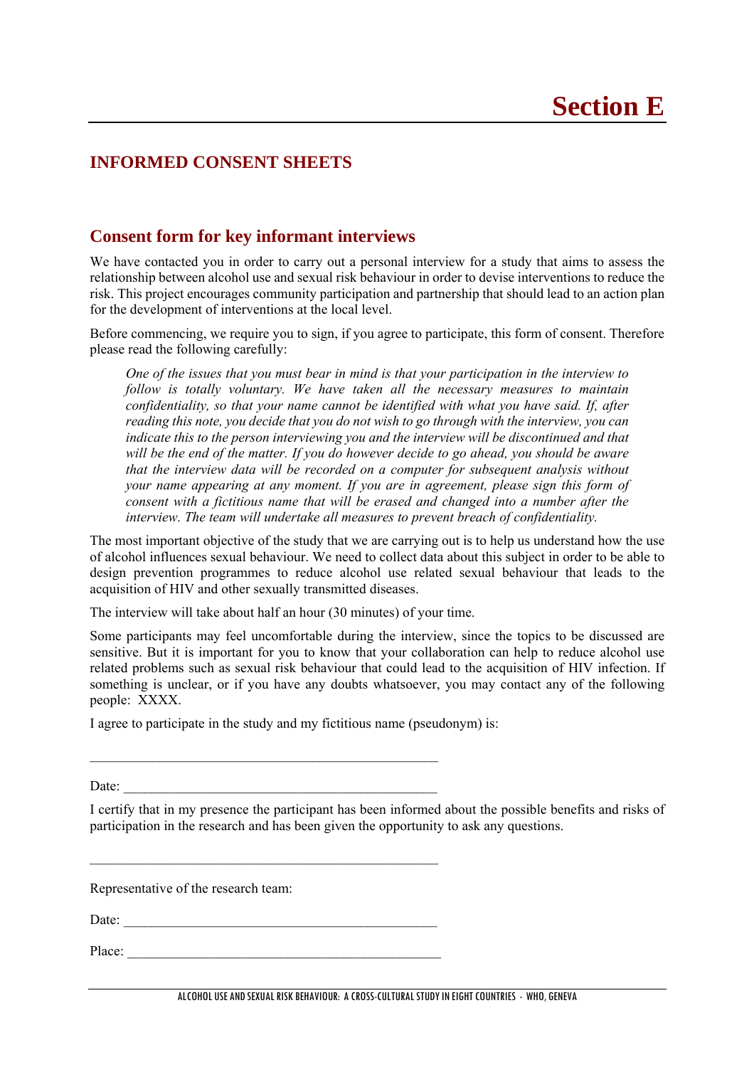# Section E

## INFORMED CONSENT SHEETS

### Consent form for key informant interviews

We have contacted you in order to carry out a personal interview for a study that aims to assess the relationship between alcohol use and sexual risk behaviour in order to devise interventions to reduce the risk. This project encourages community participation and partnership that should lead to an action plan for the development of interventions at the local level.

Before commencing, we require you to sign, if you agree to participate, this form of consent. Therefore please read the following carefully:

> *One of the issues that you must bear in mind is that your participation in the interview to follow is totally voluntary. We have taken all the necessary measures to maintain confidentiality, so that your name cannot be identified with what you have said. If, after reading this note, you decide that you do not wish to go through with the interview, you can indicate this to the person interviewing you and the interview will be discontinued and that will be the end of the matter. If you do however decide to go ahead, you should be aware that the interview data will be recorded on a computer for subsequent analysis without your name appearing at any moment. If you are in agreement, please sign this form of consent with a fictitious name that will be erased and changed into a number after the interview. The team will undertake all measures to prevent breach of confidentiality.*

The most important objective of the study that we are carrying out is to help us understand how the use of alcohol influences sexual behaviour. We need to collect data about this subject in order to be able to design prevention programmes to reduce alcohol use related sexual behaviour that leads to the acquisition of HIV and other sexually transmitted diseases.

The interview will take about half an hour (30 minutes) of your time.

Some participants may feel uncomfortable during the interview, since the topics to be discussed are sensitive. But it is important for you to know that your collaboration can help to reduce alcohol use related problems such as sexual risk behaviour that could lead to the acquisition of HIV infection. If something is unclear, or if you have any doubts whatsoever, you may contact any of the following people: XXXX.

I agree to participate in the study and my fictitious name (pseudonym) is:

\_\_\_\_\_\_\_\_\_\_\_\_\_\_\_\_\_\_\_\_\_\_\_\_\_\_\_\_\_\_\_\_\_\_\_\_\_\_\_\_\_\_\_\_\_\_\_\_

Date: \_\_\_\_\_\_\_\_\_\_\_\_\_\_\_\_\_\_\_\_\_\_\_\_\_\_\_\_\_\_\_\_\_\_\_\_\_\_\_\_\_\_\_\_

I certify that in my presence the participant has been informed about the possible benefits and risks of participation in the research and has been given the opportunity to ask any questions.

\_\_\_\_\_\_\_\_\_\_\_\_\_\_\_\_\_\_\_\_\_\_\_\_\_\_\_\_\_\_\_\_\_\_\_\_\_\_\_\_\_\_\_\_\_\_\_\_

Representative of the research team:

Date: \_\_\_\_\_\_\_\_\_\_\_\_\_\_\_\_\_\_\_\_\_\_\_\_\_\_\_\_\_\_\_\_\_\_\_\_\_\_\_\_\_\_\_\_

Place: \_\_\_\_\_\_\_\_\_\_\_\_\_\_\_\_\_\_\_\_\_\_\_\_\_\_\_\_\_\_\_\_\_\_\_\_\_\_\_\_\_\_\_\_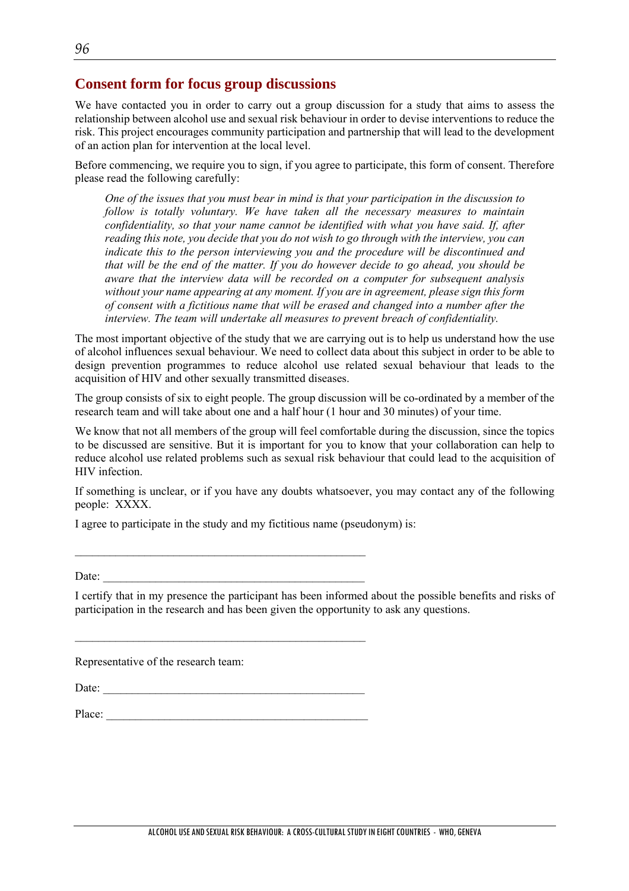## Consent form for focus group discussions

We have contacted you in order to carry out a group discussion for a study that aims to assess the relationship between alcohol use and sexual risk behaviour in order to devise interventions to reduce the risk. This project encourages community participation and partnership that will lead to the development of an action plan for intervention at the local level.

Before commencing, we require you to sign, if you agree to participate, this form of consent. Therefore please read the following carefully:

> *One of the issues that you must bear in mind is that your participation in the discussion to follow is totally voluntary. We have taken all the necessary measures to maintain confidentiality, so that your name cannot be identified with what you have said. If, after reading this note, you decide that you do not wish to go through with the interview, you can indicate this to the person interviewing you and the procedure will be discontinued and that will be the end of the matter. If you do however decide to go ahead, you should be aware that the interview data will be recorded on a computer for subsequent analysis without your name appearing at any moment. If you are in agreement, please sign this form of consent with a fictitious name that will be erased and changed into a number after the interview. The team will undertake all measures to prevent breach of confidentiality.*

The most important objective of the study that we are carrying out is to help us understand how the use of alcohol influences sexual behaviour. We need to collect data about this subject in order to be able to design prevention programmes to reduce alcohol use related sexual behaviour that leads to the acquisition of HIV and other sexually transmitted diseases.

The group consists of six to eight people. The group discussion will be co-ordinated by a member of the research team and will take about one and a half hour (1 hour and 30 minutes) of your time.

We know that not all members of the group will feel comfortable during the discussion, since the topics to be discussed are sensitive. But it is important for you to know that your collaboration can help to reduce alcohol use related problems such as sexual risk behaviour that could lead to the acquisition of HIV infection.

If something is unclear, or if you have any doubts whatsoever, you may contact any of the following people: XXXX.

I agree to participate in the study and my fictitious name (pseudonym) is:

\_\_\_\_\_\_\_\_\_\_\_\_\_\_\_\_\_\_\_\_\_\_\_\_\_\_\_\_\_\_\_\_\_\_\_\_\_\_\_\_\_\_\_\_\_\_\_\_\_\_

Date: \_\_\_\_\_\_\_\_\_\_\_\_\_\_\_\_\_\_\_\_\_\_\_\_\_\_\_\_\_\_\_\_\_\_\_\_\_\_\_\_\_\_\_\_

I certify that in my presence the participant has been informed about the possible benefits and risks of participation in the research and has been given the opportunity to ask any questions.

\_\_\_\_\_\_\_\_\_\_\_\_\_\_\_\_\_\_\_\_\_\_\_\_\_\_\_\_\_\_\_\_\_\_\_\_\_\_\_\_\_\_\_\_\_\_\_\_\_\_

Representative of the research team:

Date: \_\_\_\_\_\_\_\_\_\_\_\_\_\_\_\_\_\_\_\_\_\_\_\_\_\_\_\_\_\_\_\_\_\_\_\_\_\_\_\_\_\_\_\_

Place: \_\_\_\_\_\_\_\_\_\_\_\_\_\_\_\_\_\_\_\_\_\_\_\_\_\_\_\_\_\_\_\_\_\_\_\_\_\_\_\_\_\_\_\_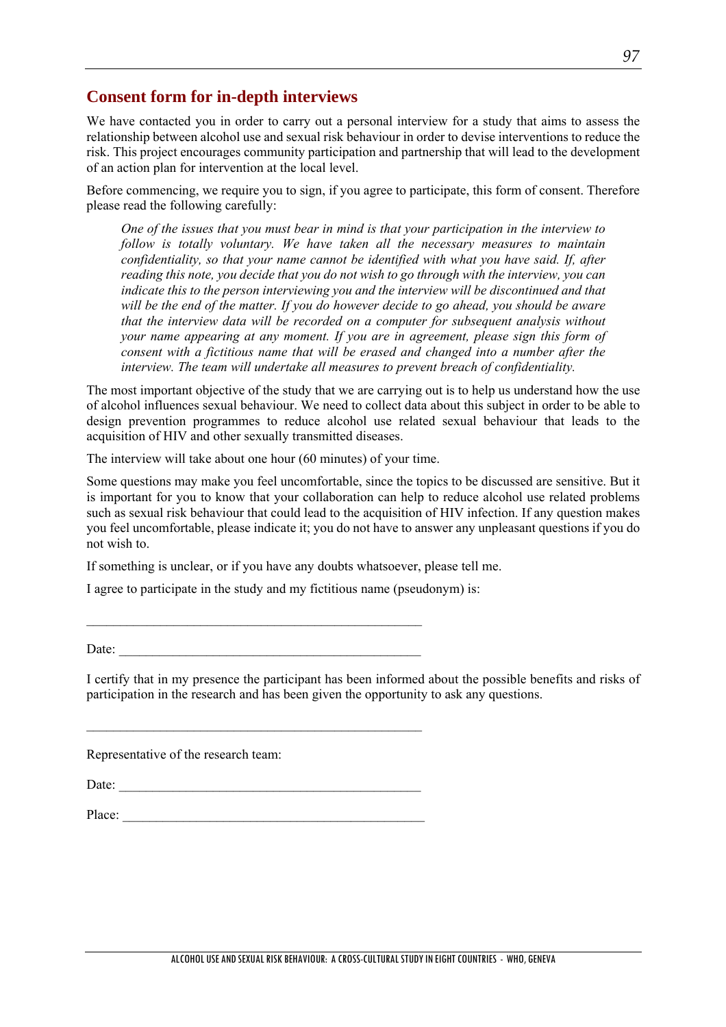## Consent form for in-depth interviews

We have contacted you in order to carry out a personal interview for a study that aims to assess the relationship between alcohol use and sexual risk behaviour in order to devise interventions to reduce the risk. This project encourages community participation and partnership that will lead to the development of an action plan for intervention at the local level.

Before commencing, we require you to sign, if you agree to participate, this form of consent. Therefore please read the following carefully:

> *One of the issues that you must bear in mind is that your participation in the interview to follow is totally voluntary. We have taken all the necessary measures to maintain confidentiality, so that your name cannot be identified with what you have said. If, after reading this note, you decide that you do not wish to go through with the interview, you can indicate this to the person interviewing you and the interview will be discontinued and that will be the end of the matter. If you do however decide to go ahead, you should be aware that the interview data will be recorded on a computer for subsequent analysis without your name appearing at any moment. If you are in agreement, please sign this form of consent with a fictitious name that will be erased and changed into a number after the interview. The team will undertake all measures to prevent breach of confidentiality.*

The most important objective of the study that we are carrying out is to help us understand how the use of alcohol influences sexual behaviour. We need to collect data about this subject in order to be able to design prevention programmes to reduce alcohol use related sexual behaviour that leads to the acquisition of HIV and other sexually transmitted diseases.

The interview will take about one hour (60 minutes) of your time.

Some questions may make you feel uncomfortable, since the topics to be discussed are sensitive. But it is important for you to know that your collaboration can help to reduce alcohol use related problems such as sexual risk behaviour that could lead to the acquisition of HIV infection. If any question makes you feel uncomfortable, please indicate it; you do not have to answer any unpleasant questions if you do not wish to.

If something is unclear, or if you have any doubts whatsoever, please tell me.

I agree to participate in the study and my fictitious name (pseudonym) is:

\_\_\_\_\_\_\_\_\_\_\_\_\_\_\_\_\_\_\_\_\_\_\_\_\_\_\_\_\_\_\_\_\_\_\_\_\_\_\_\_\_\_\_\_\_\_\_\_

Date: \_\_\_\_\_\_\_\_\_\_\_\_\_\_\_\_\_\_\_\_\_\_\_\_\_\_\_\_\_\_\_\_\_\_\_\_\_\_\_\_\_\_\_\_

I certify that in my presence the participant has been informed about the possible benefits and risks of participation in the research and has been given the opportunity to ask any questions.

\_\_\_\_\_\_\_\_\_\_\_\_\_\_\_\_\_\_\_\_\_\_\_\_\_\_\_\_\_\_\_\_\_\_\_\_\_\_\_\_\_\_\_\_\_\_\_\_

Representative of the research team:

Date: \_\_\_\_\_\_\_\_\_\_\_\_\_\_\_\_\_\_\_\_\_\_\_\_\_\_\_\_\_\_\_\_\_\_\_\_\_\_\_\_\_\_\_\_

Place: \_\_\_\_\_\_\_\_\_\_\_\_\_\_\_\_\_\_\_\_\_\_\_\_\_\_\_\_\_\_\_\_\_\_\_\_\_\_\_\_\_\_\_\_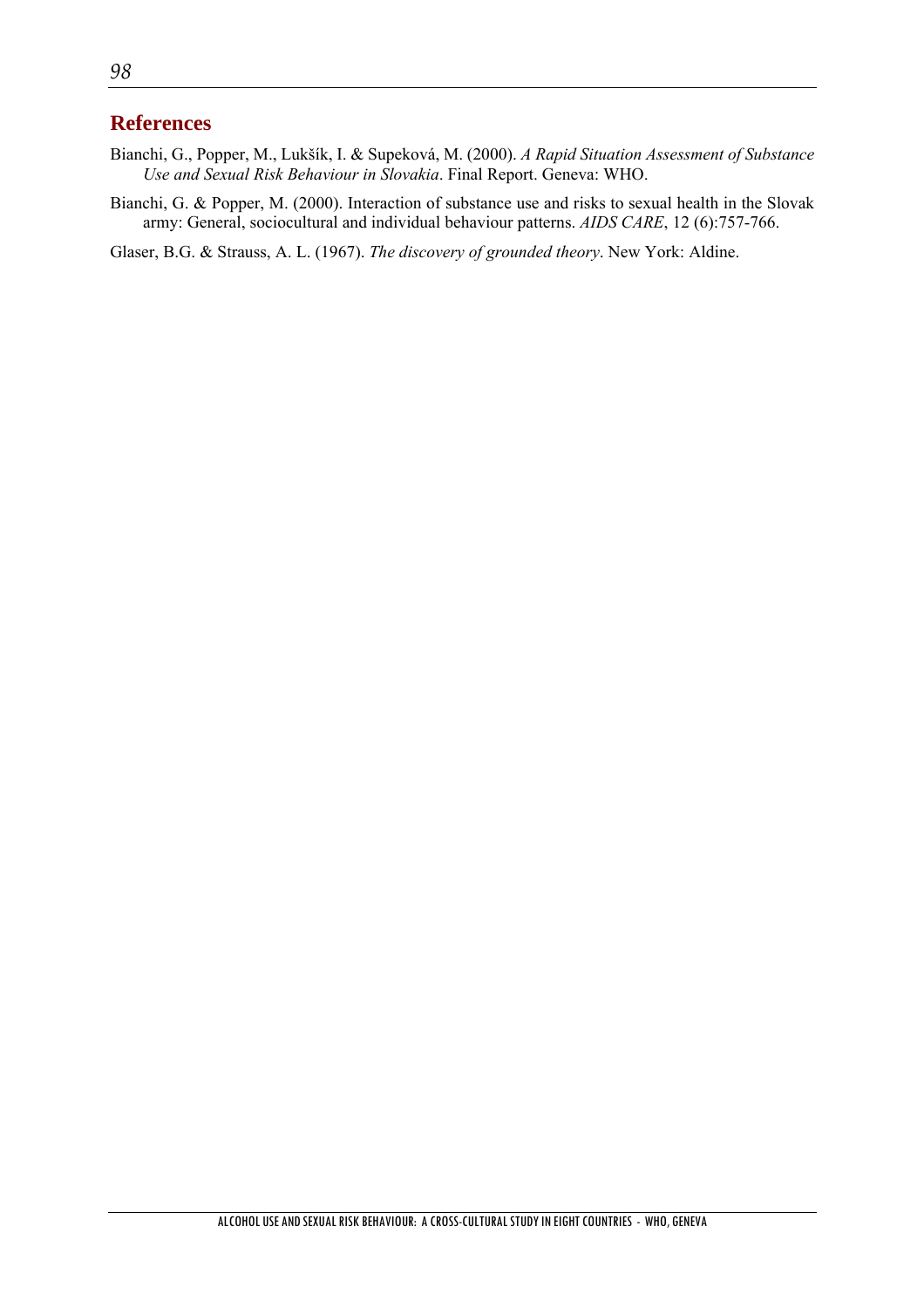## References

Bianchi, G., Popper, M., Lukšík, I. & Supeková, M. (2000). *A Rapid Situation Assessment of Substance Use and Sexual Risk Behaviour in Slovakia*. Final Report. Geneva: WHO.

Bianchi, G. & Popper, M. (2000). Interaction of substance use and risks to sexual health in the Slovak army: General, sociocultural and individual behaviour patterns. *AIDS CARE*, 12 (6):757-766.

Glaser, B.G. & Strauss, A. L. (1967). *The discovery of grounded theory*. New York: Aldine.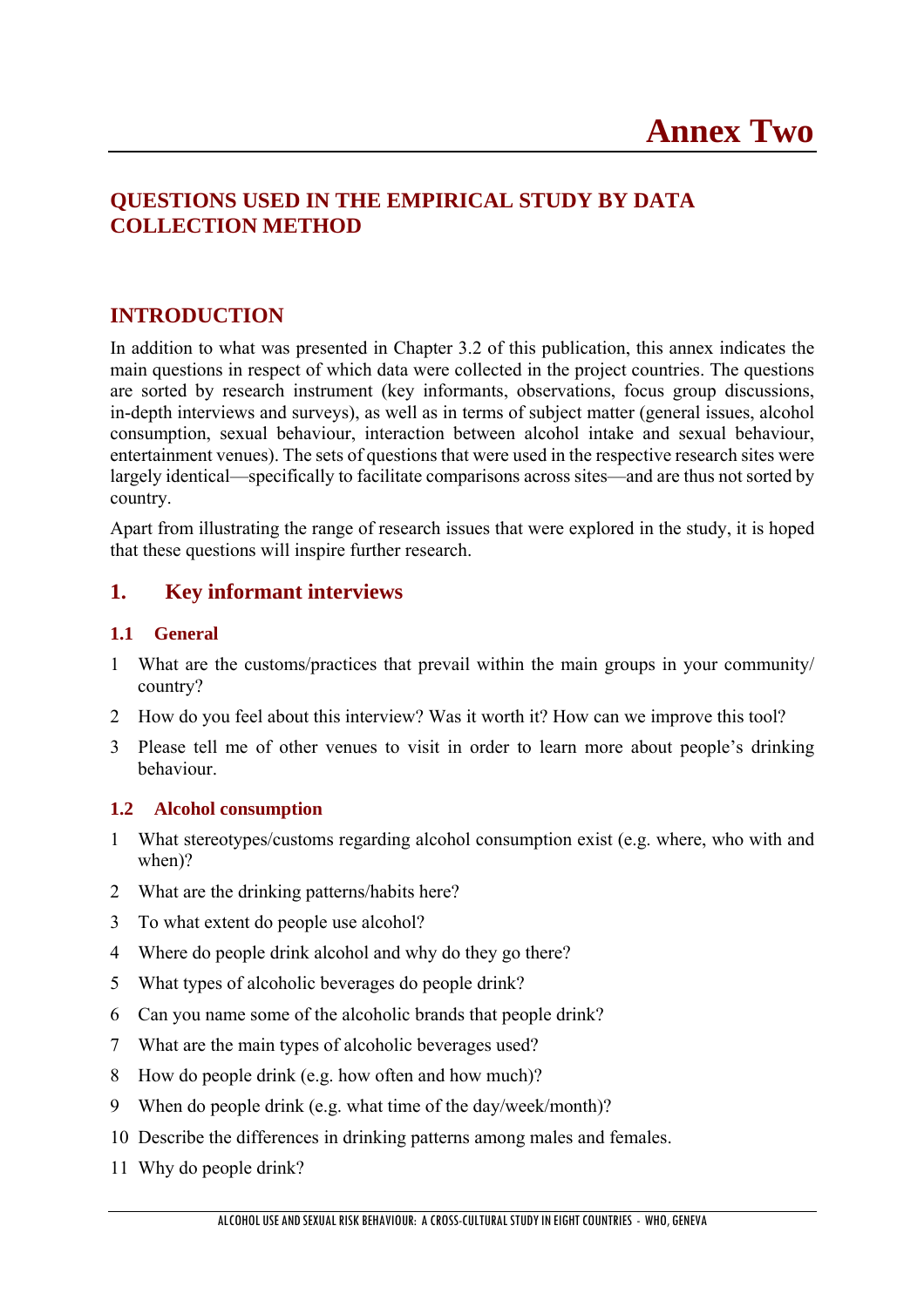# Annex Two

## QUESTIONS USED IN THE EMPIRICAL STUDY BY DATA COLLECTION METHOD

## INTRODUCTION

In addition to what was presented in Chapter 3.2 of this publication, this annex indicates the main questions in respect of which data were collected in the project countries. The questions are sorted by research instrument (key informants, observations, focus group discussions, in-depth interviews and surveys), as well as in terms of subject matter (general issues, alcohol consumption, sexual behaviour, interaction between alcohol intake and sexual behaviour, entertainment venues). The sets of questions that were used in the respective research sites were largely identical—specifically to facilitate comparisons across sites—and are thus not sorted by country.

Apart from illustrating the range of research issues that were explored in the study, it is hoped that these questions will inspire further research.

## 1. Key informant interviews

### 1.1 General

1. What are the customs/practices that prevail within the main groups in your community/ country?
2. How do you feel about this interview? Was it worth it? How can we improve this tool?
3. Please tell me of other venues to visit in order to learn more about people's drinking behaviour.

### 1.2 Alcohol consumption

1. What stereotypes/customs regarding alcohol consumption exist (e.g. where, who with and when)?
2. What are the drinking patterns/habits here?
3. To what extent do people use alcohol?
4. Where do people drink alcohol and why do they go there?
5. What types of alcoholic beverages do people drink?
6. Can you name some of the alcoholic brands that people drink?
7. What are the main types of alcoholic beverages used?
8. How do people drink (e.g. how often and how much)?
9. When do people drink (e.g. what time of the day/week/month)?
10. Describe the differences in drinking patterns among males and females.
11. Why do people drink?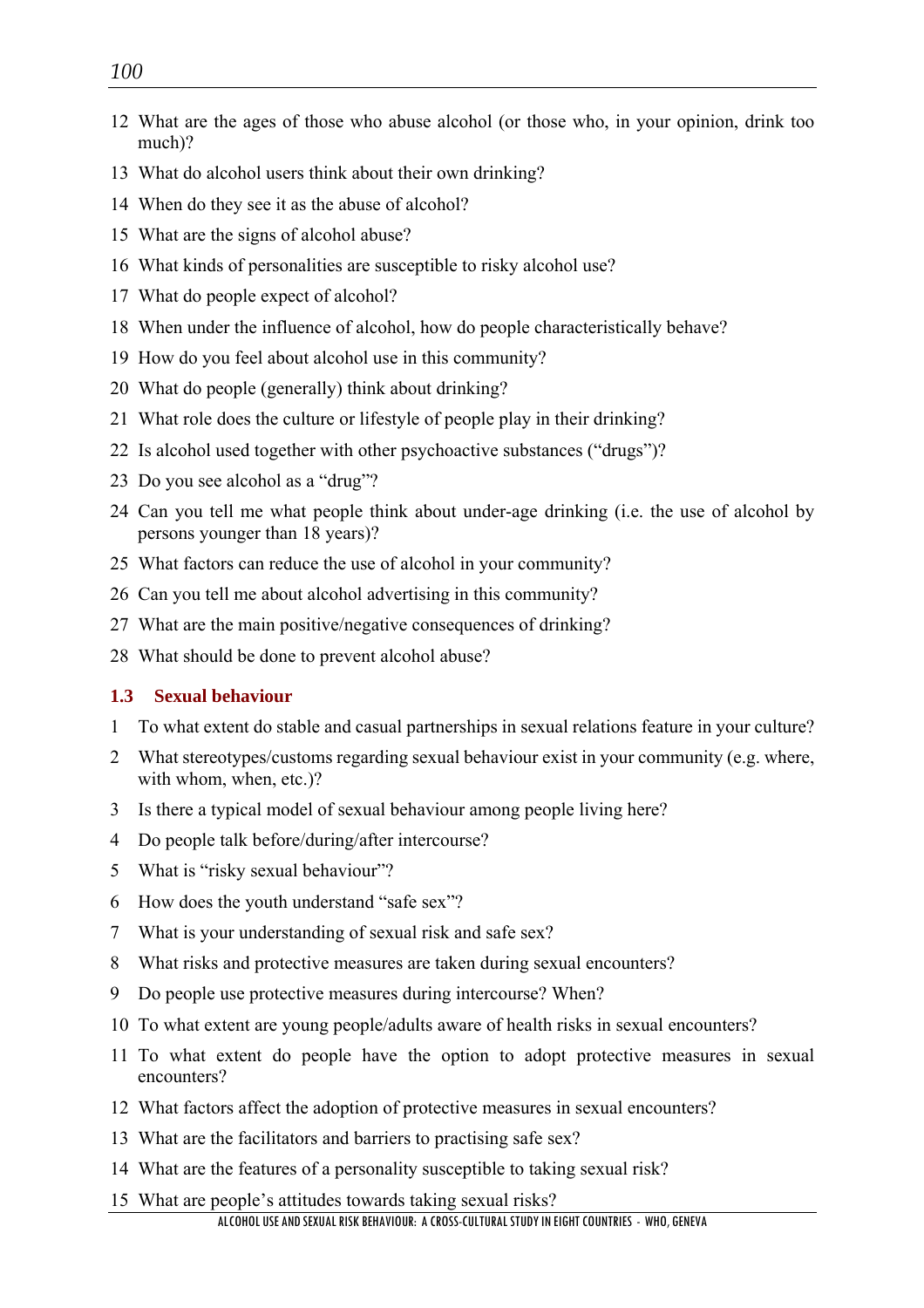12 What are the ages of those who abuse alcohol (or those who, in your opinion, drink too much)?

13 What do alcohol users think about their own drinking?

14 When do they see it as the abuse of alcohol?

15 What are the signs of alcohol abuse?

16 What kinds of personalities are susceptible to risky alcohol use?

17 What do people expect of alcohol?

18 When under the influence of alcohol, how do people characteristically behave?

19 How do you feel about alcohol use in this community?

20 What do people (generally) think about drinking?

21 What role does the culture or lifestyle of people play in their drinking?

22 Is alcohol used together with other psychoactive substances ("drugs")?

23 Do you see alcohol as a "drug"?

24 Can you tell me what people think about under-age drinking (i.e. the use of alcohol by persons younger than 18 years)?

25 What factors can reduce the use of alcohol in your community?

26 Can you tell me about alcohol advertising in this community?

27 What are the main positive/negative consequences of drinking?

28 What should be done to prevent alcohol abuse?

### 1.3 Sexual behaviour

1 To what extent do stable and casual partnerships in sexual relations feature in your culture?

2 What stereotypes/customs regarding sexual behaviour exist in your community (e.g. where, with whom, when, etc.)?

3 Is there a typical model of sexual behaviour among people living here?

4 Do people talk before/during/after intercourse?

5 What is "risky sexual behaviour"?

6 How does the youth understand "safe sex"?

7 What is your understanding of sexual risk and safe sex?

8 What risks and protective measures are taken during sexual encounters?

9 Do people use protective measures during intercourse? When?

10 To what extent are young people/adults aware of health risks in sexual encounters?

11 To what extent do people have the option to adopt protective measures in sexual encounters?

12 What factors affect the adoption of protective measures in sexual encounters?

13 What are the facilitators and barriers to practising safe sex?

14 What are the features of a personality susceptible to taking sexual risk?

15 What are people's attitudes towards taking sexual risks?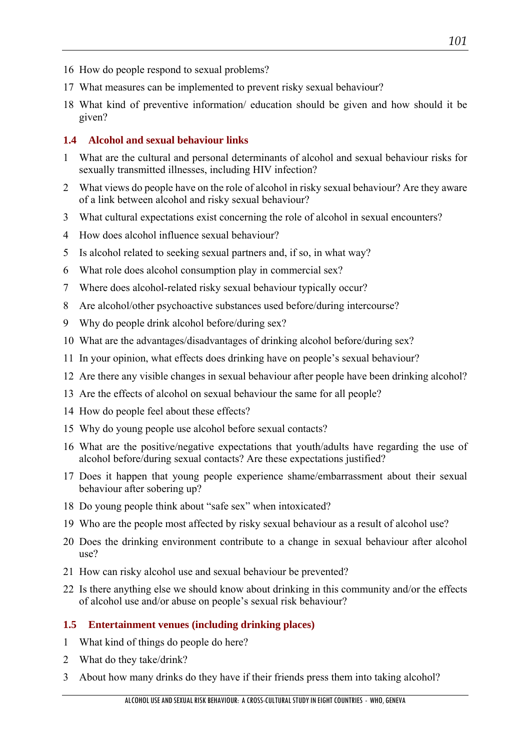16 How do people respond to sexual problems?

17 What measures can be implemented to prevent risky sexual behaviour?

18 What kind of preventive information/ education should be given and how should it be given?

### 1.4 Alcohol and sexual behaviour links

1 What are the cultural and personal determinants of alcohol and sexual behaviour risks for sexually transmitted illnesses, including HIV infection?

2 What views do people have on the role of alcohol in risky sexual behaviour? Are they aware of a link between alcohol and risky sexual behaviour?

3 What cultural expectations exist concerning the role of alcohol in sexual encounters?

4 How does alcohol influence sexual behaviour?

5 Is alcohol related to seeking sexual partners and, if so, in what way?

6 What role does alcohol consumption play in commercial sex?

7 Where does alcohol-related risky sexual behaviour typically occur?

8 Are alcohol/other psychoactive substances used before/during intercourse?

9 Why do people drink alcohol before/during sex?

10 What are the advantages/disadvantages of drinking alcohol before/during sex?

11 In your opinion, what effects does drinking have on people's sexual behaviour?

12 Are there any visible changes in sexual behaviour after people have been drinking alcohol?

13 Are the effects of alcohol on sexual behaviour the same for all people?

14 How do people feel about these effects?

15 Why do young people use alcohol before sexual contacts?

16 What are the positive/negative expectations that youth/adults have regarding the use of alcohol before/during sexual contacts? Are these expectations justified?

17 Does it happen that young people experience shame/embarrassment about their sexual behaviour after sobering up?

18 Do young people think about "safe sex" when intoxicated?

19 Who are the people most affected by risky sexual behaviour as a result of alcohol use?

20 Does the drinking environment contribute to a change in sexual behaviour after alcohol use?

21 How can risky alcohol use and sexual behaviour be prevented?

22 Is there anything else we should know about drinking in this community and/or the effects of alcohol use and/or abuse on people's sexual risk behaviour?

### 1.5 Entertainment venues (including drinking places)

1 What kind of things do people do here?

2 What do they take/drink?

3 About how many drinks do they have if their friends press them into taking alcohol?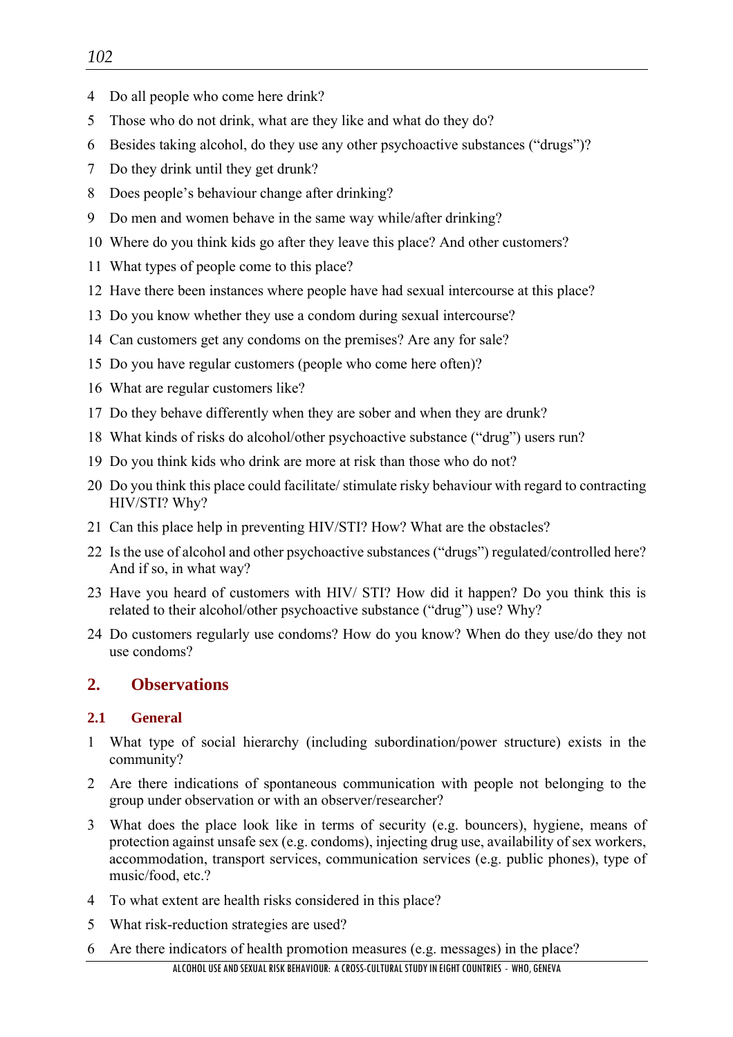4 Do all people who come here drink?
5 Those who do not drink, what are they like and what do they do?
6 Besides taking alcohol, do they use any other psychoactive substances ("drugs")?
7 Do they drink until they get drunk?
8 Does people's behaviour change after drinking?
9 Do men and women behave in the same way while/after drinking?
10 Where do you think kids go after they leave this place? And other customers?
11 What types of people come to this place?
12 Have there been instances where people have had sexual intercourse at this place?
13 Do you know whether they use a condom during sexual intercourse?
14 Can customers get any condoms on the premises? Are any for sale?
15 Do you have regular customers (people who come here often)?
16 What are regular customers like?
17 Do they behave differently when they are sober and when they are drunk?
18 What kinds of risks do alcohol/other psychoactive substance ("drug") users run?
19 Do you think kids who drink are more at risk than those who do not?
20 Do you think this place could facilitate/ stimulate risky behaviour with regard to contracting HIV/STI? Why?
21 Can this place help in preventing HIV/STI? How? What are the obstacles?
22 Is the use of alcohol and other psychoactive substances ("drugs") regulated/controlled here? And if so, in what way?
23 Have you heard of customers with HIV/ STI? How did it happen? Do you think this is related to their alcohol/other psychoactive substance ("drug") use? Why?
24 Do customers regularly use condoms? How do you know? When do they use/do they not use condoms?

## 2. Observations

### 2.1 General

1 What type of social hierarchy (including subordination/power structure) exists in the community?
2 Are there indications of spontaneous communication with people not belonging to the group under observation or with an observer/researcher?
3 What does the place look like in terms of security (e.g. bouncers), hygiene, means of protection against unsafe sex (e.g. condoms), injecting drug use, availability of sex workers, accommodation, transport services, communication services (e.g. public phones), type of music/food, etc.?
4 To what extent are health risks considered in this place?
5 What risk-reduction strategies are used?
6 Are there indicators of health promotion measures (e.g. messages) in the place?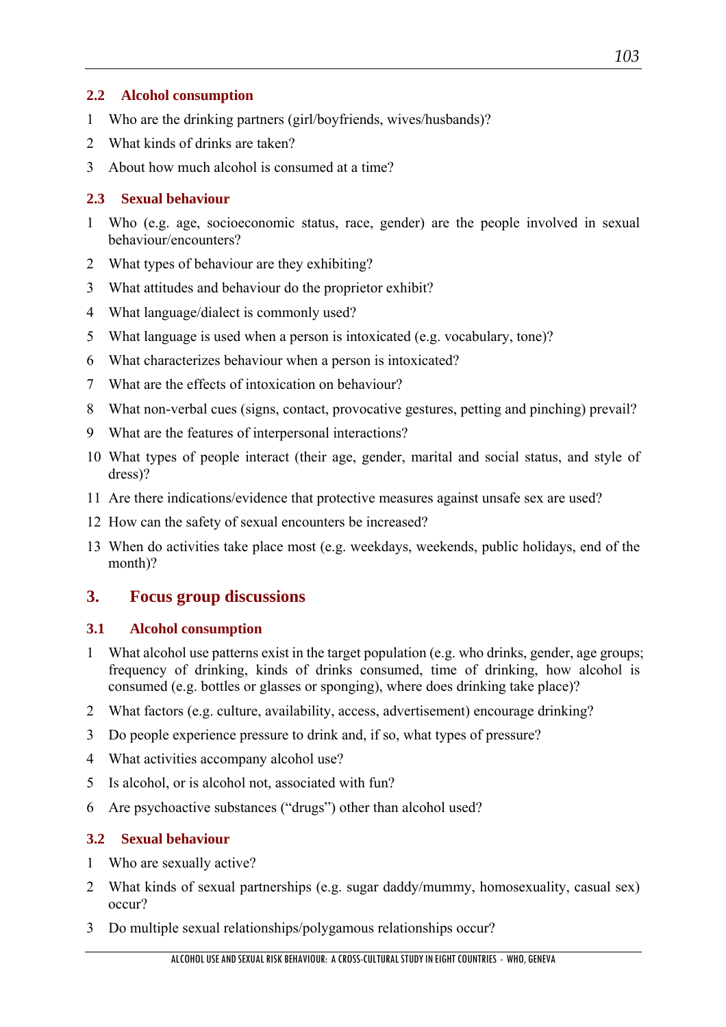### 2.2 Alcohol consumption

1. Who are the drinking partners (girl/boyfriends, wives/husbands)?
2. What kinds of drinks are taken?
3. About how much alcohol is consumed at a time?

### 2.3 Sexual behaviour

1. Who (e.g. age, socioeconomic status, race, gender) are the people involved in sexual behaviour/encounters?
2. What types of behaviour are they exhibiting?
3. What attitudes and behaviour do the proprietor exhibit?
4. What language/dialect is commonly used?
5. What language is used when a person is intoxicated (e.g. vocabulary, tone)?
6. What characterizes behaviour when a person is intoxicated?
7. What are the effects of intoxication on behaviour?
8. What non-verbal cues (signs, contact, provocative gestures, petting and pinching) prevail?
9. What are the features of interpersonal interactions?
10. What types of people interact (their age, gender, marital and social status, and style of dress)?
11. Are there indications/evidence that protective measures against unsafe sex are used?
12. How can the safety of sexual encounters be increased?
13. When do activities take place most (e.g. weekdays, weekends, public holidays, end of the month)?

## 3. Focus group discussions

### 3.1 Alcohol consumption

1. What alcohol use patterns exist in the target population (e.g. who drinks, gender, age groups; frequency of drinking, kinds of drinks consumed, time of drinking, how alcohol is consumed (e.g. bottles or glasses or sponging), where does drinking take place)?
2. What factors (e.g. culture, availability, access, advertisement) encourage drinking?
3. Do people experience pressure to drink and, if so, what types of pressure?
4. What activities accompany alcohol use?
5. Is alcohol, or is alcohol not, associated with fun?
6. Are psychoactive substances ("drugs") other than alcohol used?

### 3.2 Sexual behaviour

1. Who are sexually active?
2. What kinds of sexual partnerships (e.g. sugar daddy/mummy, homosexuality, casual sex) occur?
3. Do multiple sexual relationships/polygamous relationships occur?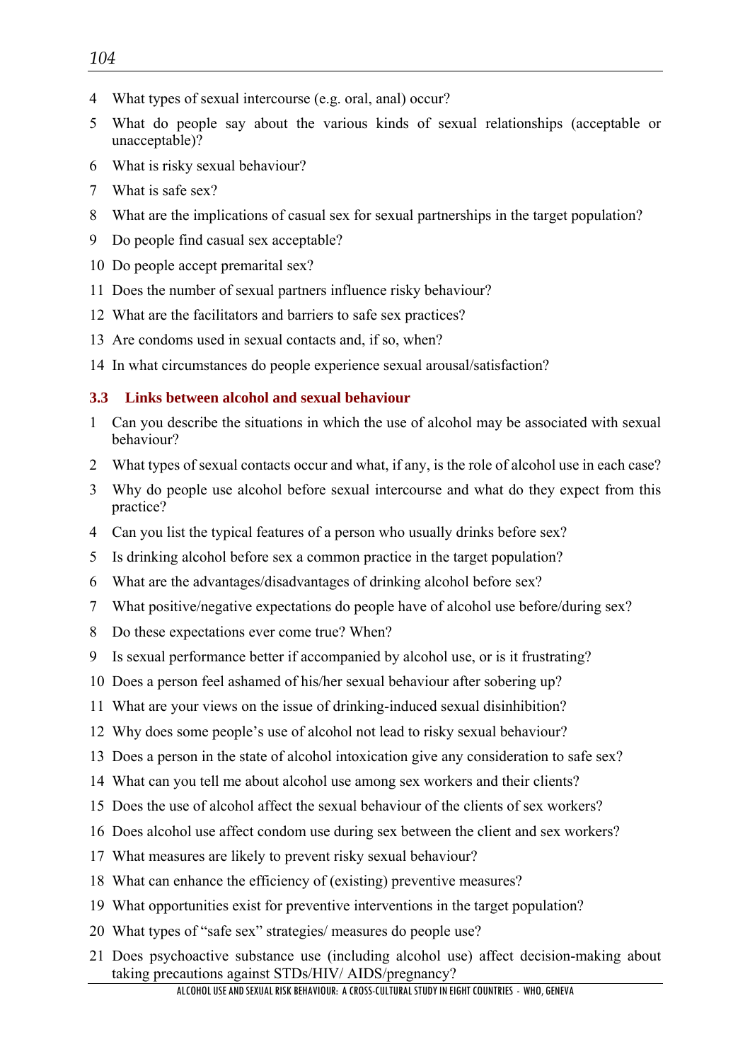4 What types of sexual intercourse (e.g. oral, anal) occur?

5 What do people say about the various kinds of sexual relationships (acceptable or unacceptable)?

6 What is risky sexual behaviour?

7 What is safe sex?

8 What are the implications of casual sex for sexual partnerships in the target population?

9 Do people find casual sex acceptable?

10 Do people accept premarital sex?

11 Does the number of sexual partners influence risky behaviour?

12 What are the facilitators and barriers to safe sex practices?

13 Are condoms used in sexual contacts and, if so, when?

14 In what circumstances do people experience sexual arousal/satisfaction?

### 3.3 Links between alcohol and sexual behaviour

1 Can you describe the situations in which the use of alcohol may be associated with sexual behaviour?

2 What types of sexual contacts occur and what, if any, is the role of alcohol use in each case?

3 Why do people use alcohol before sexual intercourse and what do they expect from this practice?

4 Can you list the typical features of a person who usually drinks before sex?

5 Is drinking alcohol before sex a common practice in the target population?

6 What are the advantages/disadvantages of drinking alcohol before sex?

7 What positive/negative expectations do people have of alcohol use before/during sex?

8 Do these expectations ever come true? When?

9 Is sexual performance better if accompanied by alcohol use, or is it frustrating?

10 Does a person feel ashamed of his/her sexual behaviour after sobering up?

11 What are your views on the issue of drinking-induced sexual disinhibition?

12 Why does some people's use of alcohol not lead to risky sexual behaviour?

13 Does a person in the state of alcohol intoxication give any consideration to safe sex?

14 What can you tell me about alcohol use among sex workers and their clients?

15 Does the use of alcohol affect the sexual behaviour of the clients of sex workers?

16 Does alcohol use affect condom use during sex between the client and sex workers?

17 What measures are likely to prevent risky sexual behaviour?

18 What can enhance the efficiency of (existing) preventive measures?

19 What opportunities exist for preventive interventions in the target population?

20 What types of "safe sex" strategies/ measures do people use?

21 Does psychoactive substance use (including alcohol use) affect decision-making about taking precautions against STDs/HIV/ AIDS/pregnancy?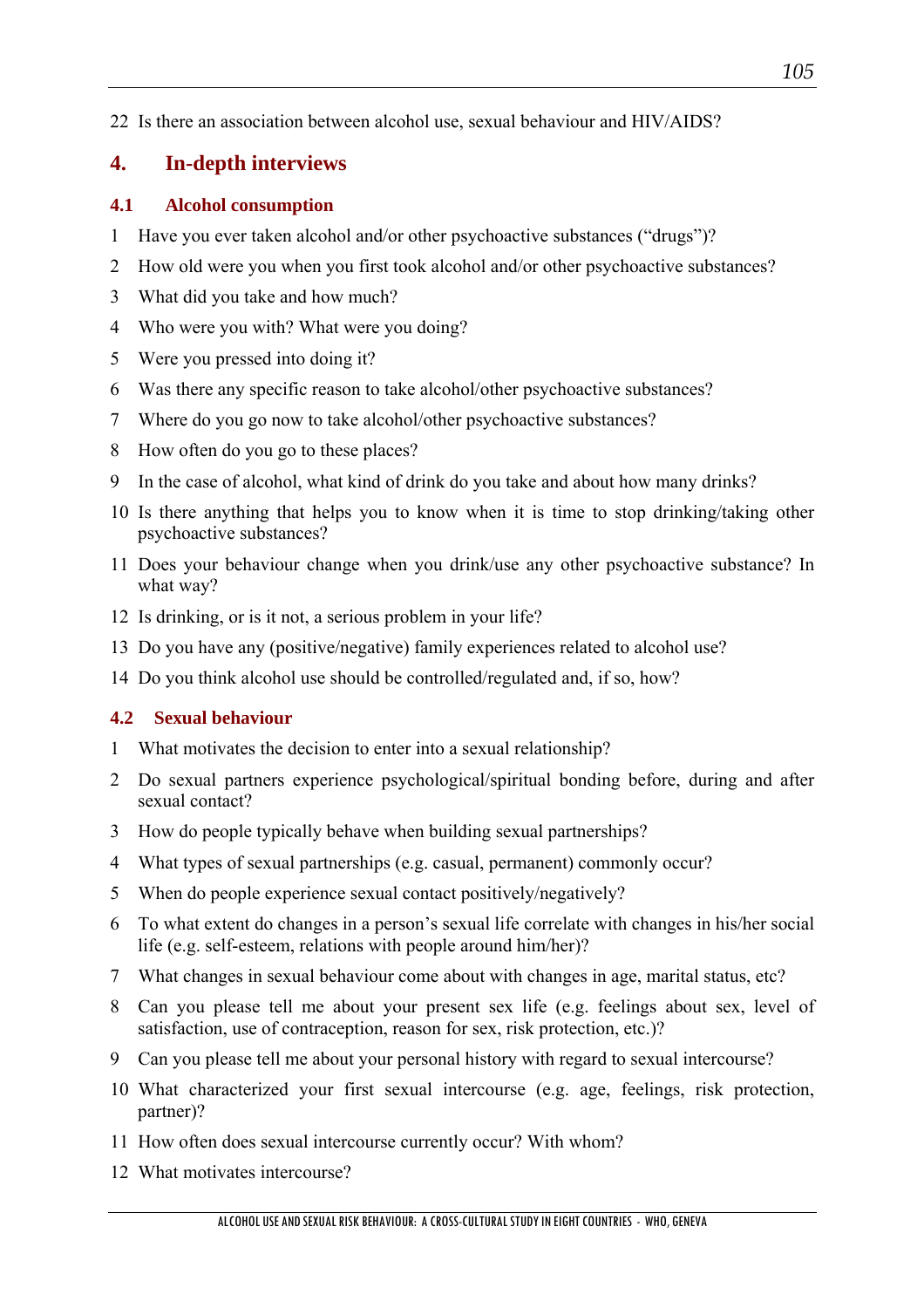22 Is there an association between alcohol use, sexual behaviour and HIV/AIDS?

## 4. In-depth interviews

### 4.1 Alcohol consumption

1 Have you ever taken alcohol and/or other psychoactive substances (“drugs”)?

2 How old were you when you first took alcohol and/or other psychoactive substances?

3 What did you take and how much?

4 Who were you with? What were you doing?

5 Were you pressed into doing it?

6 Was there any specific reason to take alcohol/other psychoactive substances?

7 Where do you go now to take alcohol/other psychoactive substances?

8 How often do you go to these places?

9 In the case of alcohol, what kind of drink do you take and about how many drinks?

10 Is there anything that helps you to know when it is time to stop drinking/taking other psychoactive substances?

11 Does your behaviour change when you drink/use any other psychoactive substance? In what way?

12 Is drinking, or is it not, a serious problem in your life?

13 Do you have any (positive/negative) family experiences related to alcohol use?

14 Do you think alcohol use should be controlled/regulated and, if so, how?

### 4.2 Sexual behaviour

1 What motivates the decision to enter into a sexual relationship?

2 Do sexual partners experience psychological/spiritual bonding before, during and after sexual contact?

3 How do people typically behave when building sexual partnerships?

4 What types of sexual partnerships (e.g. casual, permanent) commonly occur?

5 When do people experience sexual contact positively/negatively?

6 To what extent do changes in a person’s sexual life correlate with changes in his/her social life (e.g. self-esteem, relations with people around him/her)?

7 What changes in sexual behaviour come about with changes in age, marital status, etc?

8 Can you please tell me about your present sex life (e.g. feelings about sex, level of satisfaction, use of contraception, reason for sex, risk protection, etc.)?

9 Can you please tell me about your personal history with regard to sexual intercourse?

10 What characterized your first sexual intercourse (e.g. age, feelings, risk protection, partner)?

11 How often does sexual intercourse currently occur? With whom?

12 What motivates intercourse?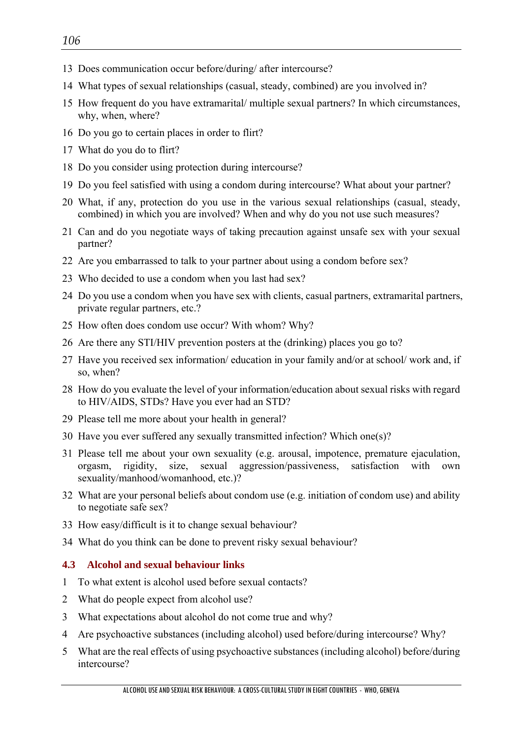13 Does communication occur before/during/ after intercourse?

14 What types of sexual relationships (casual, steady, combined) are you involved in?

15 How frequent do you have extramarital/ multiple sexual partners? In which circumstances, why, when, where?

16 Do you go to certain places in order to flirt?

17 What do you do to flirt?

18 Do you consider using protection during intercourse?

19 Do you feel satisfied with using a condom during intercourse? What about your partner?

20 What, if any, protection do you use in the various sexual relationships (casual, steady, combined) in which you are involved? When and why do you not use such measures?

21 Can and do you negotiate ways of taking precaution against unsafe sex with your sexual partner?

22 Are you embarrassed to talk to your partner about using a condom before sex?

23 Who decided to use a condom when you last had sex?

24 Do you use a condom when you have sex with clients, casual partners, extramarital partners, private regular partners, etc.?

25 How often does condom use occur? With whom? Why?

26 Are there any STI/HIV prevention posters at the (drinking) places you go to?

27 Have you received sex information/ education in your family and/or at school/ work and, if so, when?

28 How do you evaluate the level of your information/education about sexual risks with regard to HIV/AIDS, STDs? Have you ever had an STD?

29 Please tell me more about your health in general?

30 Have you ever suffered any sexually transmitted infection? Which one(s)?

31 Please tell me about your own sexuality (e.g. arousal, impotence, premature ejaculation, orgasm, rigidity, size, sexual aggression/passiveness, satisfaction with own sexuality/manhood/womanhood, etc.)?

32 What are your personal beliefs about condom use (e.g. initiation of condom use) and ability to negotiate safe sex?

33 How easy/difficult is it to change sexual behaviour?

34 What do you think can be done to prevent risky sexual behaviour?

### 4.3 Alcohol and sexual behaviour links

1 To what extent is alcohol used before sexual contacts?

2 What do people expect from alcohol use?

3 What expectations about alcohol do not come true and why?

4 Are psychoactive substances (including alcohol) used before/during intercourse? Why?

5 What are the real effects of using psychoactive substances (including alcohol) before/during intercourse?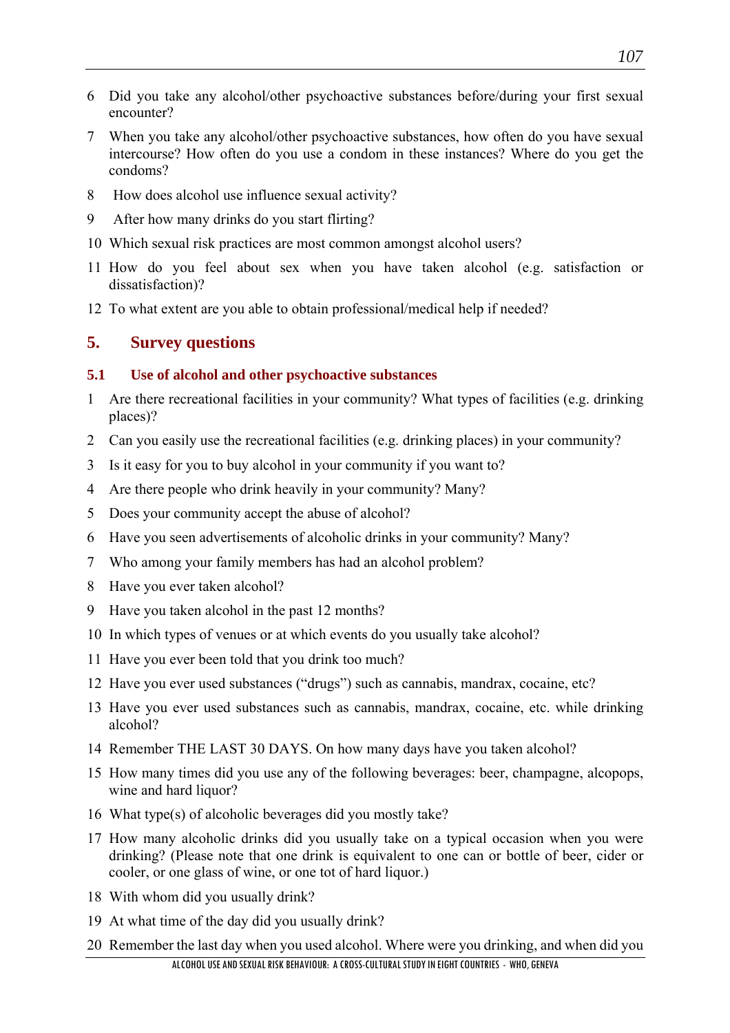6 Did you take any alcohol/other psychoactive substances before/during your first sexual encounter?

7 When you take any alcohol/other psychoactive substances, how often do you have sexual intercourse? How often do you use a condom in these instances? Where do you get the condoms?

8 How does alcohol use influence sexual activity?

9 After how many drinks do you start flirting?

10 Which sexual risk practices are most common amongst alcohol users?

11 How do you feel about sex when you have taken alcohol (e.g. satisfaction or dissatisfaction)?

12 To what extent are you able to obtain professional/medical help if needed?

## 5. Survey questions

### 5.1 Use of alcohol and other psychoactive substances

1 Are there recreational facilities in your community? What types of facilities (e.g. drinking places)?

2 Can you easily use the recreational facilities (e.g. drinking places) in your community?

3 Is it easy for you to buy alcohol in your community if you want to?

4 Are there people who drink heavily in your community? Many?

5 Does your community accept the abuse of alcohol?

6 Have you seen advertisements of alcoholic drinks in your community? Many?

7 Who among your family members has had an alcohol problem?

8 Have you ever taken alcohol?

9 Have you taken alcohol in the past 12 months?

10 In which types of venues or at which events do you usually take alcohol?

11 Have you ever been told that you drink too much?

12 Have you ever used substances ("drugs") such as cannabis, mandrax, cocaine, etc?

13 Have you ever used substances such as cannabis, mandrax, cocaine, etc. while drinking alcohol?

14 Remember THE LAST 30 DAYS. On how many days have you taken alcohol?

15 How many times did you use any of the following beverages: beer, champagne, alcopops, wine and hard liquor?

16 What type(s) of alcoholic beverages did you mostly take?

17 How many alcoholic drinks did you usually take on a typical occasion when you were drinking? (Please note that one drink is equivalent to one can or bottle of beer, cider or cooler, or one glass of wine, or one tot of hard liquor.)

18 With whom did you usually drink?

19 At what time of the day did you usually drink?

20 Remember the last day when you used alcohol. Where were you drinking, and when did you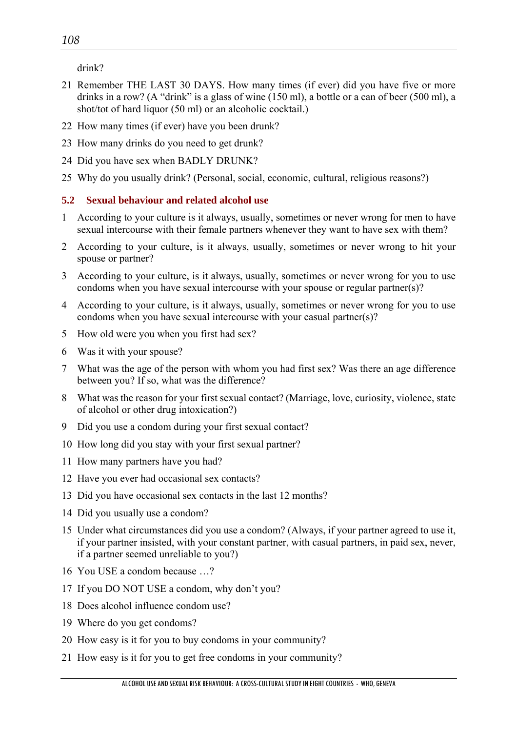drink?

21 Remember THE LAST 30 DAYS. How many times (if ever) did you have five or more drinks in a row? (A "drink" is a glass of wine (150 ml), a bottle or a can of beer (500 ml), a shot/tot of hard liquor (50 ml) or an alcoholic cocktail.)

22 How many times (if ever) have you been drunk?

23 How many drinks do you need to get drunk?

24 Did you have sex when BADLY DRUNK?

25 Why do you usually drink? (Personal, social, economic, cultural, religious reasons?)

## 5.2 Sexual behaviour and related alcohol use

1 According to your culture is it always, usually, sometimes or never wrong for men to have sexual intercourse with their female partners whenever they want to have sex with them?

2 According to your culture, is it always, usually, sometimes or never wrong to hit your spouse or partner?

3 According to your culture, is it always, usually, sometimes or never wrong for you to use condoms when you have sexual intercourse with your spouse or regular partner(s)?

4 According to your culture, is it always, usually, sometimes or never wrong for you to use condoms when you have sexual intercourse with your casual partner(s)?

5 How old were you when you first had sex?

6 Was it with your spouse?

7 What was the age of the person with whom you had first sex? Was there an age difference between you? If so, what was the difference?

8 What was the reason for your first sexual contact? (Marriage, love, curiosity, violence, state of alcohol or other drug intoxication?)

9 Did you use a condom during your first sexual contact?

10 How long did you stay with your first sexual partner?

11 How many partners have you had?

12 Have you ever had occasional sex contacts?

13 Did you have occasional sex contacts in the last 12 months?

14 Did you usually use a condom?

15 Under what circumstances did you use a condom? (Always, if your partner agreed to use it, if your partner insisted, with your constant partner, with casual partners, in paid sex, never, if a partner seemed unreliable to you?)

16 You USE a condom because …?

17 If you DO NOT USE a condom, why don't you?

18 Does alcohol influence condom use?

19 Where do you get condoms?

20 How easy is it for you to buy condoms in your community?

21 How easy is it for you to get free condoms in your community?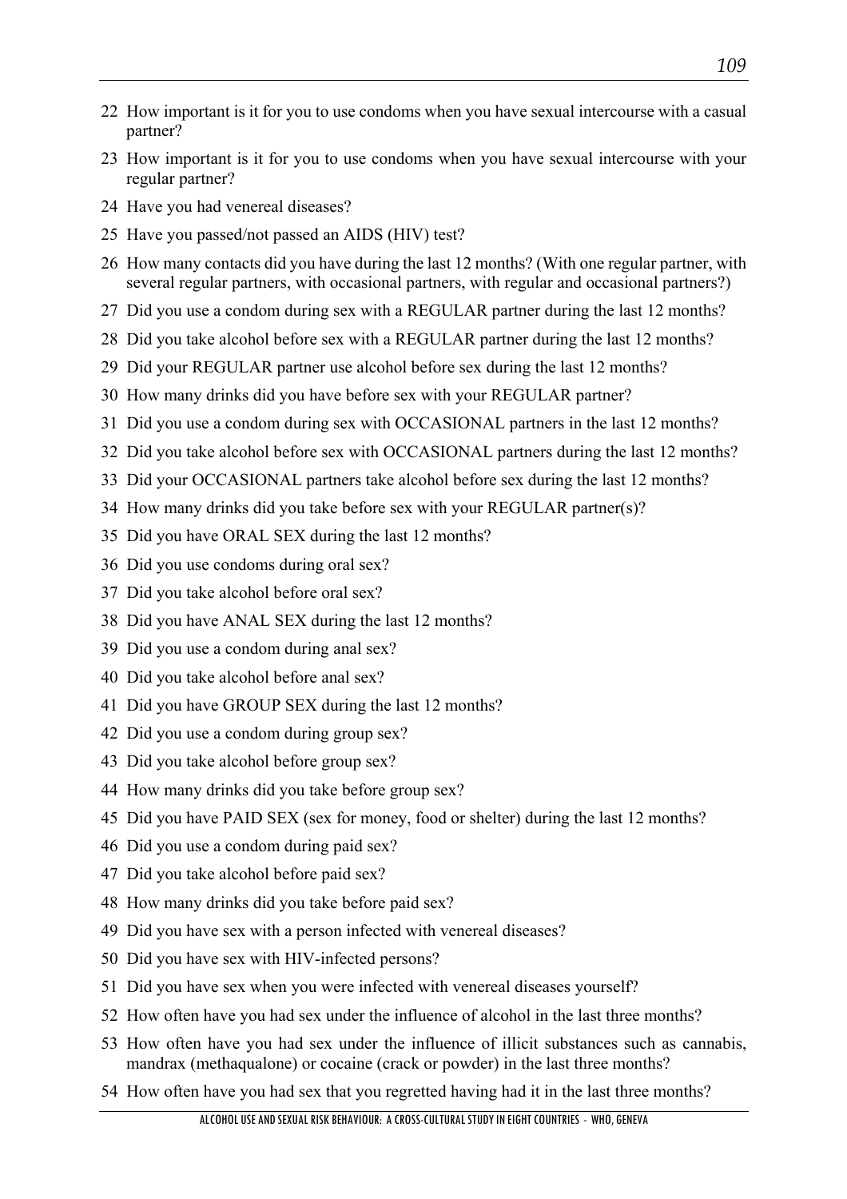22 How important is it for you to use condoms when you have sexual intercourse with a casual partner?

23 How important is it for you to use condoms when you have sexual intercourse with your regular partner?

24 Have you had venereal diseases?

25 Have you passed/not passed an AIDS (HIV) test?

26 How many contacts did you have during the last 12 months? (With one regular partner, with several regular partners, with occasional partners, with regular and occasional partners?)

27 Did you use a condom during sex with a REGULAR partner during the last 12 months?

28 Did you take alcohol before sex with a REGULAR partner during the last 12 months?

29 Did your REGULAR partner use alcohol before sex during the last 12 months?

30 How many drinks did you have before sex with your REGULAR partner?

31 Did you use a condom during sex with OCCASIONAL partners in the last 12 months?

32 Did you take alcohol before sex with OCCASIONAL partners during the last 12 months?

33 Did your OCCASIONAL partners take alcohol before sex during the last 12 months?

34 How many drinks did you take before sex with your REGULAR partner(s)?

35 Did you have ORAL SEX during the last 12 months?

36 Did you use condoms during oral sex?

37 Did you take alcohol before oral sex?

38 Did you have ANAL SEX during the last 12 months?

39 Did you use a condom during anal sex?

40 Did you take alcohol before anal sex?

41 Did you have GROUP SEX during the last 12 months?

42 Did you use a condom during group sex?

43 Did you take alcohol before group sex?

44 How many drinks did you take before group sex?

45 Did you have PAID SEX (sex for money, food or shelter) during the last 12 months?

46 Did you use a condom during paid sex?

47 Did you take alcohol before paid sex?

48 How many drinks did you take before paid sex?

49 Did you have sex with a person infected with venereal diseases?

50 Did you have sex with HIV-infected persons?

51 Did you have sex when you were infected with venereal diseases yourself?

52 How often have you had sex under the influence of alcohol in the last three months?

53 How often have you had sex under the influence of illicit substances such as cannabis, mandrax (methaqualone) or cocaine (crack or powder) in the last three months?

54 How often have you had sex that you regretted having had it in the last three months?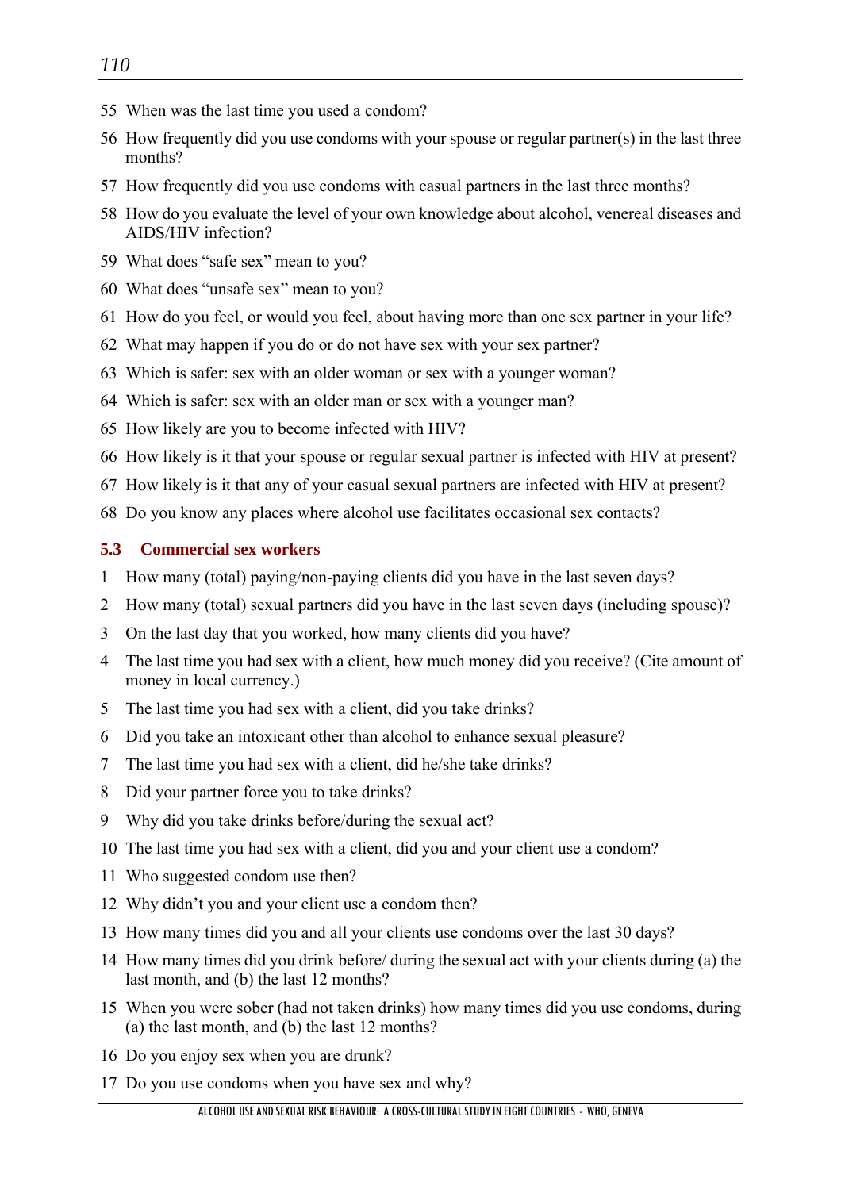55 When was the last time you used a condom?

56 How frequently did you use condoms with your spouse or regular partner(s) in the last three months?

57 How frequently did you use condoms with casual partners in the last three months?

58 How do you evaluate the level of your own knowledge about alcohol, venereal diseases and AIDS/HIV infection?

59 What does "safe sex" mean to you?

60 What does "unsafe sex" mean to you?

61 How do you feel, or would you feel, about having more than one sex partner in your life?

62 What may happen if you do or do not have sex with your sex partner?

63 Which is safer: sex with an older woman or sex with a younger woman?

64 Which is safer: sex with an older man or sex with a younger man?

65 How likely are you to become infected with HIV?

66 How likely is it that your spouse or regular sexual partner is infected with HIV at present?

67 How likely is it that any of your casual sexual partners are infected with HIV at present?

68 Do you know any places where alcohol use facilitates occasional sex contacts?

## 5.3 Commercial sex workers

1 How many (total) paying/non-paying clients did you have in the last seven days?

2 How many (total) sexual partners did you have in the last seven days (including spouse)?

3 On the last day that you worked, how many clients did you have?

4 The last time you had sex with a client, how much money did you receive? (Cite amount of money in local currency.)

5 The last time you had sex with a client, did you take drinks?

6 Did you take an intoxicant other than alcohol to enhance sexual pleasure?

7 The last time you had sex with a client, did he/she take drinks?

8 Did your partner force you to take drinks?

9 Why did you take drinks before/during the sexual act?

10 The last time you had sex with a client, did you and your client use a condom?

11 Who suggested condom use then?

12 Why didn't you and your client use a condom then?

13 How many times did you and all your clients use condoms over the last 30 days?

14 How many times did you drink before/ during the sexual act with your clients during (a) the last month, and (b) the last 12 months?

15 When you were sober (had not taken drinks) how many times did you use condoms, during (a) the last month, and (b) the last 12 months?

16 Do you enjoy sex when you are drunk?

17 Do you use condoms when you have sex and why?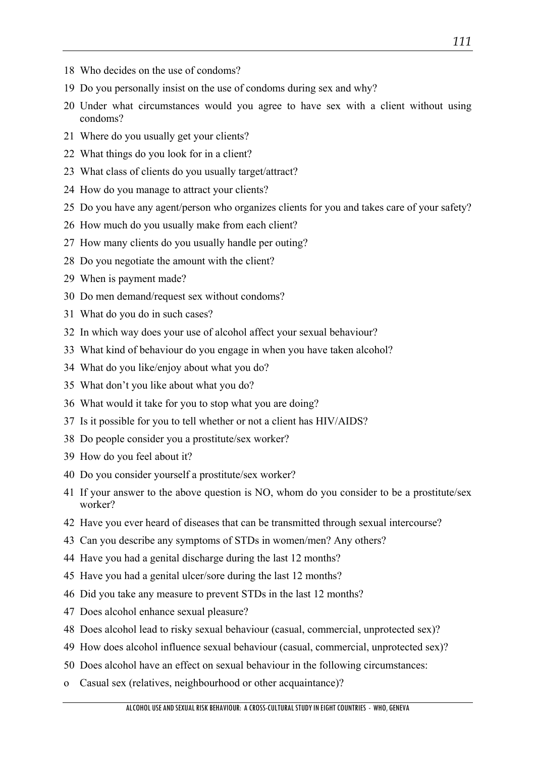18 Who decides on the use of condoms?

19 Do you personally insist on the use of condoms during sex and why?

20 Under what circumstances would you agree to have sex with a client without using condoms?

21 Where do you usually get your clients?

22 What things do you look for in a client?

23 What class of clients do you usually target/attract?

24 How do you manage to attract your clients?

25 Do you have any agent/person who organizes clients for you and takes care of your safety?

26 How much do you usually make from each client?

27 How many clients do you usually handle per outing?

28 Do you negotiate the amount with the client?

29 When is payment made?

30 Do men demand/request sex without condoms?

31 What do you do in such cases?

32 In which way does your use of alcohol affect your sexual behaviour?

33 What kind of behaviour do you engage in when you have taken alcohol?

34 What do you like/enjoy about what you do?

35 What don't you like about what you do?

36 What would it take for you to stop what you are doing?

37 Is it possible for you to tell whether or not a client has HIV/AIDS?

38 Do people consider you a prostitute/sex worker?

39 How do you feel about it?

40 Do you consider yourself a prostitute/sex worker?

41 If your answer to the above question is NO, whom do you consider to be a prostitute/sex worker?

42 Have you ever heard of diseases that can be transmitted through sexual intercourse?

43 Can you describe any symptoms of STDs in women/men? Any others?

44 Have you had a genital discharge during the last 12 months?

45 Have you had a genital ulcer/sore during the last 12 months?

46 Did you take any measure to prevent STDs in the last 12 months?

47 Does alcohol enhance sexual pleasure?

48 Does alcohol lead to risky sexual behaviour (casual, commercial, unprotected sex)?

49 How does alcohol influence sexual behaviour (casual, commercial, unprotected sex)?

50 Does alcohol have an effect on sexual behaviour in the following circumstances:

- Casual sex (relatives, neighbourhood or other acquaintance)?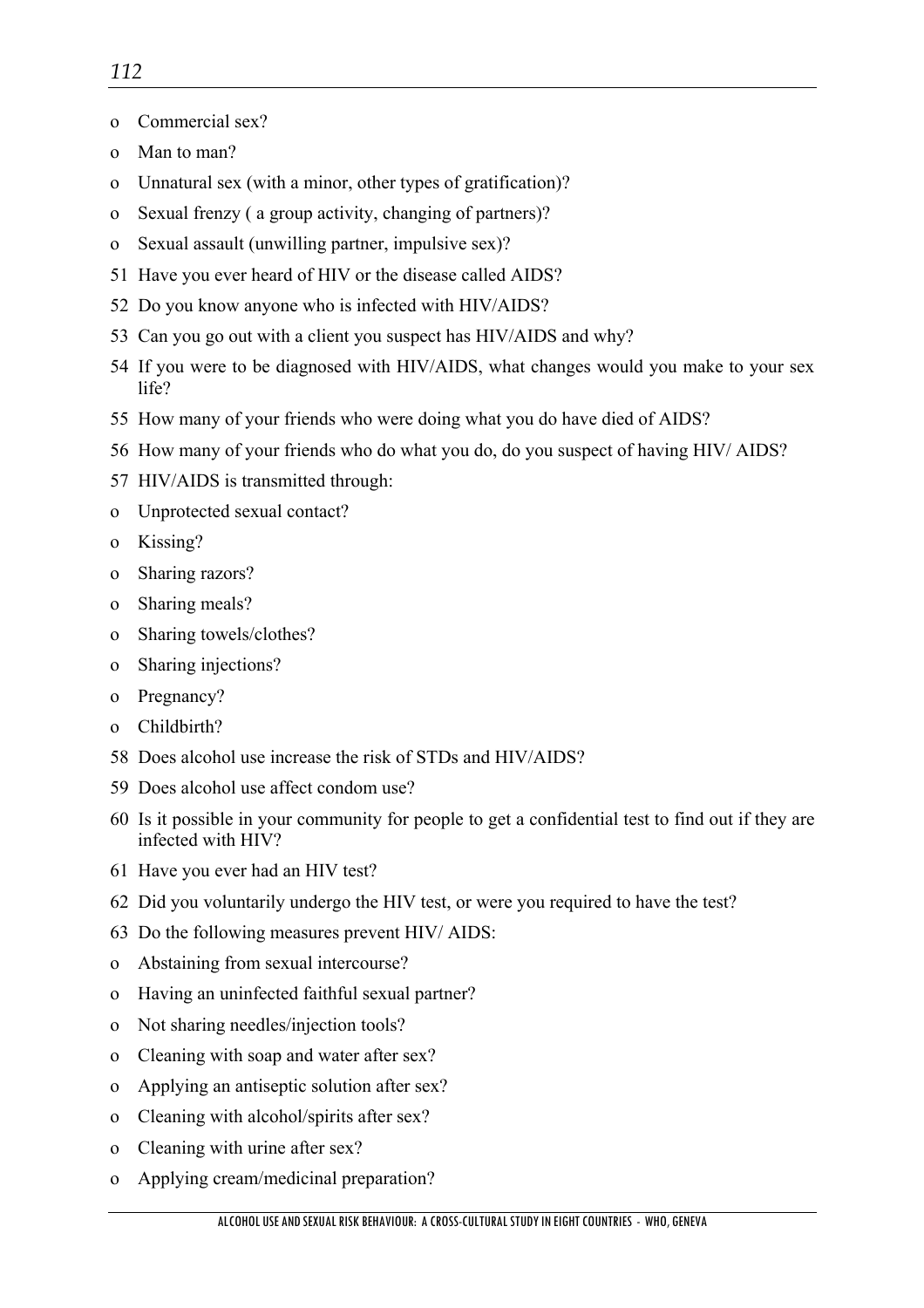- Commercial sex?
- Man to man?
- Unnatural sex (with a minor, other types of gratification)?
- Sexual frenzy ( a group activity, changing of partners)?
- Sexual assault (unwilling partner, impulsive sex)?

51 Have you ever heard of HIV or the disease called AIDS?

52 Do you know anyone who is infected with HIV/AIDS?

53 Can you go out with a client you suspect has HIV/AIDS and why?

54 If you were to be diagnosed with HIV/AIDS, what changes would you make to your sex life?

55 How many of your friends who were doing what you do have died of AIDS?

56 How many of your friends who do what you do, do you suspect of having HIV/ AIDS?

57 HIV/AIDS is transmitted through:

- Unprotected sexual contact?
- Kissing?
- Sharing razors?
- Sharing meals?
- Sharing towels/clothes?
- Sharing injections?
- Pregnancy?
- Childbirth?

58 Does alcohol use increase the risk of STDs and HIV/AIDS?

59 Does alcohol use affect condom use?

60 Is it possible in your community for people to get a confidential test to find out if they are infected with HIV?

61 Have you ever had an HIV test?

62 Did you voluntarily undergo the HIV test, or were you required to have the test?

63 Do the following measures prevent HIV/ AIDS:

- Abstaining from sexual intercourse?
- Having an uninfected faithful sexual partner?
- Not sharing needles/injection tools?
- Cleaning with soap and water after sex?
- Applying an antiseptic solution after sex?
- Cleaning with alcohol/spirits after sex?
- Cleaning with urine after sex?
- Applying cream/medicinal preparation?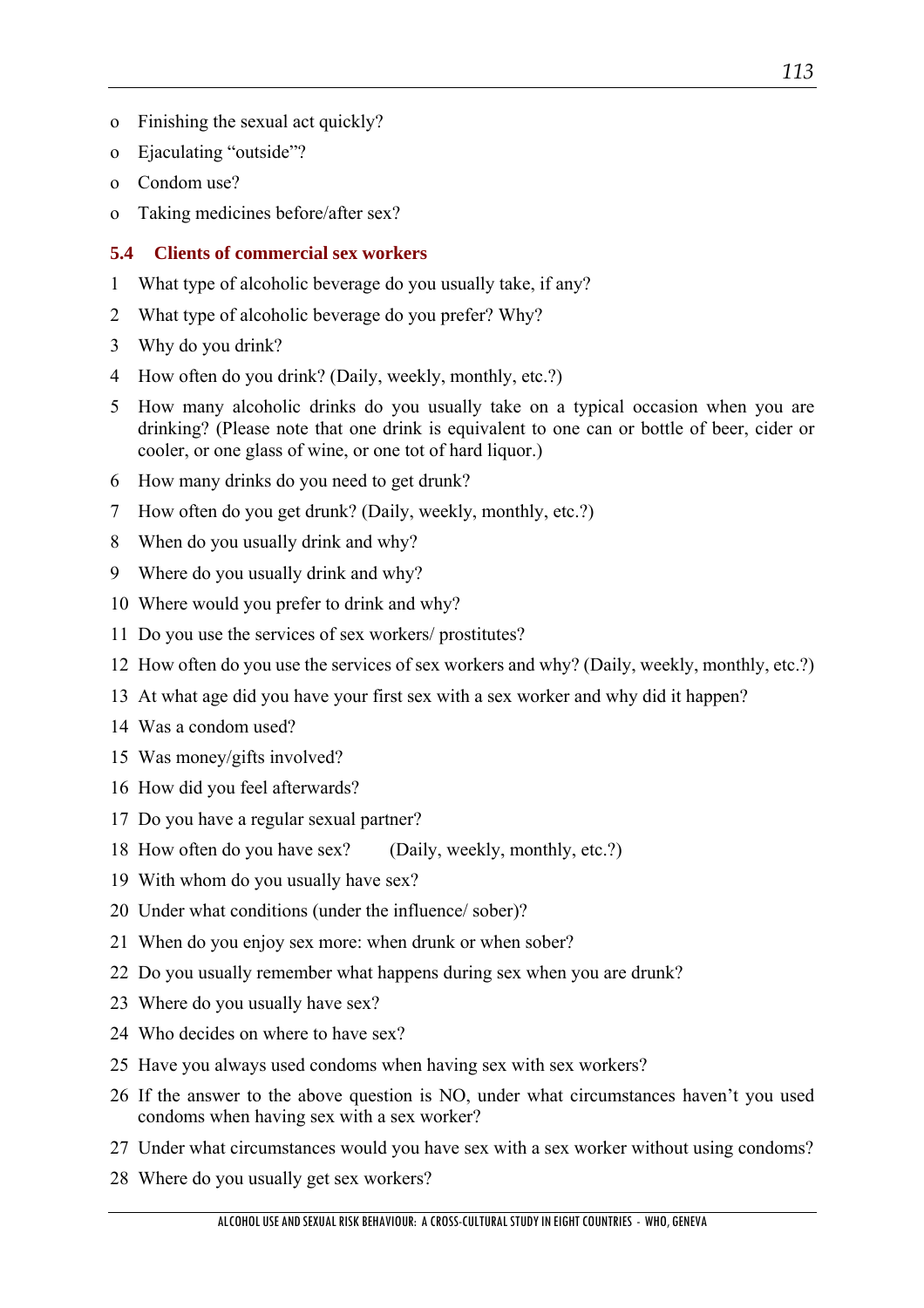- Finishing the sexual act quickly?
- Ejaculating “outside”?
- Condom use?
- Taking medicines before/after sex?

### 5.4 Clients of commercial sex workers

1. What type of alcoholic beverage do you usually take, if any?
2. What type of alcoholic beverage do you prefer? Why?
3. Why do you drink?
4. How often do you drink? (Daily, weekly, monthly, etc.?)
5. How many alcoholic drinks do you usually take on a typical occasion when you are drinking? (Please note that one drink is equivalent to one can or bottle of beer, cider or cooler, or one glass of wine, or one tot of hard liquor.)
6. How many drinks do you need to get drunk?
7. How often do you get drunk? (Daily, weekly, monthly, etc.?)
8. When do you usually drink and why?
9. Where do you usually drink and why?
10. Where would you prefer to drink and why?
11. Do you use the services of sex workers/ prostitutes?
12. How often do you use the services of sex workers and why? (Daily, weekly, monthly, etc.?)
13. At what age did you have your first sex with a sex worker and why did it happen?
14. Was a condom used?
15. Was money/gifts involved?
16. How did you feel afterwards?
17. Do you have a regular sexual partner?
18. How often do you have sex? (Daily, weekly, monthly, etc.?)
19. With whom do you usually have sex?
20. Under what conditions (under the influence/ sober)?
21. When do you enjoy sex more: when drunk or when sober?
22. Do you usually remember what happens during sex when you are drunk?
23. Where do you usually have sex?
24. Who decides on where to have sex?
25. Have you always used condoms when having sex with sex workers?
26. If the answer to the above question is NO, under what circumstances haven’t you used condoms when having sex with a sex worker?
27. Under what circumstances would you have sex with a sex worker without using condoms?
28. Where do you usually get sex workers?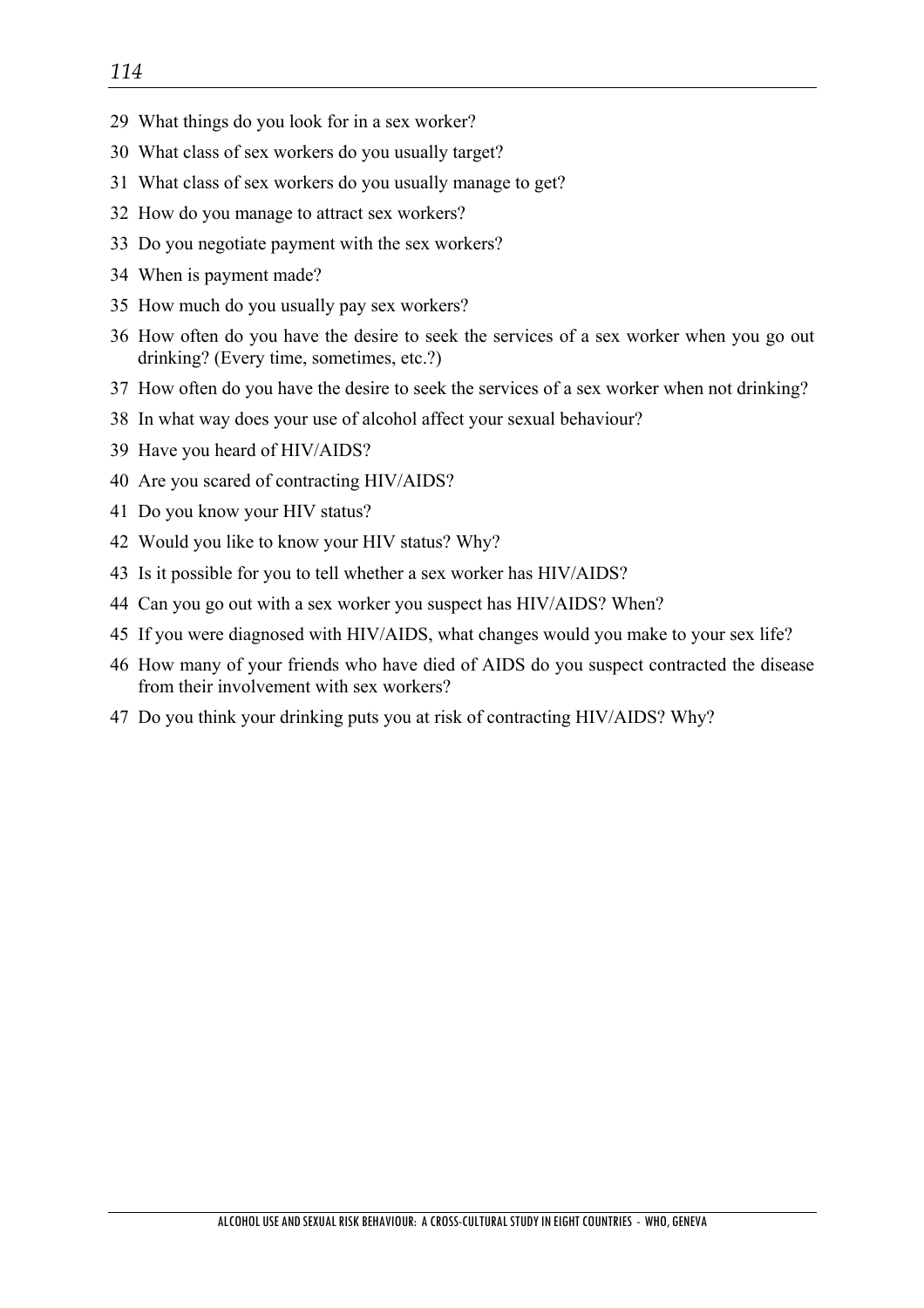29. What things do you look for in a sex worker?
30. What class of sex workers do you usually target?
31. What class of sex workers do you usually manage to get?
32. How do you manage to attract sex workers?
33. Do you negotiate payment with the sex workers?
34. When is payment made?
35. How much do you usually pay sex workers?
36. How often do you have the desire to seek the services of a sex worker when you go out drinking? (Every time, sometimes, etc.?)
37. How often do you have the desire to seek the services of a sex worker when not drinking?
38. In what way does your use of alcohol affect your sexual behaviour?
39. Have you heard of HIV/AIDS?
40. Are you scared of contracting HIV/AIDS?
41. Do you know your HIV status?
42. Would you like to know your HIV status? Why?
43. Is it possible for you to tell whether a sex worker has HIV/AIDS?
44. Can you go out with a sex worker you suspect has HIV/AIDS? When?
45. If you were diagnosed with HIV/AIDS, what changes would you make to your sex life?
46. How many of your friends who have died of AIDS do you suspect contracted the disease from their involvement with sex workers?
47. Do you think your drinking puts you at risk of contracting HIV/AIDS? Why?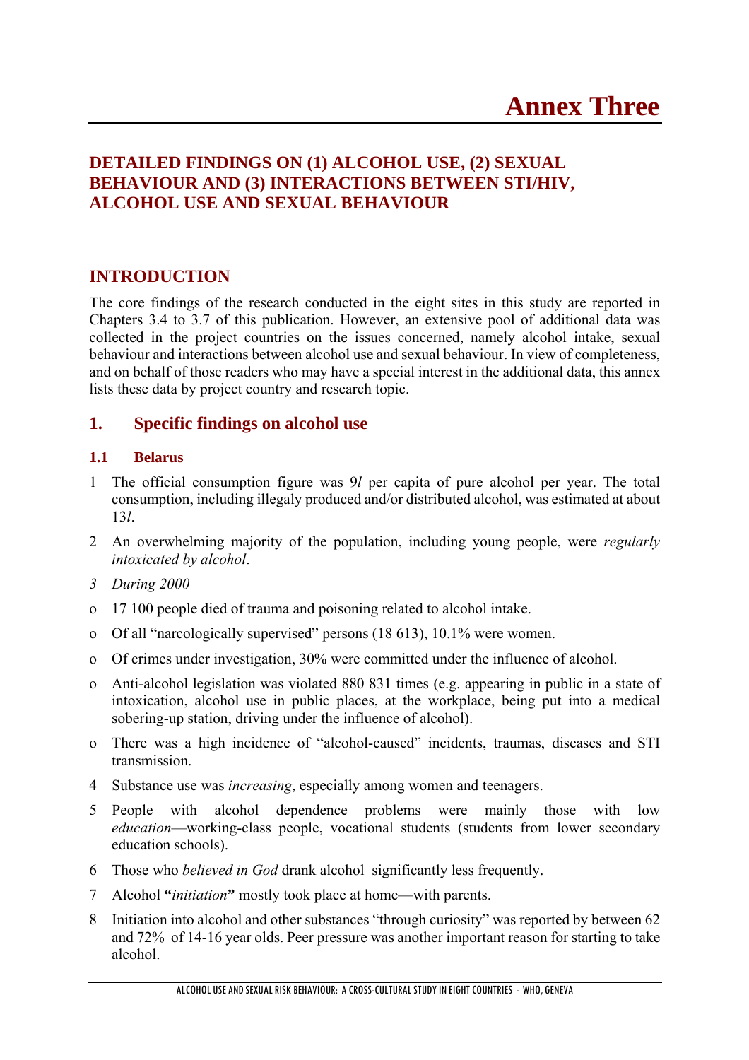# Annex Three

## DETAILED FINDINGS ON (1) ALCOHOL USE, (2) SEXUAL BEHAVIOUR AND (3) INTERACTIONS BETWEEN STI/HIV, ALCOHOL USE AND SEXUAL BEHAVIOUR

## INTRODUCTION

The core findings of the research conducted in the eight sites in this study are reported in Chapters 3.4 to 3.7 of this publication. However, an extensive pool of additional data was collected in the project countries on the issues concerned, namely alcohol intake, sexual behaviour and interactions between alcohol use and sexual behaviour. In view of completeness, and on behalf of those readers who may have a special interest in the additional data, this annex lists these data by project country and research topic.

## 1. Specific findings on alcohol use

### 1.1 Belarus

1 The official consumption figure was 9*l* per capita of pure alcohol per year. The total consumption, including illegaly produced and/or distributed alcohol, was estimated at about 13*l*.

2 An overwhelming majority of the population, including young people, were *regularly intoxicated by alcohol*.

3 *During 2000*

- 17 100 people died of trauma and poisoning related to alcohol intake.
- Of all "narcologically supervised" persons (18 613), 10.1% were women.
- Of crimes under investigation, 30% were committed under the influence of alcohol.
- Anti-alcohol legislation was violated 880 831 times (e.g. appearing in public in a state of intoxication, alcohol use in public places, at the workplace, being put into a medical sobering-up station, driving under the influence of alcohol).
- There was a high incidence of "alcohol-caused" incidents, traumas, diseases and STI transmission.

4 Substance use was *increasing*, especially among women and teenagers.

5 People with alcohol dependence problems were mainly those with low *education*—working-class people, vocational students (students from lower secondary education schools).

6 Those who *believed in God* drank alcohol significantly less frequently.

7 Alcohol **"***initiation***"** mostly took place at home—with parents.

8 Initiation into alcohol and other substances "through curiosity" was reported by between 62 and 72% of 14-16 year olds. Peer pressure was another important reason for starting to take alcohol.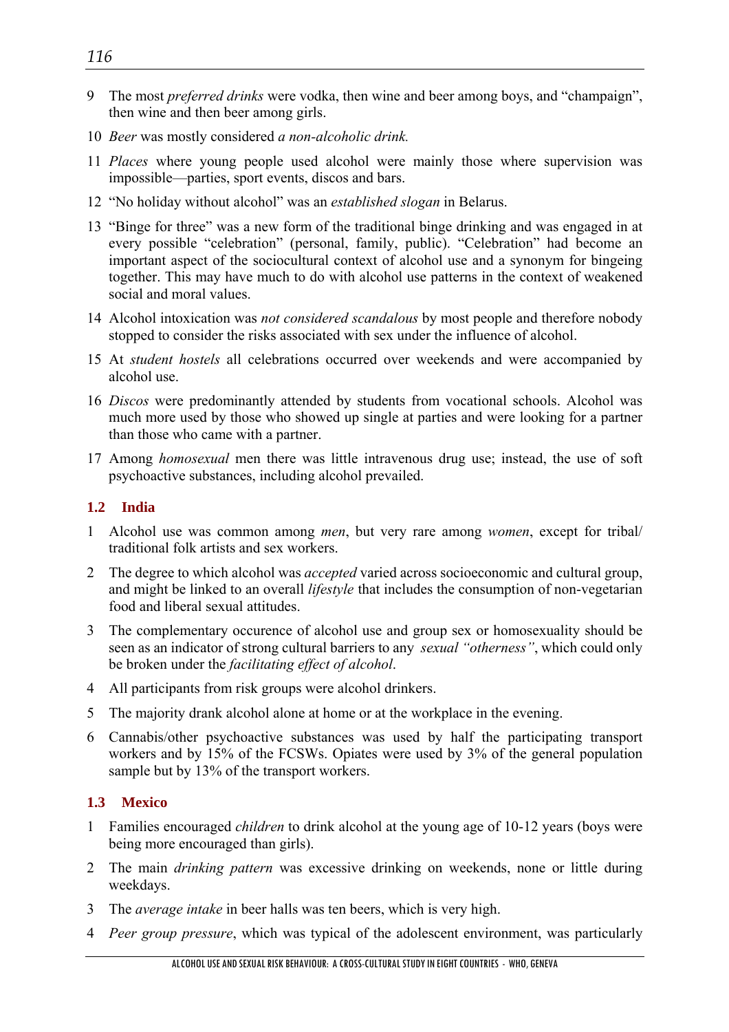9 The most *preferred drinks* were vodka, then wine and beer among boys, and "champaign", then wine and then beer among girls.

10 *Beer* was mostly considered *a non-alcoholic drink.*

11 *Places* where young people used alcohol were mainly those where supervision was impossible—parties, sport events, discos and bars.

12 "No holiday without alcohol" was an *established slogan* in Belarus.

13 "Binge for three" was a new form of the traditional binge drinking and was engaged in at every possible "celebration" (personal, family, public). "Celebration" had become an important aspect of the sociocultural context of alcohol use and a synonym for bingeing together. This may have much to do with alcohol use patterns in the context of weakened social and moral values.

14 Alcohol intoxication was *not considered scandalous* by most people and therefore nobody stopped to consider the risks associated with sex under the influence of alcohol.

15 At *student hostels* all celebrations occurred over weekends and were accompanied by alcohol use.

16 *Discos* were predominantly attended by students from vocational schools. Alcohol was much more used by those who showed up single at parties and were looking for a partner than those who came with a partner.

17 Among *homosexual* men there was little intravenous drug use; instead, the use of soft psychoactive substances, including alcohol prevailed.

### 1.2 India

1 Alcohol use was common among *men*, but very rare among *women*, except for tribal/ traditional folk artists and sex workers.

2 The degree to which alcohol was *accepted* varied across socioeconomic and cultural group, and might be linked to an overall *lifestyle* that includes the consumption of non-vegetarian food and liberal sexual attitudes.

3 The complementary occurence of alcohol use and group sex or homosexuality should be seen as an indicator of strong cultural barriers to any *sexual "otherness"*, which could only be broken under the *facilitating effect of alcohol*.

4 All participants from risk groups were alcohol drinkers.

5 The majority drank alcohol alone at home or at the workplace in the evening.

6 Cannabis/other psychoactive substances was used by half the participating transport workers and by 15% of the FCSWs. Opiates were used by 3% of the general population sample but by 13% of the transport workers.

### 1.3 Mexico

1 Families encouraged *children* to drink alcohol at the young age of 10-12 years (boys were being more encouraged than girls).

2 The main *drinking pattern* was excessive drinking on weekends, none or little during weekdays.

3 The *average intake* in beer halls was ten beers, which is very high.

4 *Peer group pressure*, which was typical of the adolescent environment, was particularly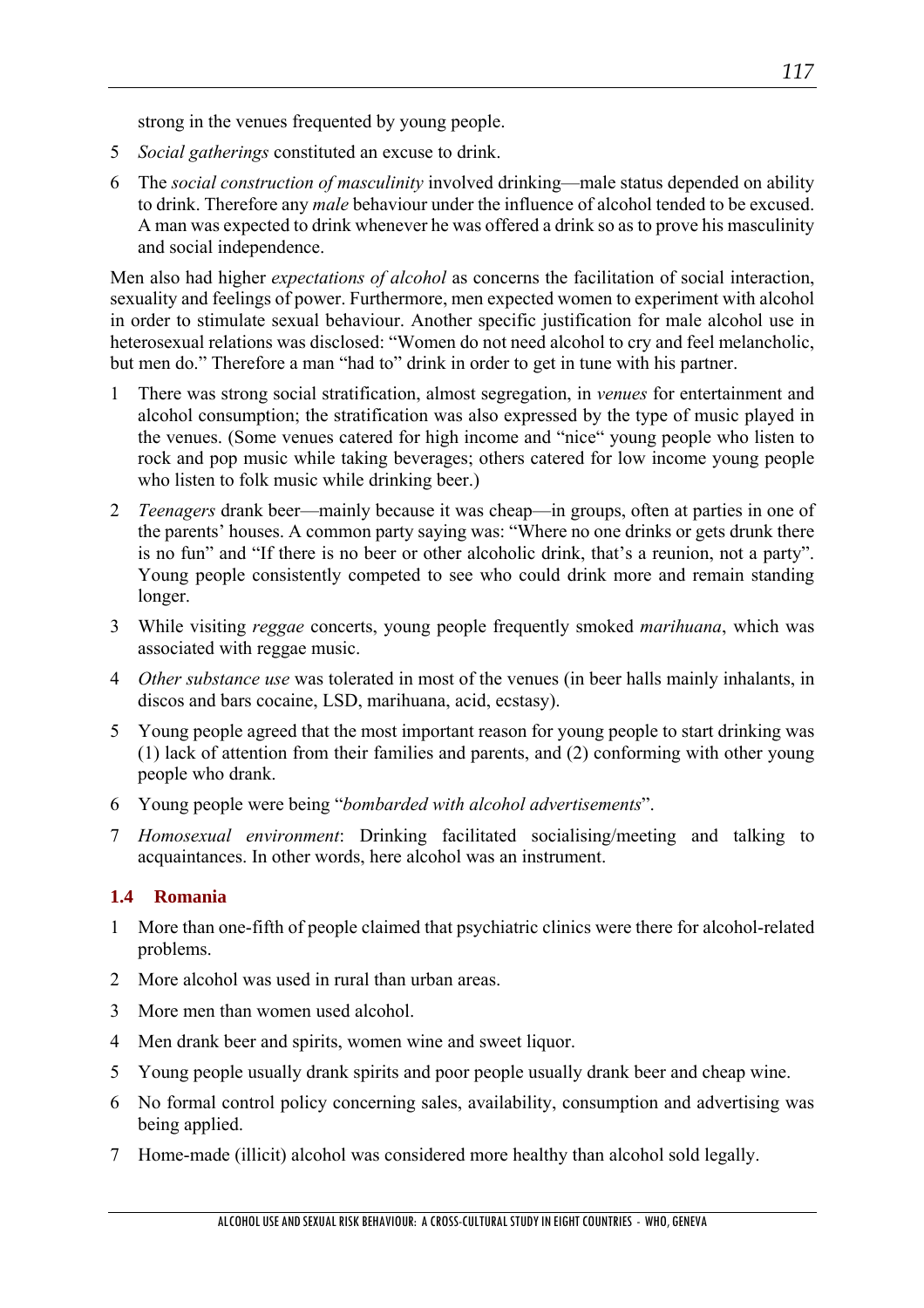strong in the venues frequented by young people.

5 *Social gatherings* constituted an excuse to drink.

6 The *social construction of masculinity* involved drinking—male status depended on ability to drink. Therefore any *male* behaviour under the influence of alcohol tended to be excused. A man was expected to drink whenever he was offered a drink so as to prove his masculinity and social independence.

Men also had higher *expectations of alcohol* as concerns the facilitation of social interaction, sexuality and feelings of power. Furthermore, men expected women to experiment with alcohol in order to stimulate sexual behaviour. Another specific justification for male alcohol use in heterosexual relations was disclosed: "Women do not need alcohol to cry and feel melancholic, but men do." Therefore a man "had to" drink in order to get in tune with his partner.

1 There was strong social stratification, almost segregation, in *venues* for entertainment and alcohol consumption; the stratification was also expressed by the type of music played in the venues. (Some venues catered for high income and "nice" young people who listen to rock and pop music while taking beverages; others catered for low income young people who listen to folk music while drinking beer.)

2 *Teenagers* drank beer—mainly because it was cheap—in groups, often at parties in one of the parents' houses. A common party saying was: "Where no one drinks or gets drunk there is no fun" and "If there is no beer or other alcoholic drink, that's a reunion, not a party". Young people consistently competed to see who could drink more and remain standing longer.

3 While visiting *reggae* concerts, young people frequently smoked *marihuana*, which was associated with reggae music.

4 *Other substance use* was tolerated in most of the venues (in beer halls mainly inhalants, in discos and bars cocaine, LSD, marihuana, acid, ecstasy).

5 Young people agreed that the most important reason for young people to start drinking was (1) lack of attention from their families and parents, and (2) conforming with other young people who drank.

6 Young people were being "*bombarded with alcohol advertisements*".

7 *Homosexual environment*: Drinking facilitated socialising/meeting and talking to acquaintances. In other words, here alcohol was an instrument.

### 1.4 Romania

1 More than one-fifth of people claimed that psychiatric clinics were there for alcohol-related problems.

2 More alcohol was used in rural than urban areas.

3 More men than women used alcohol.

4 Men drank beer and spirits, women wine and sweet liquor.

5 Young people usually drank spirits and poor people usually drank beer and cheap wine.

6 No formal control policy concerning sales, availability, consumption and advertising was being applied.

7 Home-made (illicit) alcohol was considered more healthy than alcohol sold legally.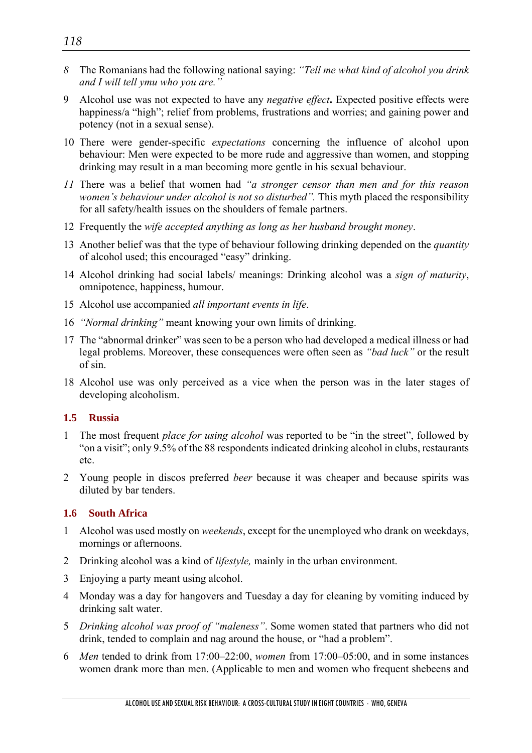*8* The Romanians had the following national saying: *"Tell me what kind of alcohol you drink and I will tell ymu who you are."*

9 Alcohol use was not expected to have any *negative effect*. Expected positive effects were happiness/a "high"; relief from problems, frustrations and worries; and gaining power and potency (not in a sexual sense).

10 There were gender-specific *expectations* concerning the influence of alcohol upon behaviour: Men were expected to be more rude and aggressive than women, and stopping drinking may result in a man becoming more gentle in his sexual behaviour.

*11* There was a belief that women had *"a stronger censor than men and for this reason women's behaviour under alcohol is not so disturbed".* This myth placed the responsibility for all safety/health issues on the shoulders of female partners.

12 Frequently the *wife accepted anything as long as her husband brought money*.

13 Another belief was that the type of behaviour following drinking depended on the *quantity* of alcohol used; this encouraged "easy" drinking.

14 Alcohol drinking had social labels/ meanings: Drinking alcohol was a *sign of maturity*, omnipotence, happiness, humour.

15 Alcohol use accompanied *all important events in life*.

16 *"Normal drinking"* meant knowing your own limits of drinking.

17 The "abnormal drinker" was seen to be a person who had developed a medical illness or had legal problems. Moreover, these consequences were often seen as *"bad luck"* or the result of sin.

18 Alcohol use was only perceived as a vice when the person was in the later stages of developing alcoholism.

### 1.5 Russia

1 The most frequent *place for using alcohol* was reported to be "in the street", followed by "on a visit"; only 9.5% of the 88 respondents indicated drinking alcohol in clubs, restaurants etc.

2 Young people in discos preferred *beer* because it was cheaper and because spirits was diluted by bar tenders.

### 1.6 South Africa

1 Alcohol was used mostly on *weekends*, except for the unemployed who drank on weekdays, mornings or afternoons.

2 Drinking alcohol was a kind of *lifestyle,* mainly in the urban environment.

3 Enjoying a party meant using alcohol.

4 Monday was a day for hangovers and Tuesday a day for cleaning by vomiting induced by drinking salt water.

5 *Drinking alcohol was proof of "maleness"*. Some women stated that partners who did not drink, tended to complain and nag around the house, or "had a problem".

6 *Men* tended to drink from 17:00–22:00, *women* from 17:00–05:00, and in some instances women drank more than men. (Applicable to men and women who frequent shebeens and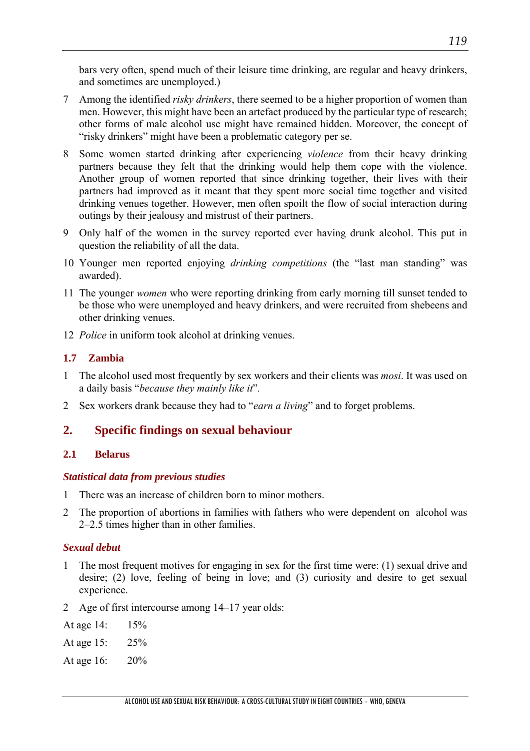bars very often, spend much of their leisure time drinking, are regular and heavy drinkers, and sometimes are unemployed.)

7 Among the identified *risky drinkers*, there seemed to be a higher proportion of women than men. However, this might have been an artefact produced by the particular type of research; other forms of male alcohol use might have remained hidden. Moreover, the concept of "risky drinkers" might have been a problematic category per se.

8 Some women started drinking after experiencing *violence* from their heavy drinking partners because they felt that the drinking would help them cope with the violence. Another group of women reported that since drinking together, their lives with their partners had improved as it meant that they spent more social time together and visited drinking venues together. However, men often spoilt the flow of social interaction during outings by their jealousy and mistrust of their partners.

9 Only half of the women in the survey reported ever having drunk alcohol. This put in question the reliability of all the data.

10 Younger men reported enjoying *drinking competitions* (the "last man standing" was awarded).

11 The younger *women* who were reporting drinking from early morning till sunset tended to be those who were unemployed and heavy drinkers, and were recruited from shebeens and other drinking venues.

12 *Police* in uniform took alcohol at drinking venues.

### 1.7 Zambia

1 The alcohol used most frequently by sex workers and their clients was *mosi*. It was used on a daily basis "*because they mainly like it*".

2 Sex workers drank because they had to "*earn a living*" and to forget problems.

## 2. Specific findings on sexual behaviour

### 2.1 Belarus

#### *Statistical data from previous studies*

1 There was an increase of children born to minor mothers.

2 The proportion of abortions in families with fathers who were dependent on alcohol was 2–2.5 times higher than in other families.

#### *Sexual debut*

1 The most frequent motives for engaging in sex for the first time were: (1) sexual drive and desire; (2) love, feeling of being in love; and (3) curiosity and desire to get sexual experience.

2 Age of first intercourse among 14–17 year olds:

At age 14: 15%

At age 15: 25%

At age 16: 20%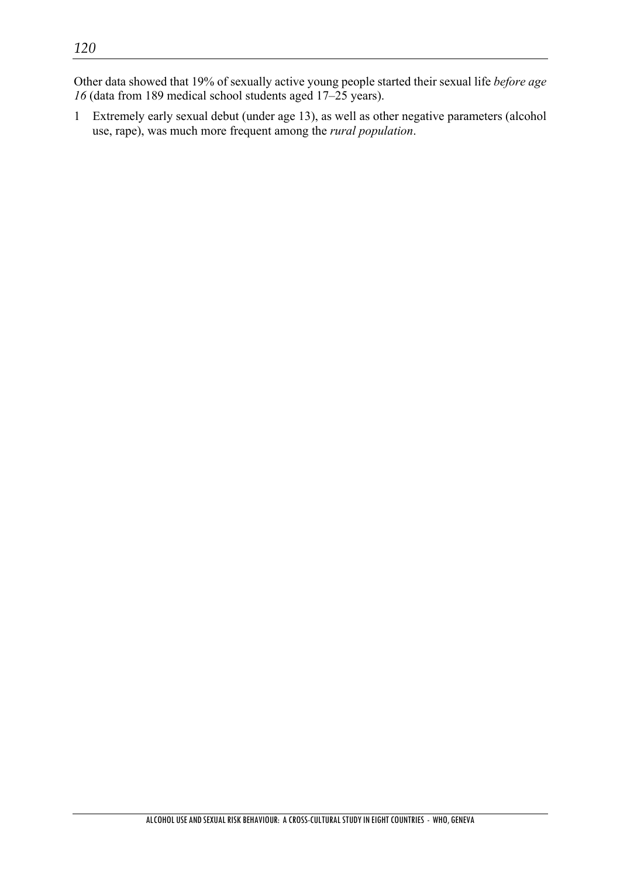Other data showed that 19% of sexually active young people started their sexual life *before age 16* (data from 189 medical school students aged 17–25 years).

1 Extremely early sexual debut (under age 13), as well as other negative parameters (alcohol use, rape), was much more frequent among the *rural population*.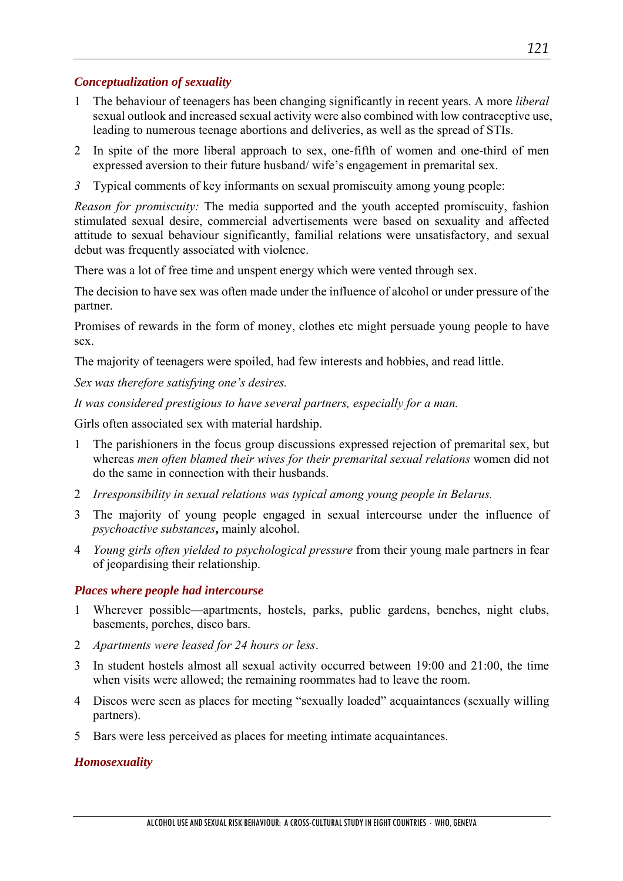### *Conceptualization of sexuality*

1. The behaviour of teenagers has been changing significantly in recent years. A more *liberal* sexual outlook and increased sexual activity were also combined with low contraceptive use, leading to numerous teenage abortions and deliveries, as well as the spread of STIs.
2. In spite of the more liberal approach to sex, one-fifth of women and one-third of men expressed aversion to their future husband/ wife's engagement in premarital sex.
3. Typical comments of key informants on sexual promiscuity among young people:

*Reason for promiscuity:* The media supported and the youth accepted promiscuity, fashion stimulated sexual desire, commercial advertisements were based on sexuality and affected attitude to sexual behaviour significantly, familial relations were unsatisfactory, and sexual debut was frequently associated with violence.

There was a lot of free time and unspent energy which were vented through sex.

The decision to have sex was often made under the influence of alcohol or under pressure of the partner.

Promises of rewards in the form of money, clothes etc might persuade young people to have sex.

The majority of teenagers were spoiled, had few interests and hobbies, and read little.

*Sex was therefore satisfying one's desires.*

*It was considered prestigious to have several partners, especially for a man.*

Girls often associated sex with material hardship.

1. The parishioners in the focus group discussions expressed rejection of premarital sex, but whereas *men often blamed their wives for their premarital sexual relations* women did not do the same in connection with their husbands.
2. *Irresponsibility in sexual relations was typical among young people in Belarus.*
3. The majority of young people engaged in sexual intercourse under the influence of *psychoactive substances***,** mainly alcohol.
4. *Young girls often yielded to psychological pressure* from their young male partners in fear of jeopardising their relationship.

### *Places where people had intercourse*

1. Wherever possible—apartments, hostels, parks, public gardens, benches, night clubs, basements, porches, disco bars.
2. *Apartments were leased for 24 hours or less*.
3. In student hostels almost all sexual activity occurred between 19:00 and 21:00, the time when visits were allowed; the remaining roommates had to leave the room.
4. Discos were seen as places for meeting "sexually loaded" acquaintances (sexually willing partners).
5. Bars were less perceived as places for meeting intimate acquaintances.

### *Homosexuality*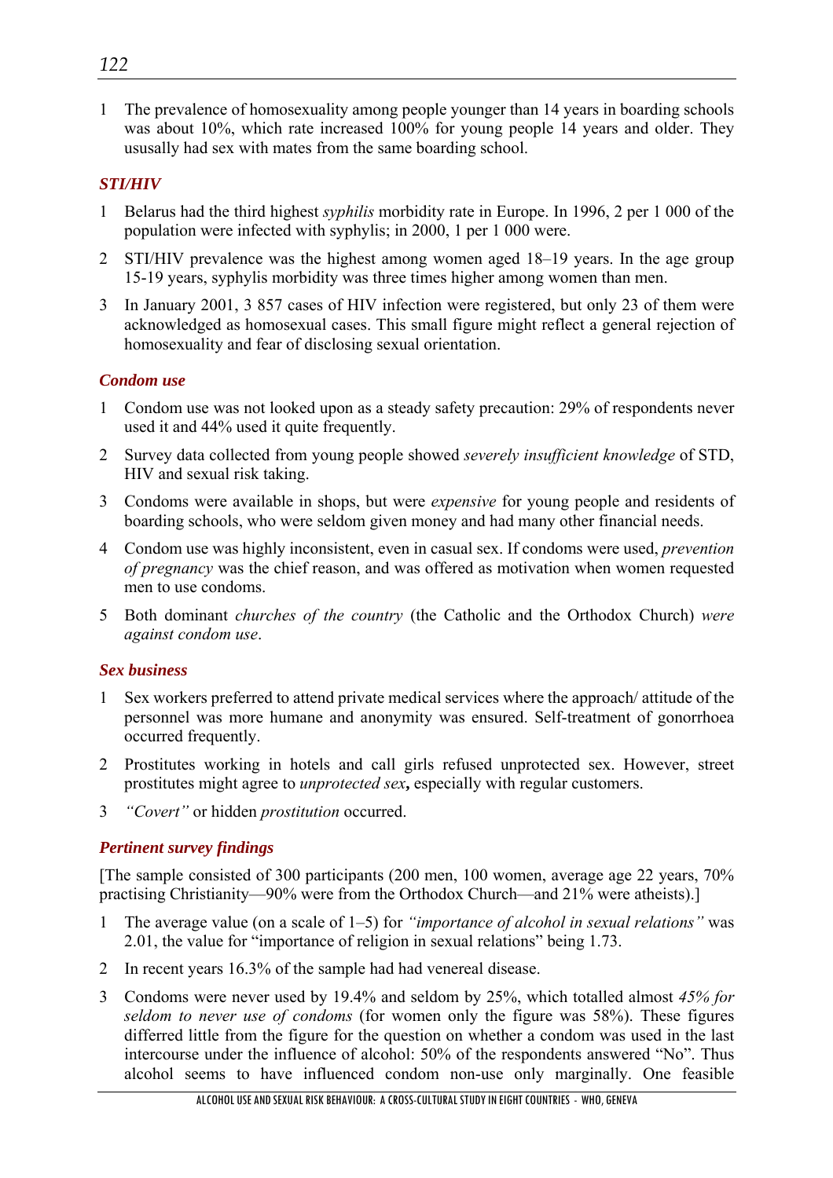1 The prevalence of homosexuality among people younger than 14 years in boarding schools was about 10%, which rate increased 100% for young people 14 years and older. They ususally had sex with mates from the same boarding school.

### *STI/HIV*

1 Belarus had the third highest *syphilis* morbidity rate in Europe. In 1996, 2 per 1 000 of the population were infected with syphylis; in 2000, 1 per 1 000 were.

2 STI/HIV prevalence was the highest among women aged 18–19 years. In the age group 15-19 years, syphylis morbidity was three times higher among women than men.

3 In January 2001, 3 857 cases of HIV infection were registered, but only 23 of them were acknowledged as homosexual cases. This small figure might reflect a general rejection of homosexuality and fear of disclosing sexual orientation.

### *Condom use*

1 Condom use was not looked upon as a steady safety precaution: 29% of respondents never used it and 44% used it quite frequently.

2 Survey data collected from young people showed *severely insufficient knowledge* of STD, HIV and sexual risk taking.

3 Condoms were available in shops, but were *expensive* for young people and residents of boarding schools, who were seldom given money and had many other financial needs.

4 Condom use was highly inconsistent, even in casual sex. If condoms were used, *prevention of pregnancy* was the chief reason, and was offered as motivation when women requested men to use condoms.

5 Both dominant *churches of the country* (the Catholic and the Orthodox Church) *were against condom use*.

### *Sex business*

1 Sex workers preferred to attend private medical services where the approach/ attitude of the personnel was more humane and anonymity was ensured. Self-treatment of gonorrhoea occurred frequently.

2 Prostitutes working in hotels and call girls refused unprotected sex. However, street prostitutes might agree to *unprotected sex***,** especially with regular customers.

3 *"Covert"* or hidden *prostitution* occurred.

### *Pertinent survey findings*

[The sample consisted of 300 participants (200 men, 100 women, average age 22 years, 70% practising Christianity—90% were from the Orthodox Church—and 21% were atheists).]

1 The average value (on a scale of 1–5) for *"importance of alcohol in sexual relations"* was 2.01, the value for "importance of religion in sexual relations" being 1.73.

2 In recent years 16.3% of the sample had had venereal disease.

3 Condoms were never used by 19.4% and seldom by 25%, which totalled almost *45% for seldom to never use of condoms* (for women only the figure was 58%). These figures differred little from the figure for the question on whether a condom was used in the last intercourse under the influence of alcohol: 50% of the respondents answered "No". Thus alcohol seems to have influenced condom non-use only marginally. One feasible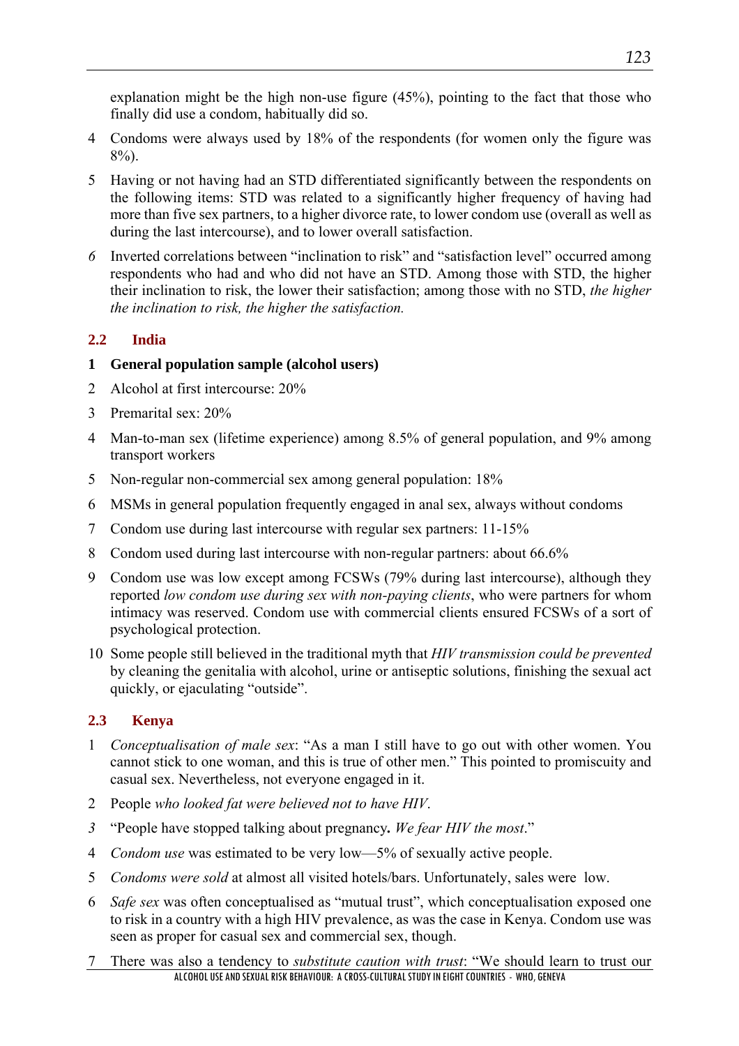explanation might be the high non-use figure (45%), pointing to the fact that those who finally did use a condom, habitually did so.

4 Condoms were always used by 18% of the respondents (for women only the figure was 8%).

5 Having or not having had an STD differentiated significantly between the respondents on the following items: STD was related to a significantly higher frequency of having had more than five sex partners, to a higher divorce rate, to lower condom use (overall as well as during the last intercourse), and to lower overall satisfaction.

*6* Inverted correlations between "inclination to risk" and "satisfaction level" occurred among respondents who had and who did not have an STD. Among those with STD, the higher their inclination to risk, the lower their satisfaction; among those with no STD, *the higher the inclination to risk, the higher the satisfaction.*

## 2.2 India

**1 General population sample (alcohol users)**

2 Alcohol at first intercourse: 20%

3 Premarital sex: 20%

4 Man-to-man sex (lifetime experience) among 8.5% of general population, and 9% among transport workers

5 Non-regular non-commercial sex among general population: 18%

6 MSMs in general population frequently engaged in anal sex, always without condoms

7 Condom use during last intercourse with regular sex partners: 11-15%

8 Condom used during last intercourse with non-regular partners: about 66.6%

9 Condom use was low except among FCSWs (79% during last intercourse), although they reported *low condom use during sex with non-paying clients*, who were partners for whom intimacy was reserved. Condom use with commercial clients ensured FCSWs of a sort of psychological protection.

10 Some people still believed in the traditional myth that *HIV transmission could be prevented* by cleaning the genitalia with alcohol, urine or antiseptic solutions, finishing the sexual act quickly, or ejaculating "outside".

## 2.3 Kenya

1 *Conceptualisation of male sex*: "As a man I still have to go out with other women. You cannot stick to one woman, and this is true of other men." This pointed to promiscuity and casual sex. Nevertheless, not everyone engaged in it.

2 People *who looked fat were believed not to have HIV*.

*3* "People have stopped talking about pregnancy**.** *We fear HIV the most*."

4 *Condom use* was estimated to be very low—5% of sexually active people.

5 *Condoms were sold* at almost all visited hotels/bars. Unfortunately, sales were low.

6 *Safe sex* was often conceptualised as "mutual trust", which conceptualisation exposed one to risk in a country with a high HIV prevalence, as was the case in Kenya. Condom use was seen as proper for casual sex and commercial sex, though.

7 There was also a tendency to *substitute caution with trust*: "We should learn to trust our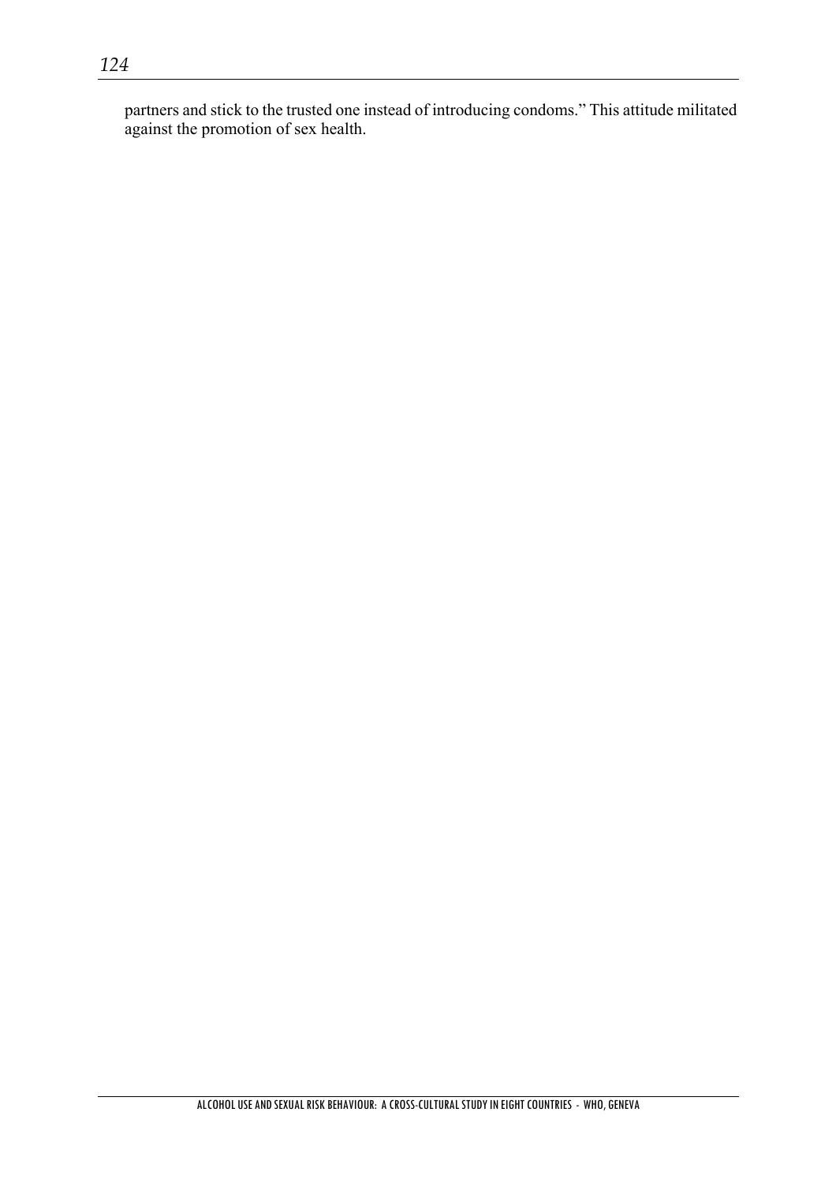partners and stick to the trusted one instead of introducing condoms." This attitude militated against the promotion of sex health.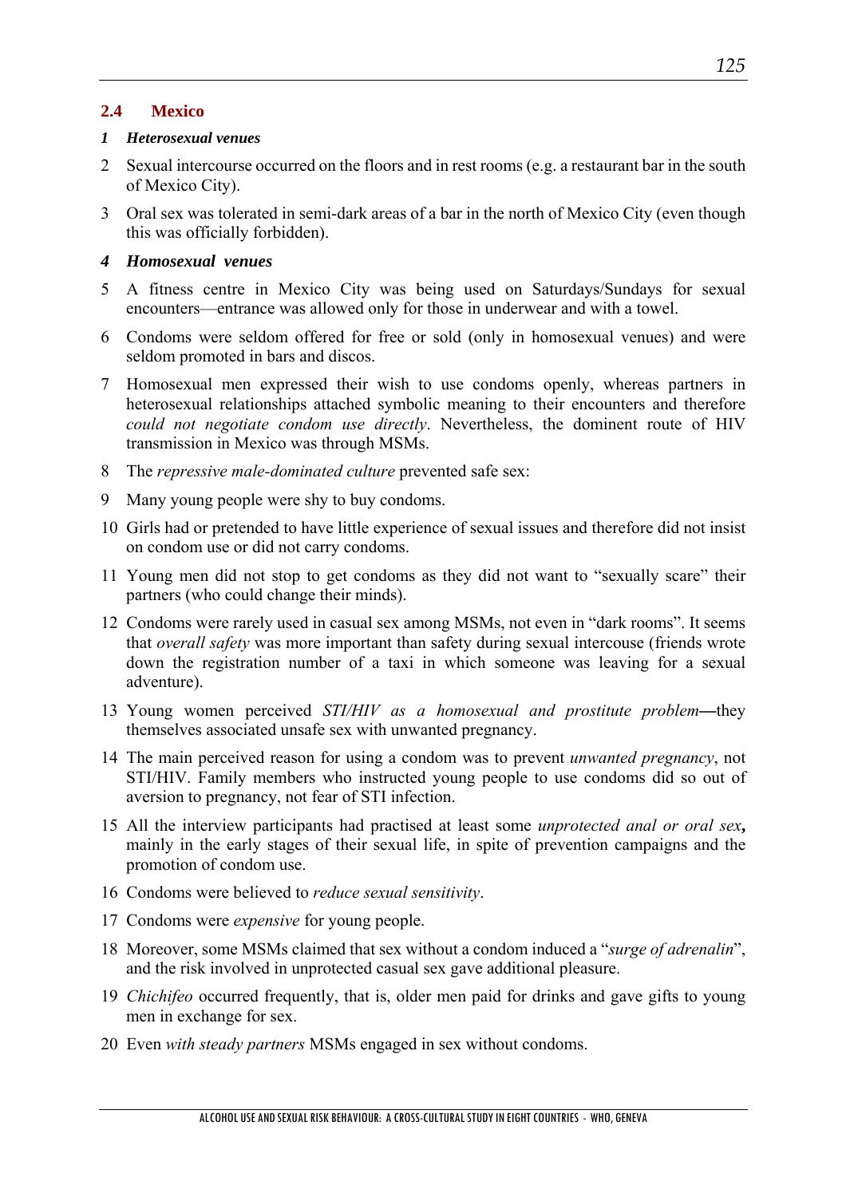## 2.4 Mexico

1 ***Heterosexual venues***

2 Sexual intercourse occurred on the floors and in rest rooms (e.g. a restaurant bar in the south of Mexico City).

3 Oral sex was tolerated in semi-dark areas of a bar in the north of Mexico City (even though this was officially forbidden).

4 ***Homosexual venues***

5 A fitness centre in Mexico City was being used on Saturdays/Sundays for sexual encounters—entrance was allowed only for those in underwear and with a towel.

6 Condoms were seldom offered for free or sold (only in homosexual venues) and were seldom promoted in bars and discos.

7 Homosexual men expressed their wish to use condoms openly, whereas partners in heterosexual relationships attached symbolic meaning to their encounters and therefore *could not negotiate condom use directly*. Nevertheless, the dominent route of HIV transmission in Mexico was through MSMs.

8 The *repressive male-dominated culture* prevented safe sex:

9 Many young people were shy to buy condoms.

10 Girls had or pretended to have little experience of sexual issues and therefore did not insist on condom use or did not carry condoms.

11 Young men did not stop to get condoms as they did not want to "sexually scare" their partners (who could change their minds).

12 Condoms were rarely used in casual sex among MSMs, not even in "dark rooms". It seems that *overall safety* was more important than safety during sexual intercouse (friends wrote down the registration number of a taxi in which someone was leaving for a sexual adventure).

13 Young women perceived *STI/HIV as a homosexual and prostitute problem*—they themselves associated unsafe sex with unwanted pregnancy.

14 The main perceived reason for using a condom was to prevent *unwanted pregnancy*, not STI/HIV. Family members who instructed young people to use condoms did so out of aversion to pregnancy, not fear of STI infection.

15 All the interview participants had practised at least some *unprotected anal or oral sex*, mainly in the early stages of their sexual life, in spite of prevention campaigns and the promotion of condom use.

16 Condoms were believed to *reduce sexual sensitivity*.

17 Condoms were *expensive* for young people.

18 Moreover, some MSMs claimed that sex without a condom induced a "*surge of adrenalin*", and the risk involved in unprotected casual sex gave additional pleasure.

19 *Chichifeo* occurred frequently, that is, older men paid for drinks and gave gifts to young men in exchange for sex.

20 Even *with steady partners* MSMs engaged in sex without condoms.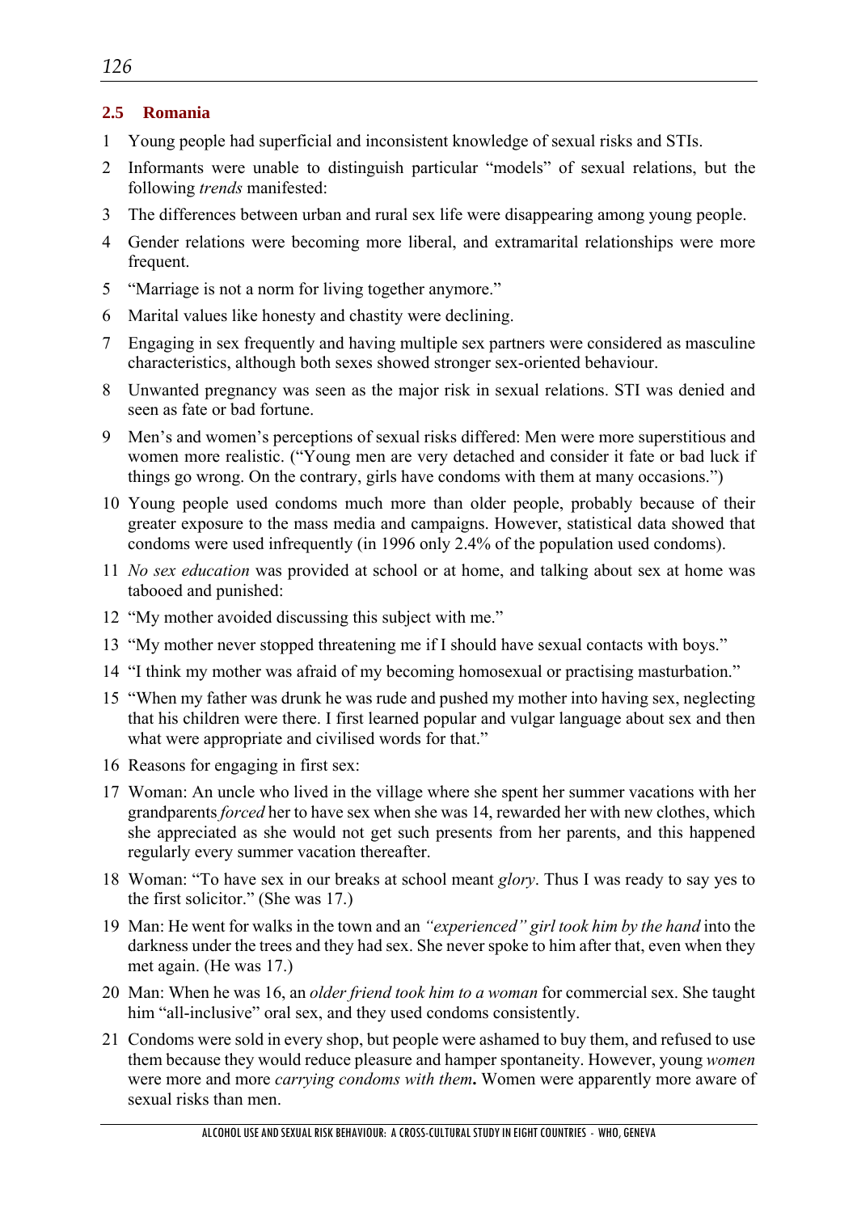## 2.5 Romania

1 Young people had superficial and inconsistent knowledge of sexual risks and STIs.

2 Informants were unable to distinguish particular "models" of sexual relations, but the following *trends* manifested:

3 The differences between urban and rural sex life were disappearing among young people.

4 Gender relations were becoming more liberal, and extramarital relationships were more frequent.

5 "Marriage is not a norm for living together anymore."

6 Marital values like honesty and chastity were declining.

7 Engaging in sex frequently and having multiple sex partners were considered as masculine characteristics, although both sexes showed stronger sex-oriented behaviour.

8 Unwanted pregnancy was seen as the major risk in sexual relations. STI was denied and seen as fate or bad fortune.

9 Men's and women's perceptions of sexual risks differed: Men were more superstitious and women more realistic. ("Young men are very detached and consider it fate or bad luck if things go wrong. On the contrary, girls have condoms with them at many occasions.")

10 Young people used condoms much more than older people, probably because of their greater exposure to the mass media and campaigns. However, statistical data showed that condoms were used infrequently (in 1996 only 2.4% of the population used condoms).

11 *No sex education* was provided at school or at home, and talking about sex at home was tabooed and punished:

12 "My mother avoided discussing this subject with me."

13 "My mother never stopped threatening me if I should have sexual contacts with boys."

14 "I think my mother was afraid of my becoming homosexual or practising masturbation."

15 "When my father was drunk he was rude and pushed my mother into having sex, neglecting that his children were there. I first learned popular and vulgar language about sex and then what were appropriate and civilised words for that."

16 Reasons for engaging in first sex:

17 Woman: An uncle who lived in the village where she spent her summer vacations with her grandparents *forced* her to have sex when she was 14, rewarded her with new clothes, which she appreciated as she would not get such presents from her parents, and this happened regularly every summer vacation thereafter.

18 Woman: "To have sex in our breaks at school meant *glory*. Thus I was ready to say yes to the first solicitor." (She was 17.)

19 Man: He went for walks in the town and an *"experienced" girl took him by the hand* into the darkness under the trees and they had sex. She never spoke to him after that, even when they met again. (He was 17.)

20 Man: When he was 16, an *older friend took him to a woman* for commercial sex. She taught him "all-inclusive" oral sex, and they used condoms consistently.

21 Condoms were sold in every shop, but people were ashamed to buy them, and refused to use them because they would reduce pleasure and hamper spontaneity. However, young *women* were more and more *carrying condoms with them***.** Women were apparently more aware of sexual risks than men.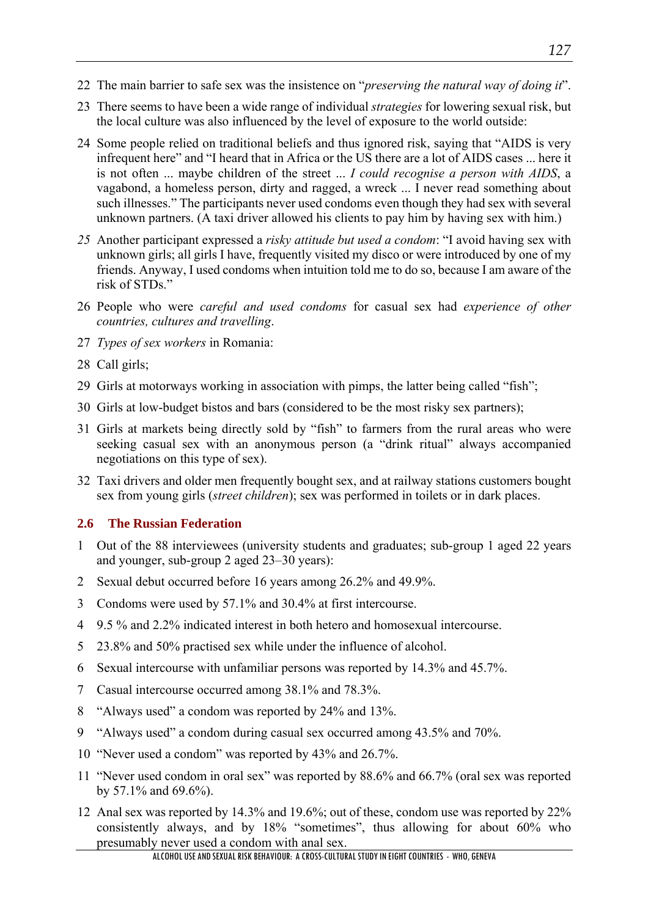22 The main barrier to safe sex was the insistence on "*preserving the natural way of doing it*".

23 There seems to have been a wide range of individual *strategies* for lowering sexual risk, but the local culture was also influenced by the level of exposure to the world outside:

24 Some people relied on traditional beliefs and thus ignored risk, saying that "AIDS is very infrequent here" and "I heard that in Africa or the US there are a lot of AIDS cases ... here it is not often ... maybe children of the street ... *I could recognise a person with AIDS*, a vagabond, a homeless person, dirty and ragged, a wreck ... I never read something about such illnesses." The participants never used condoms even though they had sex with several unknown partners. (A taxi driver allowed his clients to pay him by having sex with him.)

*25* Another participant expressed a *risky attitude but used a condom*: "I avoid having sex with unknown girls; all girls I have, frequently visited my disco or were introduced by one of my friends. Anyway, I used condoms when intuition told me to do so, because I am aware of the risk of STDs."

26 People who were *careful and used condoms* for casual sex had *experience of other countries, cultures and travelling*.

27 *Types of sex workers* in Romania:

28 Call girls;

29 Girls at motorways working in association with pimps, the latter being called "fish";

30 Girls at low-budget bistos and bars (considered to be the most risky sex partners);

31 Girls at markets being directly sold by "fish" to farmers from the rural areas who were seeking casual sex with an anonymous person (a "drink ritual" always accompanied negotiations on this type of sex).

32 Taxi drivers and older men frequently bought sex, and at railway stations customers bought sex from young girls (*street children*); sex was performed in toilets or in dark places.

## 2.6 The Russian Federation

1 Out of the 88 interviewees (university students and graduates; sub-group 1 aged 22 years and younger, sub-group 2 aged 23–30 years):

2 Sexual debut occurred before 16 years among 26.2% and 49.9%.

3 Condoms were used by 57.1% and 30.4% at first intercourse.

4 9.5 % and 2.2% indicated interest in both hetero and homosexual intercourse.

5 23.8% and 50% practised sex while under the influence of alcohol.

6 Sexual intercourse with unfamiliar persons was reported by 14.3% and 45.7%.

7 Casual intercourse occurred among 38.1% and 78.3%.

8 "Always used" a condom was reported by 24% and 13%.

9 "Always used" a condom during casual sex occurred among 43.5% and 70%.

10 "Never used a condom" was reported by 43% and 26.7%.

11 "Never used condom in oral sex" was reported by 88.6% and 66.7% (oral sex was reported by 57.1% and 69.6%).

12 Anal sex was reported by 14.3% and 19.6%; out of these, condom use was reported by 22% consistently always, and by 18% "sometimes", thus allowing for about 60% who presumably never used a condom with anal sex.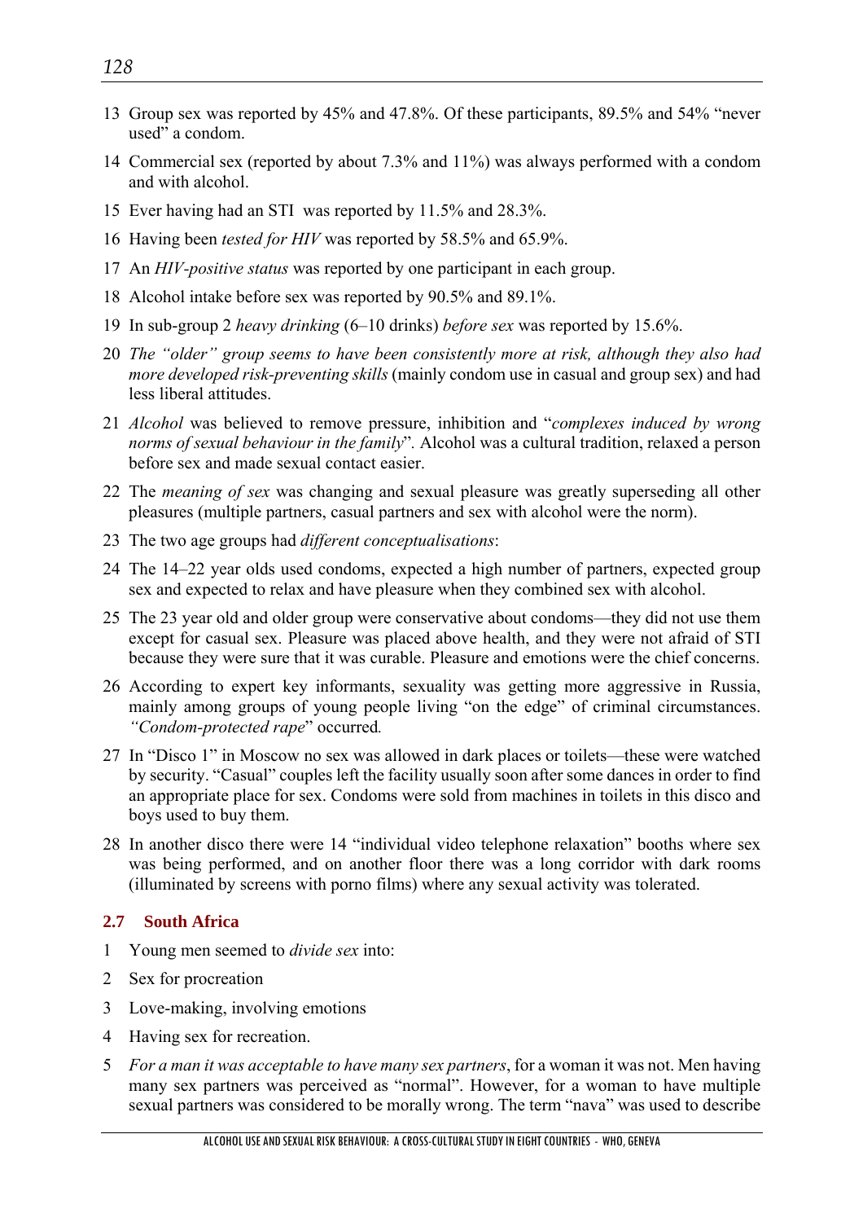13 Group sex was reported by 45% and 47.8%. Of these participants, 89.5% and 54% "never used" a condom.

14 Commercial sex (reported by about 7.3% and 11%) was always performed with a condom and with alcohol.

15 Ever having had an STI was reported by 11.5% and 28.3%.

16 Having been *tested for HIV* was reported by 58.5% and 65.9%.

17 An *HIV-positive status* was reported by one participant in each group.

18 Alcohol intake before sex was reported by 90.5% and 89.1%.

19 In sub-group 2 *heavy drinking* (6–10 drinks) *before sex* was reported by 15.6%.

20 *The "older" group seems to have been consistently more at risk, although they also had more developed risk-preventing skills* (mainly condom use in casual and group sex) and had less liberal attitudes.

21 *Alcohol* was believed to remove pressure, inhibition and "*complexes induced by wrong norms of sexual behaviour in the family*". Alcohol was a cultural tradition, relaxed a person before sex and made sexual contact easier.

22 The *meaning of sex* was changing and sexual pleasure was greatly superseding all other pleasures (multiple partners, casual partners and sex with alcohol were the norm).

23 The two age groups had *different conceptualisations*:

24 The 14–22 year olds used condoms, expected a high number of partners, expected group sex and expected to relax and have pleasure when they combined sex with alcohol.

25 The 23 year old and older group were conservative about condoms—they did not use them except for casual sex. Pleasure was placed above health, and they were not afraid of STI because they were sure that it was curable. Pleasure and emotions were the chief concerns.

26 According to expert key informants, sexuality was getting more aggressive in Russia, mainly among groups of young people living "on the edge" of criminal circumstances. *"Condom-protected rape*" occurred*.*

27 In "Disco 1" in Moscow no sex was allowed in dark places or toilets—these were watched by security. "Casual" couples left the facility usually soon after some dances in order to find an appropriate place for sex. Condoms were sold from machines in toilets in this disco and boys used to buy them.

28 In another disco there were 14 "individual video telephone relaxation" booths where sex was being performed, and on another floor there was a long corridor with dark rooms (illuminated by screens with porno films) where any sexual activity was tolerated.

## 2.7 South Africa

1 Young men seemed to *divide sex* into:

2 Sex for procreation

3 Love-making, involving emotions

4 Having sex for recreation.

5 *For a man it was acceptable to have many sex partners*, for a woman it was not. Men having many sex partners was perceived as "normal". However, for a woman to have multiple sexual partners was considered to be morally wrong. The term "nava" was used to describe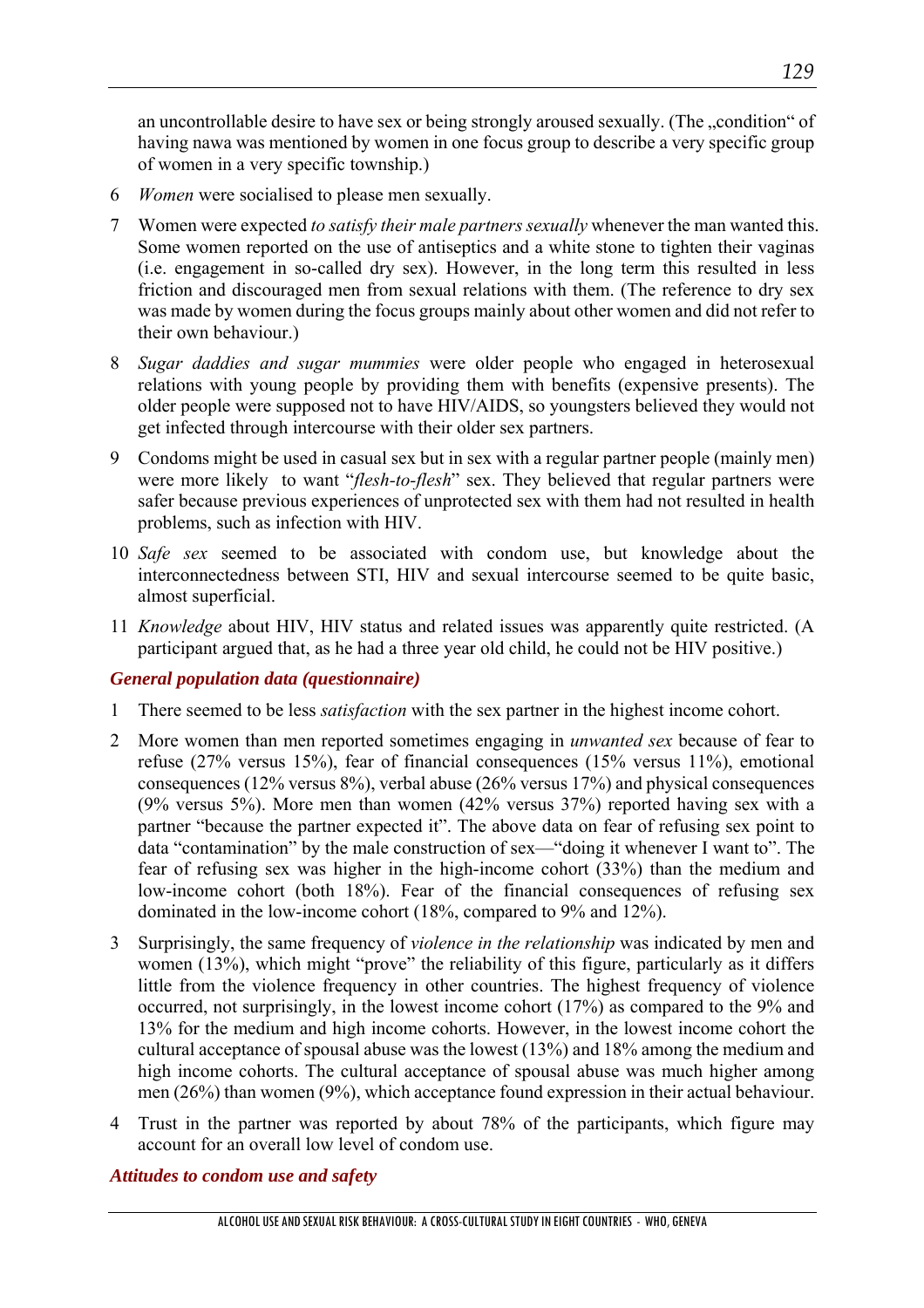an uncontrollable desire to have sex or being strongly aroused sexually. (The „condition" of having nawa was mentioned by women in one focus group to describe a very specific group of women in a very specific township.)

6 *Women* were socialised to please men sexually.

7 Women were expected *to satisfy their male partners sexually* whenever the man wanted this. Some women reported on the use of antiseptics and a white stone to tighten their vaginas (i.e. engagement in so-called dry sex). However, in the long term this resulted in less friction and discouraged men from sexual relations with them. (The reference to dry sex was made by women during the focus groups mainly about other women and did not refer to their own behaviour.)

8 *Sugar daddies and sugar mummies* were older people who engaged in heterosexual relations with young people by providing them with benefits (expensive presents). The older people were supposed not to have HIV/AIDS, so youngsters believed they would not get infected through intercourse with their older sex partners.

9 Condoms might be used in casual sex but in sex with a regular partner people (mainly men) were more likely to want "*flesh-to-flesh*" sex. They believed that regular partners were safer because previous experiences of unprotected sex with them had not resulted in health problems, such as infection with HIV.

10 *Safe sex* seemed to be associated with condom use, but knowledge about the interconnectedness between STI, HIV and sexual intercourse seemed to be quite basic, almost superficial.

11 *Knowledge* about HIV, HIV status and related issues was apparently quite restricted. (A participant argued that, as he had a three year old child, he could not be HIV positive.)

### *General population data (questionnaire)*

1 There seemed to be less *satisfaction* with the sex partner in the highest income cohort.

2 More women than men reported sometimes engaging in *unwanted sex* because of fear to refuse (27% versus 15%), fear of financial consequences (15% versus 11%), emotional consequences (12% versus 8%), verbal abuse (26% versus 17%) and physical consequences (9% versus 5%). More men than women (42% versus 37%) reported having sex with a partner "because the partner expected it". The above data on fear of refusing sex point to data "contamination" by the male construction of sex—"doing it whenever I want to". The fear of refusing sex was higher in the high-income cohort (33%) than the medium and low-income cohort (both 18%). Fear of the financial consequences of refusing sex dominated in the low-income cohort (18%, compared to 9% and 12%).

3 Surprisingly, the same frequency of *violence in the relationship* was indicated by men and women (13%), which might "prove" the reliability of this figure, particularly as it differs little from the violence frequency in other countries. The highest frequency of violence occurred, not surprisingly, in the lowest income cohort (17%) as compared to the 9% and 13% for the medium and high income cohorts. However, in the lowest income cohort the cultural acceptance of spousal abuse was the lowest (13%) and 18% among the medium and high income cohorts. The cultural acceptance of spousal abuse was much higher among men (26%) than women (9%), which acceptance found expression in their actual behaviour.

4 Trust in the partner was reported by about 78% of the participants, which figure may account for an overall low level of condom use.

### *Attitudes to condom use and safety*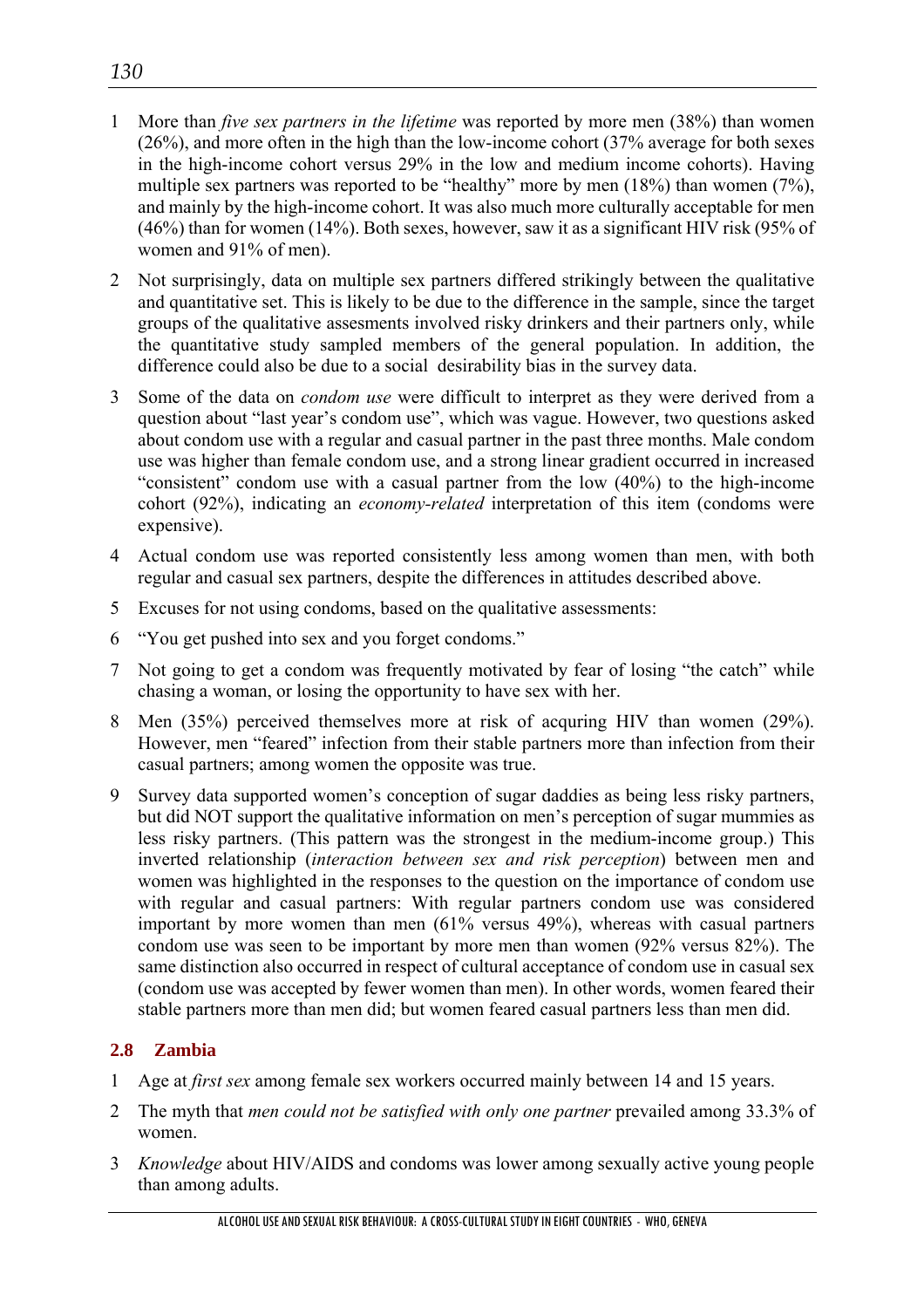1. More than *five sex partners in the lifetime* was reported by more men (38%) than women (26%), and more often in the high than the low-income cohort (37% average for both sexes in the high-income cohort versus 29% in the low and medium income cohorts). Having multiple sex partners was reported to be "healthy" more by men (18%) than women (7%), and mainly by the high-income cohort. It was also much more culturally acceptable for men (46%) than for women (14%). Both sexes, however, saw it as a significant HIV risk (95% of women and 91% of men).

2. Not surprisingly, data on multiple sex partners differed strikingly between the qualitative and quantitative set. This is likely to be due to the difference in the sample, since the target groups of the qualitative assesments involved risky drinkers and their partners only, while the quantitative study sampled members of the general population. In addition, the difference could also be due to a social desirability bias in the survey data.

3. Some of the data on *condom use* were difficult to interpret as they were derived from a question about "last year's condom use", which was vague. However, two questions asked about condom use with a regular and casual partner in the past three months. Male condom use was higher than female condom use, and a strong linear gradient occurred in increased "consistent" condom use with a casual partner from the low (40%) to the high-income cohort (92%), indicating an *economy-related* interpretation of this item (condoms were expensive).

4. Actual condom use was reported consistently less among women than men, with both regular and casual sex partners, despite the differences in attitudes described above.

5. Excuses for not using condoms, based on the qualitative assessments:

6. "You get pushed into sex and you forget condoms."

7. Not going to get a condom was frequently motivated by fear of losing "the catch" while chasing a woman, or losing the opportunity to have sex with her.

8. Men (35%) perceived themselves more at risk of acquring HIV than women (29%). However, men "feared" infection from their stable partners more than infection from their casual partners; among women the opposite was true.

9. Survey data supported women's conception of sugar daddies as being less risky partners, but did NOT support the qualitative information on men's perception of sugar mummies as less risky partners. (This pattern was the strongest in the medium-income group.) This inverted relationship (*interaction between sex and risk perception*) between men and women was highlighted in the responses to the question on the importance of condom use with regular and casual partners: With regular partners condom use was considered important by more women than men (61% versus 49%), whereas with casual partners condom use was seen to be important by more men than women (92% versus 82%). The same distinction also occurred in respect of cultural acceptance of condom use in casual sex (condom use was accepted by fewer women than men). In other words, women feared their stable partners more than men did; but women feared casual partners less than men did.

## 2.8 Zambia

1. Age at *first sex* among female sex workers occurred mainly between 14 and 15 years.

2. The myth that *men could not be satisfied with only one partner* prevailed among 33.3% of women.

3. *Knowledge* about HIV/AIDS and condoms was lower among sexually active young people than among adults.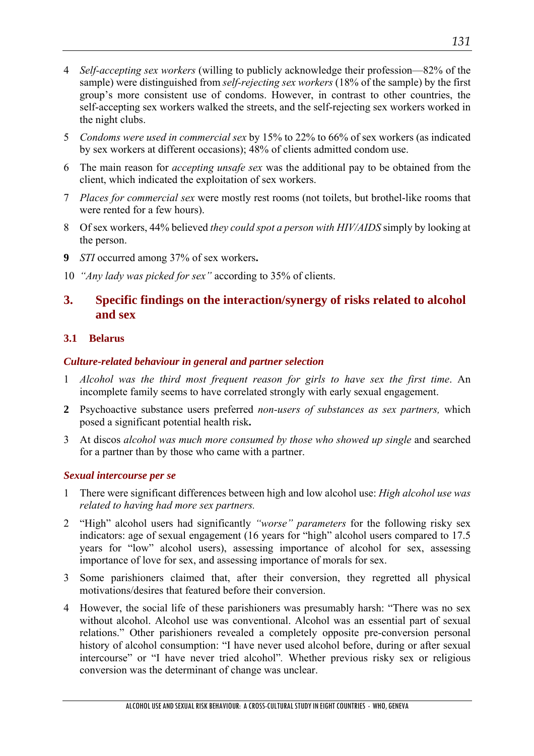4 *Self-accepting sex workers* (willing to publicly acknowledge their profession—82% of the sample) were distinguished from *self-rejecting sex workers* (18% of the sample) by the first group's more consistent use of condoms. However, in contrast to other countries, the self-accepting sex workers walked the streets, and the self-rejecting sex workers worked in the night clubs.

5 *Condoms were used in commercial sex* by 15% to 22% to 66% of sex workers (as indicated by sex workers at different occasions); 48% of clients admitted condom use.

6 The main reason for *accepting unsafe sex* was the additional pay to be obtained from the client, which indicated the exploitation of sex workers.

7 *Places for commercial sex* were mostly rest rooms (not toilets, but brothel-like rooms that were rented for a few hours).

8 Of sex workers, 44% believed *they could spot a person with HIV/AIDS* simply by looking at the person.

**9** *STI* occurred among 37% of sex workers**.**

10 *"Any lady was picked for sex"* according to 35% of clients.

## 3. Specific findings on the interaction/synergy of risks related to alcohol and sex

### 3.1 Belarus

#### *Culture-related behaviour in general and partner selection*

1 *Alcohol was the third most frequent reason for girls to have sex the first time*. An incomplete family seems to have correlated strongly with early sexual engagement.

**2** Psychoactive substance users preferred *non-users of substances as sex partners,* which posed a significant potential health risk**.**

3 At discos *alcohol was much more consumed by those who showed up single* and searched for a partner than by those who came with a partner.

#### *Sexual intercourse per se*

1 There were significant differences between high and low alcohol use: *High alcohol use was related to having had more sex partners.*

2 "High" alcohol users had significantly *"worse" parameters* for the following risky sex indicators: age of sexual engagement (16 years for "high" alcohol users compared to 17.5 years for "low" alcohol users), assessing importance of alcohol for sex, assessing importance of love for sex, and assessing importance of morals for sex.

3 Some parishioners claimed that, after their conversion, they regretted all physical motivations/desires that featured before their conversion.

4 However, the social life of these parishioners was presumably harsh: "There was no sex without alcohol. Alcohol use was conventional. Alcohol was an essential part of sexual relations." Other parishioners revealed a completely opposite pre-conversion personal history of alcohol consumption: "I have never used alcohol before, during or after sexual intercourse" or "I have never tried alcohol". Whether previous risky sex or religious conversion was the determinant of change was unclear.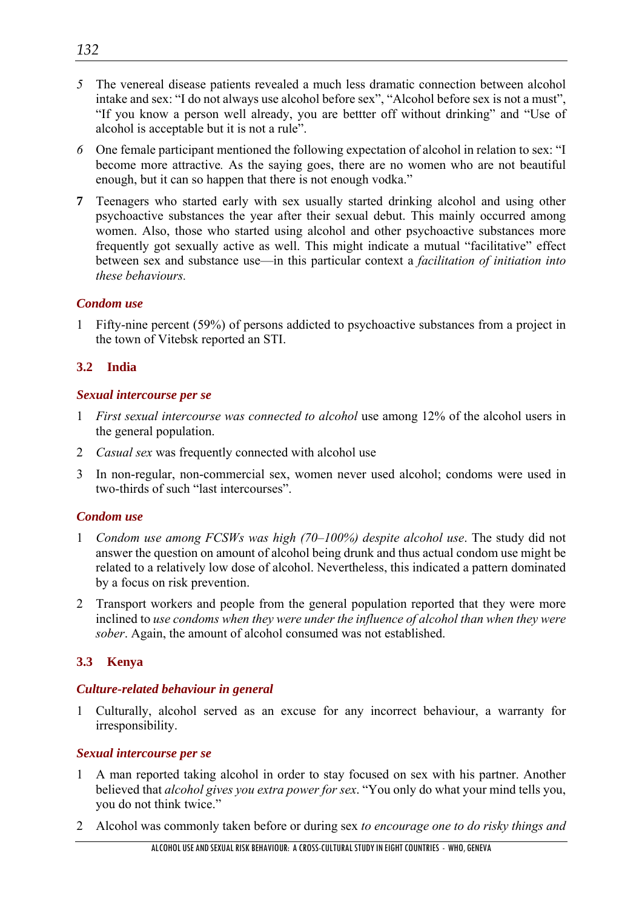5 The venereal disease patients revealed a much less dramatic connection between alcohol intake and sex: "I do not always use alcohol before sex", "Alcohol before sex is not a must", "If you know a person well already, you are bettter off without drinking" and "Use of alcohol is acceptable but it is not a rule".

6 One female participant mentioned the following expectation of alcohol in relation to sex: "I become more attractive. As the saying goes, there are no women who are not beautiful enough, but it can so happen that there is not enough vodka."

**7** Teenagers who started early with sex usually started drinking alcohol and using other psychoactive substances the year after their sexual debut. This mainly occurred among women. Also, those who started using alcohol and other psychoactive substances more frequently got sexually active as well. This might indicate a mutual "facilitative" effect between sex and substance use—in this particular context a *facilitation of initiation into these behaviours.*

#### *Condom use*

1 Fifty-nine percent (59%) of persons addicted to psychoactive substances from a project in the town of Vitebsk reported an STI.

### 3.2 India

#### *Sexual intercourse per se*

1 *First sexual intercourse was connected to alcohol* use among 12% of the alcohol users in the general population.

2 *Casual sex* was frequently connected with alcohol use

3 In non-regular, non-commercial sex, women never used alcohol; condoms were used in two-thirds of such "last intercourses".

#### *Condom use*

1 *Condom use among FCSWs was high (70–100%) despite alcohol use*. The study did not answer the question on amount of alcohol being drunk and thus actual condom use might be related to a relatively low dose of alcohol. Nevertheless, this indicated a pattern dominated by a focus on risk prevention.

2 Transport workers and people from the general population reported that they were more inclined to *use condoms when they were under the influence of alcohol than when they were sober*. Again, the amount of alcohol consumed was not established.

### 3.3 Kenya

#### *Culture-related behaviour in general*

1 Culturally, alcohol served as an excuse for any incorrect behaviour, a warranty for irresponsibility.

#### *Sexual intercourse per se*

1 A man reported taking alcohol in order to stay focused on sex with his partner. Another believed that *alcohol gives you extra power for sex*. "You only do what your mind tells you, you do not think twice."

2 Alcohol was commonly taken before or during sex *to encourage one to do risky things and*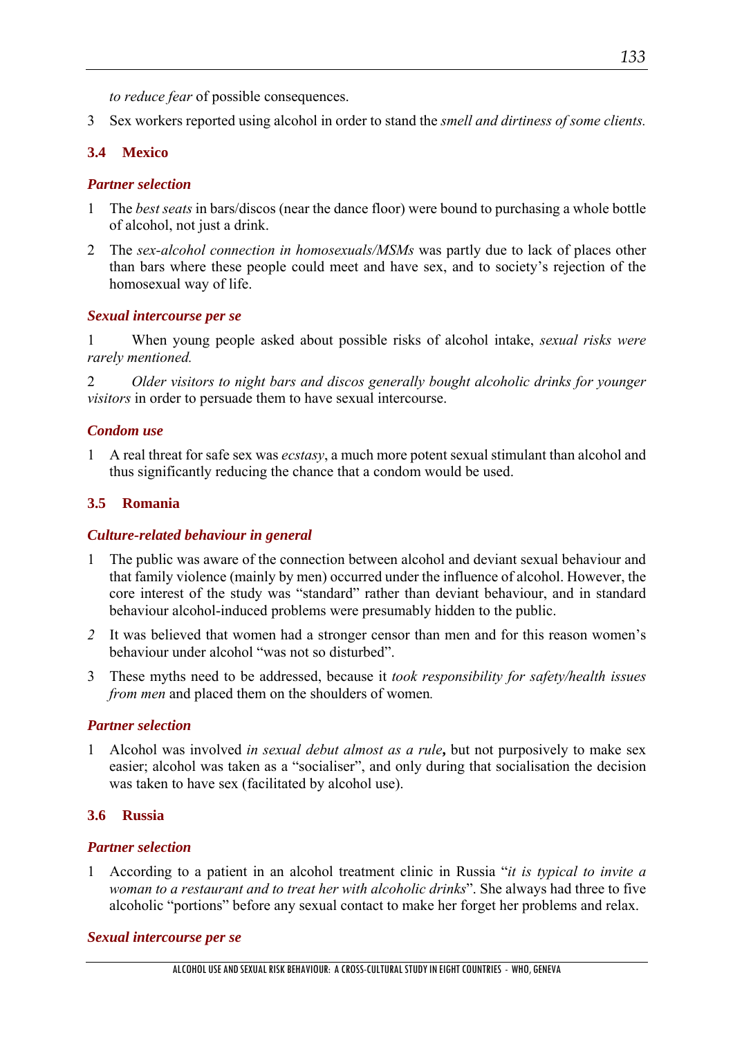*to reduce fear* of possible consequences.

3 Sex workers reported using alcohol in order to stand the *smell and dirtiness of some clients.*

### 3.4 Mexico

***Partner selection***

1 The *best seats* in bars/discos (near the dance floor) were bound to purchasing a whole bottle of alcohol, not just a drink.

2 The *sex-alcohol connection in homosexuals/MSMs* was partly due to lack of places other than bars where these people could meet and have sex, and to society's rejection of the homosexual way of life.

***Sexual intercourse per se***

1 When young people asked about possible risks of alcohol intake, *sexual risks were rarely mentioned.*

2 *Older visitors to night bars and discos generally bought alcoholic drinks for younger visitors* in order to persuade them to have sexual intercourse.

***Condom use***

1 A real threat for safe sex was *ecstasy*, a much more potent sexual stimulant than alcohol and thus significantly reducing the chance that a condom would be used.

### 3.5 Romania

***Culture-related behaviour in general***

1 The public was aware of the connection between alcohol and deviant sexual behaviour and that family violence (mainly by men) occurred under the influence of alcohol. However, the core interest of the study was "standard" rather than deviant behaviour, and in standard behaviour alcohol-induced problems were presumably hidden to the public.

*2* It was believed that women had a stronger censor than men and for this reason women's behaviour under alcohol "was not so disturbed".

3 These myths need to be addressed, because it *took responsibility for safety/health issues from men* and placed them on the shoulders of women*.*

***Partner selection***

1 Alcohol was involved *in sexual debut almost as a rule**,*** but not purposively to make sex easier; alcohol was taken as a "socialiser", and only during that socialisation the decision was taken to have sex (facilitated by alcohol use).

### 3.6 Russia

***Partner selection***

1 According to a patient in an alcohol treatment clinic in Russia "*it is typical to invite a woman to a restaurant and to treat her with alcoholic drinks*". She always had three to five alcoholic "portions" before any sexual contact to make her forget her problems and relax.

***Sexual intercourse per se***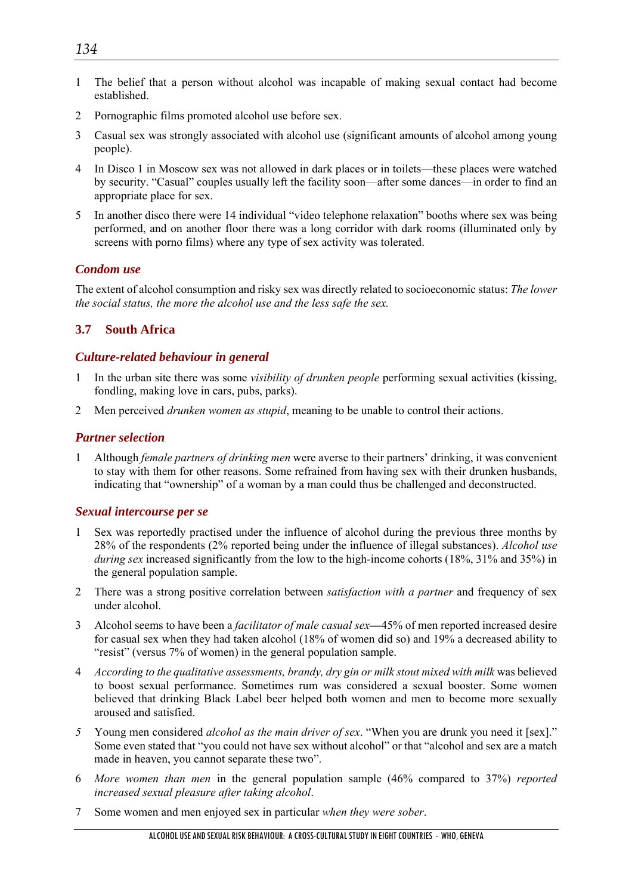1 The belief that a person without alcohol was incapable of making sexual contact had become established.

2 Pornographic films promoted alcohol use before sex.

3 Casual sex was strongly associated with alcohol use (significant amounts of alcohol among young people).

4 In Disco 1 in Moscow sex was not allowed in dark places or in toilets—these places were watched by security. "Casual" couples usually left the facility soon—after some dances—in order to find an appropriate place for sex.

5 In another disco there were 14 individual "video telephone relaxation" booths where sex was being performed, and on another floor there was a long corridor with dark rooms (illuminated only by screens with porno films) where any type of sex activity was tolerated.

### *Condom use*

The extent of alcohol consumption and risky sex was directly related to socioeconomic status: *The lower the social status, the more the alcohol use and the less safe the sex.*

## 3.7 South Africa

### *Culture-related behaviour in general*

1 In the urban site there was some *visibility of drunken people* performing sexual activities (kissing, fondling, making love in cars, pubs, parks).

2 Men perceived *drunken women as stupid*, meaning to be unable to control their actions.

### *Partner selection*

1 Although *female partners of drinking men* were averse to their partners' drinking, it was convenient to stay with them for other reasons. Some refrained from having sex with their drunken husbands, indicating that "ownership" of a woman by a man could thus be challenged and deconstructed.

### *Sexual intercourse per se*

1 Sex was reportedly practised under the influence of alcohol during the previous three months by 28% of the respondents (2% reported being under the influence of illegal substances). *Alcohol use during sex* increased significantly from the low to the high-income cohorts (18%, 31% and 35%) in the general population sample.

2 There was a strong positive correlation between *satisfaction with a partner* and frequency of sex under alcohol.

3 Alcohol seems to have been a *facilitator of male casual sex*—45% of men reported increased desire for casual sex when they had taken alcohol (18% of women did so) and 19% a decreased ability to "resist" (versus 7% of women) in the general population sample.

4 *According to the qualitative assessments, brandy, dry gin or milk stout mixed with milk* was believed to boost sexual performance. Sometimes rum was considered a sexual booster. Some women believed that drinking Black Label beer helped both women and men to become more sexually aroused and satisfied.

5 Young men considered *alcohol as the main driver of sex*. "When you are drunk you need it [sex]." Some even stated that "you could not have sex without alcohol" or that "alcohol and sex are a match made in heaven, you cannot separate these two".

6 *More women than men* in the general population sample (46% compared to 37%) *reported increased sexual pleasure after taking alcohol*.

7 Some women and men enjoyed sex in particular *when they were sober*.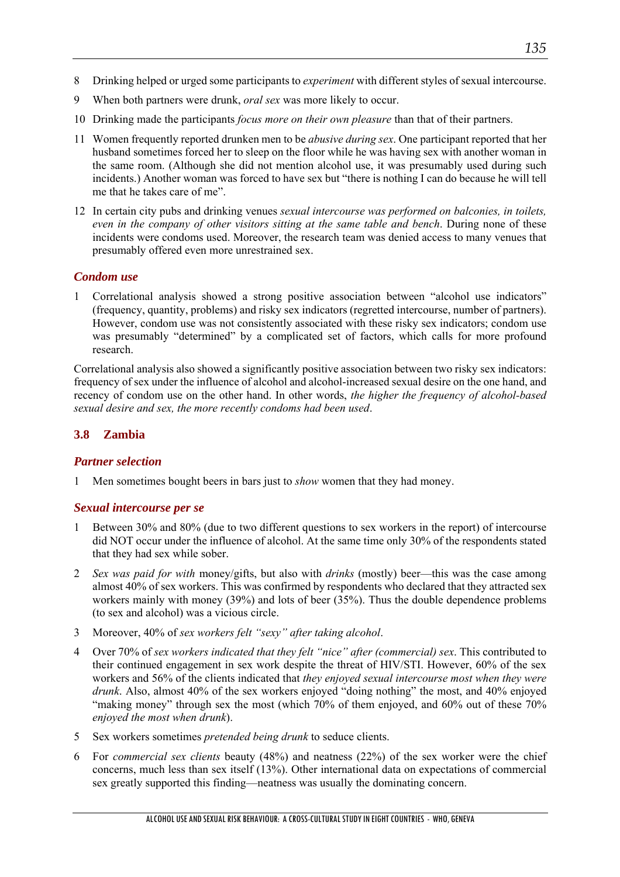8 Drinking helped or urged some participants to *experiment* with different styles of sexual intercourse.

9 When both partners were drunk, *oral sex* was more likely to occur.

10 Drinking made the participants *focus more on their own pleasure* than that of their partners.

11 Women frequently reported drunken men to be *abusive during sex*. One participant reported that her husband sometimes forced her to sleep on the floor while he was having sex with another woman in the same room. (Although she did not mention alcohol use, it was presumably used during such incidents.) Another woman was forced to have sex but "there is nothing I can do because he will tell me that he takes care of me".

12 In certain city pubs and drinking venues *sexual intercourse was performed on balconies, in toilets, even in the company of other visitors sitting at the same table and bench*. During none of these incidents were condoms used. Moreover, the research team was denied access to many venues that presumably offered even more unrestrained sex.

### *Condom use*

1 Correlational analysis showed a strong positive association between "alcohol use indicators" (frequency, quantity, problems) and risky sex indicators (regretted intercourse, number of partners). However, condom use was not consistently associated with these risky sex indicators; condom use was presumably "determined" by a complicated set of factors, which calls for more profound research.

Correlational analysis also showed a significantly positive association between two risky sex indicators: frequency of sex under the influence of alcohol and alcohol-increased sexual desire on the one hand, and recency of condom use on the other hand. In other words, *the higher the frequency of alcohol-based sexual desire and sex, the more recently condoms had been used*.

## 3.8 Zambia

### *Partner selection*

1 Men sometimes bought beers in bars just to *show* women that they had money.

### *Sexual intercourse per se*

1 Between 30% and 80% (due to two different questions to sex workers in the report) of intercourse did NOT occur under the influence of alcohol. At the same time only 30% of the respondents stated that they had sex while sober.

2 *Sex was paid for with* money/gifts, but also with *drinks* (mostly) beer—this was the case among almost 40% of sex workers. This was confirmed by respondents who declared that they attracted sex workers mainly with money (39%) and lots of beer (35%). Thus the double dependence problems (to sex and alcohol) was a vicious circle.

3 Moreover, 40% of *sex workers felt "sexy" after taking alcohol*.

4 Over 70% of *sex workers indicated that they felt "nice" after (commercial) sex*. This contributed to their continued engagement in sex work despite the threat of HIV/STI. However, 60% of the sex workers and 56% of the clients indicated that *they enjoyed sexual intercourse most when they were drunk*. Also, almost 40% of the sex workers enjoyed "doing nothing" the most, and 40% enjoyed "making money" through sex the most (which 70% of them enjoyed, and 60% out of these 70% *enjoyed the most when drunk*).

5 Sex workers sometimes *pretended being drunk* to seduce clients.

6 For *commercial sex clients* beauty (48%) and neatness (22%) of the sex worker were the chief concerns, much less than sex itself (13%). Other international data on expectations of commercial sex greatly supported this finding—neatness was usually the dominating concern.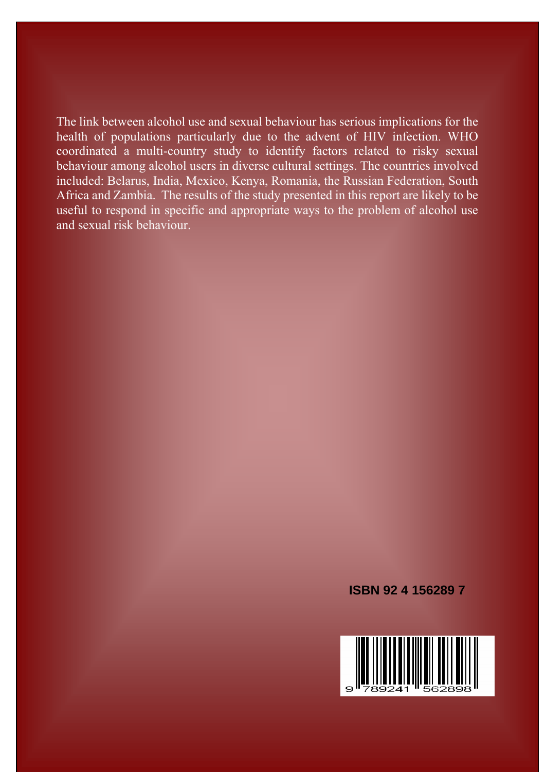The link between alcohol use and sexual behaviour has serious implications for the health of populations particularly due to the advent of HIV infection. WHO coordinated a multi-country study to identify factors related to risky sexual behaviour among alcohol users in diverse cultural settings. The countries involved included: Belarus, India, Mexico, Kenya, Romania, the Russian Federation, South Africa and Zambia. The results of the study presented in this report are likely to be useful to respond in specific and appropriate ways to the problem of alcohol use and sexual risk behaviour.

**ISBN 92 4 156289 7**

9 789241 562898